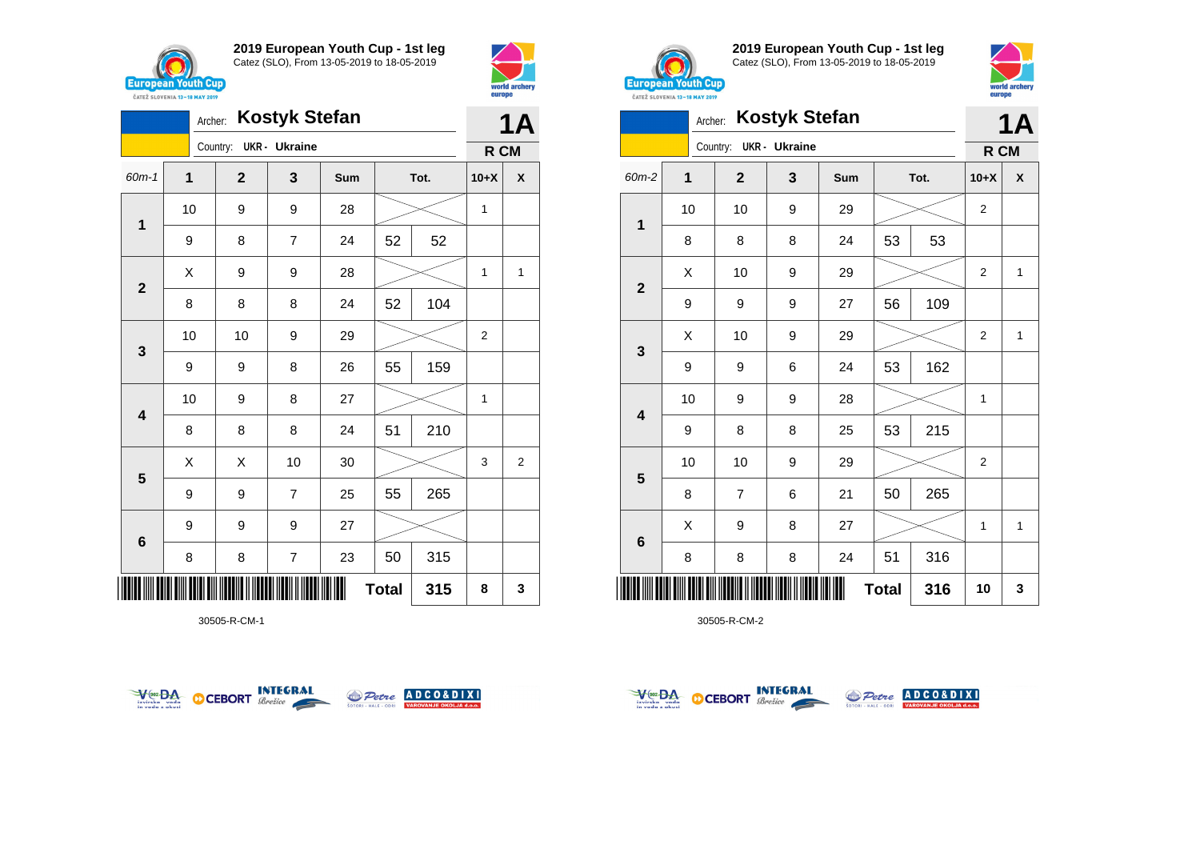## 2019 European Youth Cup - 1st leg
Catez (SLO), From 13-05-2019 to 18-05-2019

Archer: **Kostyk Stefan**
Country: UKR - Ukraine

**1A** — R CM

| 60m-1 | 1 | 2 | 3 | Sum | Tot. | | 10+X | X |
|---|---|---|---|---|---|---|---|---|
| 1 | 10 | 9 | 9 | 28 | | | 1 | |
| | 9 | 8 | 7 | 24 | 52 | 52 | | |
| 2 | X | 9 | 9 | 28 | | | 1 | 1 |
| | 8 | 8 | 8 | 24 | 52 | 104 | | |
| 3 | 10 | 10 | 9 | 29 | | | 2 | |
| | 9 | 9 | 8 | 26 | 55 | 159 | | |
| 4 | 10 | 9 | 8 | 27 | | | 1 | |
| | 8 | 8 | 8 | 24 | 51 | 210 | | |
| 5 | X | X | 10 | 30 | | | 3 | 2 |
| | 9 | 9 | 7 | 25 | 55 | 265 | | |
| 6 | 9 | 9 | 9 | 27 | | | | |
| | 8 | 8 | 7 | 23 | 50 | 315 | | |
| | | | | | **Total** | **315** | **8** | **3** |

30505-R-CM-1

## 2019 European Youth Cup - 1st leg
Catez (SLO), From 13-05-2019 to 18-05-2019

Archer: **Kostyk Stefan**
Country: UKR - Ukraine

**1A** — R CM

| 60m-2 | 1 | 2 | 3 | Sum | Tot. | | 10+X | X |
|---|---|---|---|---|---|---|---|---|
| 1 | 10 | 10 | 9 | 29 | | | 2 | |
| | 8 | 8 | 8 | 24 | 53 | 53 | | |
| 2 | X | 10 | 9 | 29 | | | 2 | 1 |
| | 9 | 9 | 9 | 27 | 56 | 109 | | |
| 3 | X | 10 | 9 | 29 | | | 2 | 1 |
| | 9 | 9 | 6 | 24 | 53 | 162 | | |
| 4 | 10 | 9 | 9 | 28 | | | 1 | |
| | 9 | 8 | 8 | 25 | 53 | 215 | | |
| 5 | 10 | 10 | 9 | 29 | | | 2 | |
| | 8 | 7 | 6 | 21 | 50 | 265 | | |
| 6 | X | 9 | 8 | 27 | | | 1 | 1 |
| | 8 | 8 | 8 | 24 | 51 | 316 | | |
| | | | | | **Total** | **316** | **10** | **3** |

30505-R-CM-2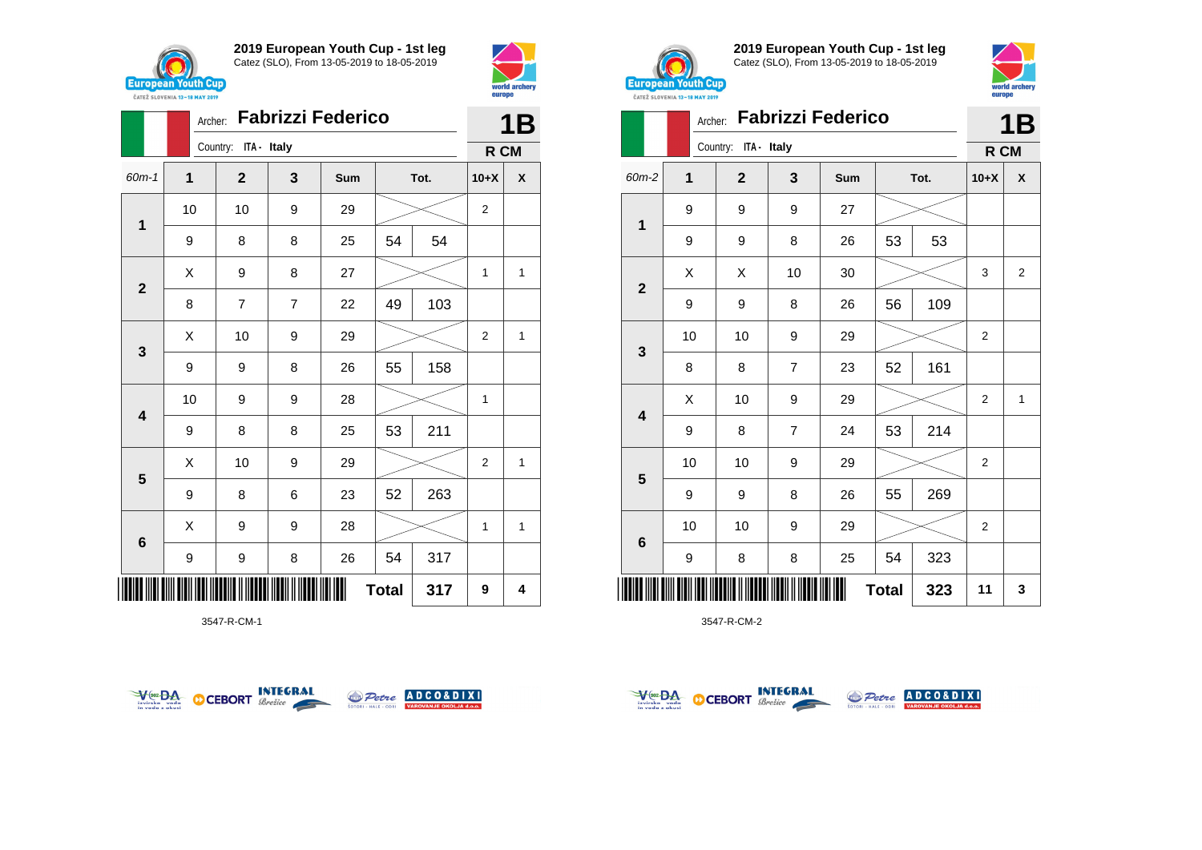## 2019 European Youth Cup - 1st leg

Catez (SLO), From 13-05-2019 to 18-05-2019

Archer: **Fabrizzi Federico** — **1B**

Country: ITA - Italy — **R CM**

| 60m-1 | 1 | 2 | 3 | Sum | Tot. | | 10+X | X |
|---|---|---|---|---|---|---|---|---|
| 1 | 10 | 10 | 9 | 29 | | | 2 | |
| | 9 | 8 | 8 | 25 | 54 | 54 | | |
| 2 | X | 9 | 8 | 27 | | | 1 | 1 |
| | 8 | 7 | 7 | 22 | 49 | 103 | | |
| 3 | X | 10 | 9 | 29 | | | 2 | 1 |
| | 9 | 9 | 8 | 26 | 55 | 158 | | |
| 4 | 10 | 9 | 9 | 28 | | | 1 | |
| | 9 | 8 | 8 | 25 | 53 | 211 | | |
| 5 | X | 10 | 9 | 29 | | | 2 | 1 |
| | 9 | 8 | 6 | 23 | 52 | 263 | | |
| 6 | X | 9 | 9 | 28 | | | 1 | 1 |
| | 9 | 9 | 8 | 26 | 54 | 317 | | |
| | | | | | **Total** | **317** | **9** | **4** |

3547-R-CM-1

## 2019 European Youth Cup - 1st leg

Catez (SLO), From 13-05-2019 to 18-05-2019

Archer: **Fabrizzi Federico** — **1B**

Country: ITA - Italy — **R CM**

| 60m-2 | 1 | 2 | 3 | Sum | Tot. | | 10+X | X |
|---|---|---|---|---|---|---|---|---|
| 1 | 9 | 9 | 9 | 27 | | | | |
| | 9 | 9 | 8 | 26 | 53 | 53 | | |
| 2 | X | X | 10 | 30 | | | 3 | 2 |
| | 9 | 9 | 8 | 26 | 56 | 109 | | |
| 3 | 10 | 10 | 9 | 29 | | | 2 | |
| | 8 | 8 | 7 | 23 | 52 | 161 | | |
| 4 | X | 10 | 9 | 29 | | | 2 | 1 |
| | 9 | 8 | 7 | 24 | 53 | 214 | | |
| 5 | 10 | 10 | 9 | 29 | | | 2 | |
| | 9 | 9 | 8 | 26 | 55 | 269 | | |
| 6 | 10 | 10 | 9 | 29 | | | 2 | |
| | 9 | 8 | 8 | 25 | 54 | 323 | | |
| | | | | | **Total** | **323** | **11** | **3** |

3547-R-CM-2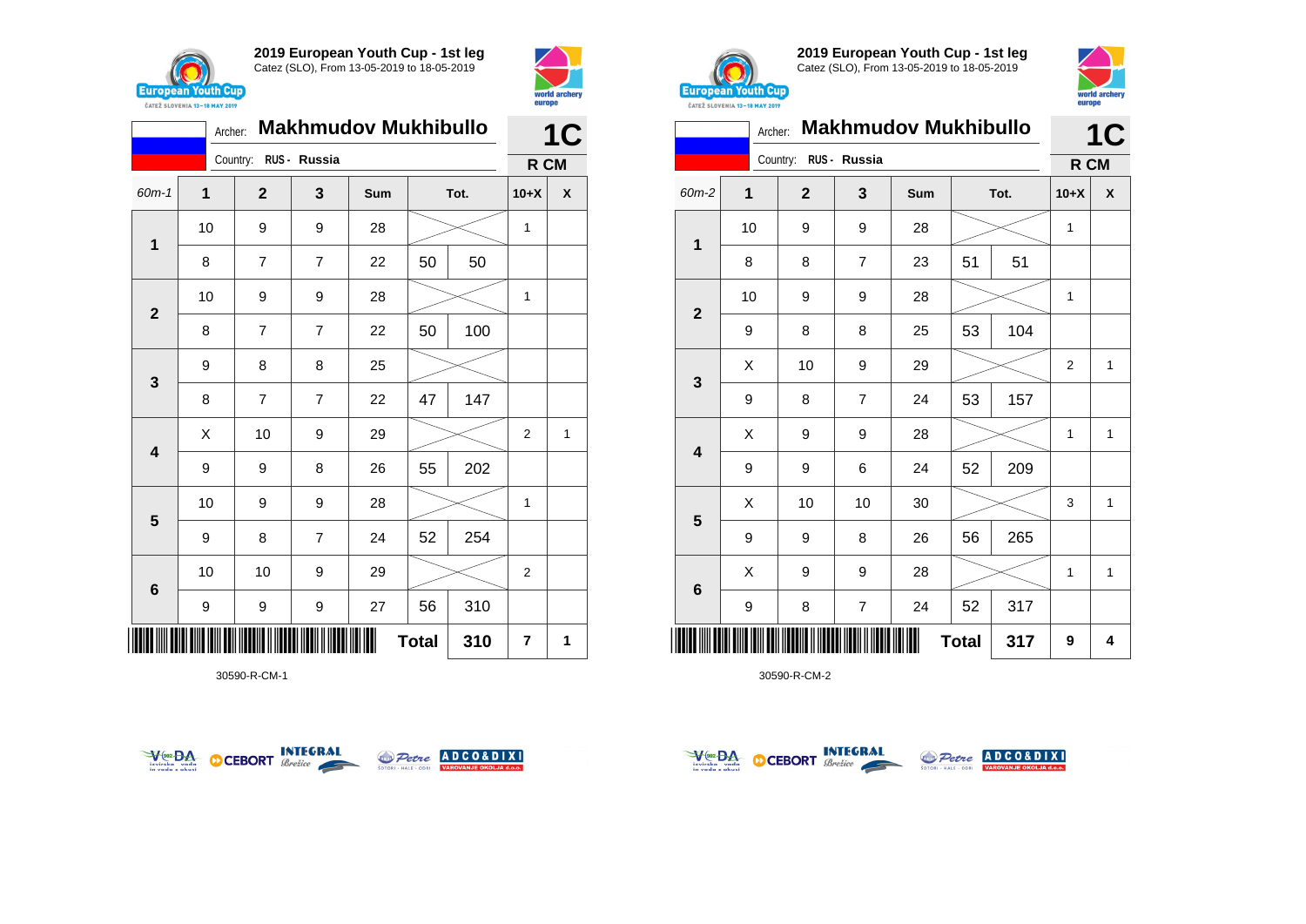## 2019 European Youth Cup - 1st leg

Catez (SLO), From 13-05-2019 to 18-05-2019

Archer: **Makhmudov Mukhibullo**

Country: RUS - Russia

**1C** — R CM

| 60m-1 | 1 | 2 | 3 | Sum | Tot. | | 10+X | X |
|---|---|---|---|---|---|---|---|---|
| 1 | 10 | 9 | 9 | 28 | | | 1 | |
| | 8 | 7 | 7 | 22 | 50 | 50 | | |
| 2 | 10 | 9 | 9 | 28 | | | 1 | |
| | 8 | 7 | 7 | 22 | 50 | 100 | | |
| 3 | 9 | 8 | 8 | 25 | | | | |
| | 8 | 7 | 7 | 22 | 47 | 147 | | |
| 4 | X | 10 | 9 | 29 | | | 2 | 1 |
| | 9 | 9 | 8 | 26 | 55 | 202 | | |
| 5 | 10 | 9 | 9 | 28 | | | 1 | |
| | 9 | 8 | 7 | 24 | 52 | 254 | | |
| 6 | 10 | 10 | 9 | 29 | | | 2 | |
| | 9 | 9 | 9 | 27 | 56 | 310 | | |
| | | | | | **Total** | **310** | **7** | **1** |

30590-R-CM-1

## 2019 European Youth Cup - 1st leg

Catez (SLO), From 13-05-2019 to 18-05-2019

Archer: **Makhmudov Mukhibullo**

Country: RUS - Russia

**1C** — R CM

| 60m-2 | 1 | 2 | 3 | Sum | Tot. | | 10+X | X |
|---|---|---|---|---|---|---|---|---|
| 1 | 10 | 9 | 9 | 28 | | | 1 | |
| | 8 | 8 | 7 | 23 | 51 | 51 | | |
| 2 | 10 | 9 | 9 | 28 | | | 1 | |
| | 9 | 8 | 8 | 25 | 53 | 104 | | |
| 3 | X | 10 | 9 | 29 | | | 2 | 1 |
| | 9 | 8 | 7 | 24 | 53 | 157 | | |
| 4 | X | 9 | 9 | 28 | | | 1 | 1 |
| | 9 | 9 | 6 | 24 | 52 | 209 | | |
| 5 | X | 10 | 10 | 30 | | | 3 | 1 |
| | 9 | 9 | 8 | 26 | 56 | 265 | | |
| 6 | X | 9 | 9 | 28 | | | 1 | 1 |
| | 9 | 8 | 7 | 24 | 52 | 317 | | |
| | | | | | **Total** | **317** | **9** | **4** |

30590-R-CM-2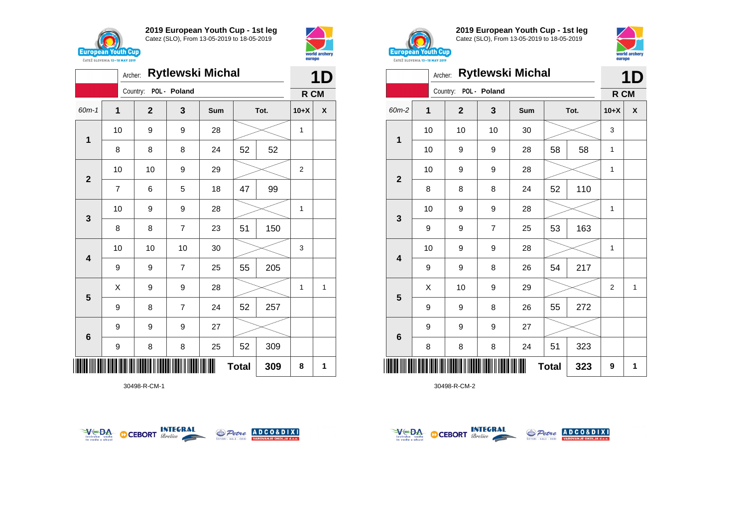## 2019 European Youth Cup - 1st leg

Catez (SLO), From 13-05-2019 to 18-05-2019

Archer: **Rytlewski Michal**

Country: POL - Poland

**1D**

**R CM**

| 60m-1 | 1 | 2 | 3 | Sum | Tot. | | 10+X | X |
|---|---|---|---|---|---|---|---|---|
| 1 | 10 | 9 | 9 | 28 | | | 1 | |
| | 8 | 8 | 8 | 24 | 52 | 52 | | |
| 2 | 10 | 10 | 9 | 29 | | | 2 | |
| | 7 | 6 | 5 | 18 | 47 | 99 | | |
| 3 | 10 | 9 | 9 | 28 | | | 1 | |
| | 8 | 8 | 7 | 23 | 51 | 150 | | |
| 4 | 10 | 10 | 10 | 30 | | | 3 | |
| | 9 | 9 | 7 | 25 | 55 | 205 | | |
| 5 | X | 9 | 9 | 28 | | | 1 | 1 |
| | 9 | 8 | 7 | 24 | 52 | 257 | | |
| 6 | 9 | 9 | 9 | 27 | | | | |
| | 9 | 8 | 8 | 25 | 52 | 309 | | |
| | | | | | **Total** | **309** | **8** | **1** |

30498-R-CM-1

## 2019 European Youth Cup - 1st leg

Catez (SLO), From 13-05-2019 to 18-05-2019

Archer: **Rytlewski Michal**

Country: POL - Poland

**1D**

**R CM**

| 60m-2 | 1 | 2 | 3 | Sum | Tot. | | 10+X | X |
|---|---|---|---|---|---|---|---|---|
| 1 | 10 | 10 | 10 | 30 | | | 3 | |
| | 10 | 9 | 9 | 28 | 58 | 58 | 1 | |
| 2 | 10 | 9 | 9 | 28 | | | 1 | |
| | 8 | 8 | 8 | 24 | 52 | 110 | | |
| 3 | 10 | 9 | 9 | 28 | | | 1 | |
| | 9 | 9 | 7 | 25 | 53 | 163 | | |
| 4 | 10 | 9 | 9 | 28 | | | 1 | |
| | 9 | 9 | 8 | 26 | 54 | 217 | | |
| 5 | X | 10 | 9 | 29 | | | 2 | 1 |
| | 9 | 9 | 8 | 26 | 55 | 272 | | |
| 6 | 9 | 9 | 9 | 27 | | | | |
| | 8 | 8 | 8 | 24 | 51 | 323 | | |
| | | | | | **Total** | **323** | **9** | **1** |

30498-R-CM-2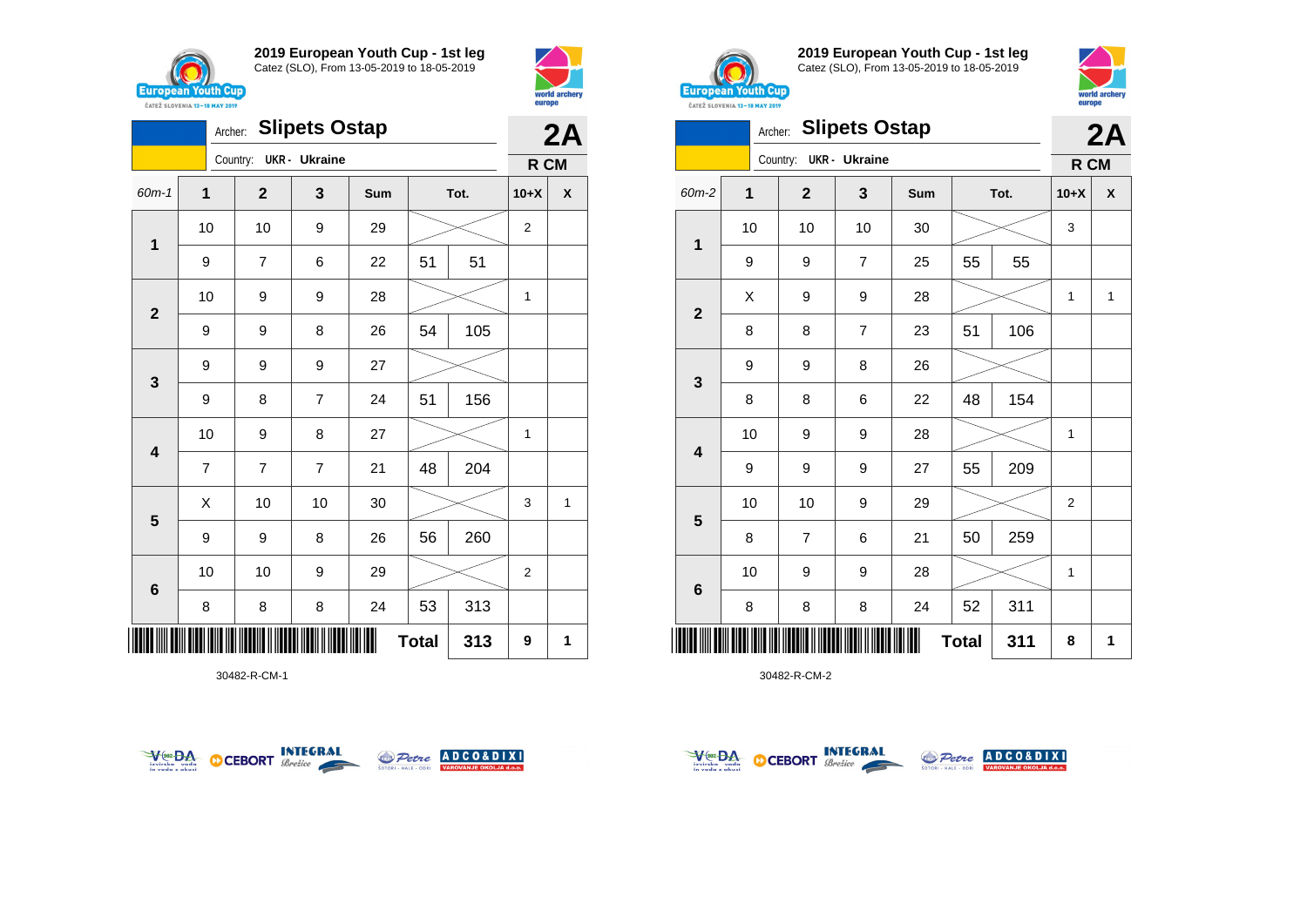## 2019 European Youth Cup - 1st leg

Catez (SLO), From 13-05-2019 to 18-05-2019

Archer: **Slipets Ostap**

Country: UKR - Ukraine

**2A**

**R CM**

| 60m-1 | 1 | 2 | 3 | Sum | Tot. | | 10+X | X |
|---|---|---|---|---|---|---|---|---|
| 1 | 10 | 10 | 9 | 29 | | | 2 | |
| | 9 | 7 | 6 | 22 | 51 | 51 | | |
| 2 | 10 | 9 | 9 | 28 | | | 1 | |
| | 9 | 9 | 8 | 26 | 54 | 105 | | |
| 3 | 9 | 9 | 9 | 27 | | | | |
| | 9 | 8 | 7 | 24 | 51 | 156 | | |
| 4 | 10 | 9 | 8 | 27 | | | 1 | |
| | 7 | 7 | 7 | 21 | 48 | 204 | | |
| 5 | X | 10 | 10 | 30 | | | 3 | 1 |
| | 9 | 9 | 8 | 26 | 56 | 260 | | |
| 6 | 10 | 10 | 9 | 29 | | | 2 | |
| | 8 | 8 | 8 | 24 | 53 | 313 | | |
| | | | | | **Total** | **313** | **9** | **1** |

30482-R-CM-1

## 2019 European Youth Cup - 1st leg

Catez (SLO), From 13-05-2019 to 18-05-2019

Archer: **Slipets Ostap**

Country: UKR - Ukraine

**2A**

**R CM**

| 60m-2 | 1 | 2 | 3 | Sum | Tot. | | 10+X | X |
|---|---|---|---|---|---|---|---|---|
| 1 | 10 | 10 | 10 | 30 | | | 3 | |
| | 9 | 9 | 7 | 25 | 55 | 55 | | |
| 2 | X | 9 | 9 | 28 | | | 1 | 1 |
| | 8 | 8 | 7 | 23 | 51 | 106 | | |
| 3 | 9 | 9 | 8 | 26 | | | | |
| | 8 | 8 | 6 | 22 | 48 | 154 | | |
| 4 | 10 | 9 | 9 | 28 | | | 1 | |
| | 9 | 9 | 9 | 27 | 55 | 209 | | |
| 5 | 10 | 10 | 9 | 29 | | | 2 | |
| | 8 | 7 | 6 | 21 | 50 | 259 | | |
| 6 | 10 | 9 | 9 | 28 | | | 1 | |
| | 8 | 8 | 8 | 24 | 52 | 311 | | |
| | | | | | **Total** | **311** | **8** | **1** |

30482-R-CM-2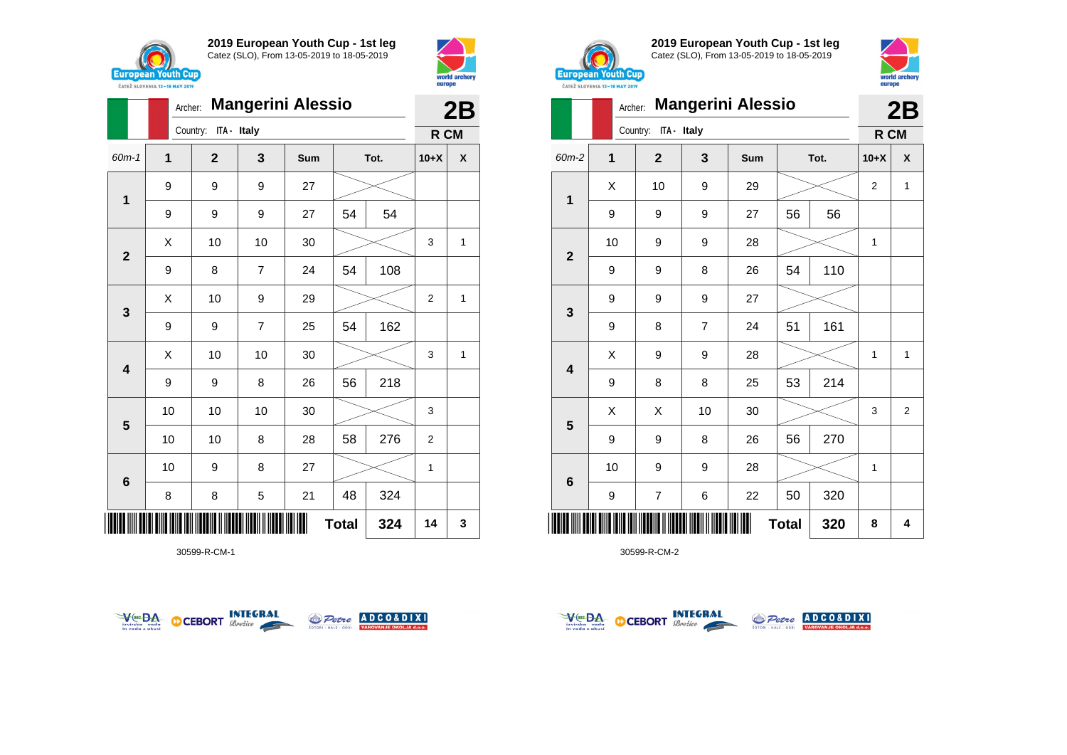## 2019 European Youth Cup - 1st leg

Catez (SLO), From 13-05-2019 to 18-05-2019

Archer: **Mangerini Alessio**

Country: ITA - Italy

**2B**

**R CM**

| 60m-1 | 1 | 2 | 3 | Sum | Tot. | | 10+X | X |
|---|---|---|---|---|---|---|---|---|
| 1 | 9 | 9 | 9 | 27 | | | | |
| | 9 | 9 | 9 | 27 | 54 | 54 | | |
| 2 | X | 10 | 10 | 30 | | | 3 | 1 |
| | 9 | 8 | 7 | 24 | 54 | 108 | | |
| 3 | X | 10 | 9 | 29 | | | 2 | 1 |
| | 9 | 9 | 7 | 25 | 54 | 162 | | |
| 4 | X | 10 | 10 | 30 | | | 3 | 1 |
| | 9 | 9 | 8 | 26 | 56 | 218 | | |
| 5 | 10 | 10 | 10 | 30 | | | 3 | |
| | 10 | 10 | 8 | 28 | 58 | 276 | 2 | |
| 6 | 10 | 9 | 8 | 27 | | | 1 | |
| | 8 | 8 | 5 | 21 | 48 | 324 | | |
| | | | | | **Total** | **324** | **14** | **3** |

30599-R-CM-1

## 2019 European Youth Cup - 1st leg

Catez (SLO), From 13-05-2019 to 18-05-2019

Archer: **Mangerini Alessio**

Country: ITA - Italy

**2B**

**R CM**

| 60m-2 | 1 | 2 | 3 | Sum | Tot. | | 10+X | X |
|---|---|---|---|---|---|---|---|---|
| 1 | X | 10 | 9 | 29 | | | 2 | 1 |
| | 9 | 9 | 9 | 27 | 56 | 56 | | |
| 2 | 10 | 9 | 9 | 28 | | | 1 | |
| | 9 | 9 | 8 | 26 | 54 | 110 | | |
| 3 | 9 | 9 | 9 | 27 | | | | |
| | 9 | 8 | 7 | 24 | 51 | 161 | | |
| 4 | X | 9 | 9 | 28 | | | 1 | 1 |
| | 9 | 8 | 8 | 25 | 53 | 214 | | |
| 5 | X | X | 10 | 30 | | | 3 | 2 |
| | 9 | 9 | 8 | 26 | 56 | 270 | | |
| 6 | 10 | 9 | 9 | 28 | | | 1 | |
| | 9 | 7 | 6 | 22 | 50 | 320 | | |
| | | | | | **Total** | **320** | **8** | **4** |

30599-R-CM-2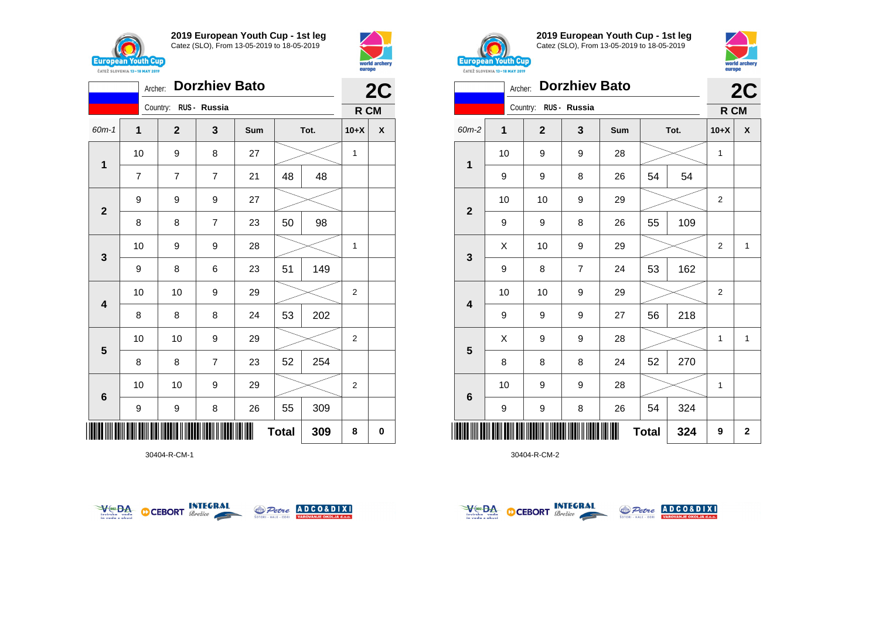## 2019 European Youth Cup - 1st leg

Catez (SLO), From 13-05-2019 to 18-05-2019

Archer: **Dorzhiev Bato**

Country: RUS - Russia

**2C** — R CM

| 60m-1 | 1 | 2 | 3 | Sum | Tot. | | 10+X | X |
|---|---|---|---|---|---|---|---|---|
| 1 | 10 | 9 | 8 | 27 | | | 1 | |
| | 7 | 7 | 7 | 21 | 48 | 48 | | |
| 2 | 9 | 9 | 9 | 27 | | | | |
| | 8 | 8 | 7 | 23 | 50 | 98 | | |
| 3 | 10 | 9 | 9 | 28 | | | 1 | |
| | 9 | 8 | 6 | 23 | 51 | 149 | | |
| 4 | 10 | 10 | 9 | 29 | | | 2 | |
| | 8 | 8 | 8 | 24 | 53 | 202 | | |
| 5 | 10 | 10 | 9 | 29 | | | 2 | |
| | 8 | 8 | 7 | 23 | 52 | 254 | | |
| 6 | 10 | 10 | 9 | 29 | | | 2 | |
| | 9 | 9 | 8 | 26 | 55 | 309 | | |
| | | | | | **Total** | **309** | **8** | **0** |

30404-R-CM-1

## 2019 European Youth Cup - 1st leg

Catez (SLO), From 13-05-2019 to 18-05-2019

Archer: **Dorzhiev Bato**

Country: RUS - Russia

**2C** — R CM

| 60m-2 | 1 | 2 | 3 | Sum | Tot. | | 10+X | X |
|---|---|---|---|---|---|---|---|---|
| 1 | 10 | 9 | 9 | 28 | | | 1 | |
| | 9 | 9 | 8 | 26 | 54 | 54 | | |
| 2 | 10 | 10 | 9 | 29 | | | 2 | |
| | 9 | 9 | 8 | 26 | 55 | 109 | | |
| 3 | X | 10 | 9 | 29 | | | 2 | 1 |
| | 9 | 8 | 7 | 24 | 53 | 162 | | |
| 4 | 10 | 10 | 9 | 29 | | | 2 | |
| | 9 | 9 | 9 | 27 | 56 | 218 | | |
| 5 | X | 9 | 9 | 28 | | | 1 | 1 |
| | 8 | 8 | 8 | 24 | 52 | 270 | | |
| 6 | 10 | 9 | 9 | 28 | | | 1 | |
| | 9 | 9 | 8 | 26 | 54 | 324 | | |
| | | | | | **Total** | **324** | **9** | **2** |

30404-R-CM-2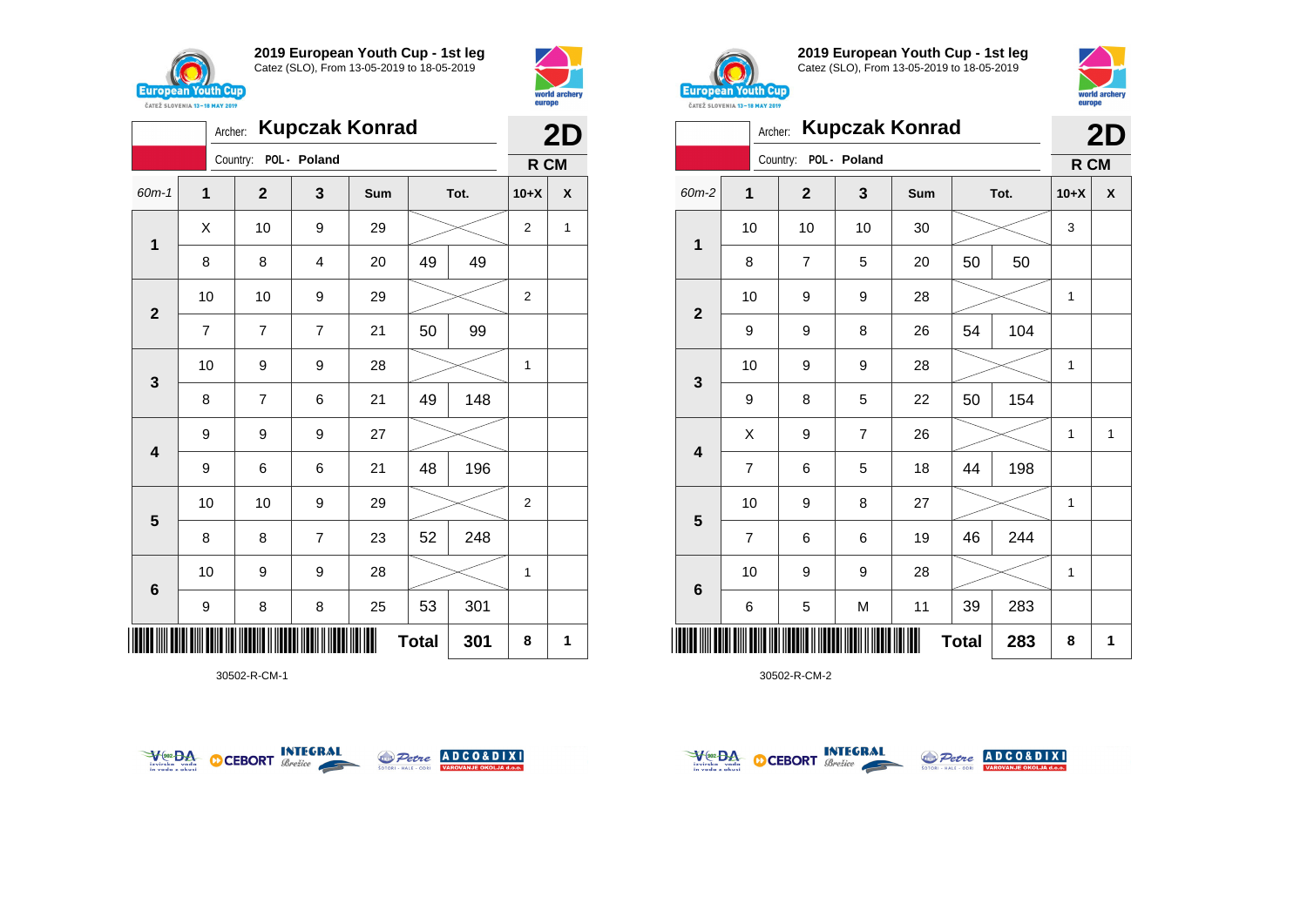## 2019 European Youth Cup - 1st leg
Catez (SLO), From 13-05-2019 to 18-05-2019

Archer: **Kupczak Konrad** — **2D**
Country: POL - Poland — **R CM**

| 60m-1 | 1 | 2 | 3 | Sum | Tot. | | 10+X | X |
|---|---|---|---|---|---|---|---|---|
| 1 | X | 10 | 9 | 29 | | | 2 | 1 |
| | 8 | 8 | 4 | 20 | 49 | 49 | | |
| 2 | 10 | 10 | 9 | 29 | | | 2 | |
| | 7 | 7 | 7 | 21 | 50 | 99 | | |
| 3 | 10 | 9 | 9 | 28 | | | 1 | |
| | 8 | 7 | 6 | 21 | 49 | 148 | | |
| 4 | 9 | 9 | 9 | 27 | | | | |
| | 9 | 6 | 6 | 21 | 48 | 196 | | |
| 5 | 10 | 10 | 9 | 29 | | | 2 | |
| | 8 | 8 | 7 | 23 | 52 | 248 | | |
| 6 | 10 | 9 | 9 | 28 | | | 1 | |
| | 9 | 8 | 8 | 25 | 53 | 301 | | |
| | | | | | **Total** | **301** | **8** | **1** |

30502-R-CM-1

## 2019 European Youth Cup - 1st leg
Catez (SLO), From 13-05-2019 to 18-05-2019

Archer: **Kupczak Konrad** — **2D**
Country: POL - Poland — **R CM**

| 60m-2 | 1 | 2 | 3 | Sum | Tot. | | 10+X | X |
|---|---|---|---|---|---|---|---|---|
| 1 | 10 | 10 | 10 | 30 | | | 3 | |
| | 8 | 7 | 5 | 20 | 50 | 50 | | |
| 2 | 10 | 9 | 9 | 28 | | | 1 | |
| | 9 | 9 | 8 | 26 | 54 | 104 | | |
| 3 | 10 | 9 | 9 | 28 | | | 1 | |
| | 9 | 8 | 5 | 22 | 50 | 154 | | |
| 4 | X | 9 | 7 | 26 | | | 1 | 1 |
| | 7 | 6 | 5 | 18 | 44 | 198 | | |
| 5 | 10 | 9 | 8 | 27 | | | 1 | |
| | 7 | 6 | 6 | 19 | 46 | 244 | | |
| 6 | 10 | 9 | 9 | 28 | | | 1 | |
| | 6 | 5 | M | 11 | 39 | 283 | | |
| | | | | | **Total** | **283** | **8** | **1** |

30502-R-CM-2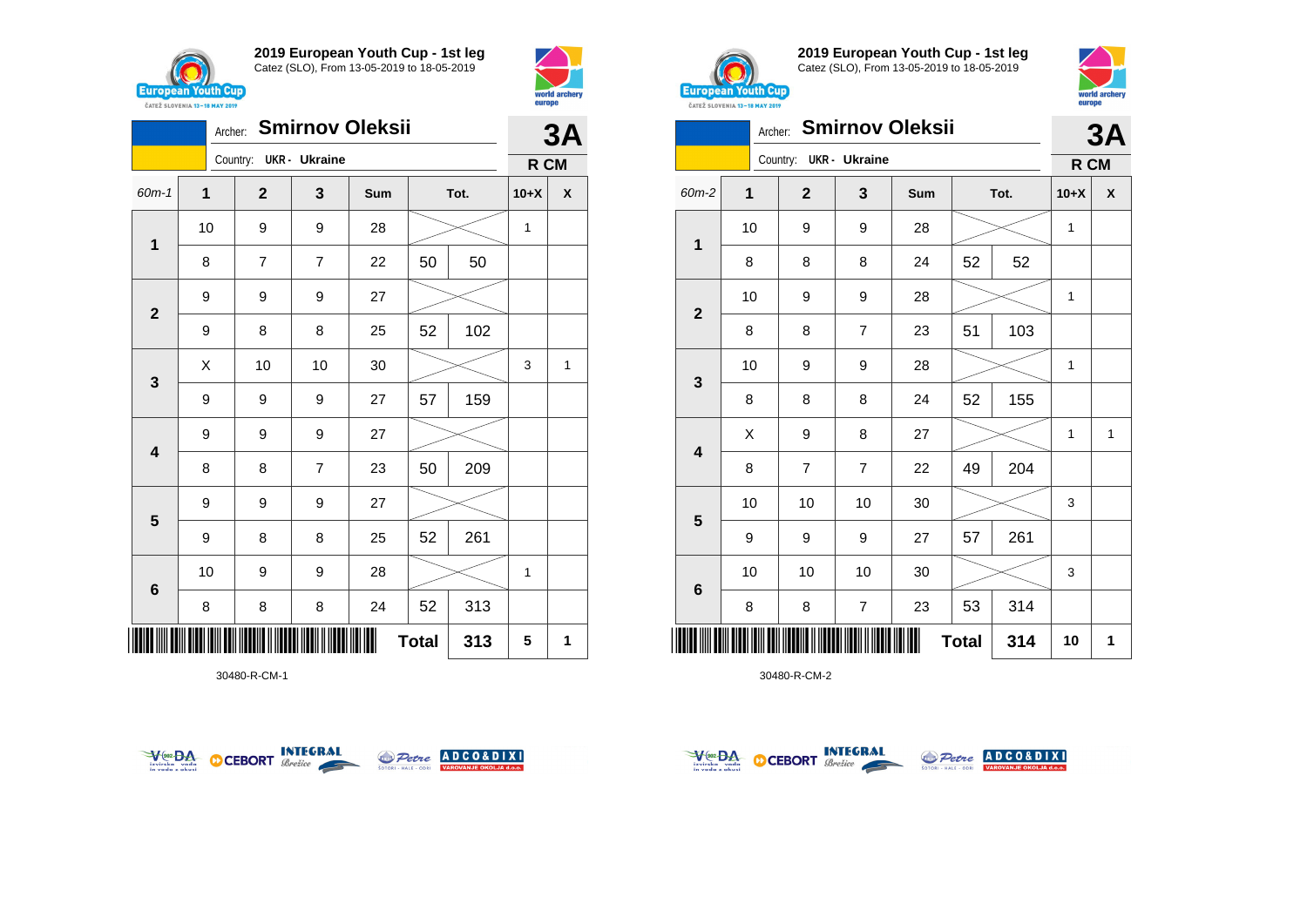## 2019 European Youth Cup - 1st leg

Catez (SLO), From 13-05-2019 to 18-05-2019

Archer: **Smirnov Oleksii** — **3A**

Country: UKR - Ukraine — **R CM**

| 60m-1 | 1 | 2 | 3 | Sum | Tot. | | 10+X | X |
|---|---|---|---|---|---|---|---|---|
| 1 | 10 | 9 | 9 | 28 | | | 1 | |
| | 8 | 7 | 7 | 22 | 50 | 50 | | |
| 2 | 9 | 9 | 9 | 27 | | | | |
| | 9 | 8 | 8 | 25 | 52 | 102 | | |
| 3 | X | 10 | 10 | 30 | | | 3 | 1 |
| | 9 | 9 | 9 | 27 | 57 | 159 | | |
| 4 | 9 | 9 | 9 | 27 | | | | |
| | 8 | 8 | 7 | 23 | 50 | 209 | | |
| 5 | 9 | 9 | 9 | 27 | | | | |
| | 9 | 8 | 8 | 25 | 52 | 261 | | |
| 6 | 10 | 9 | 9 | 28 | | | 1 | |
| | 8 | 8 | 8 | 24 | 52 | 313 | | |
| | | | | | **Total** | **313** | **5** | **1** |

30480-R-CM-1

## 2019 European Youth Cup - 1st leg

Catez (SLO), From 13-05-2019 to 18-05-2019

Archer: **Smirnov Oleksii** — **3A**

Country: UKR - Ukraine — **R CM**

| 60m-2 | 1 | 2 | 3 | Sum | Tot. | | 10+X | X |
|---|---|---|---|---|---|---|---|---|
| 1 | 10 | 9 | 9 | 28 | | | 1 | |
| | 8 | 8 | 8 | 24 | 52 | 52 | | |
| 2 | 10 | 9 | 9 | 28 | | | 1 | |
| | 8 | 8 | 7 | 23 | 51 | 103 | | |
| 3 | 10 | 9 | 9 | 28 | | | 1 | |
| | 8 | 8 | 8 | 24 | 52 | 155 | | |
| 4 | X | 9 | 8 | 27 | | | 1 | 1 |
| | 8 | 7 | 7 | 22 | 49 | 204 | | |
| 5 | 10 | 10 | 10 | 30 | | | 3 | |
| | 9 | 9 | 9 | 27 | 57 | 261 | | |
| 6 | 10 | 10 | 10 | 30 | | | 3 | |
| | 8 | 8 | 7 | 23 | 53 | 314 | | |
| | | | | | **Total** | **314** | **10** | **1** |

30480-R-CM-2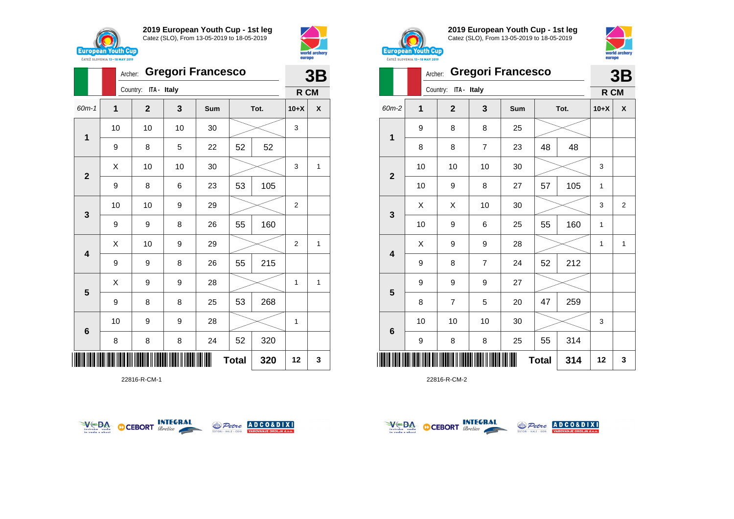## 2019 European Youth Cup - 1st leg

Catez (SLO), From 13-05-2019 to 18-05-2019

Archer: **Gregori Francesco**

Country: ITA - Italy

**3B** R CM

| 60m-1 | 1 | 2 | 3 | Sum | Tot. | | 10+X | X |
|---|---|---|---|---|---|---|---|---|
| 1 | 10 | 10 | 10 | 30 | | | 3 | |
| | 9 | 8 | 5 | 22 | 52 | 52 | | |
| 2 | X | 10 | 10 | 30 | | | 3 | 1 |
| | 9 | 8 | 6 | 23 | 53 | 105 | | |
| 3 | 10 | 10 | 9 | 29 | | | 2 | |
| | 9 | 9 | 8 | 26 | 55 | 160 | | |
| 4 | X | 10 | 9 | 29 | | | 2 | 1 |
| | 9 | 9 | 8 | 26 | 55 | 215 | | |
| 5 | X | 9 | 9 | 28 | | | 1 | 1 |
| | 9 | 8 | 8 | 25 | 53 | 268 | | |
| 6 | 10 | 9 | 9 | 28 | | | 1 | |
| | 8 | 8 | 8 | 24 | 52 | 320 | | |
| | | | | | **Total** | **320** | **12** | **3** |

22816-R-CM-1

## 2019 European Youth Cup - 1st leg

Catez (SLO), From 13-05-2019 to 18-05-2019

Archer: **Gregori Francesco**

Country: ITA - Italy

**3B** R CM

| 60m-2 | 1 | 2 | 3 | Sum | Tot. | | 10+X | X |
|---|---|---|---|---|---|---|---|---|
| 1 | 9 | 8 | 8 | 25 | | | | |
| | 8 | 8 | 7 | 23 | 48 | 48 | | |
| 2 | 10 | 10 | 10 | 30 | | | 3 | |
| | 10 | 9 | 8 | 27 | 57 | 105 | 1 | |
| 3 | X | X | 10 | 30 | | | 3 | 2 |
| | 10 | 9 | 6 | 25 | 55 | 160 | 1 | |
| 4 | X | 9 | 9 | 28 | | | 1 | 1 |
| | 9 | 8 | 7 | 24 | 52 | 212 | | |
| 5 | 9 | 9 | 9 | 27 | | | | |
| | 8 | 7 | 5 | 20 | 47 | 259 | | |
| 6 | 10 | 10 | 10 | 30 | | | 3 | |
| | 9 | 8 | 8 | 25 | 55 | 314 | | |
| | | | | | **Total** | **314** | **12** | **3** |

22816-R-CM-2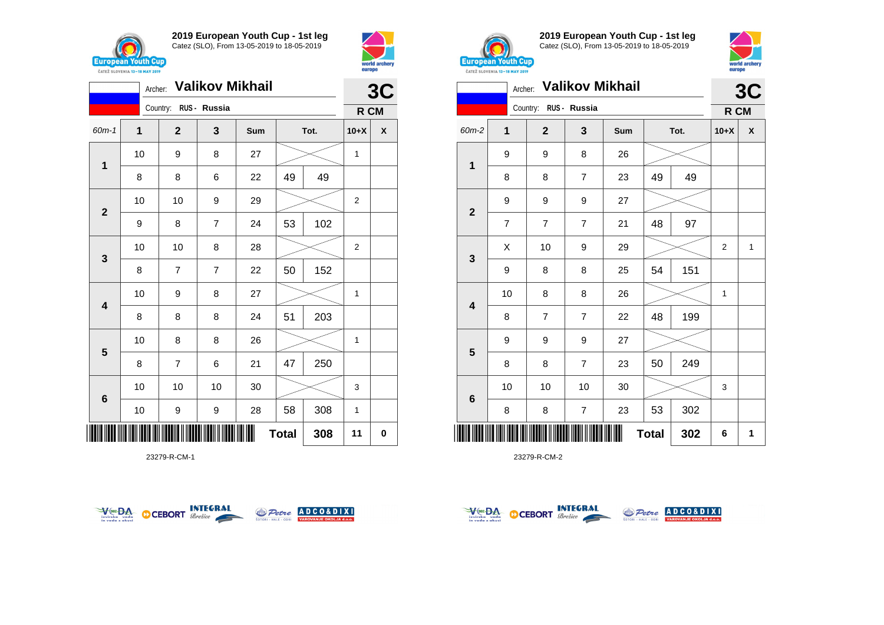## 2019 European Youth Cup - 1st leg
Catez (SLO), From 13-05-2019 to 18-05-2019

Archer: **Valikov Mikhail** — **3C**

Country: RUS - Russia — **R CM**

| 60m-1 | 1 | 2 | 3 | Sum | Tot. | | 10+X | X |
|---|---|---|---|---|---|---|---|---|
| 1 | 10 | 9 | 8 | 27 | | | 1 | |
| | 8 | 8 | 6 | 22 | 49 | 49 | | |
| 2 | 10 | 10 | 9 | 29 | | | 2 | |
| | 9 | 8 | 7 | 24 | 53 | 102 | | |
| 3 | 10 | 10 | 8 | 28 | | | 2 | |
| | 8 | 7 | 7 | 22 | 50 | 152 | | |
| 4 | 10 | 9 | 8 | 27 | | | 1 | |
| | 8 | 8 | 8 | 24 | 51 | 203 | | |
| 5 | 10 | 8 | 8 | 26 | | | 1 | |
| | 8 | 7 | 6 | 21 | 47 | 250 | | |
| 6 | 10 | 10 | 10 | 30 | | | 3 | |
| | 10 | 9 | 9 | 28 | 58 | 308 | 1 | |
| | | | | | **Total** | **308** | **11** | **0** |

23279-R-CM-1

## 2019 European Youth Cup - 1st leg
Catez (SLO), From 13-05-2019 to 18-05-2019

Archer: **Valikov Mikhail** — **3C**

Country: RUS - Russia — **R CM**

| 60m-2 | 1 | 2 | 3 | Sum | Tot. | | 10+X | X |
|---|---|---|---|---|---|---|---|---|
| 1 | 9 | 9 | 8 | 26 | | | | |
| | 8 | 8 | 7 | 23 | 49 | 49 | | |
| 2 | 9 | 9 | 9 | 27 | | | | |
| | 7 | 7 | 7 | 21 | 48 | 97 | | |
| 3 | X | 10 | 9 | 29 | | | 2 | 1 |
| | 9 | 8 | 8 | 25 | 54 | 151 | | |
| 4 | 10 | 8 | 8 | 26 | | | 1 | |
| | 8 | 7 | 7 | 22 | 48 | 199 | | |
| 5 | 9 | 9 | 9 | 27 | | | | |
| | 8 | 8 | 7 | 23 | 50 | 249 | | |
| 6 | 10 | 10 | 10 | 30 | | | 3 | |
| | 8 | 8 | 7 | 23 | 53 | 302 | | |
| | | | | | **Total** | **302** | **6** | **1** |

23279-R-CM-2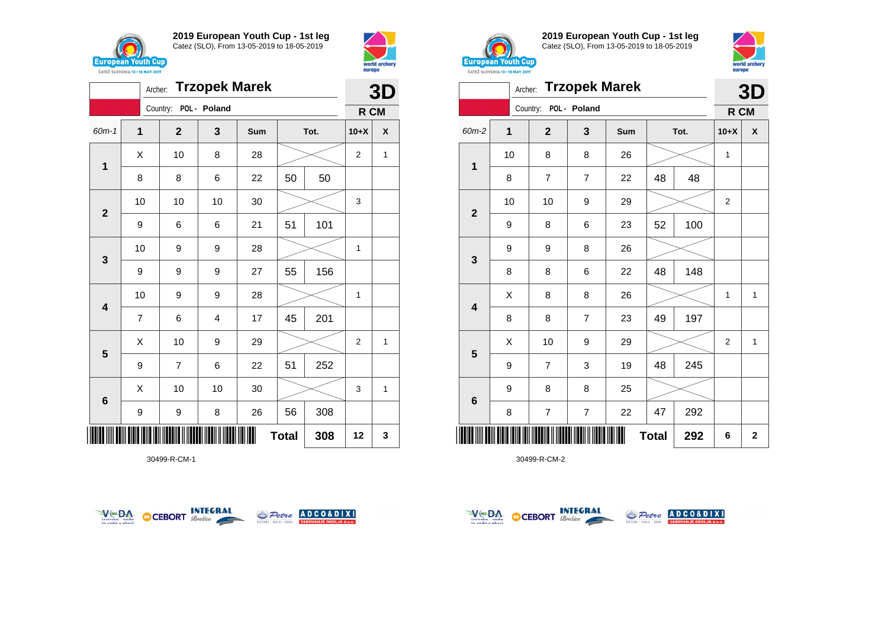**2019 European Youth Cup - 1st leg**
Catez (SLO), From 13-05-2019 to 18-05-2019

Archer: **Trzopek Marek**
Country: POL - Poland

**3D**
**R CM**

| 60m-1 | 1 | 2 | 3 | Sum | Tot. | | 10+X | X |
|---|---|---|---|---|---|---|---|---|
| 1 | X | 10 | 8 | 28 | | | 2 | 1 |
| | 8 | 8 | 6 | 22 | 50 | 50 | | |
| 2 | 10 | 10 | 10 | 30 | | | 3 | |
| | 9 | 6 | 6 | 21 | 51 | 101 | | |
| 3 | 10 | 9 | 9 | 28 | | | 1 | |
| | 9 | 9 | 9 | 27 | 55 | 156 | | |
| 4 | 10 | 9 | 9 | 28 | | | 1 | |
| | 7 | 6 | 4 | 17 | 45 | 201 | | |
| 5 | X | 10 | 9 | 29 | | | 2 | 1 |
| | 9 | 7 | 6 | 22 | 51 | 252 | | |
| 6 | X | 10 | 10 | 30 | | | 3 | 1 |
| | 9 | 9 | 8 | 26 | 56 | 308 | | |
| | | | | | **Total** | **308** | **12** | **3** |

30499-R-CM-1

**2019 European Youth Cup - 1st leg**
Catez (SLO), From 13-05-2019 to 18-05-2019

Archer: **Trzopek Marek**
Country: POL - Poland

**3D**
**R CM**

| 60m-2 | 1 | 2 | 3 | Sum | Tot. | | 10+X | X |
|---|---|---|---|---|---|---|---|---|
| 1 | 10 | 8 | 8 | 26 | | | 1 | |
| | 8 | 7 | 7 | 22 | 48 | 48 | | |
| 2 | 10 | 10 | 9 | 29 | | | 2 | |
| | 9 | 8 | 6 | 23 | 52 | 100 | | |
| 3 | 9 | 9 | 8 | 26 | | | | |
| | 8 | 8 | 6 | 22 | 48 | 148 | | |
| 4 | X | 8 | 8 | 26 | | | 1 | 1 |
| | 8 | 8 | 7 | 23 | 49 | 197 | | |
| 5 | X | 10 | 9 | 29 | | | 2 | 1 |
| | 9 | 7 | 3 | 19 | 48 | 245 | | |
| 6 | 9 | 8 | 8 | 25 | | | | |
| | 8 | 7 | 7 | 22 | 47 | 292 | | |
| | | | | | **Total** | **292** | **6** | **2** |

30499-R-CM-2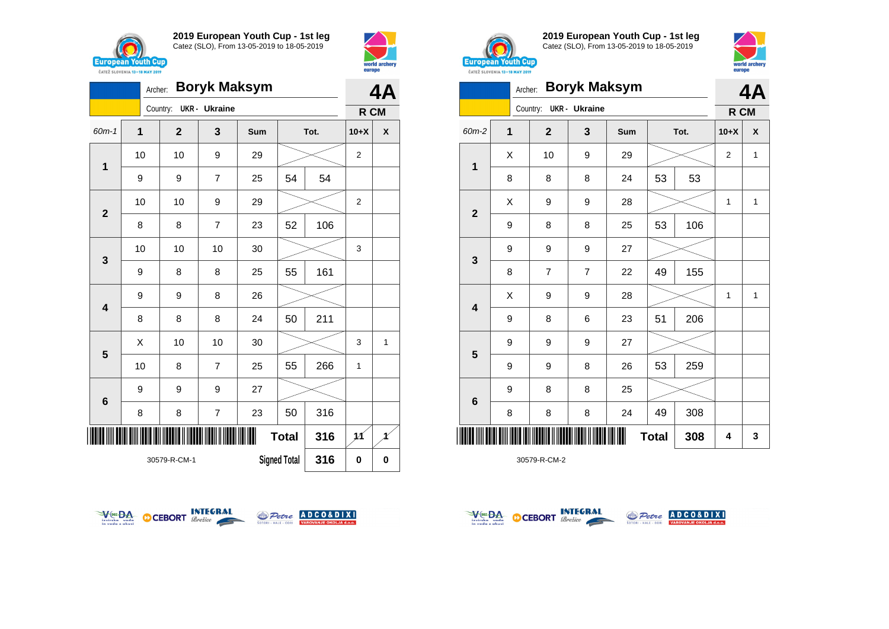## 2019 European Youth Cup - 1st leg

Catez (SLO), From 13-05-2019 to 18-05-2019

Archer: **Boryk Maksym**
Country: UKR - Ukraine

**4A**
**R CM**

| 60m-1 | 1 | 2 | 3 | Sum | Tot. | | 10+X | X |
|---|---|---|---|---|---|---|---|---|
| 1 | 10 | 10 | 9 | 29 | | | 2 | |
| | 9 | 9 | 7 | 25 | 54 | 54 | | |
| 2 | 10 | 10 | 9 | 29 | | | 2 | |
| | 8 | 8 | 7 | 23 | 52 | 106 | | |
| 3 | 10 | 10 | 10 | 30 | | | 3 | |
| | 9 | 8 | 8 | 25 | 55 | 161 | | |
| 4 | 9 | 9 | 8 | 26 | | | | |
| | 8 | 8 | 8 | 24 | 50 | 211 | | |
| 5 | X | 10 | 10 | 30 | | | 3 | 1 |
| | 10 | 8 | 7 | 25 | 55 | 266 | 1 | |
| 6 | 9 | 9 | 9 | 27 | | | | |
| | 8 | 8 | 7 | 23 | 50 | 316 | | |
| | | | | | Total | 316 | 11 | 1 |
| | | | | | Signed Total | 316 | 0 | 0 |

30579-R-CM-1

## 2019 European Youth Cup - 1st leg

Catez (SLO), From 13-05-2019 to 18-05-2019

Archer: **Boryk Maksym**
Country: UKR - Ukraine

**4A**
**R CM**

| 60m-2 | 1 | 2 | 3 | Sum | Tot. | | 10+X | X |
|---|---|---|---|---|---|---|---|---|
| 1 | X | 10 | 9 | 29 | | | 2 | 1 |
| | 8 | 8 | 8 | 24 | 53 | 53 | | |
| 2 | X | 9 | 9 | 28 | | | 1 | 1 |
| | 9 | 8 | 8 | 25 | 53 | 106 | | |
| 3 | 9 | 9 | 9 | 27 | | | | |
| | 8 | 7 | 7 | 22 | 49 | 155 | | |
| 4 | X | 9 | 9 | 28 | | | 1 | 1 |
| | 9 | 8 | 6 | 23 | 51 | 206 | | |
| 5 | 9 | 9 | 9 | 27 | | | | |
| | 9 | 9 | 8 | 26 | 53 | 259 | | |
| 6 | 9 | 8 | 8 | 25 | | | | |
| | 8 | 8 | 8 | 24 | 49 | 308 | | |
| | | | | | Total | 308 | 4 | 3 |

30579-R-CM-2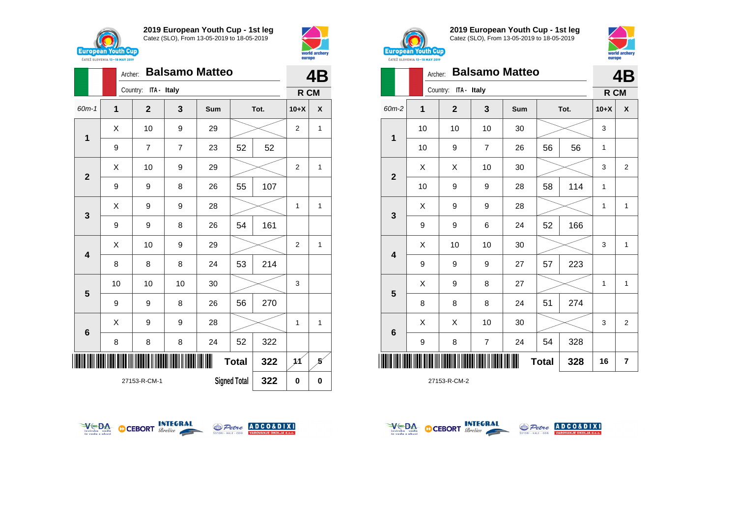## 2019 European Youth Cup - 1st leg

Catez (SLO), From 13-05-2019 to 18-05-2019

Archer: **Balsamo Matteo**

Country: ITA - Italy

**4B** — R CM

| 60m-1 | 1 | 2 | 3 | Sum | Tot. | | 10+X | X |
|---|---|---|---|---|---|---|---|---|
| 1 | X | 10 | 9 | 29 | | | 2 | 1 |
| | 9 | 7 | 7 | 23 | 52 | 52 | | |
| 2 | X | 10 | 9 | 29 | | | 2 | 1 |
| | 9 | 9 | 8 | 26 | 55 | 107 | | |
| 3 | X | 9 | 9 | 28 | | | 1 | 1 |
| | 9 | 9 | 8 | 26 | 54 | 161 | | |
| 4 | X | 10 | 9 | 29 | | | 2 | 1 |
| | 8 | 8 | 8 | 24 | 53 | 214 | | |
| 5 | 10 | 10 | 10 | 30 | | | 3 | |
| | 9 | 9 | 8 | 26 | 56 | 270 | | |
| 6 | X | 9 | 9 | 28 | | | 1 | 1 |
| | 8 | 8 | 8 | 24 | 52 | 322 | | |
| | | | | Total | | 322 | 11 | 5 |
| | | | | Signed Total | | 322 | 0 | 0 |

27153-R-CM-1

## 2019 European Youth Cup - 1st leg

Catez (SLO), From 13-05-2019 to 18-05-2019

Archer: **Balsamo Matteo**

Country: ITA - Italy

**4B** — R CM

| 60m-2 | 1 | 2 | 3 | Sum | Tot. | | 10+X | X |
|---|---|---|---|---|---|---|---|---|
| 1 | 10 | 10 | 10 | 30 | | | 3 | |
| | 10 | 9 | 7 | 26 | 56 | 56 | 1 | |
| 2 | X | X | 10 | 30 | | | 3 | 2 |
| | 10 | 9 | 9 | 28 | 58 | 114 | 1 | |
| 3 | X | 9 | 9 | 28 | | | 1 | 1 |
| | 9 | 9 | 6 | 24 | 52 | 166 | | |
| 4 | X | 10 | 10 | 30 | | | 3 | 1 |
| | 9 | 9 | 9 | 27 | 57 | 223 | | |
| 5 | X | 9 | 8 | 27 | | | 1 | 1 |
| | 8 | 8 | 8 | 24 | 51 | 274 | | |
| 6 | X | X | 10 | 30 | | | 3 | 2 |
| | 9 | 8 | 7 | 24 | 54 | 328 | | |
| | | | | Total | | 328 | 16 | 7 |

27153-R-CM-2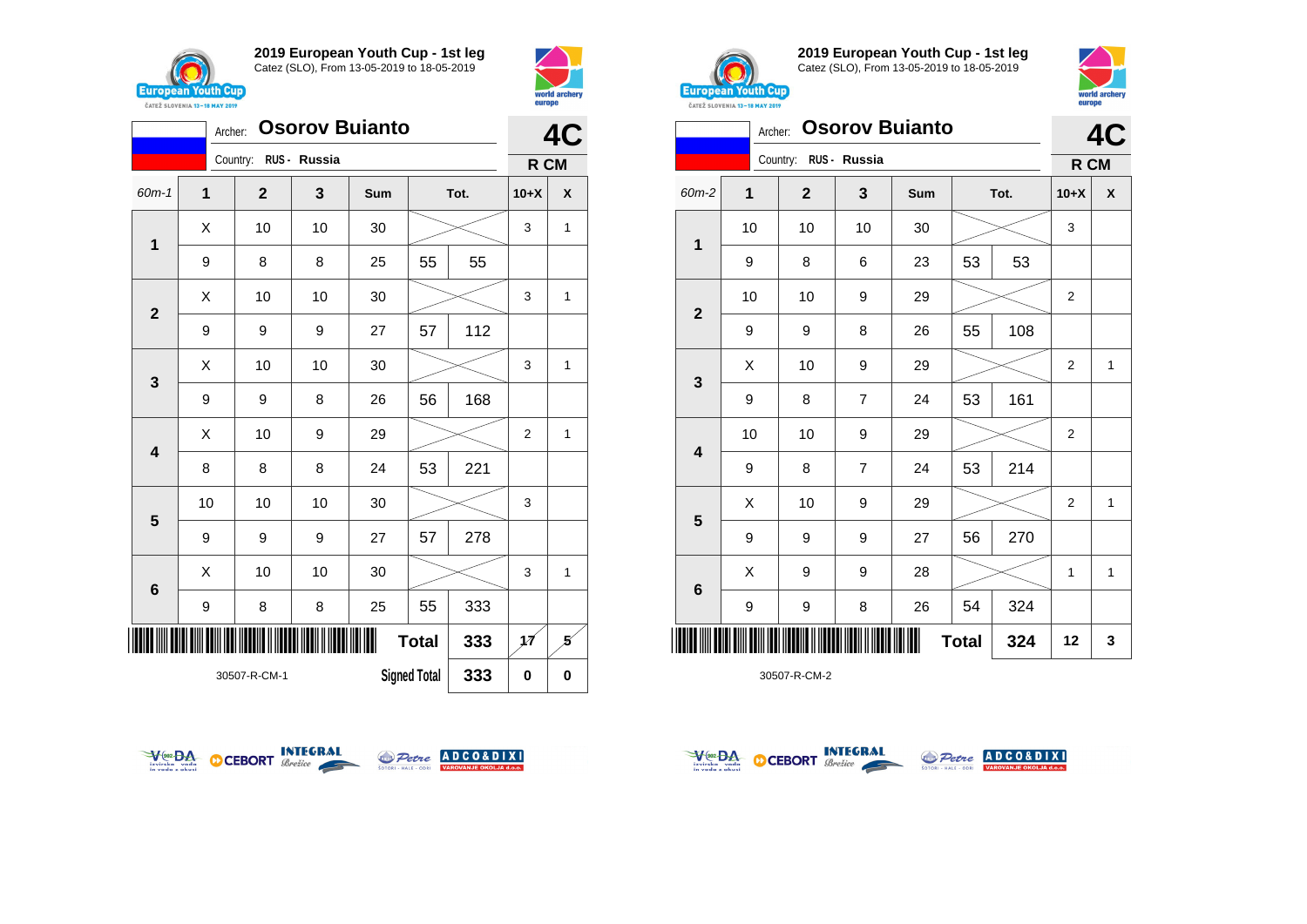## 2019 European Youth Cup - 1st leg

Catez (SLO), From 13-05-2019 to 18-05-2019

Archer: **Osorov Buianto** — **4C**

Country: RUS - Russia — **R CM**

| 60m-1 | 1 | 2 | 3 | Sum | Tot. | | 10+X | X |
|---|---|---|---|---|---|---|---|---|
| 1 | X | 10 | 10 | 30 | | | 3 | 1 |
| | 9 | 8 | 8 | 25 | 55 | 55 | | |
| 2 | X | 10 | 10 | 30 | | | 3 | 1 |
| | 9 | 9 | 9 | 27 | 57 | 112 | | |
| 3 | X | 10 | 10 | 30 | | | 3 | 1 |
| | 9 | 9 | 8 | 26 | 56 | 168 | | |
| 4 | X | 10 | 9 | 29 | | | 2 | 1 |
| | 8 | 8 | 8 | 24 | 53 | 221 | | |
| 5 | 10 | 10 | 10 | 30 | | | 3 | |
| | 9 | 9 | 9 | 27 | 57 | 278 | | |
| 6 | X | 10 | 10 | 30 | | | 3 | 1 |
| | 9 | 8 | 8 | 25 | 55 | 333 | | |
| | | | | | Total | 333 | 17 | 5 |
| | | | | | Signed Total | 333 | 0 | 0 |

30507-R-CM-1

## 2019 European Youth Cup - 1st leg

Catez (SLO), From 13-05-2019 to 18-05-2019

Archer: **Osorov Buianto** — **4C**

Country: RUS - Russia — **R CM**

| 60m-2 | 1 | 2 | 3 | Sum | Tot. | | 10+X | X |
|---|---|---|---|---|---|---|---|---|
| 1 | 10 | 10 | 10 | 30 | | | 3 | |
| | 9 | 8 | 6 | 23 | 53 | 53 | | |
| 2 | 10 | 10 | 9 | 29 | | | 2 | |
| | 9 | 9 | 8 | 26 | 55 | 108 | | |
| 3 | X | 10 | 9 | 29 | | | 2 | 1 |
| | 9 | 8 | 7 | 24 | 53 | 161 | | |
| 4 | 10 | 10 | 9 | 29 | | | 2 | |
| | 9 | 8 | 7 | 24 | 53 | 214 | | |
| 5 | X | 10 | 9 | 29 | | | 2 | 1 |
| | 9 | 9 | 9 | 27 | 56 | 270 | | |
| 6 | X | 9 | 9 | 28 | | | 1 | 1 |
| | 9 | 9 | 8 | 26 | 54 | 324 | | |
| | | | | | Total | 324 | 12 | 3 |

30507-R-CM-2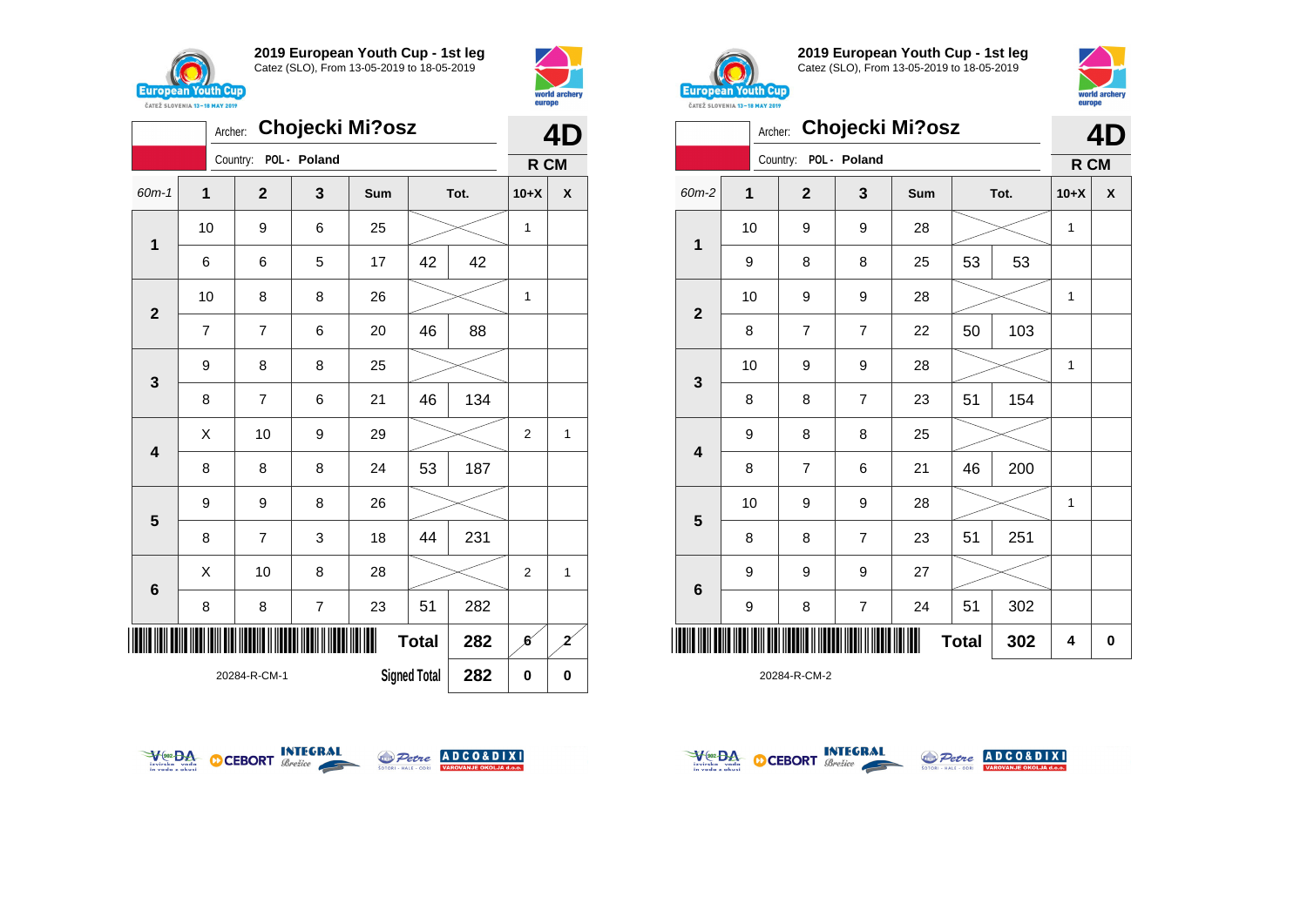# 2019 European Youth Cup - 1st leg

Catez (SLO), From 13-05-2019 to 18-05-2019

Archer: **Chojecki Mi?osz**

Country: **POL - Poland**

**4D**

**R CM**

| 60m-1 | 1 | 2 | 3 | Sum | Tot. | | 10+X | X |
|---|---|---|---|---|---|---|---|---|
| 1 | 10 | 9 | 6 | 25 | | | 1 | |
| | 6 | 6 | 5 | 17 | 42 | 42 | | |
| 2 | 10 | 8 | 8 | 26 | | | 1 | |
| | 7 | 7 | 6 | 20 | 46 | 88 | | |
| 3 | 9 | 8 | 8 | 25 | | | | |
| | 8 | 7 | 6 | 21 | 46 | 134 | | |
| 4 | X | 10 | 9 | 29 | | | 2 | 1 |
| | 8 | 8 | 8 | 24 | 53 | 187 | | |
| 5 | 9 | 9 | 8 | 26 | | | | |
| | 8 | 7 | 3 | 18 | 44 | 231 | | |
| 6 | X | 10 | 8 | 28 | | | 2 | 1 |
| | 8 | 8 | 7 | 23 | 51 | 282 | | |
| | | | | | Total | 282 | 6 | 2 |
| | | | | | Signed Total | 282 | 0 | 0 |

20284-R-CM-1

# 2019 European Youth Cup - 1st leg

Catez (SLO), From 13-05-2019 to 18-05-2019

Archer: **Chojecki Mi?osz**

Country: **POL - Poland**

**4D**

**R CM**

| 60m-2 | 1 | 2 | 3 | Sum | Tot. | | 10+X | X |
|---|---|---|---|---|---|---|---|---|
| 1 | 10 | 9 | 9 | 28 | | | 1 | |
| | 9 | 8 | 8 | 25 | 53 | 53 | | |
| 2 | 10 | 9 | 9 | 28 | | | 1 | |
| | 8 | 7 | 7 | 22 | 50 | 103 | | |
| 3 | 10 | 9 | 9 | 28 | | | 1 | |
| | 8 | 8 | 7 | 23 | 51 | 154 | | |
| 4 | 9 | 8 | 8 | 25 | | | | |
| | 8 | 7 | 6 | 21 | 46 | 200 | | |
| 5 | 10 | 9 | 9 | 28 | | | 1 | |
| | 8 | 8 | 7 | 23 | 51 | 251 | | |
| 6 | 9 | 9 | 9 | 27 | | | | |
| | 9 | 8 | 7 | 24 | 51 | 302 | | |
| | | | | | Total | 302 | 4 | 0 |

20284-R-CM-2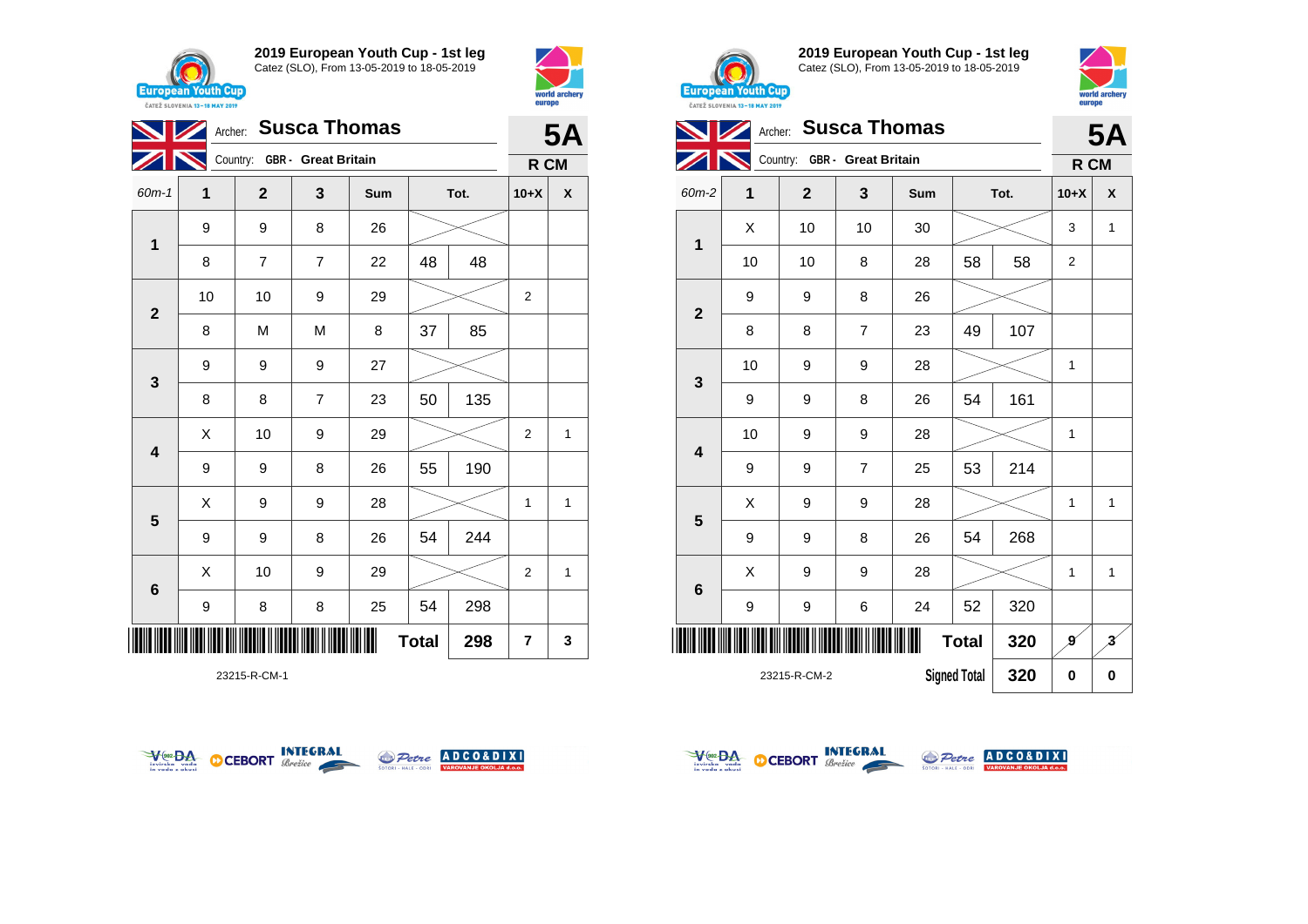## 2019 European Youth Cup - 1st leg

Catez (SLO), From 13-05-2019 to 18-05-2019

Archer: **Susca Thomas**
Country: GBR - Great Britain

**5A**
**R CM**

| 60m-1 | 1 | 2 | 3 | Sum | Tot. | | 10+X | X |
|---|---|---|---|---|---|---|---|---|
| 1 | 9 | 9 | 8 | 26 | | | | |
| | 8 | 7 | 7 | 22 | 48 | 48 | | |
| 2 | 10 | 10 | 9 | 29 | | | 2 | |
| | 8 | M | M | 8 | 37 | 85 | | |
| 3 | 9 | 9 | 9 | 27 | | | | |
| | 8 | 8 | 7 | 23 | 50 | 135 | | |
| 4 | X | 10 | 9 | 29 | | | 2 | 1 |
| | 9 | 9 | 8 | 26 | 55 | 190 | | |
| 5 | X | 9 | 9 | 28 | | | 1 | 1 |
| | 9 | 9 | 8 | 26 | 54 | 244 | | |
| 6 | X | 10 | 9 | 29 | | | 2 | 1 |
| | 9 | 8 | 8 | 25 | 54 | 298 | | |
| | | | | | Total | 298 | 7 | 3 |

23215-R-CM-1

## 2019 European Youth Cup - 1st leg

Catez (SLO), From 13-05-2019 to 18-05-2019

Archer: **Susca Thomas**
Country: GBR - Great Britain

**5A**
**R CM**

| 60m-2 | 1 | 2 | 3 | Sum | Tot. | | 10+X | X |
|---|---|---|---|---|---|---|---|---|
| 1 | X | 10 | 10 | 30 | | | 3 | 1 |
| | 10 | 10 | 8 | 28 | 58 | 58 | 2 | |
| 2 | 9 | 9 | 8 | 26 | | | | |
| | 8 | 8 | 7 | 23 | 49 | 107 | | |
| 3 | 10 | 9 | 9 | 28 | | | 1 | |
| | 9 | 9 | 8 | 26 | 54 | 161 | | |
| 4 | 10 | 9 | 9 | 28 | | | 1 | |
| | 9 | 9 | 7 | 25 | 53 | 214 | | |
| 5 | X | 9 | 9 | 28 | | | 1 | 1 |
| | 9 | 9 | 8 | 26 | 54 | 268 | | |
| 6 | X | 9 | 9 | 28 | | | 1 | 1 |
| | 9 | 9 | 6 | 24 | 52 | 320 | | |
| | | | | | Total | 320 | 9 | 3 |
| | | | | | Signed Total | 320 | 0 | 0 |

23215-R-CM-2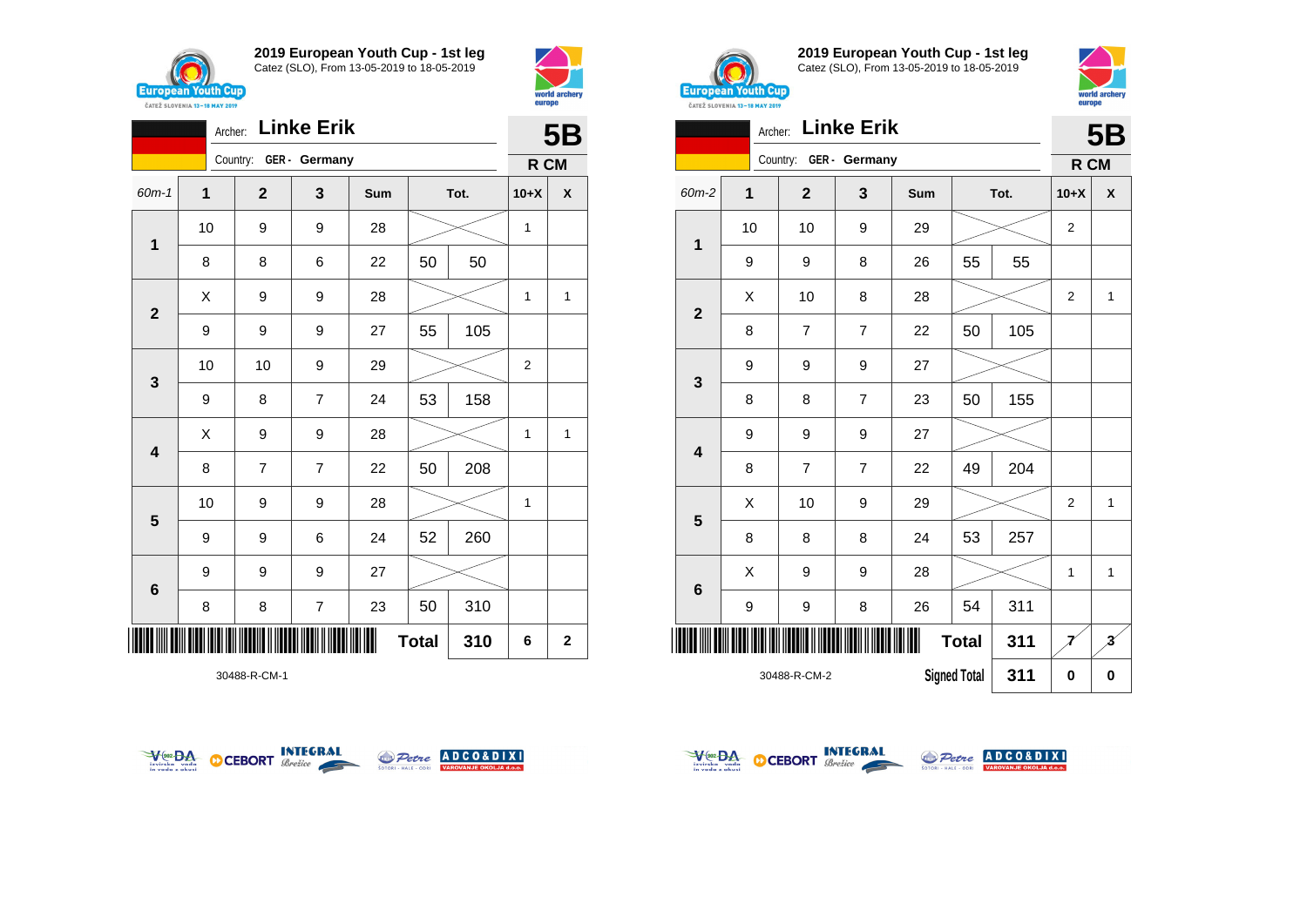## 2019 European Youth Cup - 1st leg

Catez (SLO), From 13-05-2019 to 18-05-2019

Archer: **Linke Erik** — **5B**

Country: GER - Germany — **R CM**

| 60m-1 | 1 | 2 | 3 | Sum | Tot. | | 10+X | X |
|---|---|---|---|---|---|---|---|---|
| 1 | 10 | 9 | 9 | 28 | | | 1 | |
| | 8 | 8 | 6 | 22 | 50 | 50 | | |
| 2 | X | 9 | 9 | 28 | | | 1 | 1 |
| | 9 | 9 | 9 | 27 | 55 | 105 | | |
| 3 | 10 | 10 | 9 | 29 | | | 2 | |
| | 9 | 8 | 7 | 24 | 53 | 158 | | |
| 4 | X | 9 | 9 | 28 | | | 1 | 1 |
| | 8 | 7 | 7 | 22 | 50 | 208 | | |
| 5 | 10 | 9 | 9 | 28 | | | 1 | |
| | 9 | 9 | 6 | 24 | 52 | 260 | | |
| 6 | 9 | 9 | 9 | 27 | | | | |
| | 8 | 8 | 7 | 23 | 50 | 310 | | |
| | | | | | **Total** | **310** | **6** | **2** |

30488-R-CM-1

## 2019 European Youth Cup - 1st leg

Catez (SLO), From 13-05-2019 to 18-05-2019

Archer: **Linke Erik** — **5B**

Country: GER - Germany — **R CM**

| 60m-2 | 1 | 2 | 3 | Sum | Tot. | | 10+X | X |
|---|---|---|---|---|---|---|---|---|
| 1 | 10 | 10 | 9 | 29 | | | 2 | |
| | 9 | 9 | 8 | 26 | 55 | 55 | | |
| 2 | X | 10 | 8 | 28 | | | 2 | 1 |
| | 8 | 7 | 7 | 22 | 50 | 105 | | |
| 3 | 9 | 9 | 9 | 27 | | | | |
| | 8 | 8 | 7 | 23 | 50 | 155 | | |
| 4 | 9 | 9 | 9 | 27 | | | | |
| | 8 | 7 | 7 | 22 | 49 | 204 | | |
| 5 | X | 10 | 9 | 29 | | | 2 | 1 |
| | 8 | 8 | 8 | 24 | 53 | 257 | | |
| 6 | X | 9 | 9 | 28 | | | 1 | 1 |
| | 9 | 9 | 8 | 26 | 54 | 311 | | |
| | | | | | **Total** | **311** | **7** | **3** |
| | | | | | **Signed Total** | **311** | **0** | **0** |

30488-R-CM-2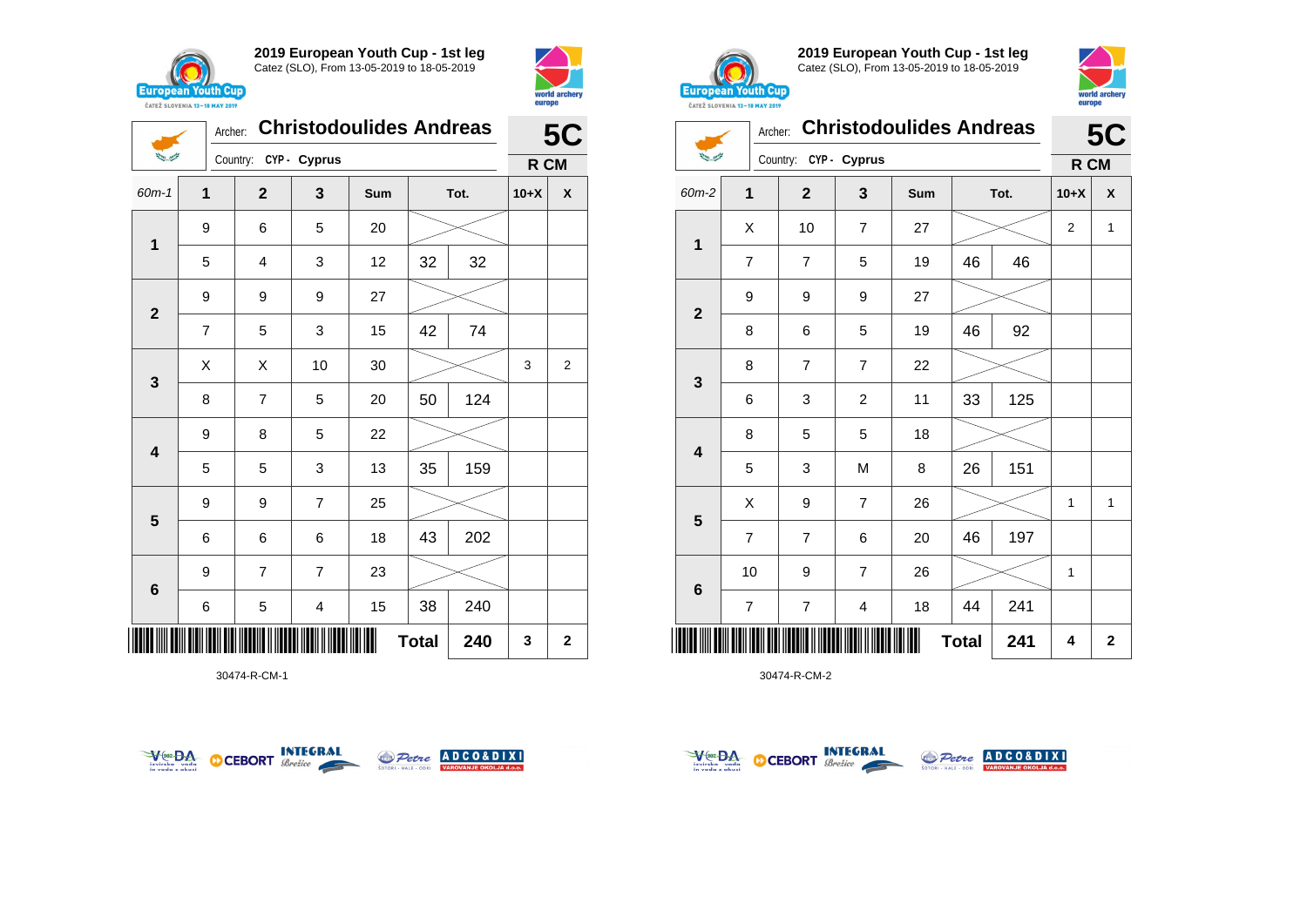## 2019 European Youth Cup - 1st leg

Catez (SLO), From 13-05-2019 to 18-05-2019

Archer: **Christodoulides Andreas**

Country: CYP - Cyprus

**5C**

**R CM**

| 60m-1 | 1 | 2 | 3 | Sum | Tot. | | 10+X | X |
|---|---|---|---|---|---|---|---|---|
| 1 | 9 | 6 | 5 | 20 | | | | |
| | 5 | 4 | 3 | 12 | 32 | 32 | | |
| 2 | 9 | 9 | 9 | 27 | | | | |
| | 7 | 5 | 3 | 15 | 42 | 74 | | |
| 3 | X | X | 10 | 30 | | | 3 | 2 |
| | 8 | 7 | 5 | 20 | 50 | 124 | | |
| 4 | 9 | 8 | 5 | 22 | | | | |
| | 5 | 5 | 3 | 13 | 35 | 159 | | |
| 5 | 9 | 9 | 7 | 25 | | | | |
| | 6 | 6 | 6 | 18 | 43 | 202 | | |
| 6 | 9 | 7 | 7 | 23 | | | | |
| | 6 | 5 | 4 | 15 | 38 | 240 | | |
| | | | | Total | | 240 | 3 | 2 |

30474-R-CM-1

## 2019 European Youth Cup - 1st leg

Catez (SLO), From 13-05-2019 to 18-05-2019

Archer: **Christodoulides Andreas**

Country: CYP - Cyprus

**5C**

**R CM**

| 60m-2 | 1 | 2 | 3 | Sum | Tot. | | 10+X | X |
|---|---|---|---|---|---|---|---|---|
| 1 | X | 10 | 7 | 27 | | | 2 | 1 |
| | 7 | 7 | 5 | 19 | 46 | 46 | | |
| 2 | 9 | 9 | 9 | 27 | | | | |
| | 8 | 6 | 5 | 19 | 46 | 92 | | |
| 3 | 8 | 7 | 7 | 22 | | | | |
| | 6 | 3 | 2 | 11 | 33 | 125 | | |
| 4 | 8 | 5 | 5 | 18 | | | | |
| | 5 | 3 | M | 8 | 26 | 151 | | |
| 5 | X | 9 | 7 | 26 | | | 1 | 1 |
| | 7 | 7 | 6 | 20 | 46 | 197 | | |
| 6 | 10 | 9 | 7 | 26 | | | 1 | |
| | 7 | 7 | 4 | 18 | 44 | 241 | | |
| | | | | Total | | 241 | 4 | 2 |

30474-R-CM-2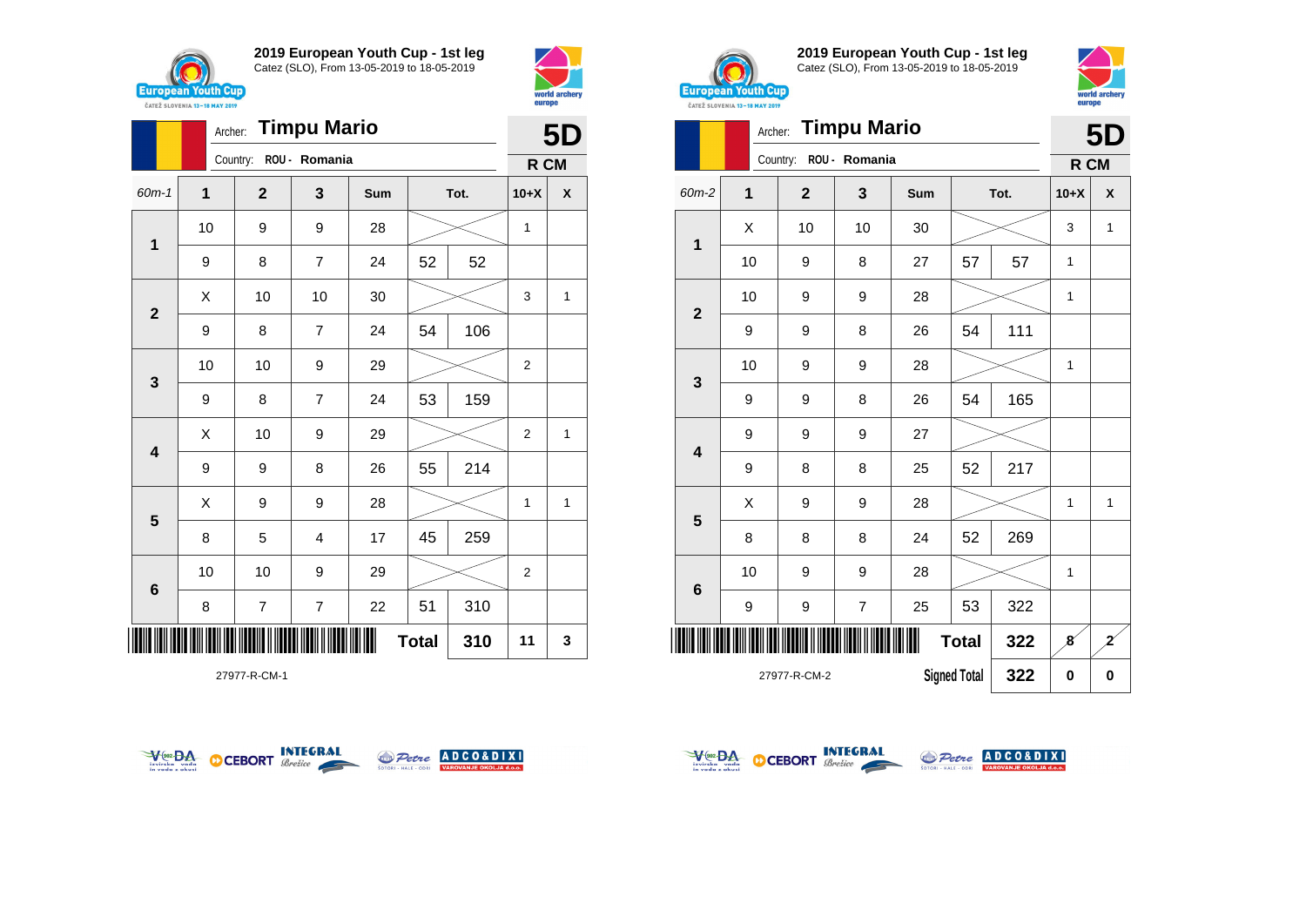## 2019 European Youth Cup - 1st leg

Catez (SLO), From 13-05-2019 to 18-05-2019

Archer: **Timpu Mario**

Country: ROU - Romania

**5D** — R CM

| 60m-1 | 1 | 2 | 3 | Sum | Tot. | | 10+X | X |
|---|---|---|---|---|---|---|---|---|
| 1 | 10 | 9 | 9 | 28 | | | 1 | |
| | 9 | 8 | 7 | 24 | 52 | 52 | | |
| 2 | X | 10 | 10 | 30 | | | 3 | 1 |
| | 9 | 8 | 7 | 24 | 54 | 106 | | |
| 3 | 10 | 10 | 9 | 29 | | | 2 | |
| | 9 | 8 | 7 | 24 | 53 | 159 | | |
| 4 | X | 10 | 9 | 29 | | | 2 | 1 |
| | 9 | 9 | 8 | 26 | 55 | 214 | | |
| 5 | X | 9 | 9 | 28 | | | 1 | 1 |
| | 8 | 5 | 4 | 17 | 45 | 259 | | |
| 6 | 10 | 10 | 9 | 29 | | | 2 | |
| | 8 | 7 | 7 | 22 | 51 | 310 | | |
| | | | | | Total | 310 | 11 | 3 |

27977-R-CM-1

## 2019 European Youth Cup - 1st leg

Catez (SLO), From 13-05-2019 to 18-05-2019

Archer: **Timpu Mario**

Country: ROU - Romania

**5D** — R CM

| 60m-2 | 1 | 2 | 3 | Sum | Tot. | | 10+X | X |
|---|---|---|---|---|---|---|---|---|
| 1 | X | 10 | 10 | 30 | | | 3 | 1 |
| | 10 | 9 | 8 | 27 | 57 | 57 | 1 | |
| 2 | 10 | 9 | 9 | 28 | | | 1 | |
| | 9 | 9 | 8 | 26 | 54 | 111 | | |
| 3 | 10 | 9 | 9 | 28 | | | 1 | |
| | 9 | 9 | 8 | 26 | 54 | 165 | | |
| 4 | 9 | 9 | 9 | 27 | | | | |
| | 9 | 8 | 8 | 25 | 52 | 217 | | |
| 5 | X | 9 | 9 | 28 | | | 1 | 1 |
| | 8 | 8 | 8 | 24 | 52 | 269 | | |
| 6 | 10 | 9 | 9 | 28 | | | 1 | |
| | 9 | 9 | 7 | 25 | 53 | 322 | | |
| | | | | | Total | 322 | 8 | 2 |
| | | | | | Signed Total | 322 | 0 | 0 |

27977-R-CM-2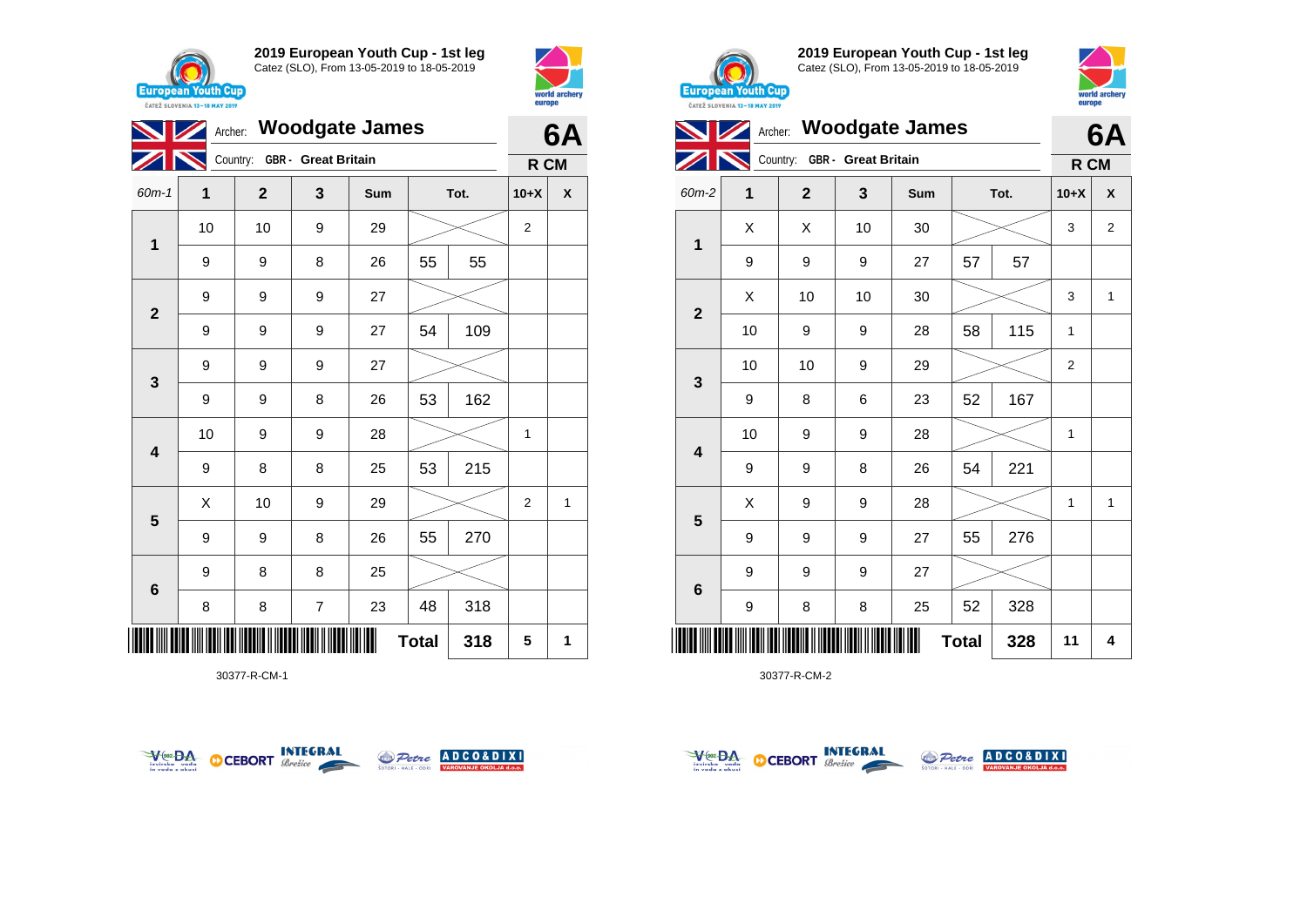**2019 European Youth Cup - 1st leg**
Catez (SLO), From 13-05-2019 to 18-05-2019

Archer: **Woodgate James** — **6A**
Country: GBR - Great Britain — **R CM**

| 60m-1 | 1 | 2 | 3 | Sum | Tot. | | 10+X | X |
|---|---|---|---|---|---|---|---|---|
| 1 | 10 | 10 | 9 | 29 | | | 2 | |
| | 9 | 9 | 8 | 26 | 55 | 55 | | |
| 2 | 9 | 9 | 9 | 27 | | | | |
| | 9 | 9 | 9 | 27 | 54 | 109 | | |
| 3 | 9 | 9 | 9 | 27 | | | | |
| | 9 | 9 | 8 | 26 | 53 | 162 | | |
| 4 | 10 | 9 | 9 | 28 | | | 1 | |
| | 9 | 8 | 8 | 25 | 53 | 215 | | |
| 5 | X | 10 | 9 | 29 | | | 2 | 1 |
| | 9 | 9 | 8 | 26 | 55 | 270 | | |
| 6 | 9 | 8 | 8 | 25 | | | | |
| | 8 | 8 | 7 | 23 | 48 | 318 | | |
| | | | | | Total | 318 | 5 | 1 |

30377-R-CM-1

**2019 European Youth Cup - 1st leg**
Catez (SLO), From 13-05-2019 to 18-05-2019

Archer: **Woodgate James** — **6A**
Country: GBR - Great Britain — **R CM**

| 60m-2 | 1 | 2 | 3 | Sum | Tot. | | 10+X | X |
|---|---|---|---|---|---|---|---|---|
| 1 | X | X | 10 | 30 | | | 3 | 2 |
| | 9 | 9 | 9 | 27 | 57 | 57 | | |
| 2 | X | 10 | 10 | 30 | | | 3 | 1 |
| | 10 | 9 | 9 | 28 | 58 | 115 | 1 | |
| 3 | 10 | 10 | 9 | 29 | | | 2 | |
| | 9 | 8 | 6 | 23 | 52 | 167 | | |
| 4 | 10 | 9 | 9 | 28 | | | 1 | |
| | 9 | 9 | 8 | 26 | 54 | 221 | | |
| 5 | X | 9 | 9 | 28 | | | 1 | 1 |
| | 9 | 9 | 9 | 27 | 55 | 276 | | |
| 6 | 9 | 9 | 9 | 27 | | | | |
| | 9 | 8 | 8 | 25 | 52 | 328 | | |
| | | | | | Total | 328 | 11 | 4 |

30377-R-CM-2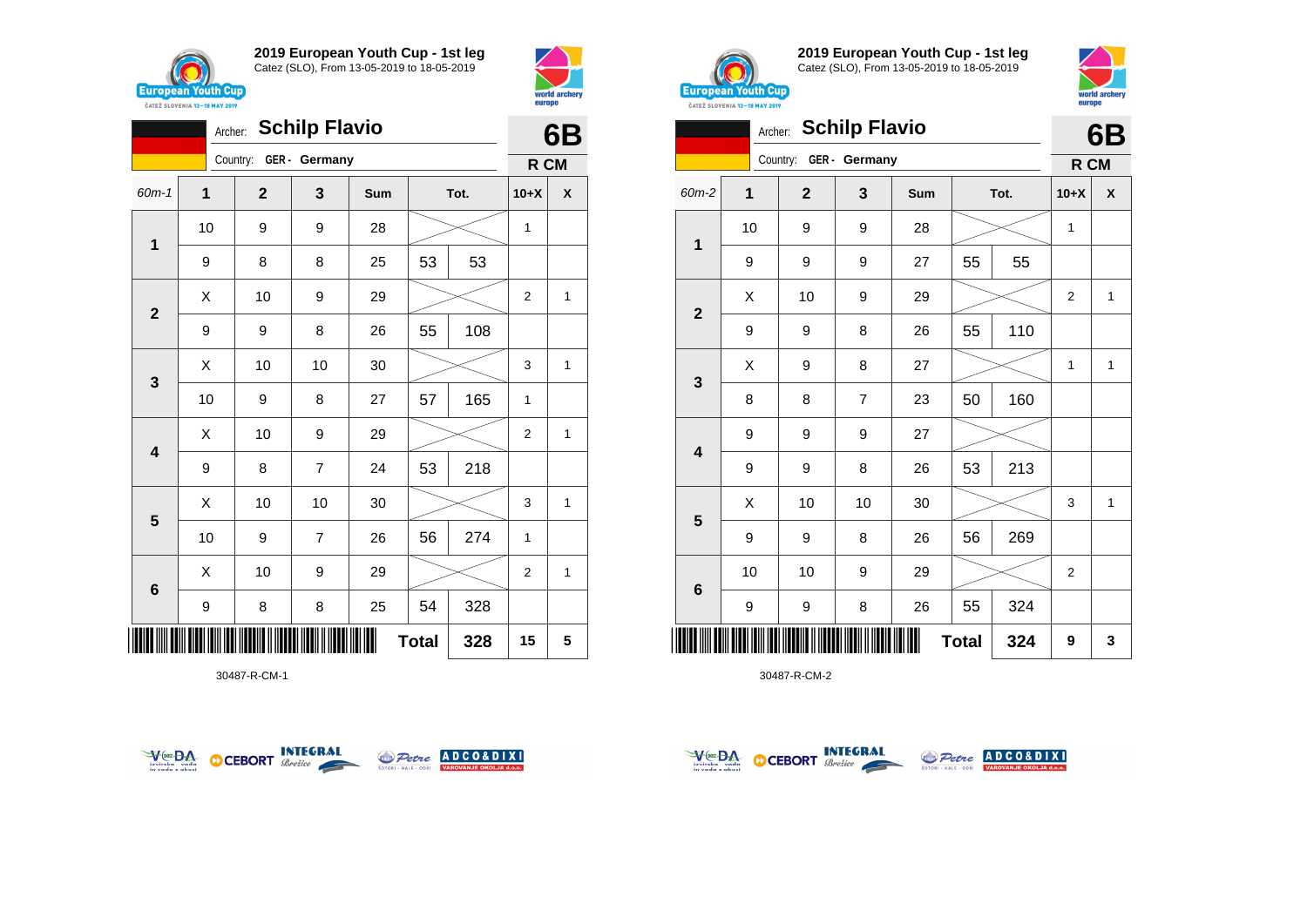## 2019 European Youth Cup - 1st leg

Catez (SLO), From 13-05-2019 to 18-05-2019

Archer: **Schilp Flavio** — **6B**

Country: GER - Germany — **R CM**

| 60m-1 | 1 | 2 | 3 | Sum | Tot. | | 10+X | X |
|---|---|---|---|---|---|---|---|---|
| 1 | 10 | 9 | 9 | 28 | | | 1 | |
| | 9 | 8 | 8 | 25 | 53 | 53 | | |
| 2 | X | 10 | 9 | 29 | | | 2 | 1 |
| | 9 | 9 | 8 | 26 | 55 | 108 | | |
| 3 | X | 10 | 10 | 30 | | | 3 | 1 |
| | 10 | 9 | 8 | 27 | 57 | 165 | 1 | |
| 4 | X | 10 | 9 | 29 | | | 2 | 1 |
| | 9 | 8 | 7 | 24 | 53 | 218 | | |
| 5 | X | 10 | 10 | 30 | | | 3 | 1 |
| | 10 | 9 | 7 | 26 | 56 | 274 | 1 | |
| 6 | X | 10 | 9 | 29 | | | 2 | 1 |
| | 9 | 8 | 8 | 25 | 54 | 328 | | |
| | | | | | Total | 328 | 15 | 5 |

30487-R-CM-1

## 2019 European Youth Cup - 1st leg

Catez (SLO), From 13-05-2019 to 18-05-2019

Archer: **Schilp Flavio** — **6B**

Country: GER - Germany — **R CM**

| 60m-2 | 1 | 2 | 3 | Sum | Tot. | | 10+X | X |
|---|---|---|---|---|---|---|---|---|
| 1 | 10 | 9 | 9 | 28 | | | 1 | |
| | 9 | 9 | 9 | 27 | 55 | 55 | | |
| 2 | X | 10 | 9 | 29 | | | 2 | 1 |
| | 9 | 9 | 8 | 26 | 55 | 110 | | |
| 3 | X | 9 | 8 | 27 | | | 1 | 1 |
| | 8 | 8 | 7 | 23 | 50 | 160 | | |
| 4 | 9 | 9 | 9 | 27 | | | | |
| | 9 | 9 | 8 | 26 | 53 | 213 | | |
| 5 | X | 10 | 10 | 30 | | | 3 | 1 |
| | 9 | 9 | 8 | 26 | 56 | 269 | | |
| 6 | 10 | 10 | 9 | 29 | | | 2 | |
| | 9 | 9 | 8 | 26 | 55 | 324 | | |
| | | | | | Total | 324 | 9 | 3 |

30487-R-CM-2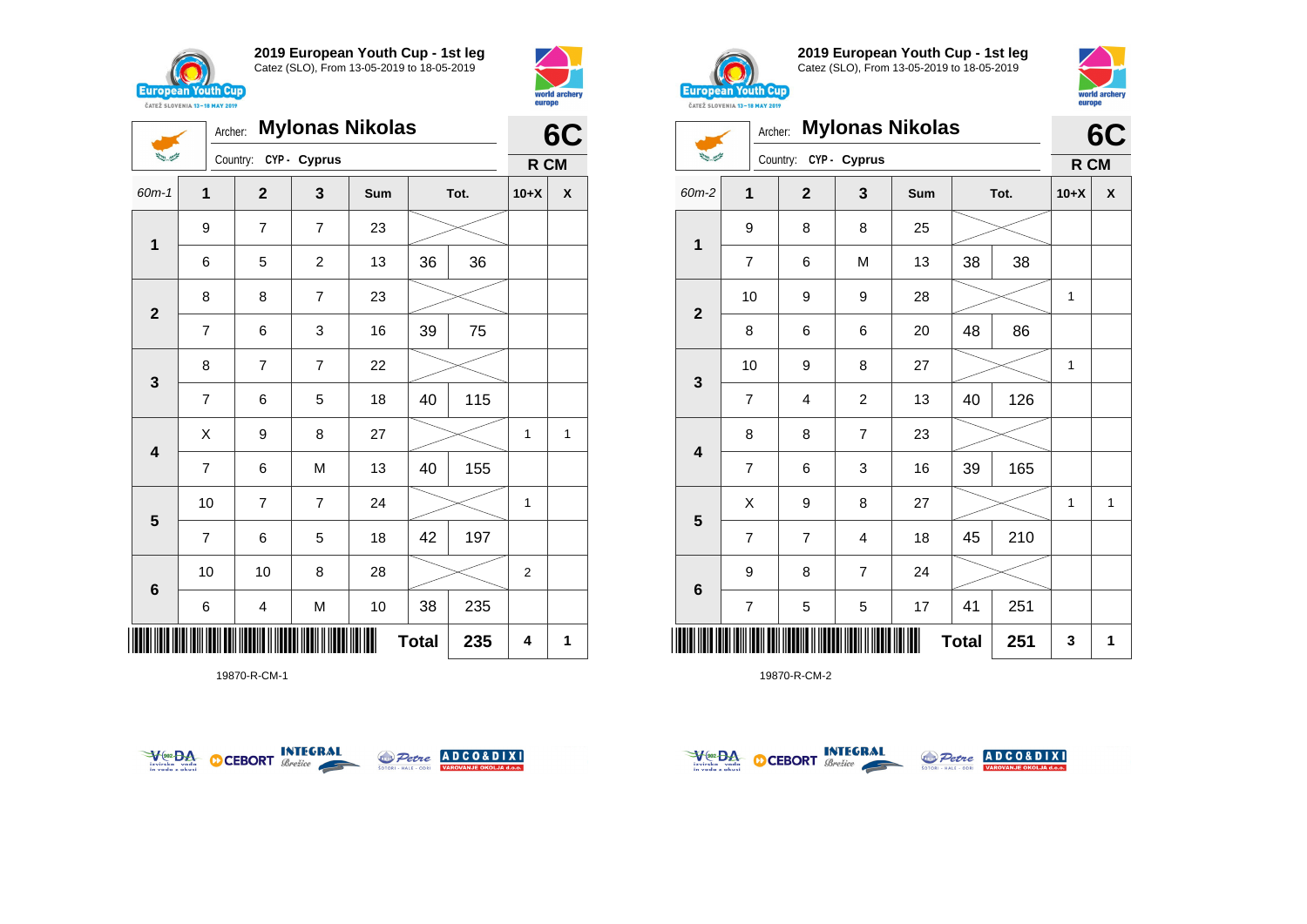## 2019 European Youth Cup - 1st leg

Catez (SLO), From 13-05-2019 to 18-05-2019

Archer: **Mylonas Nikolas** — **6C**

Country: CYP - Cyprus — **R CM**

| 60m-1 | 1 | 2 | 3 | Sum | Tot. | | 10+X | X |
|---|---|---|---|---|---|---|---|---|
| 1 | 9 | 7 | 7 | 23 | | | | |
| | 6 | 5 | 2 | 13 | 36 | 36 | | |
| 2 | 8 | 8 | 7 | 23 | | | | |
| | 7 | 6 | 3 | 16 | 39 | 75 | | |
| 3 | 8 | 7 | 7 | 22 | | | | |
| | 7 | 6 | 5 | 18 | 40 | 115 | | |
| 4 | X | 9 | 8 | 27 | | | 1 | 1 |
| | 7 | 6 | M | 13 | 40 | 155 | | |
| 5 | 10 | 7 | 7 | 24 | | | 1 | |
| | 7 | 6 | 5 | 18 | 42 | 197 | | |
| 6 | 10 | 10 | 8 | 28 | | | 2 | |
| | 6 | 4 | M | 10 | 38 | 235 | | |
| | | | | | **Total** | **235** | **4** | **1** |

19870-R-CM-1

## 2019 European Youth Cup - 1st leg

Catez (SLO), From 13-05-2019 to 18-05-2019

Archer: **Mylonas Nikolas** — **6C**

Country: CYP - Cyprus — **R CM**

| 60m-2 | 1 | 2 | 3 | Sum | Tot. | | 10+X | X |
|---|---|---|---|---|---|---|---|---|
| 1 | 9 | 8 | 8 | 25 | | | | |
| | 7 | 6 | M | 13 | 38 | 38 | | |
| 2 | 10 | 9 | 9 | 28 | | | 1 | |
| | 8 | 6 | 6 | 20 | 48 | 86 | | |
| 3 | 10 | 9 | 8 | 27 | | | 1 | |
| | 7 | 4 | 2 | 13 | 40 | 126 | | |
| 4 | 8 | 8 | 7 | 23 | | | | |
| | 7 | 6 | 3 | 16 | 39 | 165 | | |
| 5 | X | 9 | 8 | 27 | | | 1 | 1 |
| | 7 | 7 | 4 | 18 | 45 | 210 | | |
| 6 | 9 | 8 | 7 | 24 | | | | |
| | 7 | 5 | 5 | 17 | 41 | 251 | | |
| | | | | | **Total** | **251** | **3** | **1** |

19870-R-CM-2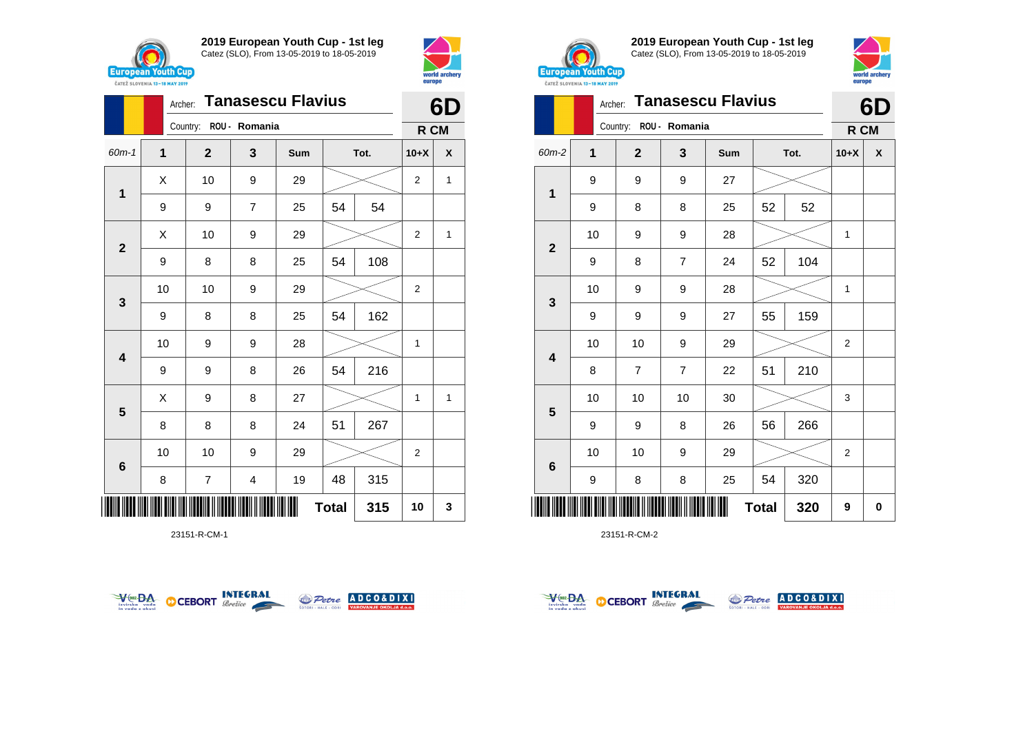## 2019 European Youth Cup - 1st leg

Catez (SLO), From 13-05-2019 to 18-05-2019

Archer: **Tanasescu Flavius**

Country: ROU - Romania

**6D**

**R CM**

| 60m-1 | 1 | 2 | 3 | Sum | | Tot. | 10+X | X |
|---|---|---|---|---|---|---|---|---|
| 1 | X | 10 | 9 | 29 | | | 2 | 1 |
| | 9 | 9 | 7 | 25 | 54 | 54 | | |
| 2 | X | 10 | 9 | 29 | | | 2 | 1 |
| | 9 | 8 | 8 | 25 | 54 | 108 | | |
| 3 | 10 | 10 | 9 | 29 | | | 2 | |
| | 9 | 8 | 8 | 25 | 54 | 162 | | |
| 4 | 10 | 9 | 9 | 28 | | | 1 | |
| | 9 | 9 | 8 | 26 | 54 | 216 | | |
| 5 | X | 9 | 8 | 27 | | | 1 | 1 |
| | 8 | 8 | 8 | 24 | 51 | 267 | | |
| 6 | 10 | 10 | 9 | 29 | | | 2 | |
| | 8 | 7 | 4 | 19 | 48 | 315 | | |
| | | | | | **Total** | **315** | **10** | **3** |

23151-R-CM-1

## 2019 European Youth Cup - 1st leg

Catez (SLO), From 13-05-2019 to 18-05-2019

Archer: **Tanasescu Flavius**

Country: ROU - Romania

**6D**

**R CM**

| 60m-2 | 1 | 2 | 3 | Sum | | Tot. | 10+X | X |
|---|---|---|---|---|---|---|---|---|
| 1 | 9 | 9 | 9 | 27 | | | | |
| | 9 | 8 | 8 | 25 | 52 | 52 | | |
| 2 | 10 | 9 | 9 | 28 | | | 1 | |
| | 9 | 8 | 7 | 24 | 52 | 104 | | |
| 3 | 10 | 9 | 9 | 28 | | | 1 | |
| | 9 | 9 | 9 | 27 | 55 | 159 | | |
| 4 | 10 | 10 | 9 | 29 | | | 2 | |
| | 8 | 7 | 7 | 22 | 51 | 210 | | |
| 5 | 10 | 10 | 10 | 30 | | | 3 | |
| | 9 | 9 | 8 | 26 | 56 | 266 | | |
| 6 | 10 | 10 | 9 | 29 | | | 2 | |
| | 9 | 8 | 8 | 25 | 54 | 320 | | |
| | | | | | **Total** | **320** | **9** | **0** |

23151-R-CM-2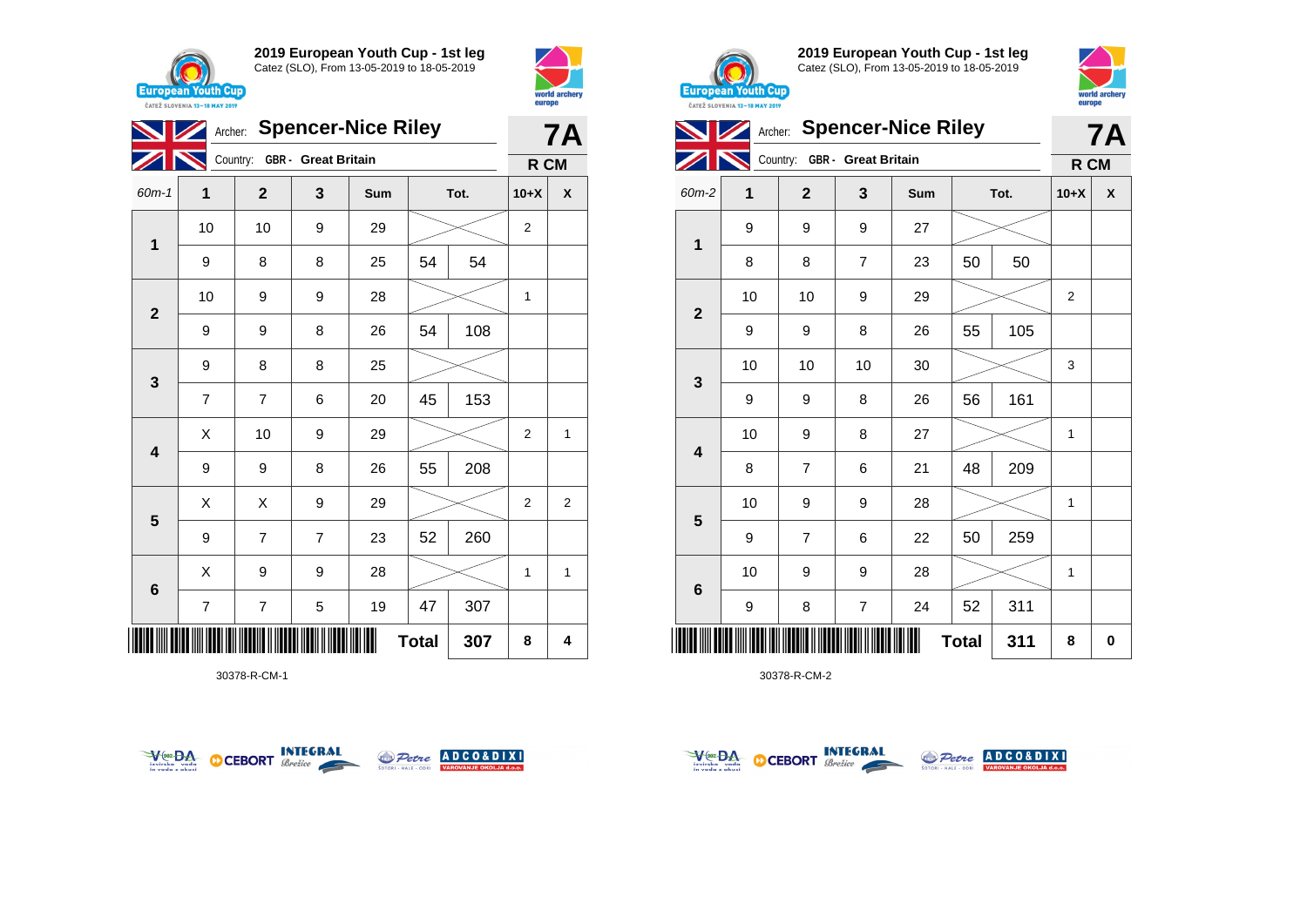**2019 European Youth Cup - 1st leg**
Catez (SLO), From 13-05-2019 to 18-05-2019

Archer: **Spencer-Nice Riley**
Country: GBR - Great Britain

**7A**
**R CM**

| 60m-1 | 1 | 2 | 3 | Sum | Tot. | | 10+X | X |
|---|---|---|---|---|---|---|---|---|
| 1 | 10 | 10 | 9 | 29 | | | 2 | |
| | 9 | 8 | 8 | 25 | 54 | 54 | | |
| 2 | 10 | 9 | 9 | 28 | | | 1 | |
| | 9 | 9 | 8 | 26 | 54 | 108 | | |
| 3 | 9 | 8 | 8 | 25 | | | | |
| | 7 | 7 | 6 | 20 | 45 | 153 | | |
| 4 | X | 10 | 9 | 29 | | | 2 | 1 |
| | 9 | 9 | 8 | 26 | 55 | 208 | | |
| 5 | X | X | 9 | 29 | | | 2 | 2 |
| | 9 | 7 | 7 | 23 | 52 | 260 | | |
| 6 | X | 9 | 9 | 28 | | | 1 | 1 |
| | 7 | 7 | 5 | 19 | 47 | 307 | | |
| | | | | | **Total** | **307** | **8** | **4** |

30378-R-CM-1

**2019 European Youth Cup - 1st leg**
Catez (SLO), From 13-05-2019 to 18-05-2019

Archer: **Spencer-Nice Riley**
Country: GBR - Great Britain

**7A**
**R CM**

| 60m-2 | 1 | 2 | 3 | Sum | Tot. | | 10+X | X |
|---|---|---|---|---|---|---|---|---|
| 1 | 9 | 9 | 9 | 27 | | | | |
| | 8 | 8 | 7 | 23 | 50 | 50 | | |
| 2 | 10 | 10 | 9 | 29 | | | 2 | |
| | 9 | 9 | 8 | 26 | 55 | 105 | | |
| 3 | 10 | 10 | 10 | 30 | | | 3 | |
| | 9 | 9 | 8 | 26 | 56 | 161 | | |
| 4 | 10 | 9 | 8 | 27 | | | 1 | |
| | 8 | 7 | 6 | 21 | 48 | 209 | | |
| 5 | 10 | 9 | 9 | 28 | | | 1 | |
| | 9 | 7 | 6 | 22 | 50 | 259 | | |
| 6 | 10 | 9 | 9 | 28 | | | 1 | |
| | 9 | 8 | 7 | 24 | 52 | 311 | | |
| | | | | | **Total** | **311** | **8** | **0** |

30378-R-CM-2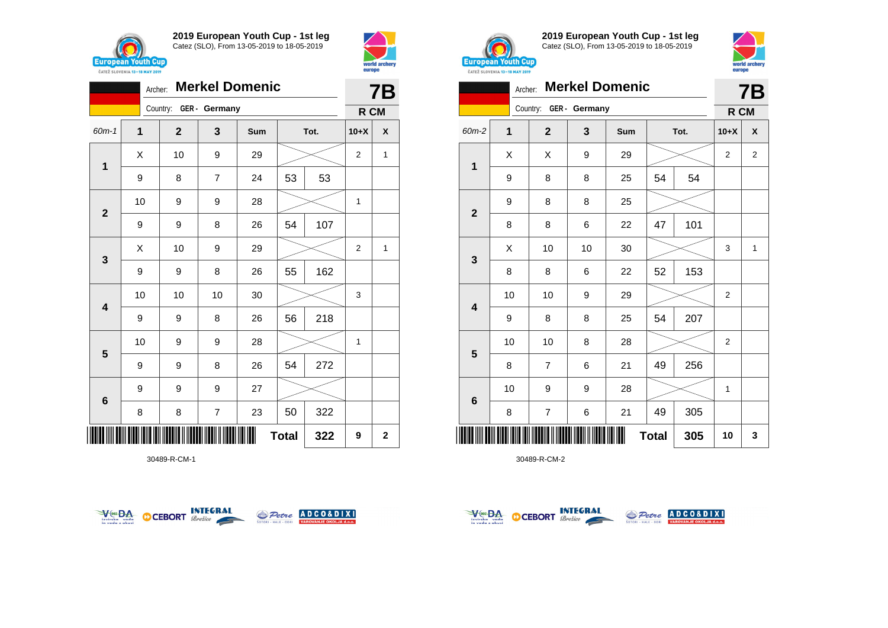## 2019 European Youth Cup - 1st leg

Catez (SLO), From 13-05-2019 to 18-05-2019

Archer: **Merkel Domenic** — **7B**

Country: GER - Germany — **R CM**

| 60m-1 | 1 | 2 | 3 | Sum | Tot. | | 10+X | X |
|---|---|---|---|---|---|---|---|---|
| 1 | X | 10 | 9 | 29 | | | 2 | 1 |
| | 9 | 8 | 7 | 24 | 53 | 53 | | |
| 2 | 10 | 9 | 9 | 28 | | | 1 | |
| | 9 | 9 | 8 | 26 | 54 | 107 | | |
| 3 | X | 10 | 9 | 29 | | | 2 | 1 |
| | 9 | 9 | 8 | 26 | 55 | 162 | | |
| 4 | 10 | 10 | 10 | 30 | | | 3 | |
| | 9 | 9 | 8 | 26 | 56 | 218 | | |
| 5 | 10 | 9 | 9 | 28 | | | 1 | |
| | 9 | 9 | 8 | 26 | 54 | 272 | | |
| 6 | 9 | 9 | 9 | 27 | | | | |
| | 8 | 8 | 7 | 23 | 50 | 322 | | |
| | | | | | **Total** | **322** | **9** | **2** |

30489-R-CM-1

## 2019 European Youth Cup - 1st leg

Catez (SLO), From 13-05-2019 to 18-05-2019

Archer: **Merkel Domenic** — **7B**

Country: GER - Germany — **R CM**

| 60m-2 | 1 | 2 | 3 | Sum | Tot. | | 10+X | X |
|---|---|---|---|---|---|---|---|---|
| 1 | X | X | 9 | 29 | | | 2 | 2 |
| | 9 | 8 | 8 | 25 | 54 | 54 | | |
| 2 | 9 | 8 | 8 | 25 | | | | |
| | 8 | 8 | 6 | 22 | 47 | 101 | | |
| 3 | X | 10 | 10 | 30 | | | 3 | 1 |
| | 8 | 8 | 6 | 22 | 52 | 153 | | |
| 4 | 10 | 10 | 9 | 29 | | | 2 | |
| | 9 | 8 | 8 | 25 | 54 | 207 | | |
| 5 | 10 | 10 | 8 | 28 | | | 2 | |
| | 8 | 7 | 6 | 21 | 49 | 256 | | |
| 6 | 10 | 9 | 9 | 28 | | | 1 | |
| | 8 | 7 | 6 | 21 | 49 | 305 | | |
| | | | | | **Total** | **305** | **10** | **3** |

30489-R-CM-2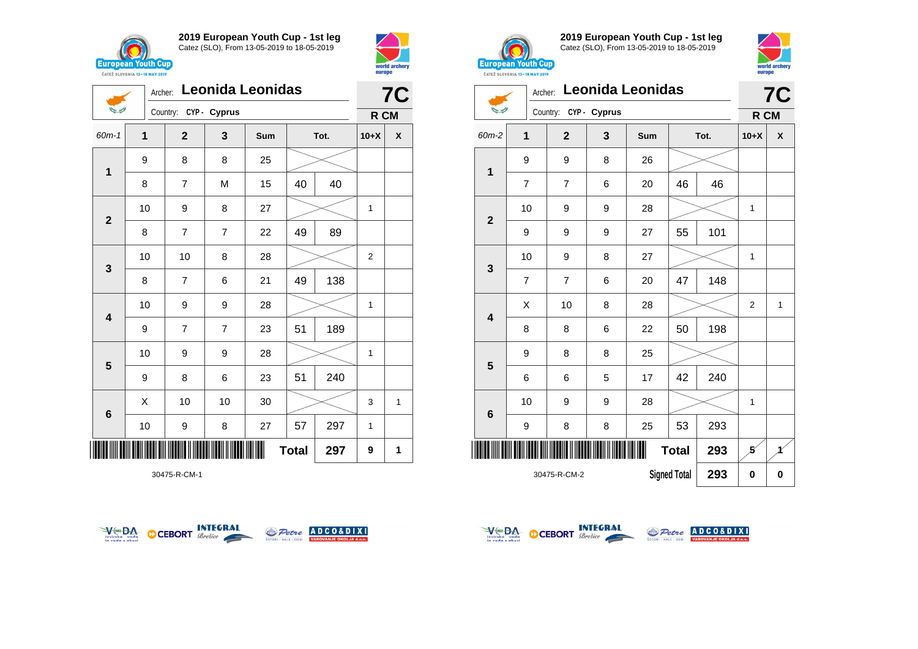## 2019 European Youth Cup - 1st leg
Catez (SLO), From 13-05-2019 to 18-05-2019

Archer: **Leonida Leonidas**
Country: CYP - Cyprus

**7C**
**R CM**

| 60m-1 | 1 | 2 | 3 | Sum | Tot. | | 10+X | X |
|---|---|---|---|---|---|---|---|---|
| 1 | 9 | 8 | 8 | 25 | | | | |
| | 8 | 7 | M | 15 | 40 | 40 | | |
| 2 | 10 | 9 | 8 | 27 | | | 1 | |
| | 8 | 7 | 7 | 22 | 49 | 89 | | |
| 3 | 10 | 10 | 8 | 28 | | | 2 | |
| | 8 | 7 | 6 | 21 | 49 | 138 | | |
| 4 | 10 | 9 | 9 | 28 | | | 1 | |
| | 9 | 7 | 7 | 23 | 51 | 189 | | |
| 5 | 10 | 9 | 9 | 28 | | | 1 | |
| | 9 | 8 | 6 | 23 | 51 | 240 | | |
| 6 | X | 10 | 10 | 30 | | | 3 | 1 |
| | 10 | 9 | 8 | 27 | 57 | 297 | 1 | |
| | | | | | **Total** | **297** | **9** | **1** |

30475-R-CM-1

## 2019 European Youth Cup - 1st leg
Catez (SLO), From 13-05-2019 to 18-05-2019

Archer: **Leonida Leonidas**
Country: CYP - Cyprus

**7C**
**R CM**

| 60m-2 | 1 | 2 | 3 | Sum | Tot. | | 10+X | X |
|---|---|---|---|---|---|---|---|---|
| 1 | 9 | 9 | 8 | 26 | | | | |
| | 7 | 7 | 6 | 20 | 46 | 46 | | |
| 2 | 10 | 9 | 9 | 28 | | | 1 | |
| | 9 | 9 | 9 | 27 | 55 | 101 | | |
| 3 | 10 | 9 | 8 | 27 | | | 1 | |
| | 7 | 7 | 6 | 20 | 47 | 148 | | |
| 4 | X | 10 | 8 | 28 | | | 2 | 1 |
| | 8 | 8 | 6 | 22 | 50 | 198 | | |
| 5 | 9 | 8 | 8 | 25 | | | | |
| | 6 | 6 | 5 | 17 | 42 | 240 | | |
| 6 | 10 | 9 | 9 | 28 | | | 1 | |
| | 9 | 8 | 8 | 25 | 53 | 293 | | |
| | | | | | **Total** | **293** | **5** | **1** |
| | | | | | **Signed Total** | **293** | **0** | **0** |

30475-R-CM-2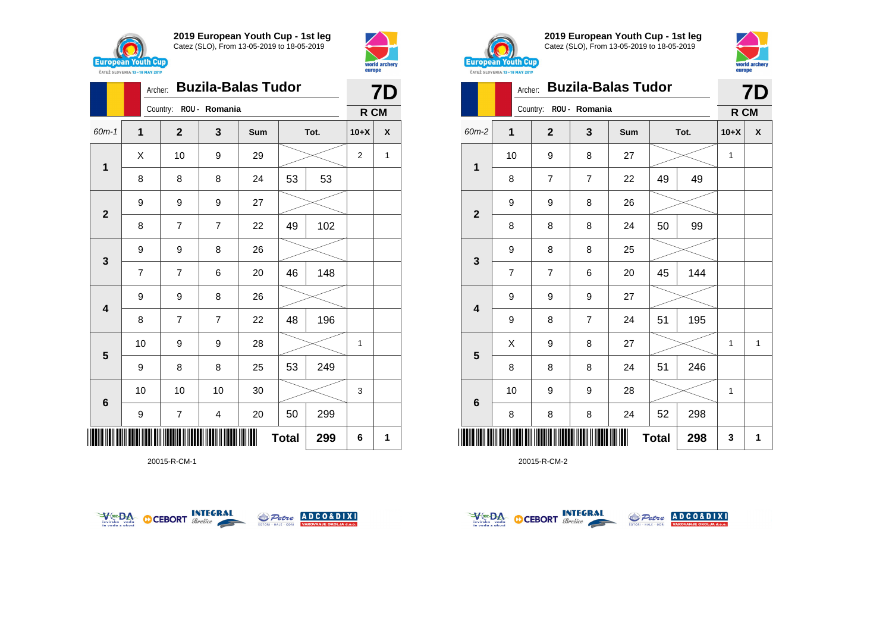## 2019 European Youth Cup - 1st leg
Catez (SLO), From 13-05-2019 to 18-05-2019

Archer: **Buzila-Balas Tudor**
Country: ROU - Romania

**7D**
**R CM**

| 60m-1 | 1 | 2 | 3 | Sum | Tot. | | 10+X | X |
|---|---|---|---|---|---|---|---|---|
| 1 | X | 10 | 9 | 29 | | | 2 | 1 |
| | 8 | 8 | 8 | 24 | 53 | 53 | | |
| 2 | 9 | 9 | 9 | 27 | | | | |
| | 8 | 7 | 7 | 22 | 49 | 102 | | |
| 3 | 9 | 9 | 8 | 26 | | | | |
| | 7 | 7 | 6 | 20 | 46 | 148 | | |
| 4 | 9 | 9 | 8 | 26 | | | | |
| | 8 | 7 | 7 | 22 | 48 | 196 | | |
| 5 | 10 | 9 | 9 | 28 | | | 1 | |
| | 9 | 8 | 8 | 25 | 53 | 249 | | |
| 6 | 10 | 10 | 10 | 30 | | | 3 | |
| | 9 | 7 | 4 | 20 | 50 | 299 | | |
| | | | | | Total | 299 | 6 | 1 |

20015-R-CM-1

## 2019 European Youth Cup - 1st leg
Catez (SLO), From 13-05-2019 to 18-05-2019

Archer: **Buzila-Balas Tudor**
Country: ROU - Romania

**7D**
**R CM**

| 60m-2 | 1 | 2 | 3 | Sum | Tot. | | 10+X | X |
|---|---|---|---|---|---|---|---|---|
| 1 | 10 | 9 | 8 | 27 | | | 1 | |
| | 8 | 7 | 7 | 22 | 49 | 49 | | |
| 2 | 9 | 9 | 8 | 26 | | | | |
| | 8 | 8 | 8 | 24 | 50 | 99 | | |
| 3 | 9 | 8 | 8 | 25 | | | | |
| | 7 | 7 | 6 | 20 | 45 | 144 | | |
| 4 | 9 | 9 | 9 | 27 | | | | |
| | 9 | 8 | 7 | 24 | 51 | 195 | | |
| 5 | X | 9 | 8 | 27 | | | 1 | 1 |
| | 8 | 8 | 8 | 24 | 51 | 246 | | |
| 6 | 10 | 9 | 9 | 28 | | | 1 | |
| | 8 | 8 | 8 | 24 | 52 | 298 | | |
| | | | | | Total | 298 | 3 | 1 |

20015-R-CM-2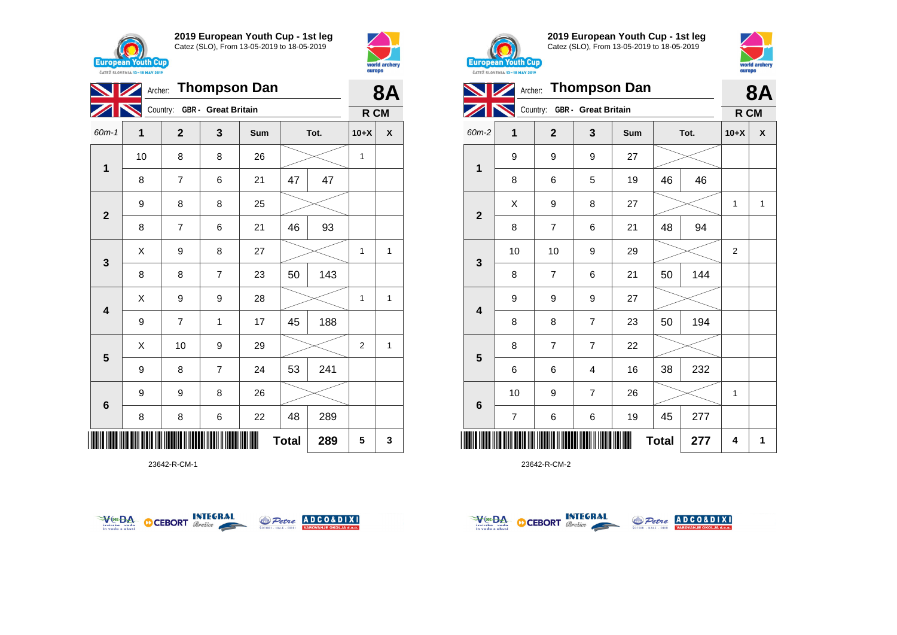## 2019 European Youth Cup - 1st leg

Catez (SLO), From 13-05-2019 to 18-05-2019

Archer: **Thompson Dan** — **8A**

Country: GBR - Great Britain — **R CM**

| 60m-1 | 1 | 2 | 3 | Sum | Tot. | | 10+X | X |
|---|---|---|---|---|---|---|---|---|
| 1 | 10 | 8 | 8 | 26 | | | 1 | |
| | 8 | 7 | 6 | 21 | 47 | 47 | | |
| 2 | 9 | 8 | 8 | 25 | | | | |
| | 8 | 7 | 6 | 21 | 46 | 93 | | |
| 3 | X | 9 | 8 | 27 | | | 1 | 1 |
| | 8 | 8 | 7 | 23 | 50 | 143 | | |
| 4 | X | 9 | 9 | 28 | | | 1 | 1 |
| | 9 | 7 | 1 | 17 | 45 | 188 | | |
| 5 | X | 10 | 9 | 29 | | | 2 | 1 |
| | 9 | 8 | 7 | 24 | 53 | 241 | | |
| 6 | 9 | 9 | 8 | 26 | | | | |
| | 8 | 8 | 6 | 22 | 48 | 289 | | |
| | | | | | **Total** | **289** | **5** | **3** |

23642-R-CM-1

## 2019 European Youth Cup - 1st leg

Catez (SLO), From 13-05-2019 to 18-05-2019

Archer: **Thompson Dan** — **8A**

Country: GBR - Great Britain — **R CM**

| 60m-2 | 1 | 2 | 3 | Sum | Tot. | | 10+X | X |
|---|---|---|---|---|---|---|---|---|
| 1 | 9 | 9 | 9 | 27 | | | | |
| | 8 | 6 | 5 | 19 | 46 | 46 | | |
| 2 | X | 9 | 8 | 27 | | | 1 | 1 |
| | 8 | 7 | 6 | 21 | 48 | 94 | | |
| 3 | 10 | 10 | 9 | 29 | | | 2 | |
| | 8 | 7 | 6 | 21 | 50 | 144 | | |
| 4 | 9 | 9 | 9 | 27 | | | | |
| | 8 | 8 | 7 | 23 | 50 | 194 | | |
| 5 | 8 | 7 | 7 | 22 | | | | |
| | 6 | 6 | 4 | 16 | 38 | 232 | | |
| 6 | 10 | 9 | 7 | 26 | | | 1 | |
| | 7 | 6 | 6 | 19 | 45 | 277 | | |
| | | | | | **Total** | **277** | **4** | **1** |

23642-R-CM-2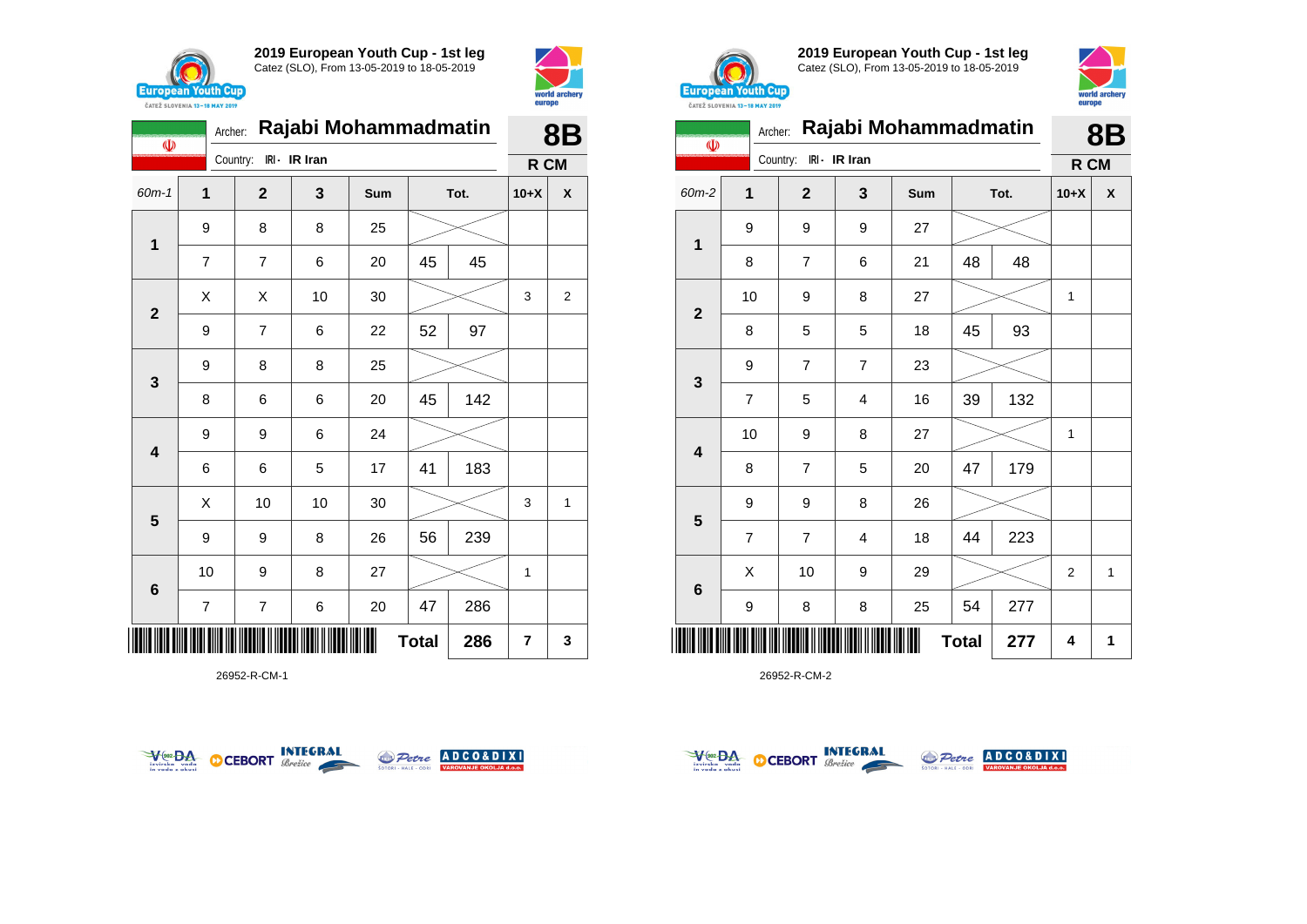## 2019 European Youth Cup - 1st leg

Catez (SLO), From 13-05-2019 to 18-05-2019

Archer: **Rajabi Mohammadmatin** — **8B**

Country: IRI - IR Iran — **R CM**

| 60m-1 | 1 | 2 | 3 | Sum | Tot. | | 10+X | X |
|---|---|---|---|---|---|---|---|---|
| 1 | 9 | 8 | 8 | 25 | | | | |
| | 7 | 7 | 6 | 20 | 45 | 45 | | |
| 2 | X | X | 10 | 30 | | | 3 | 2 |
| | 9 | 7 | 6 | 22 | 52 | 97 | | |
| 3 | 9 | 8 | 8 | 25 | | | | |
| | 8 | 6 | 6 | 20 | 45 | 142 | | |
| 4 | 9 | 9 | 6 | 24 | | | | |
| | 6 | 6 | 5 | 17 | 41 | 183 | | |
| 5 | X | 10 | 10 | 30 | | | 3 | 1 |
| | 9 | 9 | 8 | 26 | 56 | 239 | | |
| 6 | 10 | 9 | 8 | 27 | | | 1 | |
| | 7 | 7 | 6 | 20 | 47 | 286 | | |
| | | | | | Total | 286 | 7 | 3 |

26952-R-CM-1

## 2019 European Youth Cup - 1st leg

Catez (SLO), From 13-05-2019 to 18-05-2019

Archer: **Rajabi Mohammadmatin** — **8B**

Country: IRI - IR Iran — **R CM**

| 60m-2 | 1 | 2 | 3 | Sum | Tot. | | 10+X | X |
|---|---|---|---|---|---|---|---|---|
| 1 | 9 | 9 | 9 | 27 | | | | |
| | 8 | 7 | 6 | 21 | 48 | 48 | | |
| 2 | 10 | 9 | 8 | 27 | | | 1 | |
| | 8 | 5 | 5 | 18 | 45 | 93 | | |
| 3 | 9 | 7 | 7 | 23 | | | | |
| | 7 | 5 | 4 | 16 | 39 | 132 | | |
| 4 | 10 | 9 | 8 | 27 | | | 1 | |
| | 8 | 7 | 5 | 20 | 47 | 179 | | |
| 5 | 9 | 9 | 8 | 26 | | | | |
| | 7 | 7 | 4 | 18 | 44 | 223 | | |
| 6 | X | 10 | 9 | 29 | | | 2 | 1 |
| | 9 | 8 | 8 | 25 | 54 | 277 | | |
| | | | | | Total | 277 | 4 | 1 |

26952-R-CM-2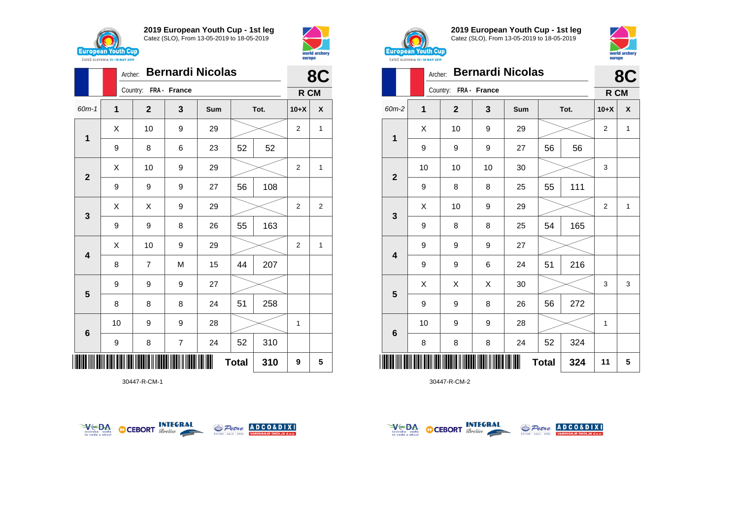## 2019 European Youth Cup - 1st leg

Catez (SLO), From 13-05-2019 to 18-05-2019

Archer: **Bernardi Nicolas** — **8C**

Country: FRA - France — **R CM**

| 60m-1 | 1 | 2 | 3 | Sum | Tot. | | 10+X | X |
|---|---|---|---|---|---|---|---|---|
| 1 | X | 10 | 9 | 29 | | | 2 | 1 |
| | 9 | 8 | 6 | 23 | 52 | 52 | | |
| 2 | X | 10 | 9 | 29 | | | 2 | 1 |
| | 9 | 9 | 9 | 27 | 56 | 108 | | |
| 3 | X | X | 9 | 29 | | | 2 | 2 |
| | 9 | 9 | 8 | 26 | 55 | 163 | | |
| 4 | X | 10 | 9 | 29 | | | 2 | 1 |
| | 8 | 7 | M | 15 | 44 | 207 | | |
| 5 | 9 | 9 | 9 | 27 | | | | |
| | 8 | 8 | 8 | 24 | 51 | 258 | | |
| 6 | 10 | 9 | 9 | 28 | | | 1 | |
| | 9 | 8 | 7 | 24 | 52 | 310 | | |
| | | | | | Total | 310 | 9 | 5 |

30447-R-CM-1

## 2019 European Youth Cup - 1st leg

Catez (SLO), From 13-05-2019 to 18-05-2019

Archer: **Bernardi Nicolas** — **8C**

Country: FRA - France — **R CM**

| 60m-2 | 1 | 2 | 3 | Sum | Tot. | | 10+X | X |
|---|---|---|---|---|---|---|---|---|
| 1 | X | 10 | 9 | 29 | | | 2 | 1 |
| | 9 | 9 | 9 | 27 | 56 | 56 | | |
| 2 | 10 | 10 | 10 | 30 | | | 3 | |
| | 9 | 8 | 8 | 25 | 55 | 111 | | |
| 3 | X | 10 | 9 | 29 | | | 2 | 1 |
| | 9 | 8 | 8 | 25 | 54 | 165 | | |
| 4 | 9 | 9 | 9 | 27 | | | | |
| | 9 | 9 | 6 | 24 | 51 | 216 | | |
| 5 | X | X | X | 30 | | | 3 | 3 |
| | 9 | 9 | 8 | 26 | 56 | 272 | | |
| 6 | 10 | 9 | 9 | 28 | | | 1 | |
| | 8 | 8 | 8 | 24 | 52 | 324 | | |
| | | | | | Total | 324 | 11 | 5 |

30447-R-CM-2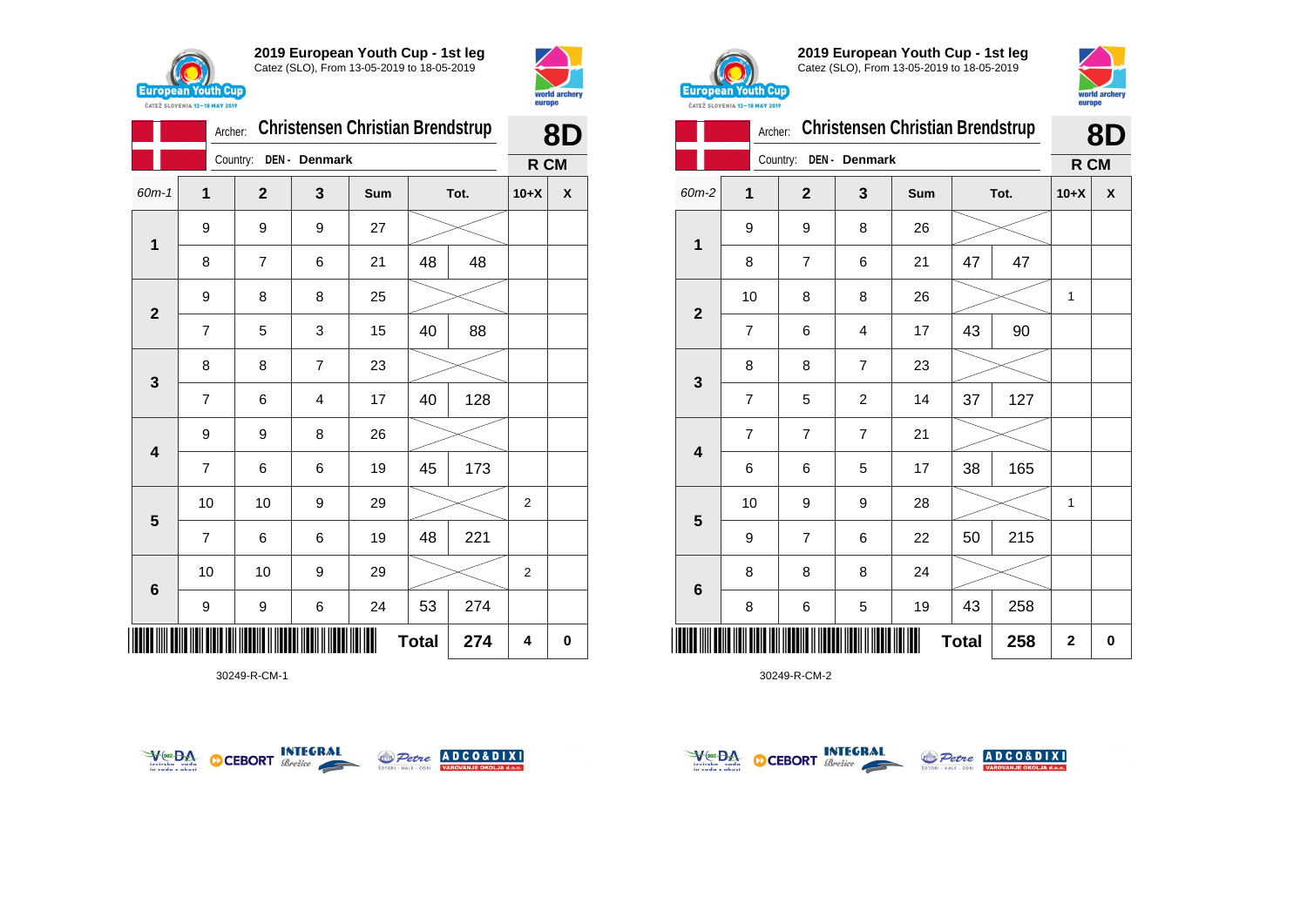## 2019 European Youth Cup - 1st leg

Catez (SLO), From 13-05-2019 to 18-05-2019

Archer: **Christensen Christian Brendstrup**

Country: **DEN - Denmark**

**8D**

**R CM**

| 60m-1 | 1 | 2 | 3 | Sum | Tot. | | 10+X | X |
|---|---|---|---|---|---|---|---|---|
| 1 | 9 | 9 | 9 | 27 | | | | |
| | 8 | 7 | 6 | 21 | 48 | 48 | | |
| 2 | 9 | 8 | 8 | 25 | | | | |
| | 7 | 5 | 3 | 15 | 40 | 88 | | |
| 3 | 8 | 8 | 7 | 23 | | | | |
| | 7 | 6 | 4 | 17 | 40 | 128 | | |
| 4 | 9 | 9 | 8 | 26 | | | | |
| | 7 | 6 | 6 | 19 | 45 | 173 | | |
| 5 | 10 | 10 | 9 | 29 | | | 2 | |
| | 7 | 6 | 6 | 19 | 48 | 221 | | |
| 6 | 10 | 10 | 9 | 29 | | | 2 | |
| | 9 | 9 | 6 | 24 | 53 | 274 | | |
| | | | | | **Total** | **274** | **4** | **0** |

30249-R-CM-1

## 2019 European Youth Cup - 1st leg

Catez (SLO), From 13-05-2019 to 18-05-2019

Archer: **Christensen Christian Brendstrup**

Country: **DEN - Denmark**

**8D**

**R CM**

| 60m-2 | 1 | 2 | 3 | Sum | Tot. | | 10+X | X |
|---|---|---|---|---|---|---|---|---|
| 1 | 9 | 9 | 8 | 26 | | | | |
| | 8 | 7 | 6 | 21 | 47 | 47 | | |
| 2 | 10 | 8 | 8 | 26 | | | 1 | |
| | 7 | 6 | 4 | 17 | 43 | 90 | | |
| 3 | 8 | 8 | 7 | 23 | | | | |
| | 7 | 5 | 2 | 14 | 37 | 127 | | |
| 4 | 7 | 7 | 7 | 21 | | | | |
| | 6 | 6 | 5 | 17 | 38 | 165 | | |
| 5 | 10 | 9 | 9 | 28 | | | 1 | |
| | 9 | 7 | 6 | 22 | 50 | 215 | | |
| 6 | 8 | 8 | 8 | 24 | | | | |
| | 8 | 6 | 5 | 19 | 43 | 258 | | |
| | | | | | **Total** | **258** | **2** | **0** |

30249-R-CM-2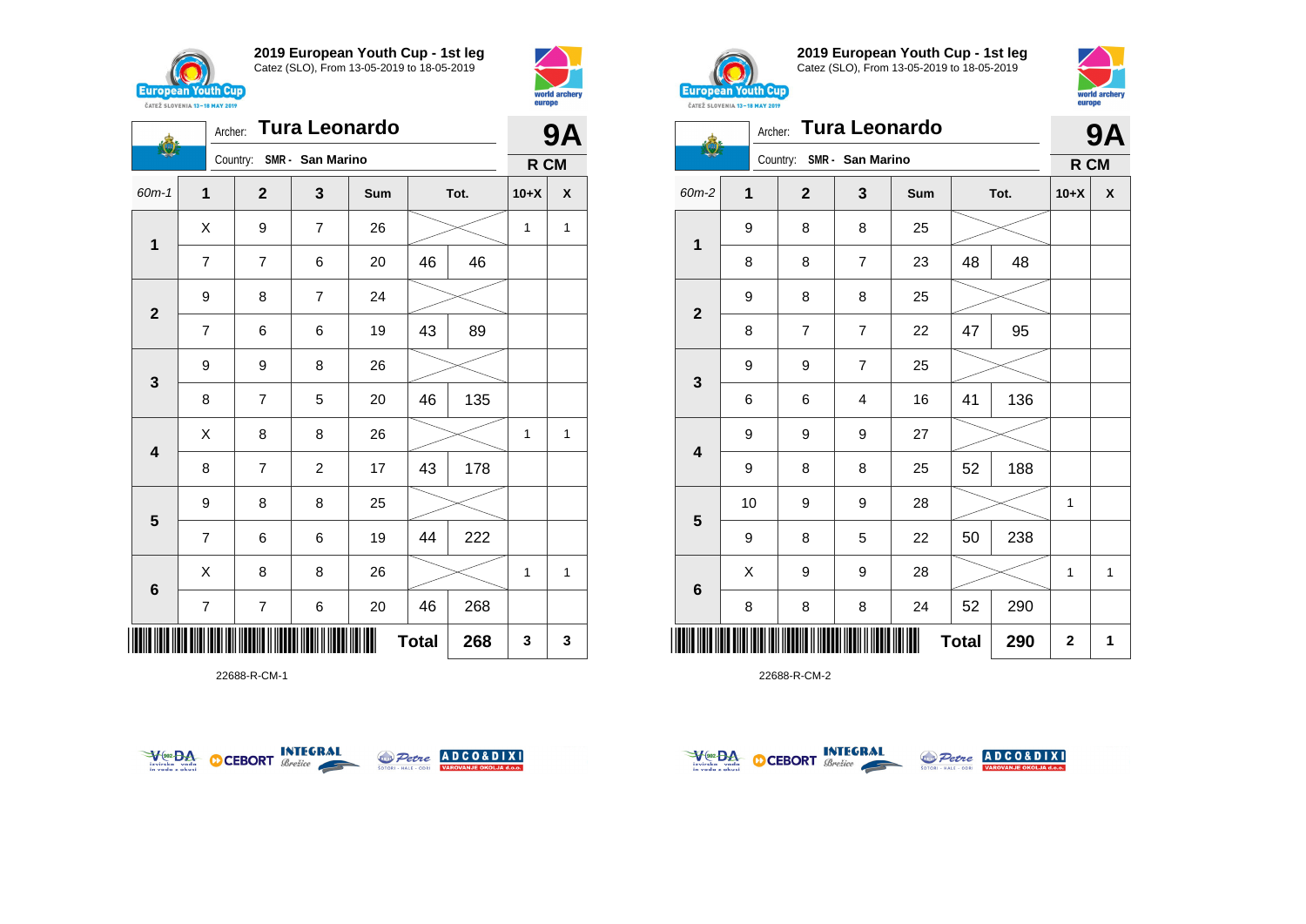## 2019 European Youth Cup - 1st leg
Catez (SLO), From 13-05-2019 to 18-05-2019

Archer: **Tura Leonardo** — **9A**

Country: **SMR - San Marino** — **R CM**

| 60m-1 | 1 | 2 | 3 | Sum | Tot. | | 10+X | X |
|---|---|---|---|---|---|---|---|---|
| 1 | X | 9 | 7 | 26 | | | 1 | 1 |
| | 7 | 7 | 6 | 20 | 46 | 46 | | |
| 2 | 9 | 8 | 7 | 24 | | | | |
| | 7 | 6 | 6 | 19 | 43 | 89 | | |
| 3 | 9 | 9 | 8 | 26 | | | | |
| | 8 | 7 | 5 | 20 | 46 | 135 | | |
| 4 | X | 8 | 8 | 26 | | | 1 | 1 |
| | 8 | 7 | 2 | 17 | 43 | 178 | | |
| 5 | 9 | 8 | 8 | 25 | | | | |
| | 7 | 6 | 6 | 19 | 44 | 222 | | |
| 6 | X | 8 | 8 | 26 | | | 1 | 1 |
| | 7 | 7 | 6 | 20 | 46 | 268 | | |
| | | | | | **Total** | **268** | **3** | **3** |

22688-R-CM-1

## 2019 European Youth Cup - 1st leg
Catez (SLO), From 13-05-2019 to 18-05-2019

Archer: **Tura Leonardo** — **9A**

Country: **SMR - San Marino** — **R CM**

| 60m-2 | 1 | 2 | 3 | Sum | Tot. | | 10+X | X |
|---|---|---|---|---|---|---|---|---|
| 1 | 9 | 8 | 8 | 25 | | | | |
| | 8 | 8 | 7 | 23 | 48 | 48 | | |
| 2 | 9 | 8 | 8 | 25 | | | | |
| | 8 | 7 | 7 | 22 | 47 | 95 | | |
| 3 | 9 | 9 | 7 | 25 | | | | |
| | 6 | 6 | 4 | 16 | 41 | 136 | | |
| 4 | 9 | 9 | 9 | 27 | | | | |
| | 9 | 8 | 8 | 25 | 52 | 188 | | |
| 5 | 10 | 9 | 9 | 28 | | | 1 | |
| | 9 | 8 | 5 | 22 | 50 | 238 | | |
| 6 | X | 9 | 9 | 28 | | | 1 | 1 |
| | 8 | 8 | 8 | 24 | 52 | 290 | | |
| | | | | | **Total** | **290** | **2** | **1** |

22688-R-CM-2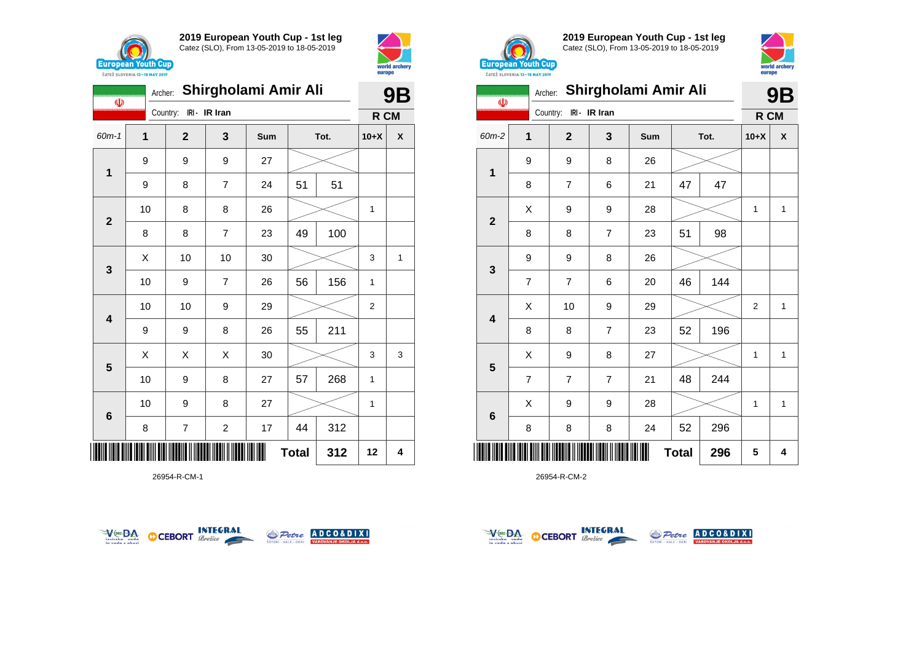## 2019 European Youth Cup - 1st leg
Catez (SLO), From 13-05-2019 to 18-05-2019

Archer: **Shirgholami Amir Ali** — **9B**
Country: IRI - IR Iran — **R CM**

| 60m-1 | 1 | 2 | 3 | Sum | Tot. | | 10+X | X |
|---|---|---|---|---|---|---|---|---|
| 1 | 9 | 9 | 9 | 27 | | | | |
| | 9 | 8 | 7 | 24 | 51 | 51 | | |
| 2 | 10 | 8 | 8 | 26 | | | 1 | |
| | 8 | 8 | 7 | 23 | 49 | 100 | | |
| 3 | X | 10 | 10 | 30 | | | 3 | 1 |
| | 10 | 9 | 7 | 26 | 56 | 156 | 1 | |
| 4 | 10 | 10 | 9 | 29 | | | 2 | |
| | 9 | 9 | 8 | 26 | 55 | 211 | | |
| 5 | X | X | X | 30 | | | 3 | 3 |
| | 10 | 9 | 8 | 27 | 57 | 268 | 1 | |
| 6 | 10 | 9 | 8 | 27 | | | 1 | |
| | 8 | 7 | 2 | 17 | 44 | 312 | | |
| | | | | | **Total** | **312** | **12** | **4** |

26954-R-CM-1

## 2019 European Youth Cup - 1st leg
Catez (SLO), From 13-05-2019 to 18-05-2019

Archer: **Shirgholami Amir Ali** — **9B**
Country: IRI - IR Iran — **R CM**

| 60m-2 | 1 | 2 | 3 | Sum | Tot. | | 10+X | X |
|---|---|---|---|---|---|---|---|---|
| 1 | 9 | 9 | 8 | 26 | | | | |
| | 8 | 7 | 6 | 21 | 47 | 47 | | |
| 2 | X | 9 | 9 | 28 | | | 1 | 1 |
| | 8 | 8 | 7 | 23 | 51 | 98 | | |
| 3 | 9 | 9 | 8 | 26 | | | | |
| | 7 | 7 | 6 | 20 | 46 | 144 | | |
| 4 | X | 10 | 9 | 29 | | | 2 | 1 |
| | 8 | 8 | 7 | 23 | 52 | 196 | | |
| 5 | X | 9 | 8 | 27 | | | 1 | 1 |
| | 7 | 7 | 7 | 21 | 48 | 244 | | |
| 6 | X | 9 | 9 | 28 | | | 1 | 1 |
| | 8 | 8 | 8 | 24 | 52 | 296 | | |
| | | | | | **Total** | **296** | **5** | **4** |

26954-R-CM-2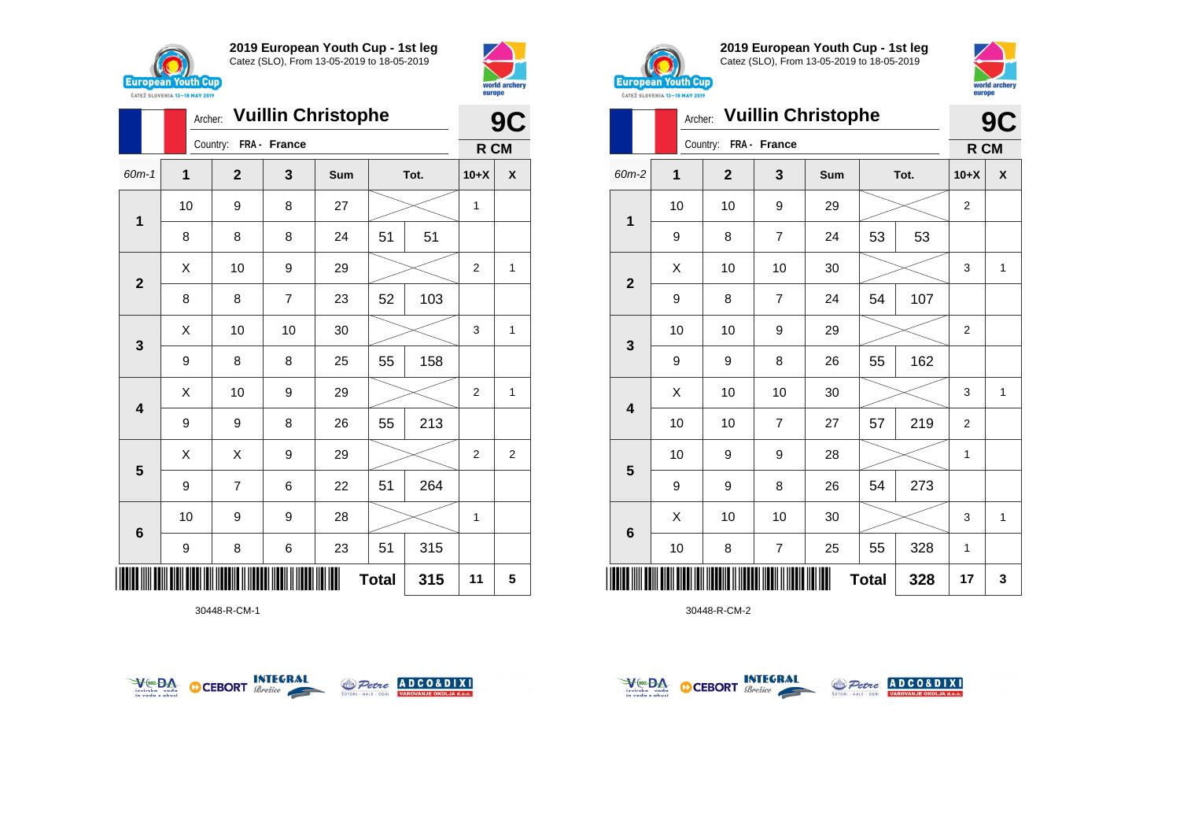## 2019 European Youth Cup - 1st leg
Catez (SLO), From 13-05-2019 to 18-05-2019

Archer: **Vuillin Christophe**
Country: FRA - France

**9C**
**R CM**

| 60m-1 | 1 | 2 | 3 | Sum | Tot. | | 10+X | X |
|---|---|---|---|---|---|---|---|---|
| 1 | 10 | 9 | 8 | 27 | | | 1 | |
| | 8 | 8 | 8 | 24 | 51 | 51 | | |
| 2 | X | 10 | 9 | 29 | | | 2 | 1 |
| | 8 | 8 | 7 | 23 | 52 | 103 | | |
| 3 | X | 10 | 10 | 30 | | | 3 | 1 |
| | 9 | 8 | 8 | 25 | 55 | 158 | | |
| 4 | X | 10 | 9 | 29 | | | 2 | 1 |
| | 9 | 9 | 8 | 26 | 55 | 213 | | |
| 5 | X | X | 9 | 29 | | | 2 | 2 |
| | 9 | 7 | 6 | 22 | 51 | 264 | | |
| 6 | 10 | 9 | 9 | 28 | | | 1 | |
| | 9 | 8 | 6 | 23 | 51 | 315 | | |
| | | | | | **Total** | **315** | **11** | **5** |

30448-R-CM-1

## 2019 European Youth Cup - 1st leg
Catez (SLO), From 13-05-2019 to 18-05-2019

Archer: **Vuillin Christophe**
Country: FRA - France

**9C**
**R CM**

| 60m-2 | 1 | 2 | 3 | Sum | Tot. | | 10+X | X |
|---|---|---|---|---|---|---|---|---|
| 1 | 10 | 10 | 9 | 29 | | | 2 | |
| | 9 | 8 | 7 | 24 | 53 | 53 | | |
| 2 | X | 10 | 10 | 30 | | | 3 | 1 |
| | 9 | 8 | 7 | 24 | 54 | 107 | | |
| 3 | 10 | 10 | 9 | 29 | | | 2 | |
| | 9 | 9 | 8 | 26 | 55 | 162 | | |
| 4 | X | 10 | 10 | 30 | | | 3 | 1 |
| | 10 | 10 | 7 | 27 | 57 | 219 | 2 | |
| 5 | 10 | 9 | 9 | 28 | | | 1 | |
| | 9 | 9 | 8 | 26 | 54 | 273 | | |
| 6 | X | 10 | 10 | 30 | | | 3 | 1 |
| | 10 | 8 | 7 | 25 | 55 | 328 | 1 | |
| | | | | | **Total** | **328** | **17** | **3** |

30448-R-CM-2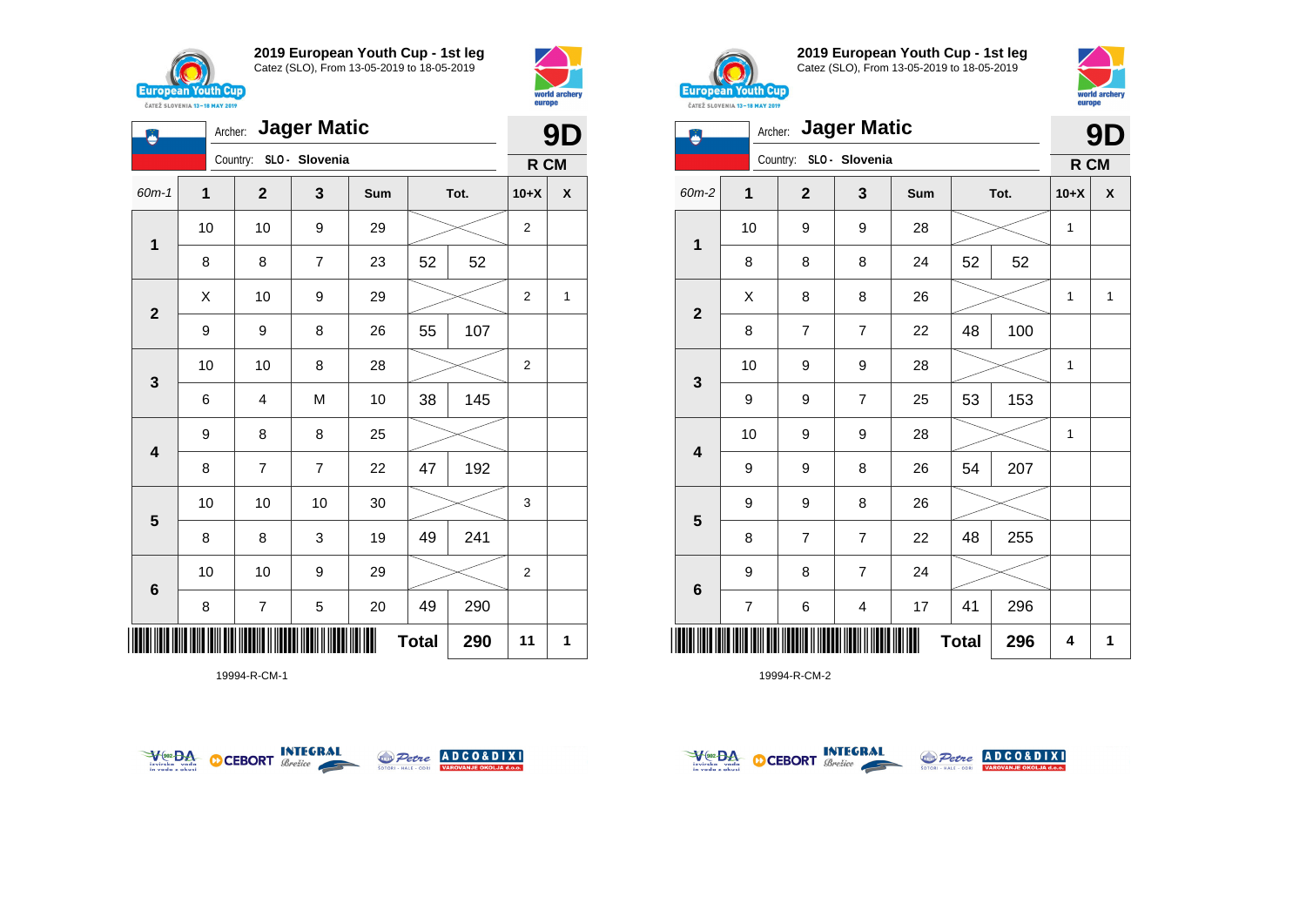## 2019 European Youth Cup - 1st leg
Catez (SLO), From 13-05-2019 to 18-05-2019

Archer: **Jager Matic** — **9D**
Country: SLO - Slovenia — **R CM**

| 60m-1 | 1 | 2 | 3 | Sum | Tot. | | 10+X | X |
|---|---|---|---|---|---|---|---|---|
| 1 | 10 | 10 | 9 | 29 | | | 2 | |
| | 8 | 8 | 7 | 23 | 52 | 52 | | |
| 2 | X | 10 | 9 | 29 | | | 2 | 1 |
| | 9 | 9 | 8 | 26 | 55 | 107 | | |
| 3 | 10 | 10 | 8 | 28 | | | 2 | |
| | 6 | 4 | M | 10 | 38 | 145 | | |
| 4 | 9 | 8 | 8 | 25 | | | | |
| | 8 | 7 | 7 | 22 | 47 | 192 | | |
| 5 | 10 | 10 | 10 | 30 | | | 3 | |
| | 8 | 8 | 3 | 19 | 49 | 241 | | |
| 6 | 10 | 10 | 9 | 29 | | | 2 | |
| | 8 | 7 | 5 | 20 | 49 | 290 | | |
| | | | | | **Total** | **290** | **11** | **1** |

19994-R-CM-1

## 2019 European Youth Cup - 1st leg
Catez (SLO), From 13-05-2019 to 18-05-2019

Archer: **Jager Matic** — **9D**
Country: SLO - Slovenia — **R CM**

| 60m-2 | 1 | 2 | 3 | Sum | Tot. | | 10+X | X |
|---|---|---|---|---|---|---|---|---|
| 1 | 10 | 9 | 9 | 28 | | | 1 | |
| | 8 | 8 | 8 | 24 | 52 | 52 | | |
| 2 | X | 8 | 8 | 26 | | | 1 | 1 |
| | 8 | 7 | 7 | 22 | 48 | 100 | | |
| 3 | 10 | 9 | 9 | 28 | | | 1 | |
| | 9 | 9 | 7 | 25 | 53 | 153 | | |
| 4 | 10 | 9 | 9 | 28 | | | 1 | |
| | 9 | 9 | 8 | 26 | 54 | 207 | | |
| 5 | 9 | 9 | 8 | 26 | | | | |
| | 8 | 7 | 7 | 22 | 48 | 255 | | |
| 6 | 9 | 8 | 7 | 24 | | | | |
| | 7 | 6 | 4 | 17 | 41 | 296 | | |
| | | | | | **Total** | **296** | **4** | **1** |

19994-R-CM-2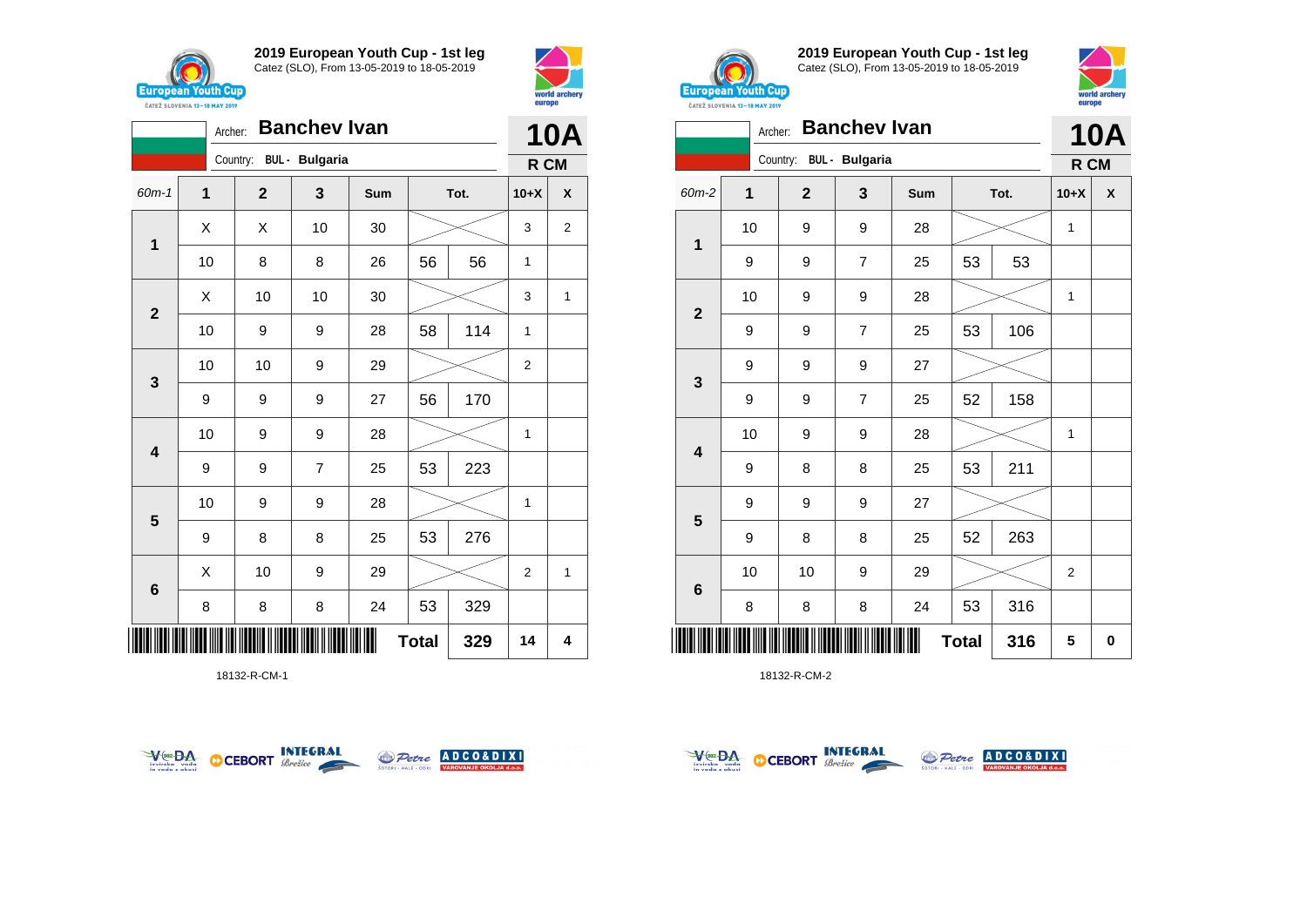## 2019 European Youth Cup - 1st leg

Catez (SLO), From 13-05-2019 to 18-05-2019

Archer: **Banchev Ivan** — **10A**

Country: BUL - Bulgaria — R CM

| 60m-1 | 1 | 2 | 3 | Sum | Tot. | | 10+X | X |
|---|---|---|---|---|---|---|---|---|
| 1 | X | X | 10 | 30 | | | 3 | 2 |
| | 10 | 8 | 8 | 26 | 56 | 56 | 1 | |
| 2 | X | 10 | 10 | 30 | | | 3 | 1 |
| | 10 | 9 | 9 | 28 | 58 | 114 | 1 | |
| 3 | 10 | 10 | 9 | 29 | | | 2 | |
| | 9 | 9 | 9 | 27 | 56 | 170 | | |
| 4 | 10 | 9 | 9 | 28 | | | 1 | |
| | 9 | 9 | 7 | 25 | 53 | 223 | | |
| 5 | 10 | 9 | 9 | 28 | | | 1 | |
| | 9 | 8 | 8 | 25 | 53 | 276 | | |
| 6 | X | 10 | 9 | 29 | | | 2 | 1 |
| | 8 | 8 | 8 | 24 | 53 | 329 | | |
| | | | | | Total | 329 | 14 | 4 |

18132-R-CM-1

## 2019 European Youth Cup - 1st leg

Catez (SLO), From 13-05-2019 to 18-05-2019

Archer: **Banchev Ivan** — **10A**

Country: BUL - Bulgaria — R CM

| 60m-2 | 1 | 2 | 3 | Sum | Tot. | | 10+X | X |
|---|---|---|---|---|---|---|---|---|
| 1 | 10 | 9 | 9 | 28 | | | 1 | |
| | 9 | 9 | 7 | 25 | 53 | 53 | | |
| 2 | 10 | 9 | 9 | 28 | | | 1 | |
| | 9 | 9 | 7 | 25 | 53 | 106 | | |
| 3 | 9 | 9 | 9 | 27 | | | | |
| | 9 | 9 | 7 | 25 | 52 | 158 | | |
| 4 | 10 | 9 | 9 | 28 | | | 1 | |
| | 9 | 8 | 8 | 25 | 53 | 211 | | |
| 5 | 9 | 9 | 9 | 27 | | | | |
| | 9 | 8 | 8 | 25 | 52 | 263 | | |
| 6 | 10 | 10 | 9 | 29 | | | 2 | |
| | 8 | 8 | 8 | 24 | 53 | 316 | | |
| | | | | | Total | 316 | 5 | 0 |

18132-R-CM-2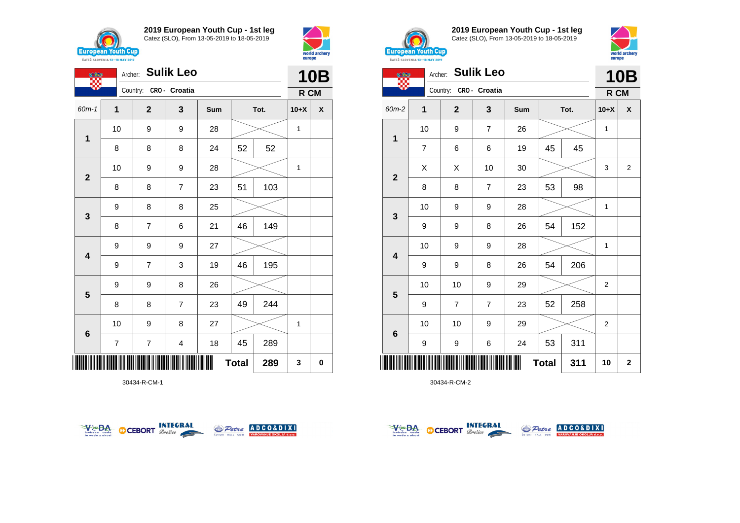## 2019 European Youth Cup - 1st leg

Catez (SLO), From 13-05-2019 to 18-05-2019

Archer: **Sulik Leo**
Country: CRO - Croatia

**10B**
**R CM**

| 60m-1 | 1 | 2 | 3 | Sum | Tot. | | 10+X | X |
|---|---|---|---|---|---|---|---|---|
| 1 | 10 | 9 | 9 | 28 | | | 1 | |
| | 8 | 8 | 8 | 24 | 52 | 52 | | |
| 2 | 10 | 9 | 9 | 28 | | | 1 | |
| | 8 | 8 | 7 | 23 | 51 | 103 | | |
| 3 | 9 | 8 | 8 | 25 | | | | |
| | 8 | 7 | 6 | 21 | 46 | 149 | | |
| 4 | 9 | 9 | 9 | 27 | | | | |
| | 9 | 7 | 3 | 19 | 46 | 195 | | |
| 5 | 9 | 9 | 8 | 26 | | | | |
| | 8 | 8 | 7 | 23 | 49 | 244 | | |
| 6 | 10 | 9 | 8 | 27 | | | 1 | |
| | 7 | 7 | 4 | 18 | 45 | 289 | | |
| | | | | | **Total** | **289** | **3** | **0** |

30434-R-CM-1

## 2019 European Youth Cup - 1st leg

Catez (SLO), From 13-05-2019 to 18-05-2019

Archer: **Sulik Leo**
Country: CRO - Croatia

**10B**
**R CM**

| 60m-2 | 1 | 2 | 3 | Sum | Tot. | | 10+X | X |
|---|---|---|---|---|---|---|---|---|
| 1 | 10 | 9 | 7 | 26 | | | 1 | |
| | 7 | 6 | 6 | 19 | 45 | 45 | | |
| 2 | X | X | 10 | 30 | | | 3 | 2 |
| | 8 | 8 | 7 | 23 | 53 | 98 | | |
| 3 | 10 | 9 | 9 | 28 | | | 1 | |
| | 9 | 9 | 8 | 26 | 54 | 152 | | |
| 4 | 10 | 9 | 9 | 28 | | | 1 | |
| | 9 | 9 | 8 | 26 | 54 | 206 | | |
| 5 | 10 | 10 | 9 | 29 | | | 2 | |
| | 9 | 7 | 7 | 23 | 52 | 258 | | |
| 6 | 10 | 10 | 9 | 29 | | | 2 | |
| | 9 | 9 | 6 | 24 | 53 | 311 | | |
| | | | | | **Total** | **311** | **10** | **2** |

30434-R-CM-2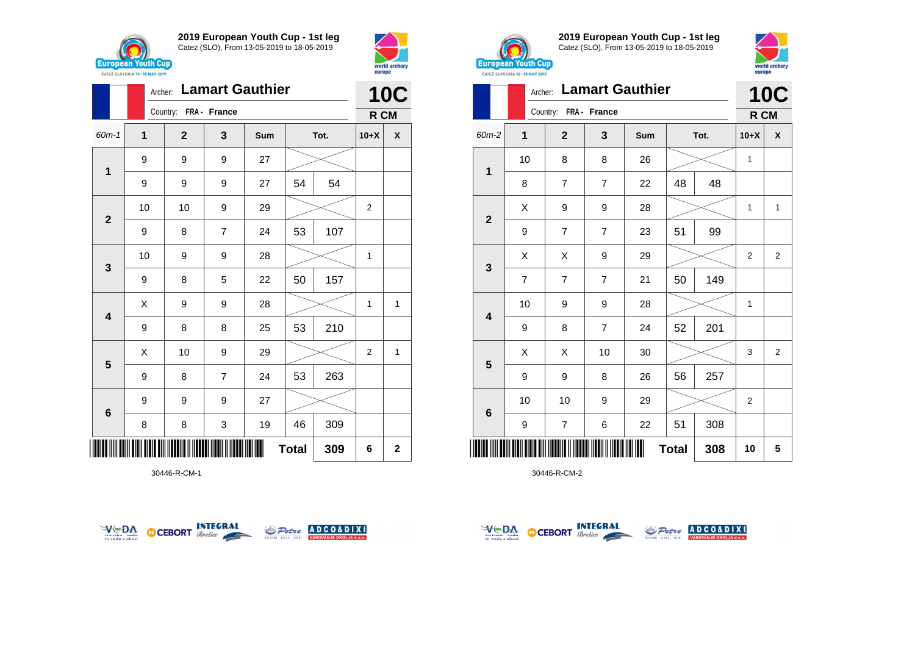## 2019 European Youth Cup - 1st leg

Catez (SLO), From 13-05-2019 to 18-05-2019

Archer: **Lamart Gauthier**

Country: FRA - France

**10C** — R CM

| 60m-1 | 1 | 2 | 3 | Sum | Tot. | | 10+X | X |
|---|---|---|---|---|---|---|---|---|
| 1 | 9 | 9 | 9 | 27 | | | | |
| | 9 | 9 | 9 | 27 | 54 | 54 | | |
| 2 | 10 | 10 | 9 | 29 | | | 2 | |
| | 9 | 8 | 7 | 24 | 53 | 107 | | |
| 3 | 10 | 9 | 9 | 28 | | | 1 | |
| | 9 | 8 | 5 | 22 | 50 | 157 | | |
| 4 | X | 9 | 9 | 28 | | | 1 | 1 |
| | 9 | 8 | 8 | 25 | 53 | 210 | | |
| 5 | X | 10 | 9 | 29 | | | 2 | 1 |
| | 9 | 8 | 7 | 24 | 53 | 263 | | |
| 6 | 9 | 9 | 9 | 27 | | | | |
| | 8 | 8 | 3 | 19 | 46 | 309 | | |
| | | | | | **Total** | **309** | **6** | **2** |

30446-R-CM-1

## 2019 European Youth Cup - 1st leg

Catez (SLO), From 13-05-2019 to 18-05-2019

Archer: **Lamart Gauthier**

Country: FRA - France

**10C** — R CM

| 60m-2 | 1 | 2 | 3 | Sum | Tot. | | 10+X | X |
|---|---|---|---|---|---|---|---|---|
| 1 | 10 | 8 | 8 | 26 | | | 1 | |
| | 8 | 7 | 7 | 22 | 48 | 48 | | |
| 2 | X | 9 | 9 | 28 | | | 1 | 1 |
| | 9 | 7 | 7 | 23 | 51 | 99 | | |
| 3 | X | X | 9 | 29 | | | 2 | 2 |
| | 7 | 7 | 7 | 21 | 50 | 149 | | |
| 4 | 10 | 9 | 9 | 28 | | | 1 | |
| | 9 | 8 | 7 | 24 | 52 | 201 | | |
| 5 | X | X | 10 | 30 | | | 3 | 2 |
| | 9 | 9 | 8 | 26 | 56 | 257 | | |
| 6 | 10 | 10 | 9 | 29 | | | 2 | |
| | 9 | 7 | 6 | 22 | 51 | 308 | | |
| | | | | | **Total** | **308** | **10** | **5** |

30446-R-CM-2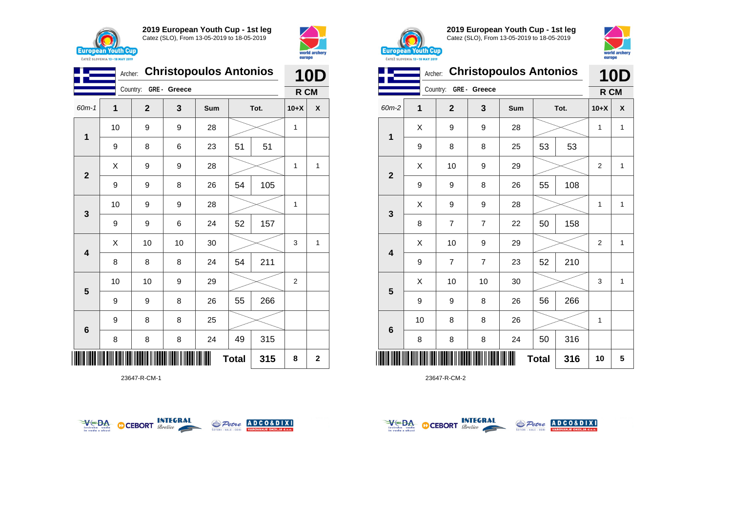## 2019 European Youth Cup - 1st leg
Catez (SLO), From 13-05-2019 to 18-05-2019

Archer: **Christopoulos Antonios** — **10D**
Country: GRE - Greece — **R CM**

| 60m-1 | 1 | 2 | 3 | Sum | Tot. | | 10+X | X |
|---|---|---|---|---|---|---|---|---|
| 1 | 10 | 9 | 9 | 28 | | | 1 | |
| | 9 | 8 | 6 | 23 | 51 | 51 | | |
| 2 | X | 9 | 9 | 28 | | | 1 | 1 |
| | 9 | 9 | 8 | 26 | 54 | 105 | | |
| 3 | 10 | 9 | 9 | 28 | | | 1 | |
| | 9 | 9 | 6 | 24 | 52 | 157 | | |
| 4 | X | 10 | 10 | 30 | | | 3 | 1 |
| | 8 | 8 | 8 | 24 | 54 | 211 | | |
| 5 | 10 | 10 | 9 | 29 | | | 2 | |
| | 9 | 9 | 8 | 26 | 55 | 266 | | |
| 6 | 9 | 8 | 8 | 25 | | | | |
| | 8 | 8 | 8 | 24 | 49 | 315 | | |
| | | | | | **Total** | **315** | **8** | **2** |

23647-R-CM-1

## 2019 European Youth Cup - 1st leg
Catez (SLO), From 13-05-2019 to 18-05-2019

Archer: **Christopoulos Antonios** — **10D**
Country: GRE - Greece — **R CM**

| 60m-2 | 1 | 2 | 3 | Sum | Tot. | | 10+X | X |
|---|---|---|---|---|---|---|---|---|
| 1 | X | 9 | 9 | 28 | | | 1 | 1 |
| | 9 | 8 | 8 | 25 | 53 | 53 | | |
| 2 | X | 10 | 9 | 29 | | | 2 | 1 |
| | 9 | 9 | 8 | 26 | 55 | 108 | | |
| 3 | X | 9 | 9 | 28 | | | 1 | 1 |
| | 8 | 7 | 7 | 22 | 50 | 158 | | |
| 4 | X | 10 | 9 | 29 | | | 2 | 1 |
| | 9 | 7 | 7 | 23 | 52 | 210 | | |
| 5 | X | 10 | 10 | 30 | | | 3 | 1 |
| | 9 | 9 | 8 | 26 | 56 | 266 | | |
| 6 | 10 | 8 | 8 | 26 | | | 1 | |
| | 8 | 8 | 8 | 24 | 50 | 316 | | |
| | | | | | **Total** | **316** | **10** | **5** |

23647-R-CM-2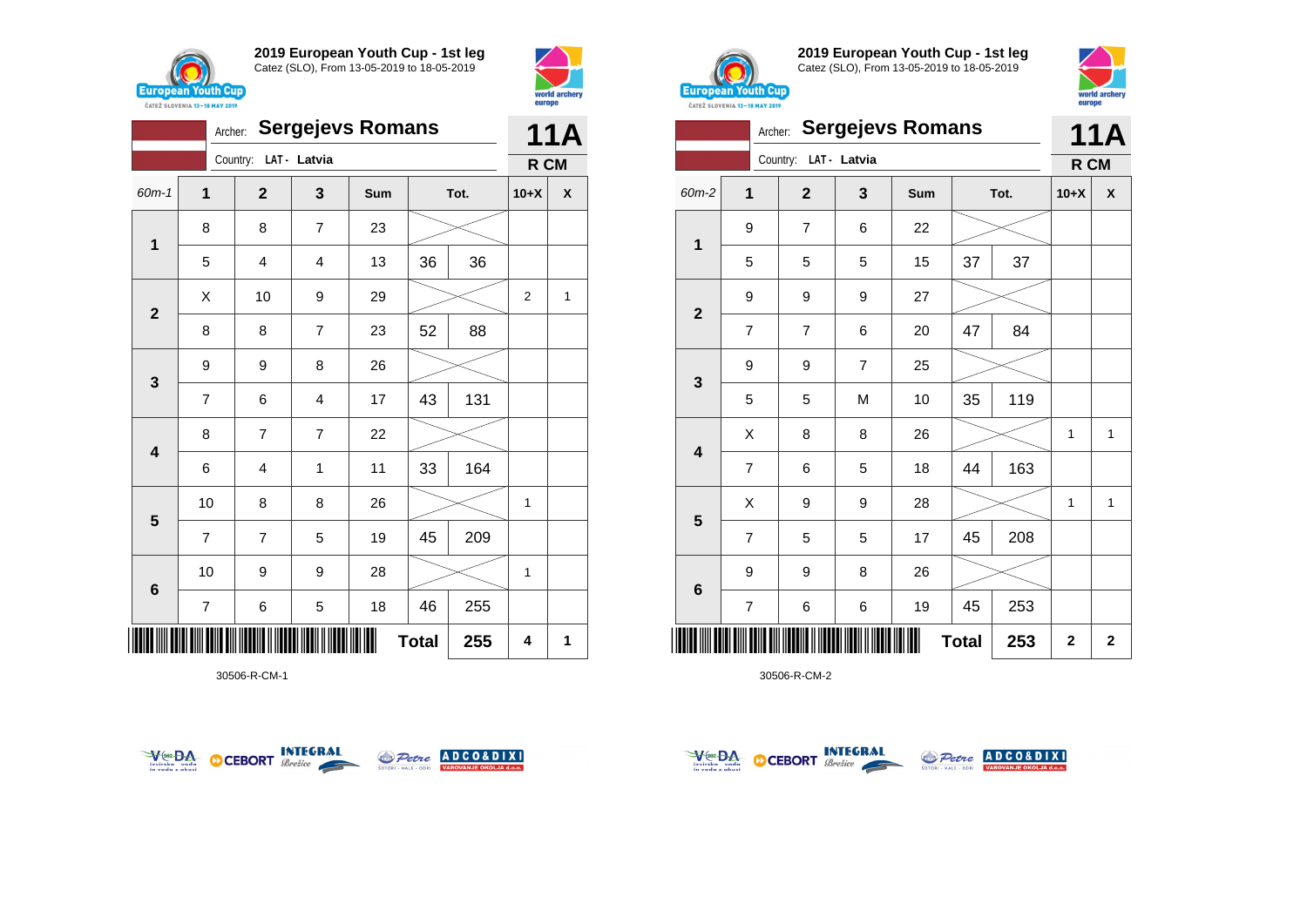## 2019 European Youth Cup - 1st leg
Catez (SLO), From 13-05-2019 to 18-05-2019

Archer: **Sergejevs Romans**
Country: LAT - Latvia

**11A**
**R CM**

| 60m-1 | 1 | 2 | 3 | Sum | Tot. | | 10+X | X |
|---|---|---|---|---|---|---|---|---|
| 1 | 8 | 8 | 7 | 23 | | | | |
| | 5 | 4 | 4 | 13 | 36 | 36 | | |
| 2 | X | 10 | 9 | 29 | | | 2 | 1 |
| | 8 | 8 | 7 | 23 | 52 | 88 | | |
| 3 | 9 | 9 | 8 | 26 | | | | |
| | 7 | 6 | 4 | 17 | 43 | 131 | | |
| 4 | 8 | 7 | 7 | 22 | | | | |
| | 6 | 4 | 1 | 11 | 33 | 164 | | |
| 5 | 10 | 8 | 8 | 26 | | | 1 | |
| | 7 | 7 | 5 | 19 | 45 | 209 | | |
| 6 | 10 | 9 | 9 | 28 | | | 1 | |
| | 7 | 6 | 5 | 18 | 46 | 255 | | |
| | | | | | **Total** | **255** | **4** | **1** |

30506-R-CM-1

## 2019 European Youth Cup - 1st leg
Catez (SLO), From 13-05-2019 to 18-05-2019

Archer: **Sergejevs Romans**
Country: LAT - Latvia

**11A**
**R CM**

| 60m-2 | 1 | 2 | 3 | Sum | Tot. | | 10+X | X |
|---|---|---|---|---|---|---|---|---|
| 1 | 9 | 7 | 6 | 22 | | | | |
| | 5 | 5 | 5 | 15 | 37 | 37 | | |
| 2 | 9 | 9 | 9 | 27 | | | | |
| | 7 | 7 | 6 | 20 | 47 | 84 | | |
| 3 | 9 | 9 | 7 | 25 | | | | |
| | 5 | 5 | M | 10 | 35 | 119 | | |
| 4 | X | 8 | 8 | 26 | | | 1 | 1 |
| | 7 | 6 | 5 | 18 | 44 | 163 | | |
| 5 | X | 9 | 9 | 28 | | | 1 | 1 |
| | 7 | 5 | 5 | 17 | 45 | 208 | | |
| 6 | 9 | 9 | 8 | 26 | | | | |
| | 7 | 6 | 6 | 19 | 45 | 253 | | |
| | | | | | **Total** | **253** | **2** | **2** |

30506-R-CM-2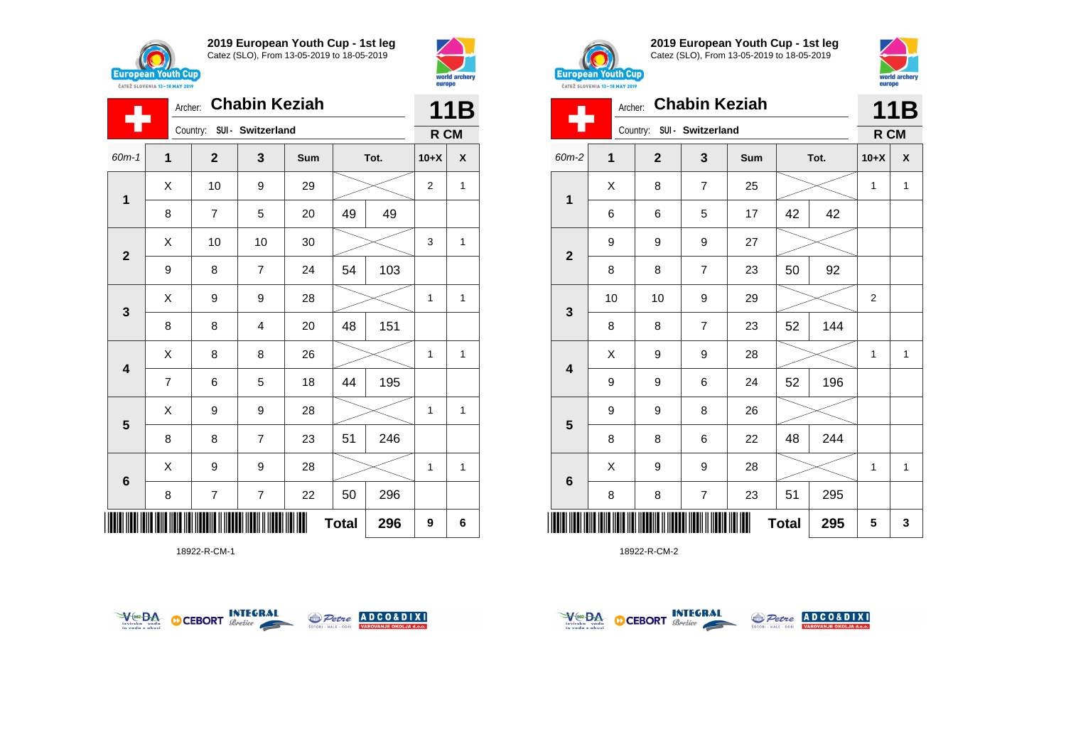## 2019 European Youth Cup - 1st leg

Catez (SLO), From 13-05-2019 to 18-05-2019

Archer: **Chabin Keziah**
Country: SUI - Switzerland

**11B**
**R CM**

| 60m-1 | 1 | 2 | 3 | Sum | Tot. | | 10+X | X |
|---|---|---|---|---|---|---|---|---|
| 1 | X | 10 | 9 | 29 | | | 2 | 1 |
| | 8 | 7 | 5 | 20 | 49 | 49 | | |
| 2 | X | 10 | 10 | 30 | | | 3 | 1 |
| | 9 | 8 | 7 | 24 | 54 | 103 | | |
| 3 | X | 9 | 9 | 28 | | | 1 | 1 |
| | 8 | 8 | 4 | 20 | 48 | 151 | | |
| 4 | X | 8 | 8 | 26 | | | 1 | 1 |
| | 7 | 6 | 5 | 18 | 44 | 195 | | |
| 5 | X | 9 | 9 | 28 | | | 1 | 1 |
| | 8 | 8 | 7 | 23 | 51 | 246 | | |
| 6 | X | 9 | 9 | 28 | | | 1 | 1 |
| | 8 | 7 | 7 | 22 | 50 | 296 | | |
| | | | | | **Total** | **296** | **9** | **6** |

18922-R-CM-1

## 2019 European Youth Cup - 1st leg

Catez (SLO), From 13-05-2019 to 18-05-2019

Archer: **Chabin Keziah**
Country: SUI - Switzerland

**11B**
**R CM**

| 60m-2 | 1 | 2 | 3 | Sum | Tot. | | 10+X | X |
|---|---|---|---|---|---|---|---|---|
| 1 | X | 8 | 7 | 25 | | | 1 | 1 |
| | 6 | 6 | 5 | 17 | 42 | 42 | | |
| 2 | 9 | 9 | 9 | 27 | | | | |
| | 8 | 8 | 7 | 23 | 50 | 92 | | |
| 3 | 10 | 10 | 9 | 29 | | | 2 | |
| | 8 | 8 | 7 | 23 | 52 | 144 | | |
| 4 | X | 9 | 9 | 28 | | | 1 | 1 |
| | 9 | 9 | 6 | 24 | 52 | 196 | | |
| 5 | 9 | 9 | 8 | 26 | | | | |
| | 8 | 8 | 6 | 22 | 48 | 244 | | |
| 6 | X | 9 | 9 | 28 | | | 1 | 1 |
| | 8 | 8 | 7 | 23 | 51 | 295 | | |
| | | | | | **Total** | **295** | **5** | **3** |

18922-R-CM-2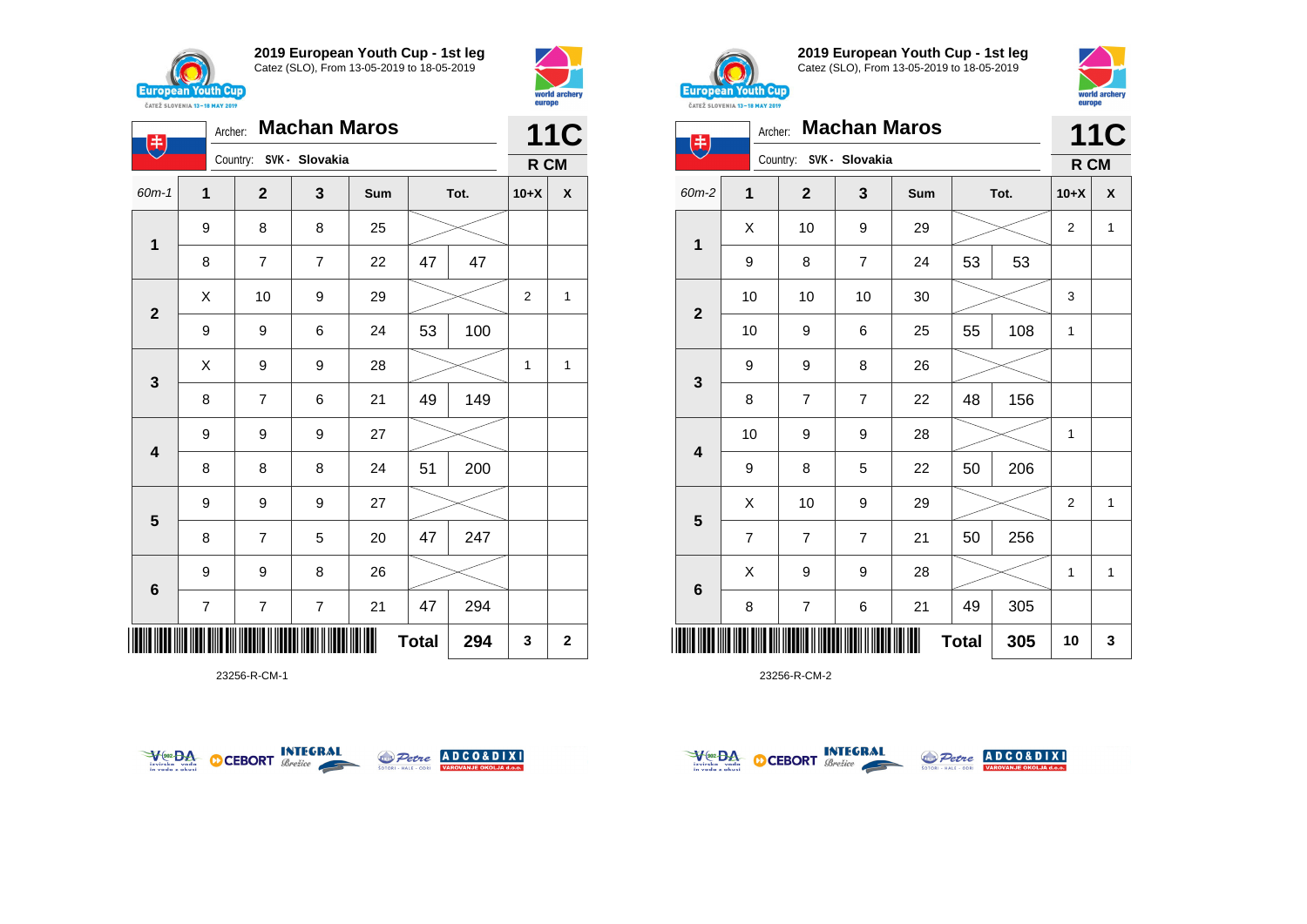**2019 European Youth Cup - 1st leg**
Catez (SLO), From 13-05-2019 to 18-05-2019

Archer: **Machan Maros**
Country: SVK - Slovakia

**11C**
**R CM**

| 60m-1 | 1 | 2 | 3 | Sum | Tot. | | 10+X | X |
|---|---|---|---|---|---|---|---|---|
| 1 | 9 | 8 | 8 | 25 | | | | |
| | 8 | 7 | 7 | 22 | 47 | 47 | | |
| 2 | X | 10 | 9 | 29 | | | 2 | 1 |
| | 9 | 9 | 6 | 24 | 53 | 100 | | |
| 3 | X | 9 | 9 | 28 | | | 1 | 1 |
| | 8 | 7 | 6 | 21 | 49 | 149 | | |
| 4 | 9 | 9 | 9 | 27 | | | | |
| | 8 | 8 | 8 | 24 | 51 | 200 | | |
| 5 | 9 | 9 | 9 | 27 | | | | |
| | 8 | 7 | 5 | 20 | 47 | 247 | | |
| 6 | 9 | 9 | 8 | 26 | | | | |
| | 7 | 7 | 7 | 21 | 47 | 294 | | |
| | | | | | **Total** | **294** | **3** | **2** |

23256-R-CM-1

**2019 European Youth Cup - 1st leg**
Catez (SLO), From 13-05-2019 to 18-05-2019

Archer: **Machan Maros**
Country: SVK - Slovakia

**11C**
**R CM**

| 60m-2 | 1 | 2 | 3 | Sum | Tot. | | 10+X | X |
|---|---|---|---|---|---|---|---|---|
| 1 | X | 10 | 9 | 29 | | | 2 | 1 |
| | 9 | 8 | 7 | 24 | 53 | 53 | | |
| 2 | 10 | 10 | 10 | 30 | | | 3 | |
| | 10 | 9 | 6 | 25 | 55 | 108 | 1 | |
| 3 | 9 | 9 | 8 | 26 | | | | |
| | 8 | 7 | 7 | 22 | 48 | 156 | | |
| 4 | 10 | 9 | 9 | 28 | | | 1 | |
| | 9 | 8 | 5 | 22 | 50 | 206 | | |
| 5 | X | 10 | 9 | 29 | | | 2 | 1 |
| | 7 | 7 | 7 | 21 | 50 | 256 | | |
| 6 | X | 9 | 9 | 28 | | | 1 | 1 |
| | 8 | 7 | 6 | 21 | 49 | 305 | | |
| | | | | | **Total** | **305** | **10** | **3** |

23256-R-CM-2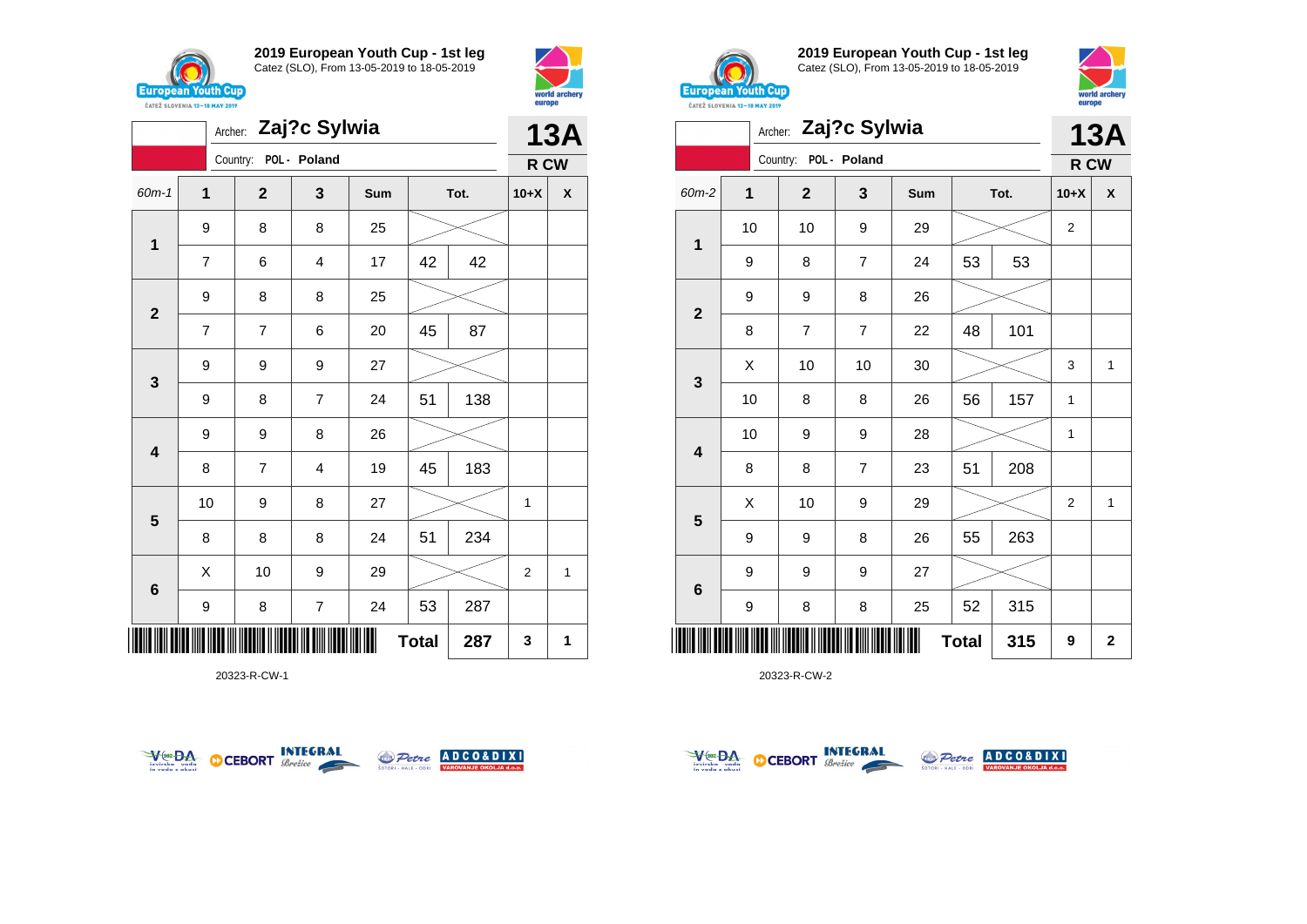## 2019 European Youth Cup - 1st leg

Catez (SLO), From 13-05-2019 to 18-05-2019

Archer: **Zaj?c Sylwia**

Country: POL - Poland

**13A**

**R CW**

| 60m-1 | 1 | 2 | 3 | Sum | Tot. | | 10+X | X |
|---|---|---|---|---|---|---|---|---|
| 1 | 9 | 8 | 8 | 25 | | | | |
| | 7 | 6 | 4 | 17 | 42 | 42 | | |
| 2 | 9 | 8 | 8 | 25 | | | | |
| | 7 | 7 | 6 | 20 | 45 | 87 | | |
| 3 | 9 | 9 | 9 | 27 | | | | |
| | 9 | 8 | 7 | 24 | 51 | 138 | | |
| 4 | 9 | 9 | 8 | 26 | | | | |
| | 8 | 7 | 4 | 19 | 45 | 183 | | |
| 5 | 10 | 9 | 8 | 27 | | | 1 | |
| | 8 | 8 | 8 | 24 | 51 | 234 | | |
| 6 | X | 10 | 9 | 29 | | | 2 | 1 |
| | 9 | 8 | 7 | 24 | 53 | 287 | | |
| | | | | | **Total** | **287** | **3** | **1** |

20323-R-CW-1

## 2019 European Youth Cup - 1st leg

Catez (SLO), From 13-05-2019 to 18-05-2019

Archer: **Zaj?c Sylwia**

Country: POL - Poland

**13A**

**R CW**

| 60m-2 | 1 | 2 | 3 | Sum | Tot. | | 10+X | X |
|---|---|---|---|---|---|---|---|---|
| 1 | 10 | 10 | 9 | 29 | | | 2 | |
| | 9 | 8 | 7 | 24 | 53 | 53 | | |
| 2 | 9 | 9 | 8 | 26 | | | | |
| | 8 | 7 | 7 | 22 | 48 | 101 | | |
| 3 | X | 10 | 10 | 30 | | | 3 | 1 |
| | 10 | 8 | 8 | 26 | 56 | 157 | 1 | |
| 4 | 10 | 9 | 9 | 28 | | | 1 | |
| | 8 | 8 | 7 | 23 | 51 | 208 | | |
| 5 | X | 10 | 9 | 29 | | | 2 | 1 |
| | 9 | 9 | 8 | 26 | 55 | 263 | | |
| 6 | 9 | 9 | 9 | 27 | | | | |
| | 9 | 8 | 8 | 25 | 52 | 315 | | |
| | | | | | **Total** | **315** | **9** | **2** |

20323-R-CW-2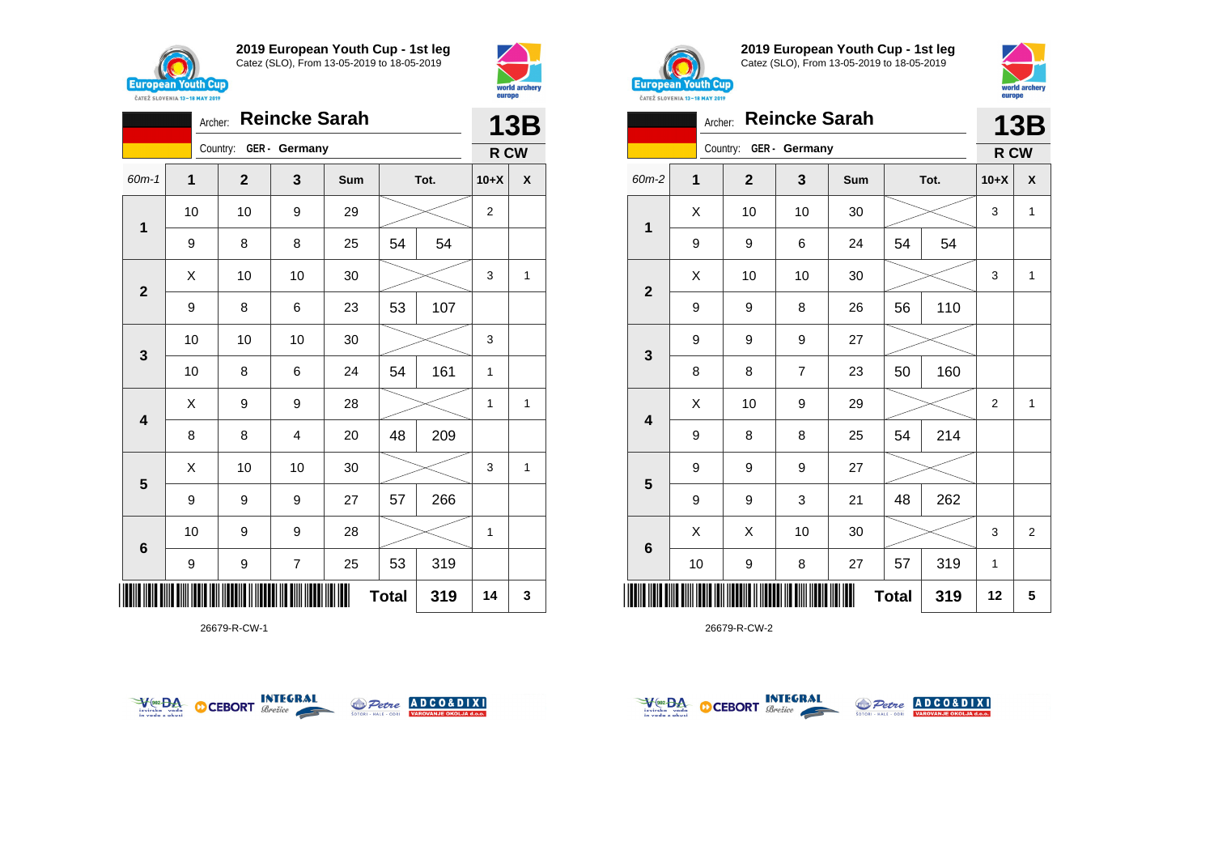## 2019 European Youth Cup - 1st leg

Catez (SLO), From 13-05-2019 to 18-05-2019

Archer: **Reincke Sarah** — **13B**

Country: GER - Germany — **R CW**

| 60m-1 | 1 | 2 | 3 | Sum | Tot. | | 10+X | X |
|---|---|---|---|---|---|---|---|---|
| 1 | 10 | 10 | 9 | 29 | | | 2 | |
| | 9 | 8 | 8 | 25 | 54 | 54 | | |
| 2 | X | 10 | 10 | 30 | | | 3 | 1 |
| | 9 | 8 | 6 | 23 | 53 | 107 | | |
| 3 | 10 | 10 | 10 | 30 | | | 3 | |
| | 10 | 8 | 6 | 24 | 54 | 161 | 1 | |
| 4 | X | 9 | 9 | 28 | | | 1 | 1 |
| | 8 | 8 | 4 | 20 | 48 | 209 | | |
| 5 | X | 10 | 10 | 30 | | | 3 | 1 |
| | 9 | 9 | 9 | 27 | 57 | 266 | | |
| 6 | 10 | 9 | 9 | 28 | | | 1 | |
| | 9 | 9 | 7 | 25 | 53 | 319 | | |
| | | | | | **Total** | **319** | **14** | **3** |

26679-R-CW-1

## 2019 European Youth Cup - 1st leg

Catez (SLO), From 13-05-2019 to 18-05-2019

Archer: **Reincke Sarah** — **13B**

Country: GER - Germany — **R CW**

| 60m-2 | 1 | 2 | 3 | Sum | Tot. | | 10+X | X |
|---|---|---|---|---|---|---|---|---|
| 1 | X | 10 | 10 | 30 | | | 3 | 1 |
| | 9 | 9 | 6 | 24 | 54 | 54 | | |
| 2 | X | 10 | 10 | 30 | | | 3 | 1 |
| | 9 | 9 | 8 | 26 | 56 | 110 | | |
| 3 | 9 | 9 | 9 | 27 | | | | |
| | 8 | 8 | 7 | 23 | 50 | 160 | | |
| 4 | X | 10 | 9 | 29 | | | 2 | 1 |
| | 9 | 8 | 8 | 25 | 54 | 214 | | |
| 5 | 9 | 9 | 9 | 27 | | | | |
| | 9 | 9 | 3 | 21 | 48 | 262 | | |
| 6 | X | X | 10 | 30 | | | 3 | 2 |
| | 10 | 9 | 8 | 27 | 57 | 319 | 1 | |
| | | | | | **Total** | **319** | **12** | **5** |

26679-R-CW-2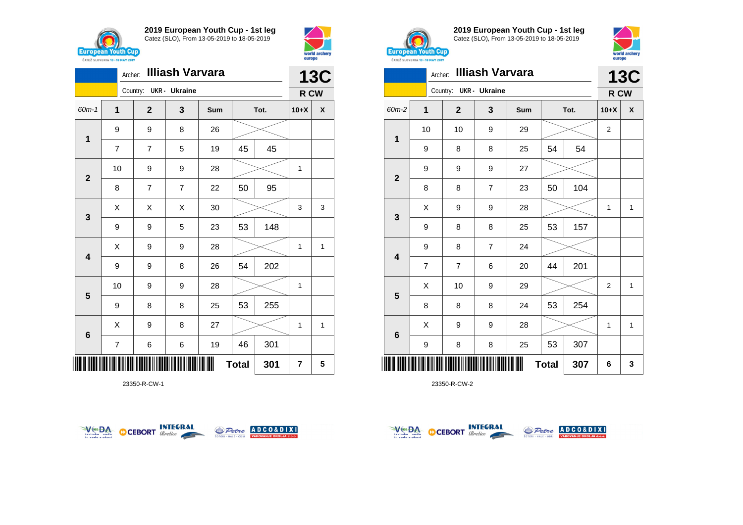## 2019 European Youth Cup - 1st leg

Catez (SLO), From 13-05-2019 to 18-05-2019

Archer: **Illiash Varvara**

Country: UKR - Ukraine

**13C**

**R CW**

| 60m-1 | 1 | 2 | 3 | Sum | Tot. | | 10+X | X |
|---|---|---|---|---|---|---|---|---|
| 1 | 9 | 9 | 8 | 26 | | | | |
| | 7 | 7 | 5 | 19 | 45 | 45 | | |
| 2 | 10 | 9 | 9 | 28 | | | 1 | |
| | 8 | 7 | 7 | 22 | 50 | 95 | | |
| 3 | X | X | X | 30 | | | 3 | 3 |
| | 9 | 9 | 5 | 23 | 53 | 148 | | |
| 4 | X | 9 | 9 | 28 | | | 1 | 1 |
| | 9 | 9 | 8 | 26 | 54 | 202 | | |
| 5 | 10 | 9 | 9 | 28 | | | 1 | |
| | 9 | 8 | 8 | 25 | 53 | 255 | | |
| 6 | X | 9 | 8 | 27 | | | 1 | 1 |
| | 7 | 6 | 6 | 19 | 46 | 301 | | |
| | | | | | Total | 301 | 7 | 5 |

23350-R-CW-1

## 2019 European Youth Cup - 1st leg

Catez (SLO), From 13-05-2019 to 18-05-2019

Archer: **Illiash Varvara**

Country: UKR - Ukraine

**13C**

**R CW**

| 60m-2 | 1 | 2 | 3 | Sum | Tot. | | 10+X | X |
|---|---|---|---|---|---|---|---|---|
| 1 | 10 | 10 | 9 | 29 | | | 2 | |
| | 9 | 8 | 8 | 25 | 54 | 54 | | |
| 2 | 9 | 9 | 9 | 27 | | | | |
| | 8 | 8 | 7 | 23 | 50 | 104 | | |
| 3 | X | 9 | 9 | 28 | | | 1 | 1 |
| | 9 | 8 | 8 | 25 | 53 | 157 | | |
| 4 | 9 | 8 | 7 | 24 | | | | |
| | 7 | 7 | 6 | 20 | 44 | 201 | | |
| 5 | X | 10 | 9 | 29 | | | 2 | 1 |
| | 8 | 8 | 8 | 24 | 53 | 254 | | |
| 6 | X | 9 | 9 | 28 | | | 1 | 1 |
| | 9 | 8 | 8 | 25 | 53 | 307 | | |
| | | | | | Total | 307 | 6 | 3 |

23350-R-CW-2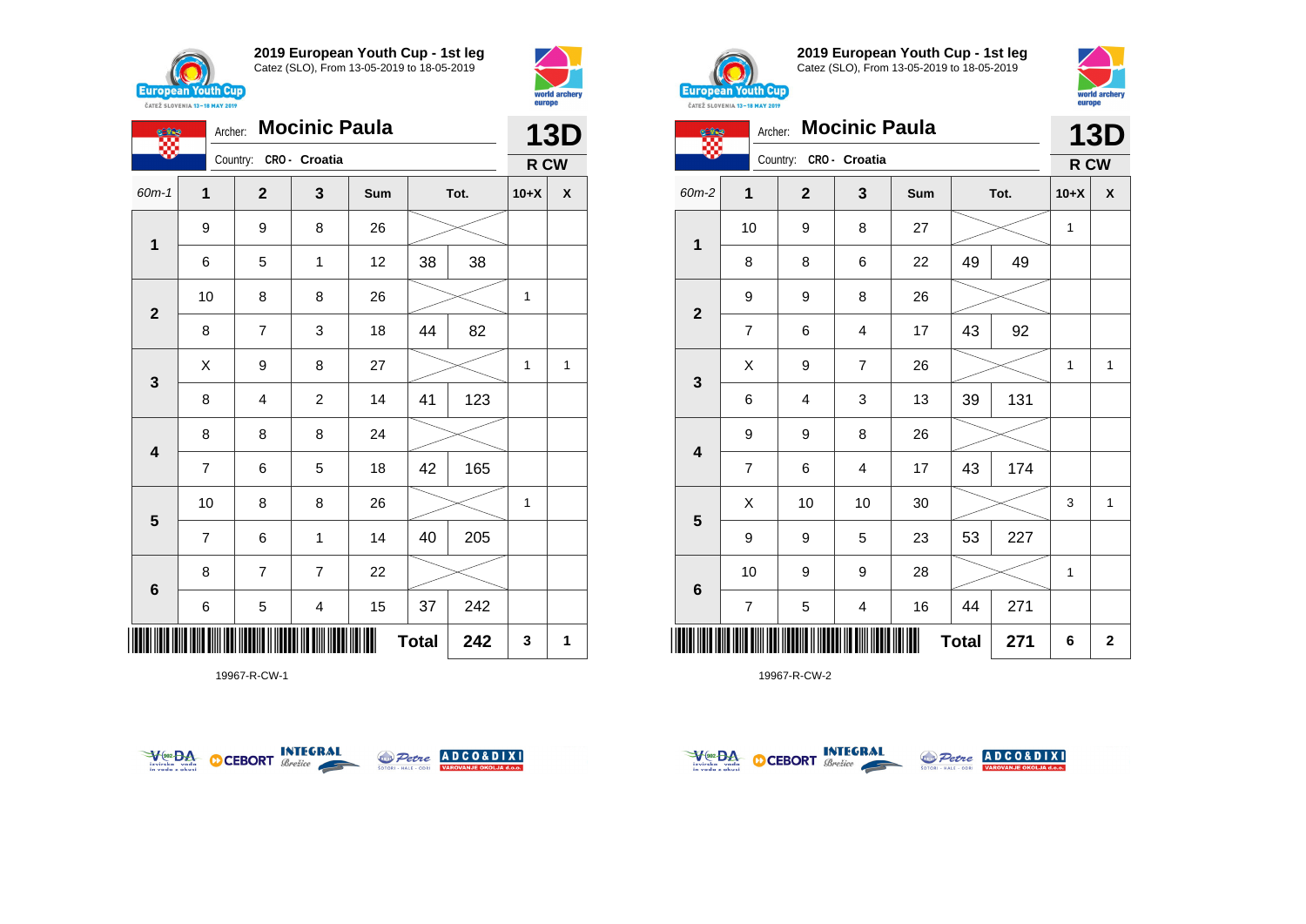## 2019 European Youth Cup - 1st leg
Catez (SLO), From 13-05-2019 to 18-05-2019

Archer: **Mocinic Paula**
Country: CRO - Croatia

**13D**
**R CW**

| 60m-1 | 1 | 2 | 3 | Sum | Tot. | | 10+X | X |
|---|---|---|---|---|---|---|---|---|
| 1 | 9 | 9 | 8 | 26 | | | | |
| | 6 | 5 | 1 | 12 | 38 | 38 | | |
| 2 | 10 | 8 | 8 | 26 | | | 1 | |
| | 8 | 7 | 3 | 18 | 44 | 82 | | |
| 3 | X | 9 | 8 | 27 | | | 1 | 1 |
| | 8 | 4 | 2 | 14 | 41 | 123 | | |
| 4 | 8 | 8 | 8 | 24 | | | | |
| | 7 | 6 | 5 | 18 | 42 | 165 | | |
| 5 | 10 | 8 | 8 | 26 | | | 1 | |
| | 7 | 6 | 1 | 14 | 40 | 205 | | |
| 6 | 8 | 7 | 7 | 22 | | | | |
| | 6 | 5 | 4 | 15 | 37 | 242 | | |
| | | | | | **Total** | **242** | **3** | **1** |

19967-R-CW-1

## 2019 European Youth Cup - 1st leg
Catez (SLO), From 13-05-2019 to 18-05-2019

Archer: **Mocinic Paula**
Country: CRO - Croatia

**13D**
**R CW**

| 60m-2 | 1 | 2 | 3 | Sum | Tot. | | 10+X | X |
|---|---|---|---|---|---|---|---|---|
| 1 | 10 | 9 | 8 | 27 | | | 1 | |
| | 8 | 8 | 6 | 22 | 49 | 49 | | |
| 2 | 9 | 9 | 8 | 26 | | | | |
| | 7 | 6 | 4 | 17 | 43 | 92 | | |
| 3 | X | 9 | 7 | 26 | | | 1 | 1 |
| | 6 | 4 | 3 | 13 | 39 | 131 | | |
| 4 | 9 | 9 | 8 | 26 | | | | |
| | 7 | 6 | 4 | 17 | 43 | 174 | | |
| 5 | X | 10 | 10 | 30 | | | 3 | 1 |
| | 9 | 9 | 5 | 23 | 53 | 227 | | |
| 6 | 10 | 9 | 9 | 28 | | | 1 | |
| | 7 | 5 | 4 | 16 | 44 | 271 | | |
| | | | | | **Total** | **271** | **6** | **2** |

19967-R-CW-2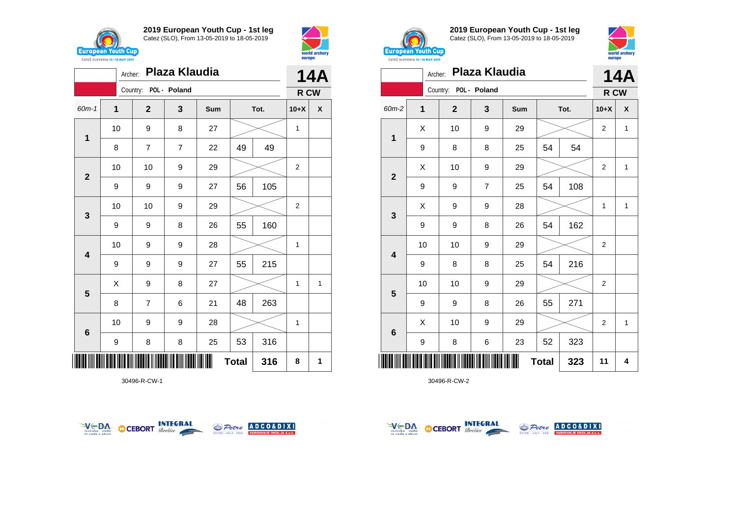## 2019 European Youth Cup - 1st leg

Catez (SLO), From 13-05-2019 to 18-05-2019

Archer: **Plaza Klaudia**
Country: POL - Poland

**14A**
**R CW**

| 60m-1 | 1 | 2 | 3 | Sum | Tot. | | 10+X | X |
|---|---|---|---|---|---|---|---|---|
| 1 | 10 | 9 | 8 | 27 | | | 1 | |
| | 8 | 7 | 7 | 22 | 49 | 49 | | |
| 2 | 10 | 10 | 9 | 29 | | | 2 | |
| | 9 | 9 | 9 | 27 | 56 | 105 | | |
| 3 | 10 | 10 | 9 | 29 | | | 2 | |
| | 9 | 9 | 8 | 26 | 55 | 160 | | |
| 4 | 10 | 9 | 9 | 28 | | | 1 | |
| | 9 | 9 | 9 | 27 | 55 | 215 | | |
| 5 | X | 9 | 8 | 27 | | | 1 | 1 |
| | 8 | 7 | 6 | 21 | 48 | 263 | | |
| 6 | 10 | 9 | 9 | 28 | | | 1 | |
| | 9 | 8 | 8 | 25 | 53 | 316 | | |
| | | | | | **Total** | **316** | **8** | **1** |

30496-R-CW-1

## 2019 European Youth Cup - 1st leg

Catez (SLO), From 13-05-2019 to 18-05-2019

Archer: **Plaza Klaudia**
Country: POL - Poland

**14A**
**R CW**

| 60m-2 | 1 | 2 | 3 | Sum | Tot. | | 10+X | X |
|---|---|---|---|---|---|---|---|---|
| 1 | X | 10 | 9 | 29 | | | 2 | 1 |
| | 9 | 8 | 8 | 25 | 54 | 54 | | |
| 2 | X | 10 | 9 | 29 | | | 2 | 1 |
| | 9 | 9 | 7 | 25 | 54 | 108 | | |
| 3 | X | 9 | 9 | 28 | | | 1 | 1 |
| | 9 | 9 | 8 | 26 | 54 | 162 | | |
| 4 | 10 | 10 | 9 | 29 | | | 2 | |
| | 9 | 8 | 8 | 25 | 54 | 216 | | |
| 5 | 10 | 10 | 9 | 29 | | | 2 | |
| | 9 | 9 | 8 | 26 | 55 | 271 | | |
| 6 | X | 10 | 9 | 29 | | | 2 | 1 |
| | 9 | 8 | 6 | 23 | 52 | 323 | | |
| | | | | | **Total** | **323** | **11** | **4** |

30496-R-CW-2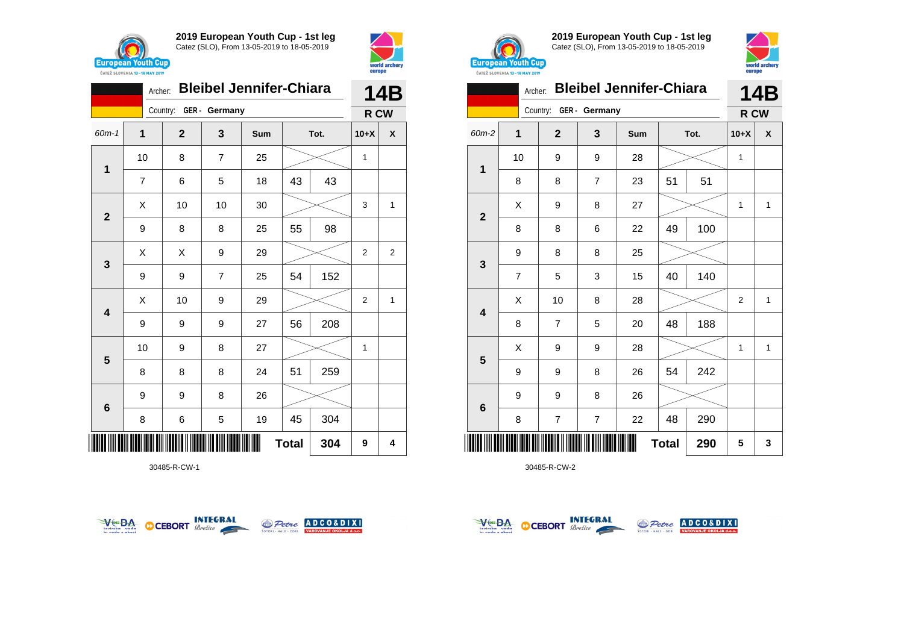## 2019 European Youth Cup - 1st leg

Catez (SLO), From 13-05-2019 to 18-05-2019

**Archer:** Bleibel Jennifer-Chiara — **14B**

**Country:** GER - Germany — **R CW**

| 60m-1 | 1 | 2 | 3 | Sum | Tot. | | 10+X | X |
|---|---|---|---|---|---|---|---|---|
| 1 | 10 | 8 | 7 | 25 | | | 1 | |
| | 7 | 6 | 5 | 18 | 43 | 43 | | |
| 2 | X | 10 | 10 | 30 | | | 3 | 1 |
| | 9 | 8 | 8 | 25 | 55 | 98 | | |
| 3 | X | X | 9 | 29 | | | 2 | 2 |
| | 9 | 9 | 7 | 25 | 54 | 152 | | |
| 4 | X | 10 | 9 | 29 | | | 2 | 1 |
| | 9 | 9 | 9 | 27 | 56 | 208 | | |
| 5 | 10 | 9 | 8 | 27 | | | 1 | |
| | 8 | 8 | 8 | 24 | 51 | 259 | | |
| 6 | 9 | 9 | 8 | 26 | | | | |
| | 8 | 6 | 5 | 19 | 45 | 304 | | |
| | | | | | **Total** | **304** | **9** | **4** |

30485-R-CW-1

## 2019 European Youth Cup - 1st leg

Catez (SLO), From 13-05-2019 to 18-05-2019

**Archer:** Bleibel Jennifer-Chiara — **14B**

**Country:** GER - Germany — **R CW**

| 60m-2 | 1 | 2 | 3 | Sum | Tot. | | 10+X | X |
|---|---|---|---|---|---|---|---|---|
| 1 | 10 | 9 | 9 | 28 | | | 1 | |
| | 8 | 8 | 7 | 23 | 51 | 51 | | |
| 2 | X | 9 | 8 | 27 | | | 1 | 1 |
| | 8 | 8 | 6 | 22 | 49 | 100 | | |
| 3 | 9 | 8 | 8 | 25 | | | | |
| | 7 | 5 | 3 | 15 | 40 | 140 | | |
| 4 | X | 10 | 8 | 28 | | | 2 | 1 |
| | 8 | 7 | 5 | 20 | 48 | 188 | | |
| 5 | X | 9 | 9 | 28 | | | 1 | 1 |
| | 9 | 9 | 8 | 26 | 54 | 242 | | |
| 6 | 9 | 9 | 8 | 26 | | | | |
| | 8 | 7 | 7 | 22 | 48 | 290 | | |
| | | | | | **Total** | **290** | **5** | **3** |

30485-R-CW-2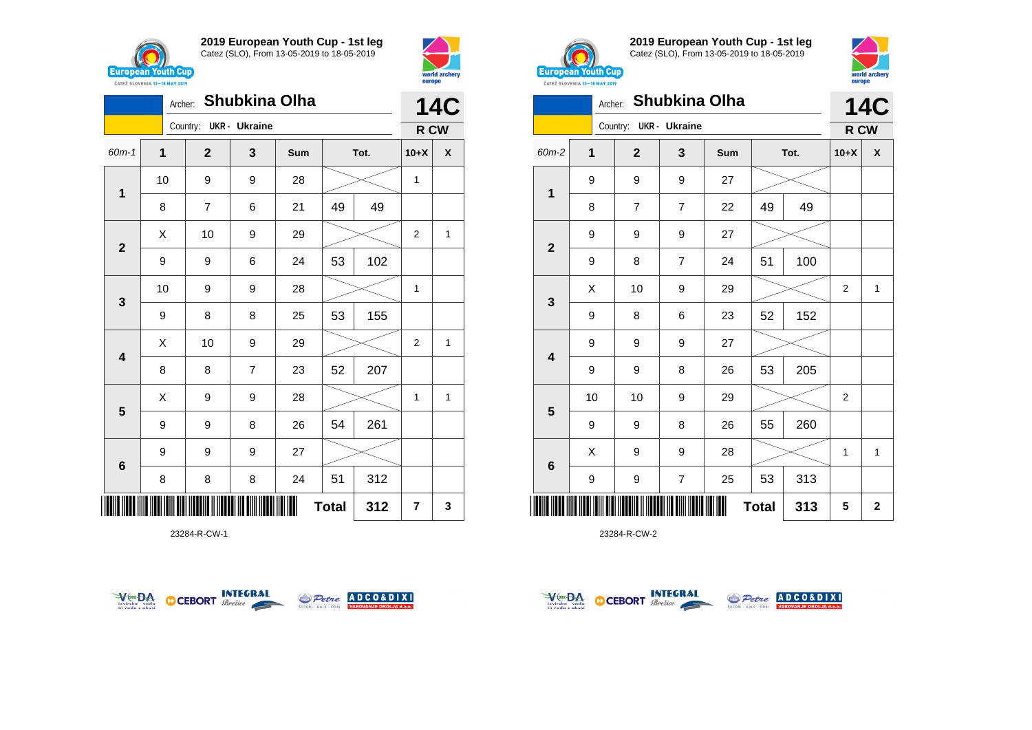## 2019 European Youth Cup - 1st leg
Catez (SLO), From 13-05-2019 to 18-05-2019

Archer: **Shubkina Olha**
Country: UKR - Ukraine

**14C** — R CW

| 60m-1 | 1 | 2 | 3 | Sum | Tot. | | 10+X | X |
|---|---|---|---|---|---|---|---|---|
| 1 | 10 | 9 | 9 | 28 | | | 1 | |
| | 8 | 7 | 6 | 21 | 49 | 49 | | |
| 2 | X | 10 | 9 | 29 | | | 2 | 1 |
| | 9 | 9 | 6 | 24 | 53 | 102 | | |
| 3 | 10 | 9 | 9 | 28 | | | 1 | |
| | 9 | 8 | 8 | 25 | 53 | 155 | | |
| 4 | X | 10 | 9 | 29 | | | 2 | 1 |
| | 8 | 8 | 7 | 23 | 52 | 207 | | |
| 5 | X | 9 | 9 | 28 | | | 1 | 1 |
| | 9 | 9 | 8 | 26 | 54 | 261 | | |
| 6 | 9 | 9 | 9 | 27 | | | | |
| | 8 | 8 | 8 | 24 | 51 | 312 | | |
| | | | | | Total | 312 | 7 | 3 |

23284-R-CW-1

## 2019 European Youth Cup - 1st leg
Catez (SLO), From 13-05-2019 to 18-05-2019

Archer: **Shubkina Olha**
Country: UKR - Ukraine

**14C** — R CW

| 60m-2 | 1 | 2 | 3 | Sum | Tot. | | 10+X | X |
|---|---|---|---|---|---|---|---|---|
| 1 | 9 | 9 | 9 | 27 | | | | |
| | 8 | 7 | 7 | 22 | 49 | 49 | | |
| 2 | 9 | 9 | 9 | 27 | | | | |
| | 9 | 8 | 7 | 24 | 51 | 100 | | |
| 3 | X | 10 | 9 | 29 | | | 2 | 1 |
| | 9 | 8 | 6 | 23 | 52 | 152 | | |
| 4 | 9 | 9 | 9 | 27 | | | | |
| | 9 | 9 | 8 | 26 | 53 | 205 | | |
| 5 | 10 | 10 | 9 | 29 | | | 2 | |
| | 9 | 9 | 8 | 26 | 55 | 260 | | |
| 6 | X | 9 | 9 | 28 | | | 1 | 1 |
| | 9 | 9 | 7 | 25 | 53 | 313 | | |
| | | | | | Total | 313 | 5 | 2 |

23284-R-CW-2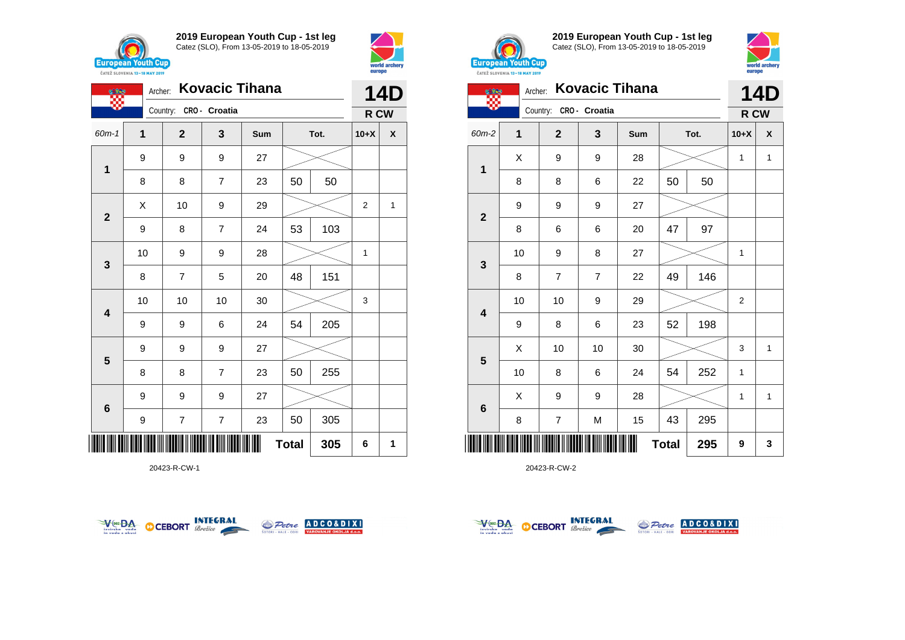## 2019 European Youth Cup - 1st leg

Catez (SLO), From 13-05-2019 to 18-05-2019

Archer: **Kovacic Tihana**

Country: CRO - Croatia

**14D**

**R CW**

| 60m-1 | 1 | 2 | 3 | Sum | Tot. | | 10+X | X |
|---|---|---|---|---|---|---|---|---|
| 1 | 9 | 9 | 9 | 27 | | | | |
| | 8 | 8 | 7 | 23 | 50 | 50 | | |
| 2 | X | 10 | 9 | 29 | | | 2 | 1 |
| | 9 | 8 | 7 | 24 | 53 | 103 | | |
| 3 | 10 | 9 | 9 | 28 | | | 1 | |
| | 8 | 7 | 5 | 20 | 48 | 151 | | |
| 4 | 10 | 10 | 10 | 30 | | | 3 | |
| | 9 | 9 | 6 | 24 | 54 | 205 | | |
| 5 | 9 | 9 | 9 | 27 | | | | |
| | 8 | 8 | 7 | 23 | 50 | 255 | | |
| 6 | 9 | 9 | 9 | 27 | | | | |
| | 9 | 7 | 7 | 23 | 50 | 305 | | |
| | | | | | Total | 305 | 6 | 1 |

20423-R-CW-1

## 2019 European Youth Cup - 1st leg

Catez (SLO), From 13-05-2019 to 18-05-2019

Archer: **Kovacic Tihana**

Country: CRO - Croatia

**14D**

**R CW**

| 60m-2 | 1 | 2 | 3 | Sum | Tot. | | 10+X | X |
|---|---|---|---|---|---|---|---|---|
| 1 | X | 9 | 9 | 28 | | | 1 | 1 |
| | 8 | 8 | 6 | 22 | 50 | 50 | | |
| 2 | 9 | 9 | 9 | 27 | | | | |
| | 8 | 6 | 6 | 20 | 47 | 97 | | |
| 3 | 10 | 9 | 8 | 27 | | | 1 | |
| | 8 | 7 | 7 | 22 | 49 | 146 | | |
| 4 | 10 | 10 | 9 | 29 | | | 2 | |
| | 9 | 8 | 6 | 23 | 52 | 198 | | |
| 5 | X | 10 | 10 | 30 | | | 3 | 1 |
| | 10 | 8 | 6 | 24 | 54 | 252 | 1 | |
| 6 | X | 9 | 9 | 28 | | | 1 | 1 |
| | 8 | 7 | M | 15 | 43 | 295 | | |
| | | | | | Total | 295 | 9 | 3 |

20423-R-CW-2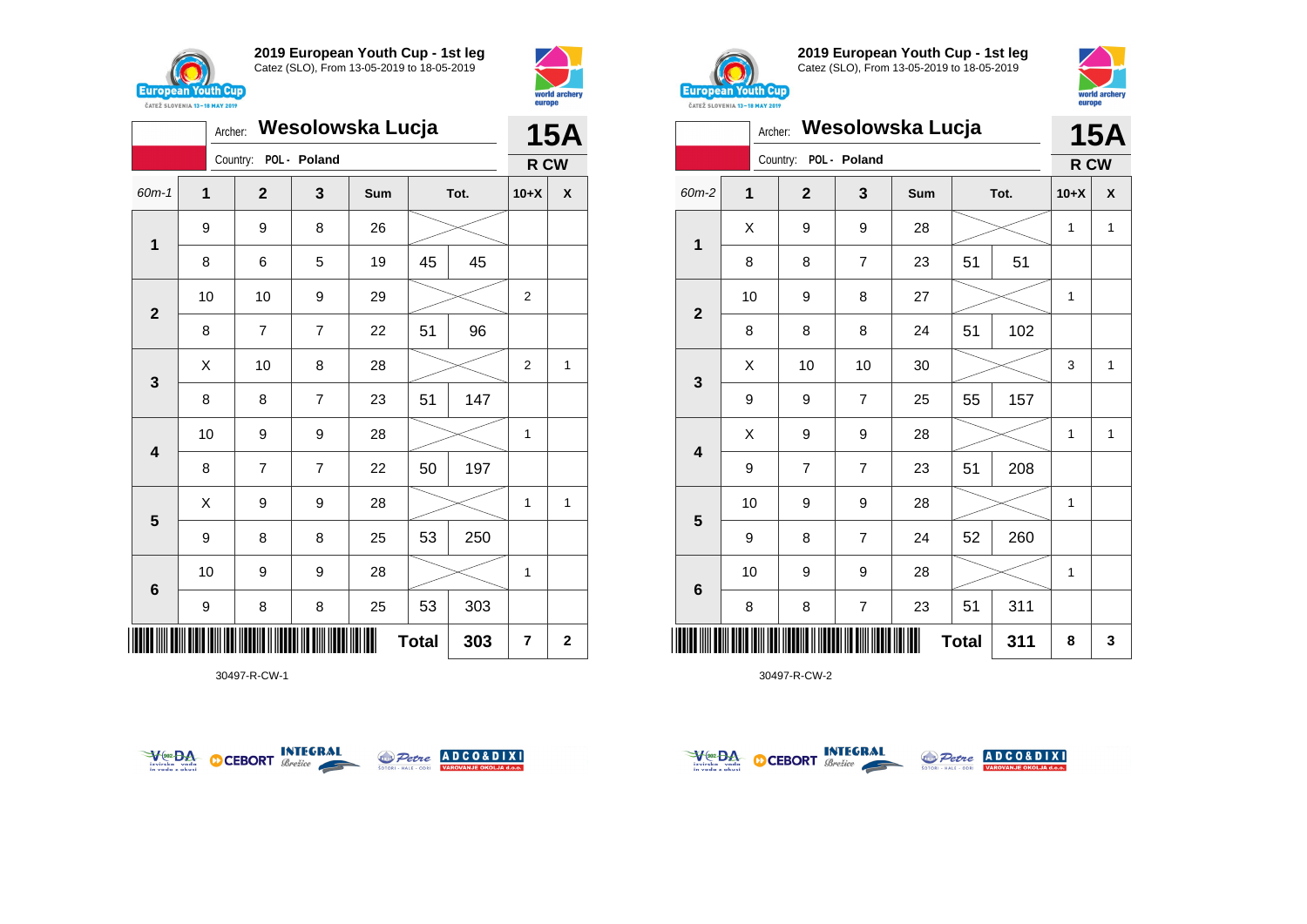## 2019 European Youth Cup - 1st leg

Catez (SLO), From 13-05-2019 to 18-05-2019

Archer: **Wesolowska Lucja** — **15A**

Country: POL - Poland — **R CW**

| 60m-1 | 1 | 2 | 3 | Sum | Tot. | | 10+X | X |
|---|---|---|---|---|---|---|---|---|
| 1 | 9 | 9 | 8 | 26 | | | | |
| | 8 | 6 | 5 | 19 | 45 | 45 | | |
| 2 | 10 | 10 | 9 | 29 | | | 2 | |
| | 8 | 7 | 7 | 22 | 51 | 96 | | |
| 3 | X | 10 | 8 | 28 | | | 2 | 1 |
| | 8 | 8 | 7 | 23 | 51 | 147 | | |
| 4 | 10 | 9 | 9 | 28 | | | 1 | |
| | 8 | 7 | 7 | 22 | 50 | 197 | | |
| 5 | X | 9 | 9 | 28 | | | 1 | 1 |
| | 9 | 8 | 8 | 25 | 53 | 250 | | |
| 6 | 10 | 9 | 9 | 28 | | | 1 | |
| | 9 | 8 | 8 | 25 | 53 | 303 | | |
| | | | | | **Total** | **303** | **7** | **2** |

30497-R-CW-1

## 2019 European Youth Cup - 1st leg

Catez (SLO), From 13-05-2019 to 18-05-2019

Archer: **Wesolowska Lucja** — **15A**

Country: POL - Poland — **R CW**

| 60m-2 | 1 | 2 | 3 | Sum | Tot. | | 10+X | X |
|---|---|---|---|---|---|---|---|---|
| 1 | X | 9 | 9 | 28 | | | 1 | 1 |
| | 8 | 8 | 7 | 23 | 51 | 51 | | |
| 2 | 10 | 9 | 8 | 27 | | | 1 | |
| | 8 | 8 | 8 | 24 | 51 | 102 | | |
| 3 | X | 10 | 10 | 30 | | | 3 | 1 |
| | 9 | 9 | 7 | 25 | 55 | 157 | | |
| 4 | X | 9 | 9 | 28 | | | 1 | 1 |
| | 9 | 7 | 7 | 23 | 51 | 208 | | |
| 5 | 10 | 9 | 9 | 28 | | | 1 | |
| | 9 | 8 | 7 | 24 | 52 | 260 | | |
| 6 | 10 | 9 | 9 | 28 | | | 1 | |
| | 8 | 8 | 7 | 23 | 51 | 311 | | |
| | | | | | **Total** | **311** | **8** | **3** |

30497-R-CW-2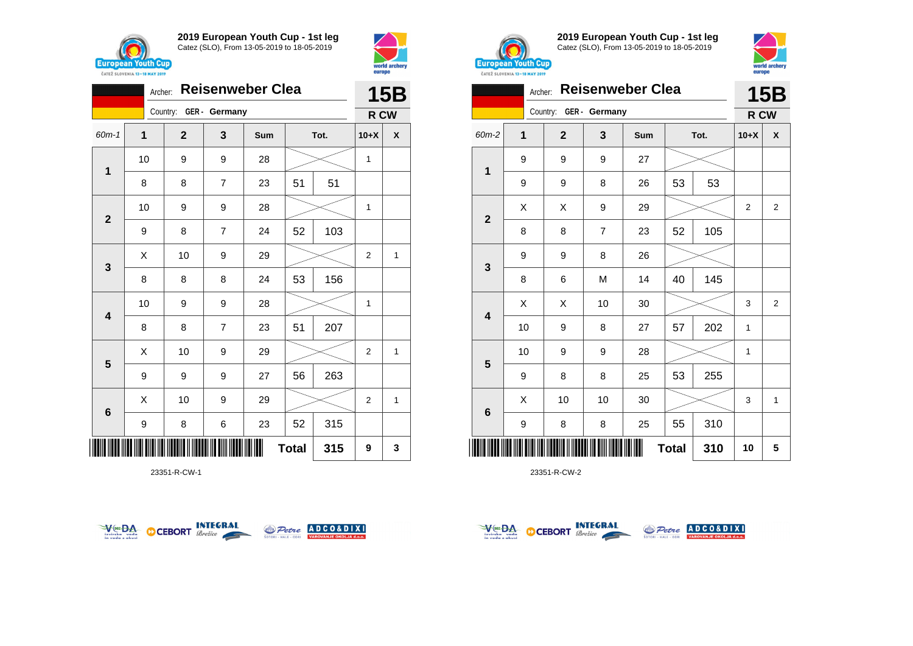## 2019 European Youth Cup - 1st leg

Catez (SLO), From 13-05-2019 to 18-05-2019

Archer: **Reisenweber Clea**

Country: GER - Germany

**15B** — R CW

| 60m-1 | 1 | 2 | 3 | Sum | Tot. | | 10+X | X |
|---|---|---|---|---|---|---|---|---|
| 1 | 10 | 9 | 9 | 28 | | | 1 | |
| | 8 | 8 | 7 | 23 | 51 | 51 | | |
| 2 | 10 | 9 | 9 | 28 | | | 1 | |
| | 9 | 8 | 7 | 24 | 52 | 103 | | |
| 3 | X | 10 | 9 | 29 | | | 2 | 1 |
| | 8 | 8 | 8 | 24 | 53 | 156 | | |
| 4 | 10 | 9 | 9 | 28 | | | 1 | |
| | 8 | 8 | 7 | 23 | 51 | 207 | | |
| 5 | X | 10 | 9 | 29 | | | 2 | 1 |
| | 9 | 9 | 9 | 27 | 56 | 263 | | |
| 6 | X | 10 | 9 | 29 | | | 2 | 1 |
| | 9 | 8 | 6 | 23 | 52 | 315 | | |
| | | | | | **Total** | **315** | **9** | **3** |

23351-R-CW-1

## 2019 European Youth Cup - 1st leg

Catez (SLO), From 13-05-2019 to 18-05-2019

Archer: **Reisenweber Clea**

Country: GER - Germany

**15B** — R CW

| 60m-2 | 1 | 2 | 3 | Sum | Tot. | | 10+X | X |
|---|---|---|---|---|---|---|---|---|
| 1 | 9 | 9 | 9 | 27 | | | | |
| | 9 | 9 | 8 | 26 | 53 | 53 | | |
| 2 | X | X | 9 | 29 | | | 2 | 2 |
| | 8 | 8 | 7 | 23 | 52 | 105 | | |
| 3 | 9 | 9 | 8 | 26 | | | | |
| | 8 | 6 | M | 14 | 40 | 145 | | |
| 4 | X | X | 10 | 30 | | | 3 | 2 |
| | 10 | 9 | 8 | 27 | 57 | 202 | 1 | |
| 5 | 10 | 9 | 9 | 28 | | | 1 | |
| | 9 | 8 | 8 | 25 | 53 | 255 | | |
| 6 | X | 10 | 10 | 30 | | | 3 | 1 |
| | 9 | 8 | 8 | 25 | 55 | 310 | | |
| | | | | | **Total** | **310** | **10** | **5** |

23351-R-CW-2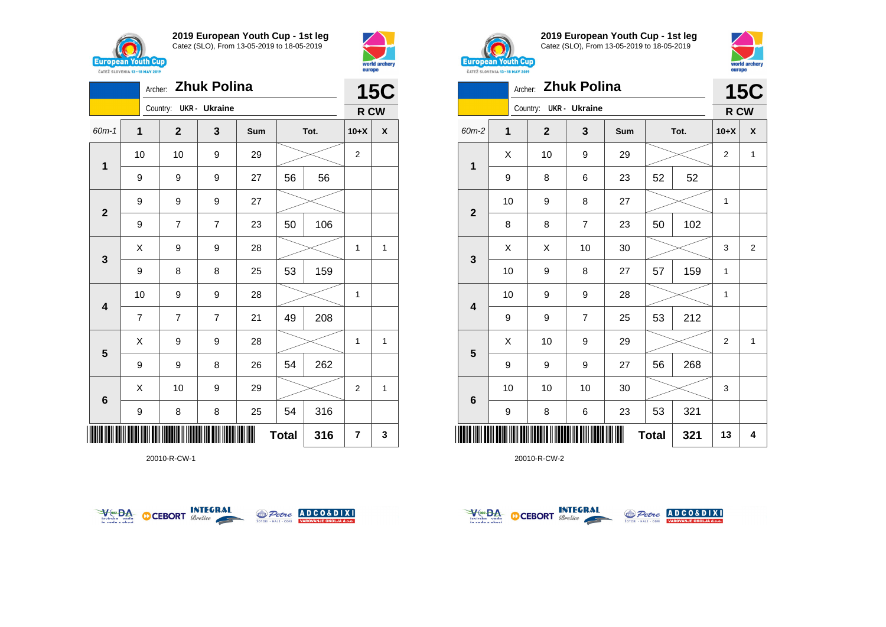## 2019 European Youth Cup - 1st leg

Catez (SLO), From 13-05-2019 to 18-05-2019

Archer: **Zhuk Polina**

Country: UKR - Ukraine

**15C**

**R CW**

| 60m-1 | 1 | 2 | 3 | Sum | Tot. | | 10+X | X |
|---|---|---|---|---|---|---|---|---|
| 1 | 10 | 10 | 9 | 29 | | | 2 | |
| | 9 | 9 | 9 | 27 | 56 | 56 | | |
| 2 | 9 | 9 | 9 | 27 | | | | |
| | 9 | 7 | 7 | 23 | 50 | 106 | | |
| 3 | X | 9 | 9 | 28 | | | 1 | 1 |
| | 9 | 8 | 8 | 25 | 53 | 159 | | |
| 4 | 10 | 9 | 9 | 28 | | | 1 | |
| | 7 | 7 | 7 | 21 | 49 | 208 | | |
| 5 | X | 9 | 9 | 28 | | | 1 | 1 |
| | 9 | 9 | 8 | 26 | 54 | 262 | | |
| 6 | X | 10 | 9 | 29 | | | 2 | 1 |
| | 9 | 8 | 8 | 25 | 54 | 316 | | |
| | | | | | **Total** | **316** | **7** | **3** |

20010-R-CW-1

## 2019 European Youth Cup - 1st leg

Catez (SLO), From 13-05-2019 to 18-05-2019

Archer: **Zhuk Polina**

Country: UKR - Ukraine

**15C**

**R CW**

| 60m-2 | 1 | 2 | 3 | Sum | Tot. | | 10+X | X |
|---|---|---|---|---|---|---|---|---|
| 1 | X | 10 | 9 | 29 | | | 2 | 1 |
| | 9 | 8 | 6 | 23 | 52 | 52 | | |
| 2 | 10 | 9 | 8 | 27 | | | 1 | |
| | 8 | 8 | 7 | 23 | 50 | 102 | | |
| 3 | X | X | 10 | 30 | | | 3 | 2 |
| | 10 | 9 | 8 | 27 | 57 | 159 | 1 | |
| 4 | 10 | 9 | 9 | 28 | | | 1 | |
| | 9 | 9 | 7 | 25 | 53 | 212 | | |
| 5 | X | 10 | 9 | 29 | | | 2 | 1 |
| | 9 | 9 | 9 | 27 | 56 | 268 | | |
| 6 | 10 | 10 | 10 | 30 | | | 3 | |
| | 9 | 8 | 6 | 23 | 53 | 321 | | |
| | | | | | **Total** | **321** | **13** | **4** |

20010-R-CW-2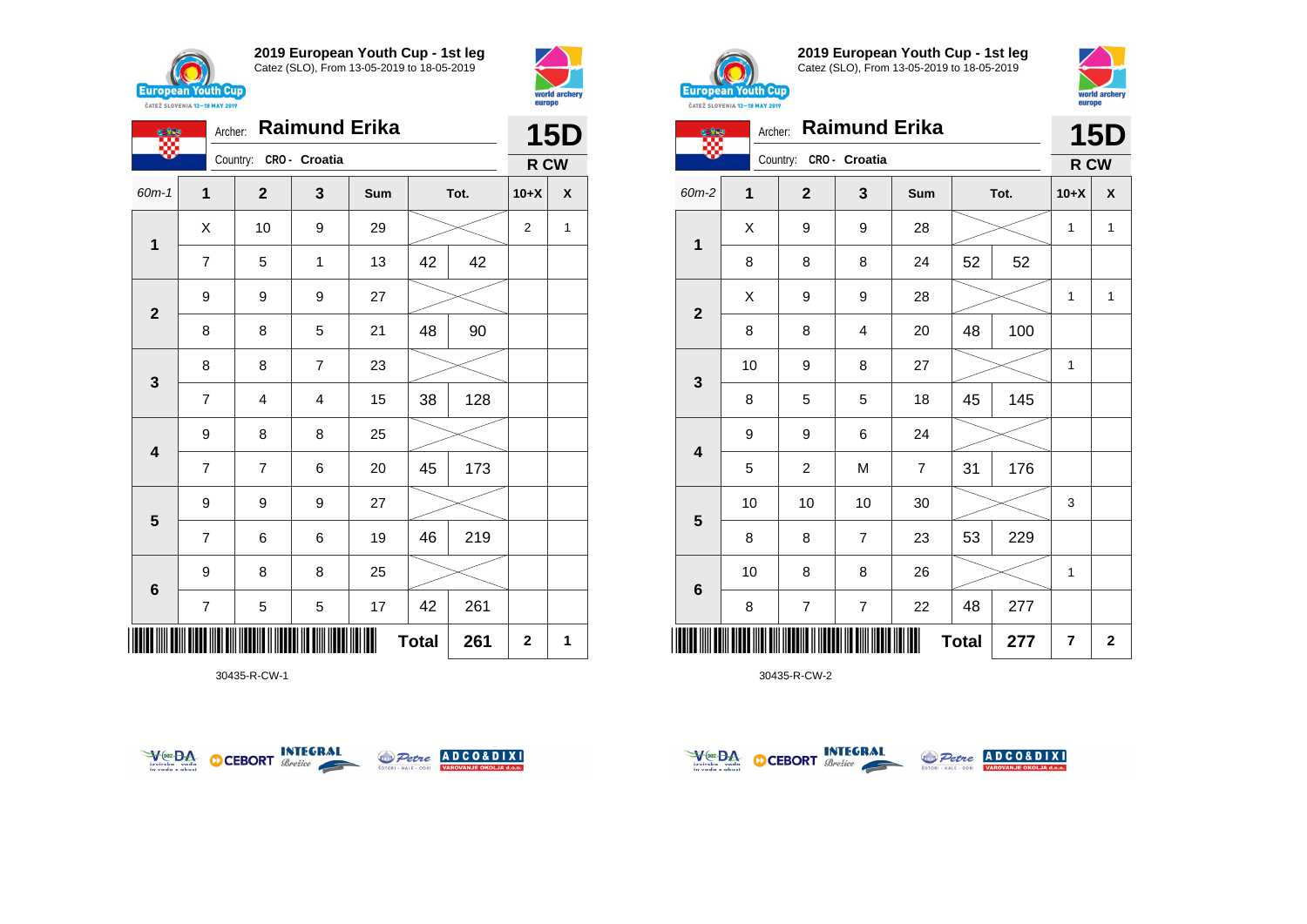## 2019 European Youth Cup - 1st leg

Catez (SLO), From 13-05-2019 to 18-05-2019

Archer: **Raimund Erika**

Country: CRO - Croatia

**15D**

**R CW**

| 60m-1 | 1 | 2 | 3 | Sum | Tot. | | 10+X | X |
|---|---|---|---|---|---|---|---|---|
| 1 | X | 10 | 9 | 29 | | | 2 | 1 |
| | 7 | 5 | 1 | 13 | 42 | 42 | | |
| 2 | 9 | 9 | 9 | 27 | | | | |
| | 8 | 8 | 5 | 21 | 48 | 90 | | |
| 3 | 8 | 8 | 7 | 23 | | | | |
| | 7 | 4 | 4 | 15 | 38 | 128 | | |
| 4 | 9 | 8 | 8 | 25 | | | | |
| | 7 | 7 | 6 | 20 | 45 | 173 | | |
| 5 | 9 | 9 | 9 | 27 | | | | |
| | 7 | 6 | 6 | 19 | 46 | 219 | | |
| 6 | 9 | 8 | 8 | 25 | | | | |
| | 7 | 5 | 5 | 17 | 42 | 261 | | |
| | | | | | **Total** | **261** | **2** | **1** |

30435-R-CW-1

## 2019 European Youth Cup - 1st leg

Catez (SLO), From 13-05-2019 to 18-05-2019

Archer: **Raimund Erika**

Country: CRO - Croatia

**15D**

**R CW**

| 60m-2 | 1 | 2 | 3 | Sum | Tot. | | 10+X | X |
|---|---|---|---|---|---|---|---|---|
| 1 | X | 9 | 9 | 28 | | | 1 | 1 |
| | 8 | 8 | 8 | 24 | 52 | 52 | | |
| 2 | X | 9 | 9 | 28 | | | 1 | 1 |
| | 8 | 8 | 4 | 20 | 48 | 100 | | |
| 3 | 10 | 9 | 8 | 27 | | | 1 | |
| | 8 | 5 | 5 | 18 | 45 | 145 | | |
| 4 | 9 | 9 | 6 | 24 | | | | |
| | 5 | 2 | M | 7 | 31 | 176 | | |
| 5 | 10 | 10 | 10 | 30 | | | 3 | |
| | 8 | 8 | 7 | 23 | 53 | 229 | | |
| 6 | 10 | 8 | 8 | 26 | | | 1 | |
| | 8 | 7 | 7 | 22 | 48 | 277 | | |
| | | | | | **Total** | **277** | **7** | **2** |

30435-R-CW-2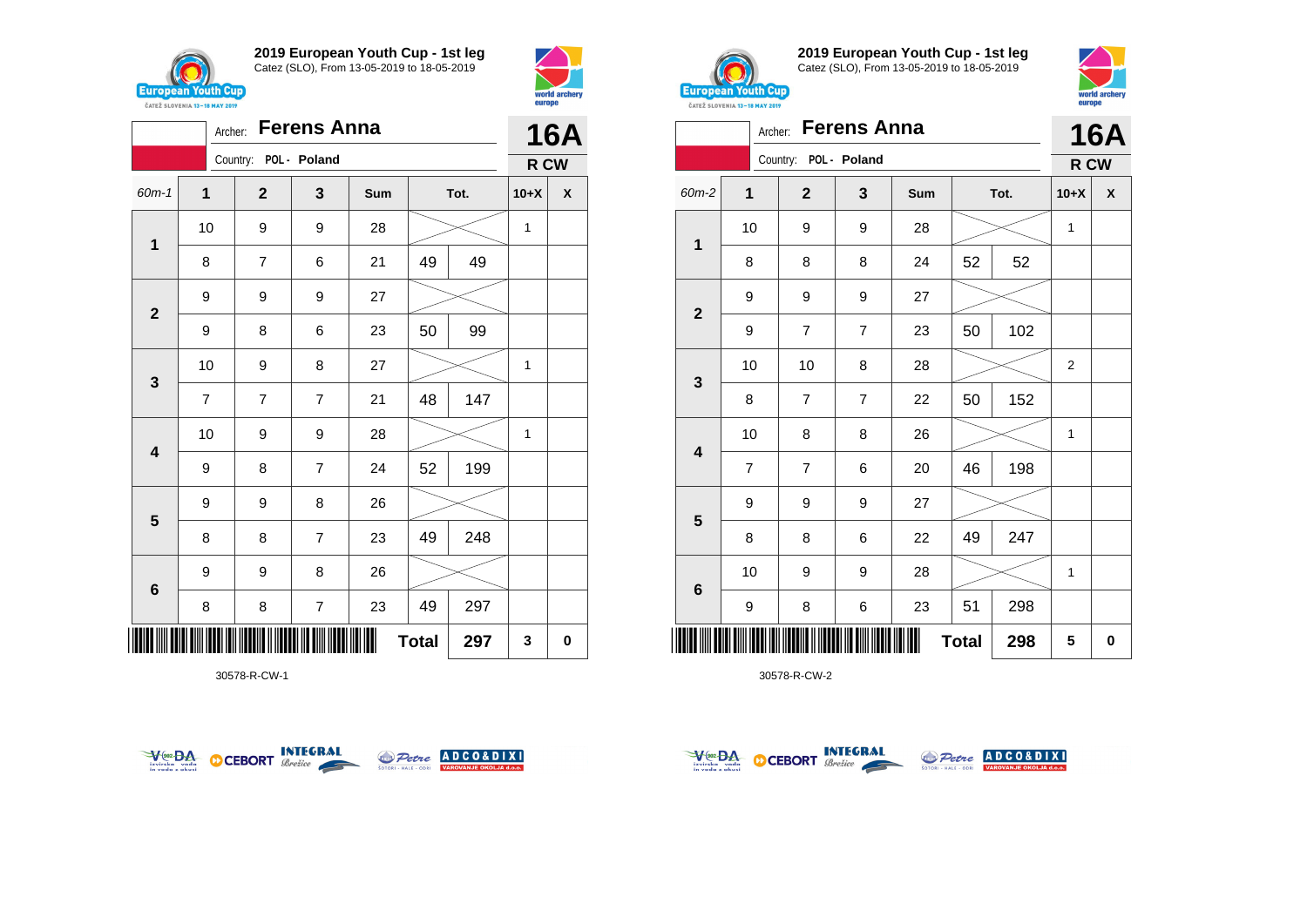## 2019 European Youth Cup - 1st leg
Catez (SLO), From 13-05-2019 to 18-05-2019

Archer: **Ferens Anna**
Country: POL - Poland

**16A**
**R CW**

| 60m-1 | 1 | 2 | 3 | Sum | Tot. | | 10+X | X |
|---|---|---|---|---|---|---|---|---|
| 1 | 10 | 9 | 9 | 28 | | | 1 | |
| | 8 | 7 | 6 | 21 | 49 | 49 | | |
| 2 | 9 | 9 | 9 | 27 | | | | |
| | 9 | 8 | 6 | 23 | 50 | 99 | | |
| 3 | 10 | 9 | 8 | 27 | | | 1 | |
| | 7 | 7 | 7 | 21 | 48 | 147 | | |
| 4 | 10 | 9 | 9 | 28 | | | 1 | |
| | 9 | 8 | 7 | 24 | 52 | 199 | | |
| 5 | 9 | 9 | 8 | 26 | | | | |
| | 8 | 8 | 7 | 23 | 49 | 248 | | |
| 6 | 9 | 9 | 8 | 26 | | | | |
| | 8 | 8 | 7 | 23 | 49 | 297 | | |
| | | | | | **Total** | **297** | **3** | **0** |

30578-R-CW-1

## 2019 European Youth Cup - 1st leg
Catez (SLO), From 13-05-2019 to 18-05-2019

Archer: **Ferens Anna**
Country: POL - Poland

**16A**
**R CW**

| 60m-2 | 1 | 2 | 3 | Sum | Tot. | | 10+X | X |
|---|---|---|---|---|---|---|---|---|
| 1 | 10 | 9 | 9 | 28 | | | 1 | |
| | 8 | 8 | 8 | 24 | 52 | 52 | | |
| 2 | 9 | 9 | 9 | 27 | | | | |
| | 9 | 7 | 7 | 23 | 50 | 102 | | |
| 3 | 10 | 10 | 8 | 28 | | | 2 | |
| | 8 | 7 | 7 | 22 | 50 | 152 | | |
| 4 | 10 | 8 | 8 | 26 | | | 1 | |
| | 7 | 7 | 6 | 20 | 46 | 198 | | |
| 5 | 9 | 9 | 9 | 27 | | | | |
| | 8 | 8 | 6 | 22 | 49 | 247 | | |
| 6 | 10 | 9 | 9 | 28 | | | 1 | |
| | 9 | 8 | 6 | 23 | 51 | 298 | | |
| | | | | | **Total** | **298** | **5** | **0** |

30578-R-CW-2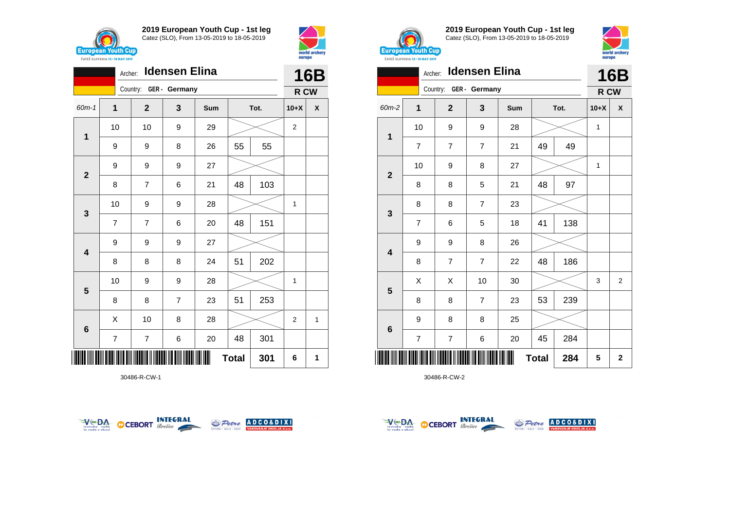## 2019 European Youth Cup - 1st leg

Catez (SLO), From 13-05-2019 to 18-05-2019

Archer: **Idensen Elina**

Country: GER - Germany

**16B**

**R CW**

| 60m-1 | 1 | 2 | 3 | Sum | Tot. | | 10+X | X |
|---|---|---|---|---|---|---|---|---|
| 1 | 10 | 10 | 9 | 29 | | | 2 | |
| | 9 | 9 | 8 | 26 | 55 | 55 | | |
| 2 | 9 | 9 | 9 | 27 | | | | |
| | 8 | 7 | 6 | 21 | 48 | 103 | | |
| 3 | 10 | 9 | 9 | 28 | | | 1 | |
| | 7 | 7 | 6 | 20 | 48 | 151 | | |
| 4 | 9 | 9 | 9 | 27 | | | | |
| | 8 | 8 | 8 | 24 | 51 | 202 | | |
| 5 | 10 | 9 | 9 | 28 | | | 1 | |
| | 8 | 8 | 7 | 23 | 51 | 253 | | |
| 6 | X | 10 | 8 | 28 | | | 2 | 1 |
| | 7 | 7 | 6 | 20 | 48 | 301 | | |
| | | | | | **Total** | **301** | **6** | **1** |

30486-R-CW-1

## 2019 European Youth Cup - 1st leg

Catez (SLO), From 13-05-2019 to 18-05-2019

Archer: **Idensen Elina**

Country: GER - Germany

**16B**

**R CW**

| 60m-2 | 1 | 2 | 3 | Sum | Tot. | | 10+X | X |
|---|---|---|---|---|---|---|---|---|
| 1 | 10 | 9 | 9 | 28 | | | 1 | |
| | 7 | 7 | 7 | 21 | 49 | 49 | | |
| 2 | 10 | 9 | 8 | 27 | | | 1 | |
| | 8 | 8 | 5 | 21 | 48 | 97 | | |
| 3 | 8 | 8 | 7 | 23 | | | | |
| | 7 | 6 | 5 | 18 | 41 | 138 | | |
| 4 | 9 | 9 | 8 | 26 | | | | |
| | 8 | 7 | 7 | 22 | 48 | 186 | | |
| 5 | X | X | 10 | 30 | | | 3 | 2 |
| | 8 | 8 | 7 | 23 | 53 | 239 | | |
| 6 | 9 | 8 | 8 | 25 | | | | |
| | 7 | 7 | 6 | 20 | 45 | 284 | | |
| | | | | | **Total** | **284** | **5** | **2** |

30486-R-CW-2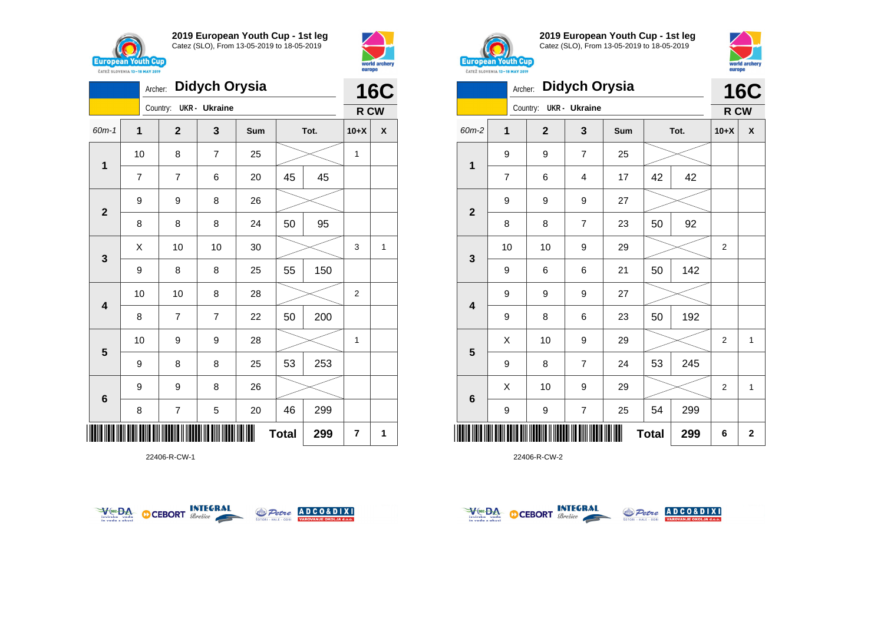# 2019 European Youth Cup - 1st leg

Catez (SLO), From 13-05-2019 to 18-05-2019

Archer: **Didych Orysia** — **16C**

Country: UKR - Ukraine — **R CW**

| 60m-1 | 1 | 2 | 3 | Sum | Tot. | | 10+X | X |
|---|---|---|---|---|---|---|---|---|
| 1 | 10 | 8 | 7 | 25 | | | 1 | |
| | 7 | 7 | 6 | 20 | 45 | 45 | | |
| 2 | 9 | 9 | 8 | 26 | | | | |
| | 8 | 8 | 8 | 24 | 50 | 95 | | |
| 3 | X | 10 | 10 | 30 | | | 3 | 1 |
| | 9 | 8 | 8 | 25 | 55 | 150 | | |
| 4 | 10 | 10 | 8 | 28 | | | 2 | |
| | 8 | 7 | 7 | 22 | 50 | 200 | | |
| 5 | 10 | 9 | 9 | 28 | | | 1 | |
| | 9 | 8 | 8 | 25 | 53 | 253 | | |
| 6 | 9 | 9 | 8 | 26 | | | | |
| | 8 | 7 | 5 | 20 | 46 | 299 | | |
| | | | | | **Total** | **299** | **7** | **1** |

22406-R-CW-1

# 2019 European Youth Cup - 1st leg

Catez (SLO), From 13-05-2019 to 18-05-2019

Archer: **Didych Orysia** — **16C**

Country: UKR - Ukraine — **R CW**

| 60m-2 | 1 | 2 | 3 | Sum | Tot. | | 10+X | X |
|---|---|---|---|---|---|---|---|---|
| 1 | 9 | 9 | 7 | 25 | | | | |
| | 7 | 6 | 4 | 17 | 42 | 42 | | |
| 2 | 9 | 9 | 9 | 27 | | | | |
| | 8 | 8 | 7 | 23 | 50 | 92 | | |
| 3 | 10 | 10 | 9 | 29 | | | 2 | |
| | 9 | 6 | 6 | 21 | 50 | 142 | | |
| 4 | 9 | 9 | 9 | 27 | | | | |
| | 9 | 8 | 6 | 23 | 50 | 192 | | |
| 5 | X | 10 | 9 | 29 | | | 2 | 1 |
| | 9 | 8 | 7 | 24 | 53 | 245 | | |
| 6 | X | 10 | 9 | 29 | | | 2 | 1 |
| | 9 | 9 | 7 | 25 | 54 | 299 | | |
| | | | | | **Total** | **299** | **6** | **2** |

22406-R-CW-2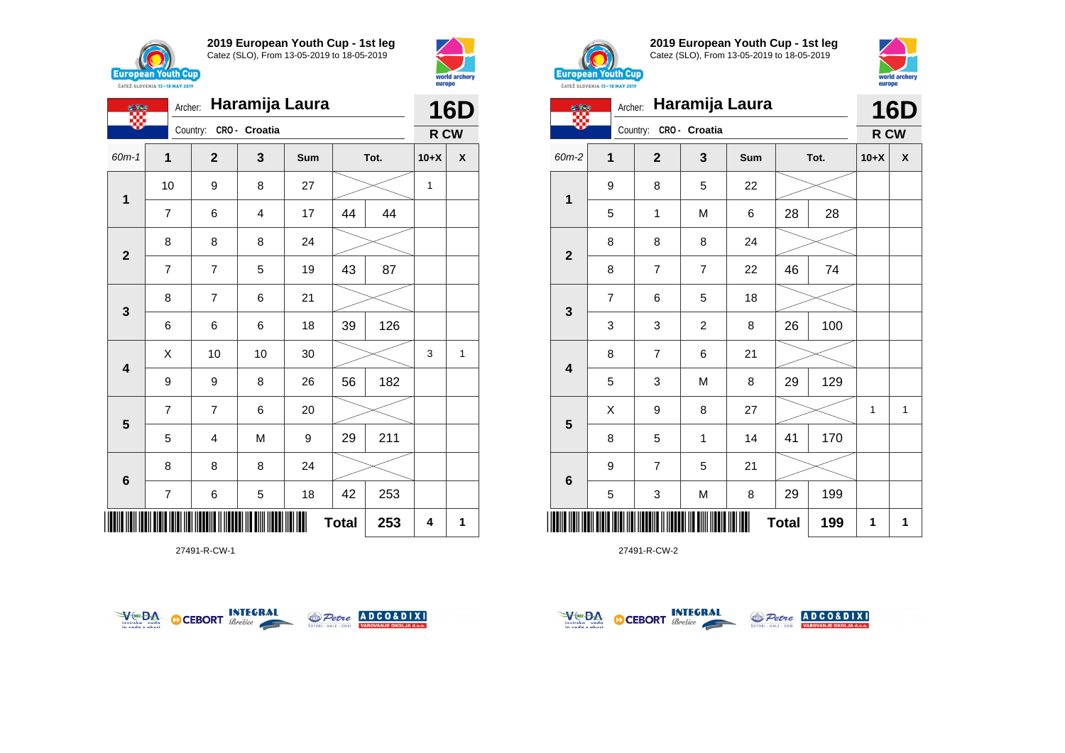## 2019 European Youth Cup - 1st leg

Catez (SLO), From 13-05-2019 to 18-05-2019

Archer: **Haramija Laura**

Country: CRO - Croatia

**16D** — R CW

| 60m-1 | 1 | 2 | 3 | Sum | Tot. | | 10+X | X |
|---|---|---|---|---|---|---|---|---|
| 1 | 10 | 9 | 8 | 27 | | | 1 | |
| | 7 | 6 | 4 | 17 | 44 | 44 | | |
| 2 | 8 | 8 | 8 | 24 | | | | |
| | 7 | 7 | 5 | 19 | 43 | 87 | | |
| 3 | 8 | 7 | 6 | 21 | | | | |
| | 6 | 6 | 6 | 18 | 39 | 126 | | |
| 4 | X | 10 | 10 | 30 | | | 3 | 1 |
| | 9 | 9 | 8 | 26 | 56 | 182 | | |
| 5 | 7 | 7 | 6 | 20 | | | | |
| | 5 | 4 | M | 9 | 29 | 211 | | |
| 6 | 8 | 8 | 8 | 24 | | | | |
| | 7 | 6 | 5 | 18 | 42 | 253 | | |
| | | | | | **Total** | **253** | **4** | **1** |

27491-R-CW-1

## 2019 European Youth Cup - 1st leg

Catez (SLO), From 13-05-2019 to 18-05-2019

Archer: **Haramija Laura**

Country: CRO - Croatia

**16D** — R CW

| 60m-2 | 1 | 2 | 3 | Sum | Tot. | | 10+X | X |
|---|---|---|---|---|---|---|---|---|
| 1 | 9 | 8 | 5 | 22 | | | | |
| | 5 | 1 | M | 6 | 28 | 28 | | |
| 2 | 8 | 8 | 8 | 24 | | | | |
| | 8 | 7 | 7 | 22 | 46 | 74 | | |
| 3 | 7 | 6 | 5 | 18 | | | | |
| | 3 | 3 | 2 | 8 | 26 | 100 | | |
| 4 | 8 | 7 | 6 | 21 | | | | |
| | 5 | 3 | M | 8 | 29 | 129 | | |
| 5 | X | 9 | 8 | 27 | | | 1 | 1 |
| | 8 | 5 | 1 | 14 | 41 | 170 | | |
| 6 | 9 | 7 | 5 | 21 | | | | |
| | 5 | 3 | M | 8 | 29 | 199 | | |
| | | | | | **Total** | **199** | **1** | **1** |

27491-R-CW-2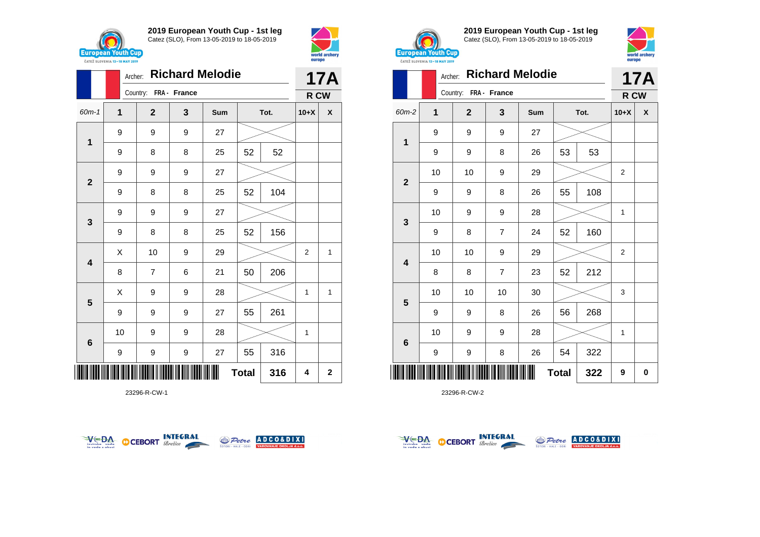## 2019 European Youth Cup - 1st leg

Catez (SLO), From 13-05-2019 to 18-05-2019

Archer: **Richard Melodie** — **17A**

Country: FRA - France — **R CW**

| 60m-1 | 1 | 2 | 3 | Sum | Tot. | | 10+X | X |
|---|---|---|---|---|---|---|---|---|
| 1 | 9 | 9 | 9 | 27 | | | | |
| | 9 | 8 | 8 | 25 | 52 | 52 | | |
| 2 | 9 | 9 | 9 | 27 | | | | |
| | 9 | 8 | 8 | 25 | 52 | 104 | | |
| 3 | 9 | 9 | 9 | 27 | | | | |
| | 9 | 8 | 8 | 25 | 52 | 156 | | |
| 4 | X | 10 | 9 | 29 | | | 2 | 1 |
| | 8 | 7 | 6 | 21 | 50 | 206 | | |
| 5 | X | 9 | 9 | 28 | | | 1 | 1 |
| | 9 | 9 | 9 | 27 | 55 | 261 | | |
| 6 | 10 | 9 | 9 | 28 | | | 1 | |
| | 9 | 9 | 9 | 27 | 55 | 316 | | |
| | | | | | **Total** | **316** | **4** | **2** |

23296-R-CW-1

## 2019 European Youth Cup - 1st leg

Catez (SLO), From 13-05-2019 to 18-05-2019

Archer: **Richard Melodie** — **17A**

Country: FRA - France — **R CW**

| 60m-2 | 1 | 2 | 3 | Sum | Tot. | | 10+X | X |
|---|---|---|---|---|---|---|---|---|
| 1 | 9 | 9 | 9 | 27 | | | | |
| | 9 | 9 | 8 | 26 | 53 | 53 | | |
| 2 | 10 | 10 | 9 | 29 | | | 2 | |
| | 9 | 9 | 8 | 26 | 55 | 108 | | |
| 3 | 10 | 9 | 9 | 28 | | | 1 | |
| | 9 | 8 | 7 | 24 | 52 | 160 | | |
| 4 | 10 | 10 | 9 | 29 | | | 2 | |
| | 8 | 8 | 7 | 23 | 52 | 212 | | |
| 5 | 10 | 10 | 10 | 30 | | | 3 | |
| | 9 | 9 | 8 | 26 | 56 | 268 | | |
| 6 | 10 | 9 | 9 | 28 | | | 1 | |
| | 9 | 9 | 8 | 26 | 54 | 322 | | |
| | | | | | **Total** | **322** | **9** | **0** |

23296-R-CW-2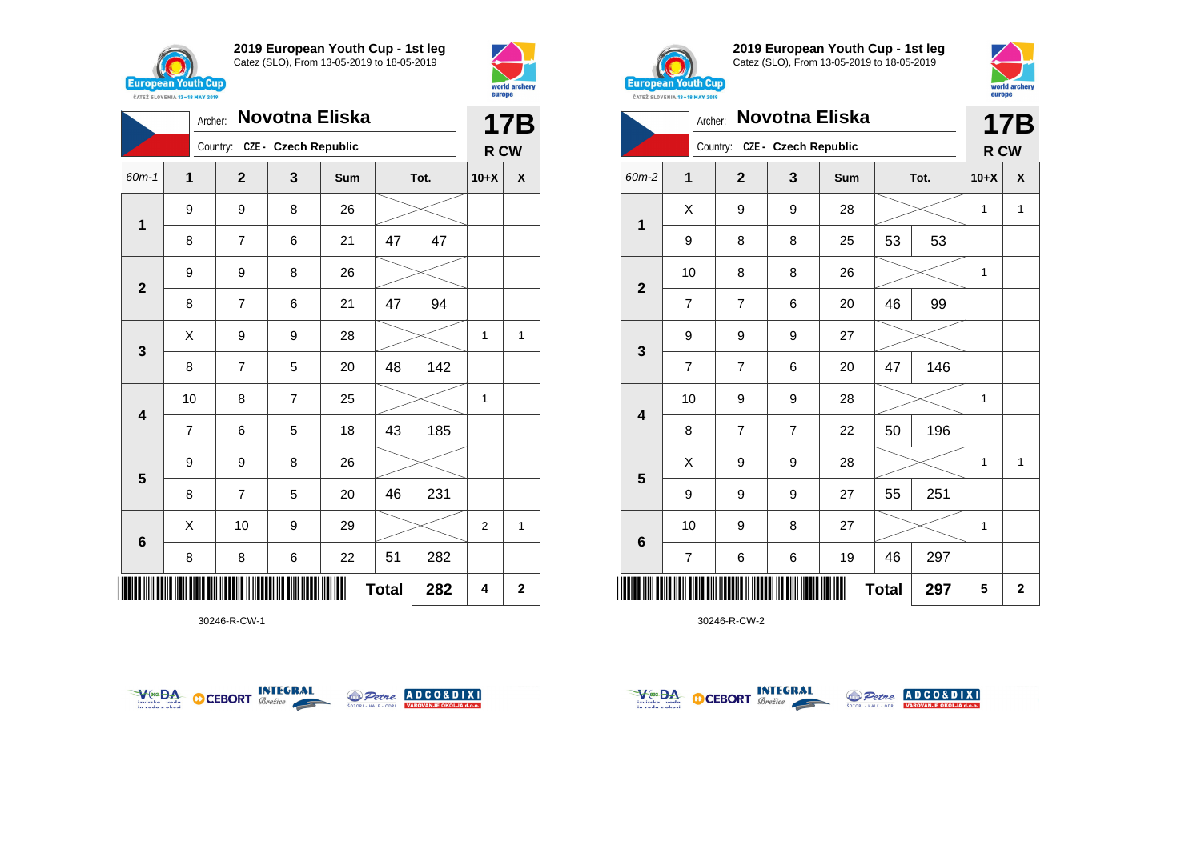## 2019 European Youth Cup - 1st leg

Catez (SLO), From 13-05-2019 to 18-05-2019

Archer: **Novotna Eliska**

Country: CZE - Czech Republic

**17B** — R CW

| 60m-1 | 1 | 2 | 3 | Sum | Tot. | | 10+X | X |
|---|---|---|---|---|---|---|---|---|
| 1 | 9 | 9 | 8 | 26 | | | | |
| | 8 | 7 | 6 | 21 | 47 | 47 | | |
| 2 | 9 | 9 | 8 | 26 | | | | |
| | 8 | 7 | 6 | 21 | 47 | 94 | | |
| 3 | X | 9 | 9 | 28 | | | 1 | 1 |
| | 8 | 7 | 5 | 20 | 48 | 142 | | |
| 4 | 10 | 8 | 7 | 25 | | | 1 | |
| | 7 | 6 | 5 | 18 | 43 | 185 | | |
| 5 | 9 | 9 | 8 | 26 | | | | |
| | 8 | 7 | 5 | 20 | 46 | 231 | | |
| 6 | X | 10 | 9 | 29 | | | 2 | 1 |
| | 8 | 8 | 6 | 22 | 51 | 282 | | |
| | | | | | **Total** | **282** | **4** | **2** |

30246-R-CW-1

## 2019 European Youth Cup - 1st leg

Catez (SLO), From 13-05-2019 to 18-05-2019

Archer: **Novotna Eliska**

Country: CZE - Czech Republic

**17B** — R CW

| 60m-2 | 1 | 2 | 3 | Sum | Tot. | | 10+X | X |
|---|---|---|---|---|---|---|---|---|
| 1 | X | 9 | 9 | 28 | | | 1 | 1 |
| | 9 | 8 | 8 | 25 | 53 | 53 | | |
| 2 | 10 | 8 | 8 | 26 | | | 1 | |
| | 7 | 7 | 6 | 20 | 46 | 99 | | |
| 3 | 9 | 9 | 9 | 27 | | | | |
| | 7 | 7 | 6 | 20 | 47 | 146 | | |
| 4 | 10 | 9 | 9 | 28 | | | 1 | |
| | 8 | 7 | 7 | 22 | 50 | 196 | | |
| 5 | X | 9 | 9 | 28 | | | 1 | 1 |
| | 9 | 9 | 9 | 27 | 55 | 251 | | |
| 6 | 10 | 9 | 8 | 27 | | | 1 | |
| | 7 | 6 | 6 | 19 | 46 | 297 | | |
| | | | | | **Total** | **297** | **5** | **2** |

30246-R-CW-2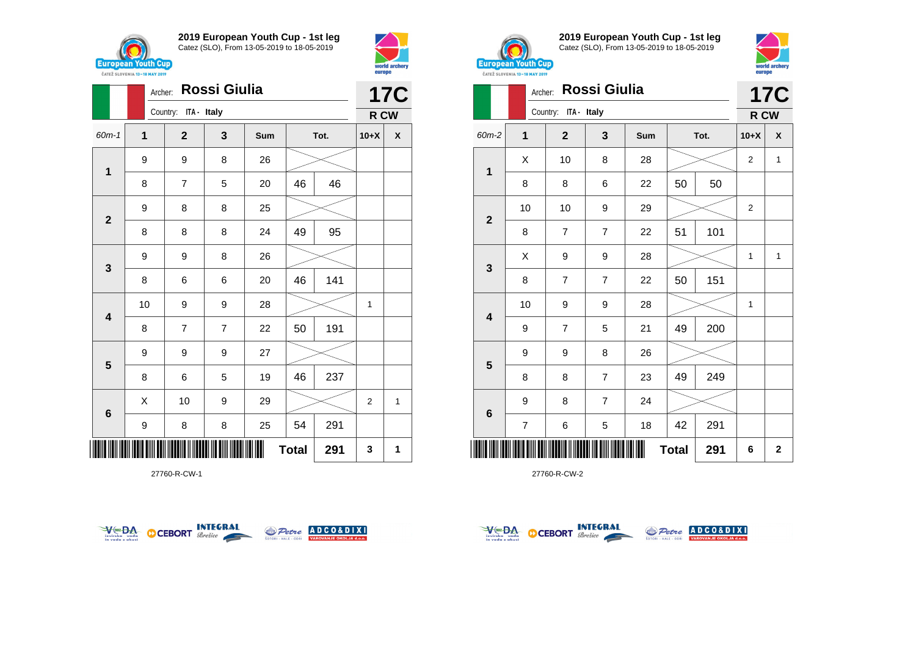## 2019 European Youth Cup - 1st leg

Catez (SLO), From 13-05-2019 to 18-05-2019

Archer: **Rossi Giulia**

Country: ITA - Italy

**17C**

**R CW**

| 60m-1 | 1 | 2 | 3 | Sum | Tot. | | 10+X | X |
|---|---|---|---|---|---|---|---|---|
| 1 | 9 | 9 | 8 | 26 | | | | |
| | 8 | 7 | 5 | 20 | 46 | 46 | | |
| 2 | 9 | 8 | 8 | 25 | | | | |
| | 8 | 8 | 8 | 24 | 49 | 95 | | |
| 3 | 9 | 9 | 8 | 26 | | | | |
| | 8 | 6 | 6 | 20 | 46 | 141 | | |
| 4 | 10 | 9 | 9 | 28 | | | 1 | |
| | 8 | 7 | 7 | 22 | 50 | 191 | | |
| 5 | 9 | 9 | 9 | 27 | | | | |
| | 8 | 6 | 5 | 19 | 46 | 237 | | |
| 6 | X | 10 | 9 | 29 | | | 2 | 1 |
| | 9 | 8 | 8 | 25 | 54 | 291 | | |
| | | | | | **Total** | **291** | **3** | **1** |

27760-R-CW-1

## 2019 European Youth Cup - 1st leg

Catez (SLO), From 13-05-2019 to 18-05-2019

Archer: **Rossi Giulia**

Country: ITA - Italy

**17C**

**R CW**

| 60m-2 | 1 | 2 | 3 | Sum | Tot. | | 10+X | X |
|---|---|---|---|---|---|---|---|---|
| 1 | X | 10 | 8 | 28 | | | 2 | 1 |
| | 8 | 8 | 6 | 22 | 50 | 50 | | |
| 2 | 10 | 10 | 9 | 29 | | | 2 | |
| | 8 | 7 | 7 | 22 | 51 | 101 | | |
| 3 | X | 9 | 9 | 28 | | | 1 | 1 |
| | 8 | 7 | 7 | 22 | 50 | 151 | | |
| 4 | 10 | 9 | 9 | 28 | | | 1 | |
| | 9 | 7 | 5 | 21 | 49 | 200 | | |
| 5 | 9 | 9 | 8 | 26 | | | | |
| | 8 | 8 | 7 | 23 | 49 | 249 | | |
| 6 | 9 | 8 | 7 | 24 | | | | |
| | 7 | 6 | 5 | 18 | 42 | 291 | | |
| | | | | | **Total** | **291** | **6** | **2** |

27760-R-CW-2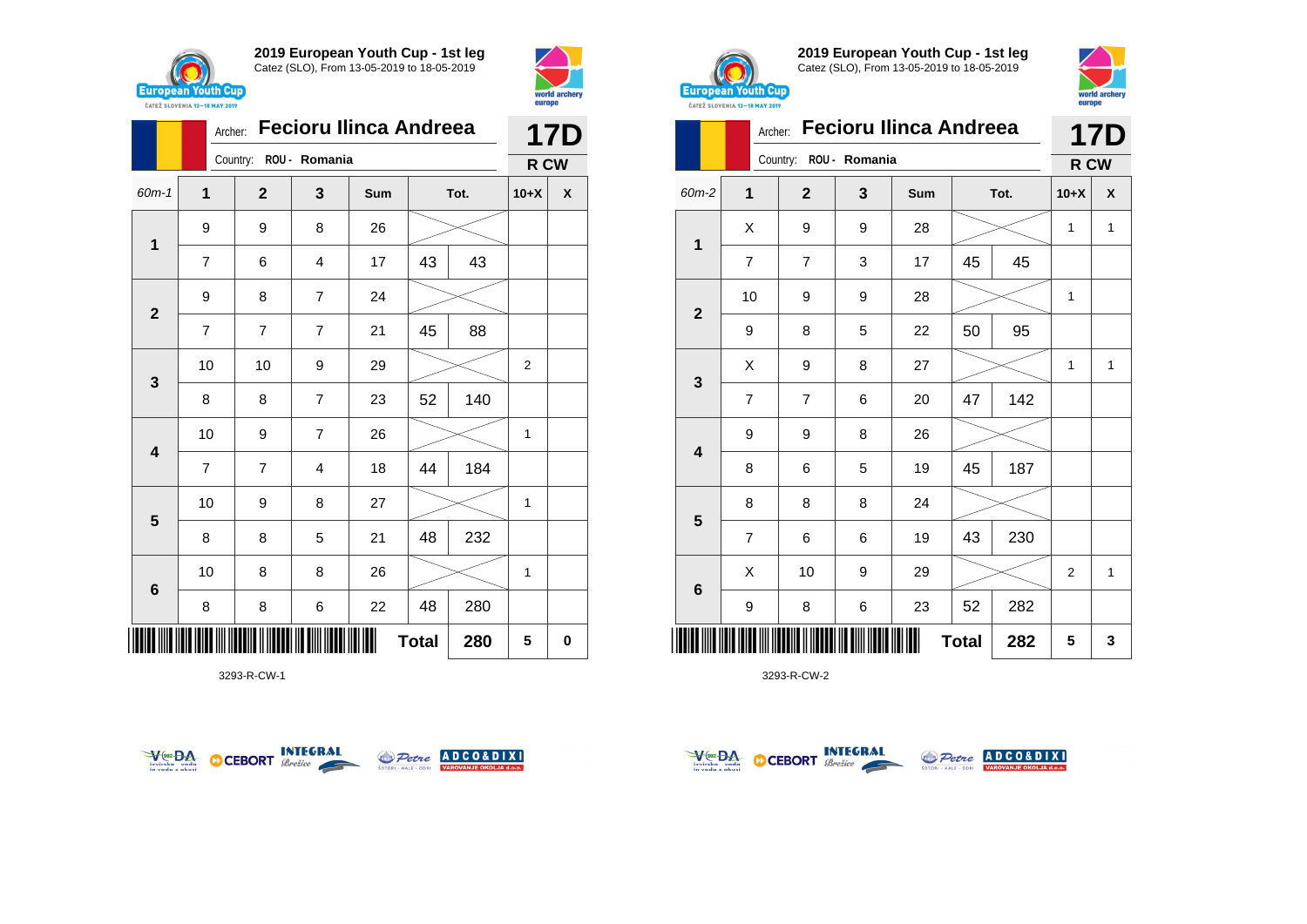## 2019 European Youth Cup - 1st leg

Catez (SLO), From 13-05-2019 to 18-05-2019

Archer: **Fecioru Ilinca Andreea** — **17D**

Country: ROU - Romania — **R CW**

| 60m-1 | 1 | 2 | 3 | Sum | | Tot. | 10+X | X |
|---|---|---|---|---|---|---|---|---|
| 1 | 9 | 9 | 8 | 26 | | | | |
| | 7 | 6 | 4 | 17 | 43 | 43 | | |
| 2 | 9 | 8 | 7 | 24 | | | | |
| | 7 | 7 | 7 | 21 | 45 | 88 | | |
| 3 | 10 | 10 | 9 | 29 | | | 2 | |
| | 8 | 8 | 7 | 23 | 52 | 140 | | |
| 4 | 10 | 9 | 7 | 26 | | | 1 | |
| | 7 | 7 | 4 | 18 | 44 | 184 | | |
| 5 | 10 | 9 | 8 | 27 | | | 1 | |
| | 8 | 8 | 5 | 21 | 48 | 232 | | |
| 6 | 10 | 8 | 8 | 26 | | | 1 | |
| | 8 | 8 | 6 | 22 | 48 | 280 | | |
| | | | | | Total | 280 | 5 | 0 |

3293-R-CW-1

## 2019 European Youth Cup - 1st leg

Catez (SLO), From 13-05-2019 to 18-05-2019

Archer: **Fecioru Ilinca Andreea** — **17D**

Country: ROU - Romania — **R CW**

| 60m-2 | 1 | 2 | 3 | Sum | | Tot. | 10+X | X |
|---|---|---|---|---|---|---|---|---|
| 1 | X | 9 | 9 | 28 | | | 1 | 1 |
| | 7 | 7 | 3 | 17 | 45 | 45 | | |
| 2 | 10 | 9 | 9 | 28 | | | 1 | |
| | 9 | 8 | 5 | 22 | 50 | 95 | | |
| 3 | X | 9 | 8 | 27 | | | 1 | 1 |
| | 7 | 7 | 6 | 20 | 47 | 142 | | |
| 4 | 9 | 9 | 8 | 26 | | | | |
| | 8 | 6 | 5 | 19 | 45 | 187 | | |
| 5 | 8 | 8 | 8 | 24 | | | | |
| | 7 | 6 | 6 | 19 | 43 | 230 | | |
| 6 | X | 10 | 9 | 29 | | | 2 | 1 |
| | 9 | 8 | 6 | 23 | 52 | 282 | | |
| | | | | | Total | 282 | 5 | 3 |

3293-R-CW-2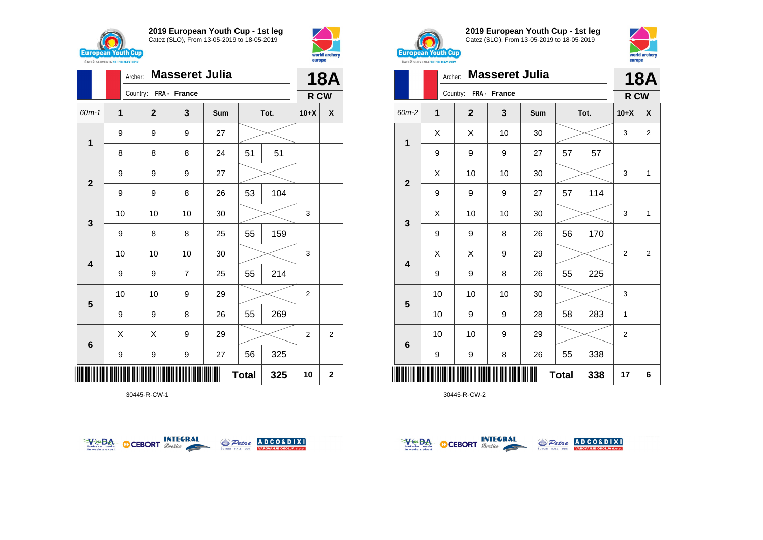## 2019 European Youth Cup - 1st leg

Catez (SLO), From 13-05-2019 to 18-05-2019

Archer: **Masseret Julia**

Country: FRA - France

**18A** R CW

| 60m-1 | 1 | 2 | 3 | Sum | Tot. | | 10+X | X |
|---|---|---|---|---|---|---|---|---|
| 1 | 9 | 9 | 9 | 27 | | | | |
| | 8 | 8 | 8 | 24 | 51 | 51 | | |
| 2 | 9 | 9 | 9 | 27 | | | | |
| | 9 | 9 | 8 | 26 | 53 | 104 | | |
| 3 | 10 | 10 | 10 | 30 | | | 3 | |
| | 9 | 8 | 8 | 25 | 55 | 159 | | |
| 4 | 10 | 10 | 10 | 30 | | | 3 | |
| | 9 | 9 | 7 | 25 | 55 | 214 | | |
| 5 | 10 | 10 | 9 | 29 | | | 2 | |
| | 9 | 9 | 8 | 26 | 55 | 269 | | |
| 6 | X | X | 9 | 29 | | | 2 | 2 |
| | 9 | 9 | 9 | 27 | 56 | 325 | | |
| | | | | | Total | 325 | 10 | 2 |

30445-R-CW-1

## 2019 European Youth Cup - 1st leg

Catez (SLO), From 13-05-2019 to 18-05-2019

Archer: **Masseret Julia**

Country: FRA - France

**18A** R CW

| 60m-2 | 1 | 2 | 3 | Sum | Tot. | | 10+X | X |
|---|---|---|---|---|---|---|---|---|
| 1 | X | X | 10 | 30 | | | 3 | 2 |
| | 9 | 9 | 9 | 27 | 57 | 57 | | |
| 2 | X | 10 | 10 | 30 | | | 3 | 1 |
| | 9 | 9 | 9 | 27 | 57 | 114 | | |
| 3 | X | 10 | 10 | 30 | | | 3 | 1 |
| | 9 | 9 | 8 | 26 | 56 | 170 | | |
| 4 | X | X | 9 | 29 | | | 2 | 2 |
| | 9 | 9 | 8 | 26 | 55 | 225 | | |
| 5 | 10 | 10 | 10 | 30 | | | 3 | |
| | 10 | 9 | 9 | 28 | 58 | 283 | 1 | |
| 6 | 10 | 10 | 9 | 29 | | | 2 | |
| | 9 | 9 | 8 | 26 | 55 | 338 | | |
| | | | | | Total | 338 | 17 | 6 |

30445-R-CW-2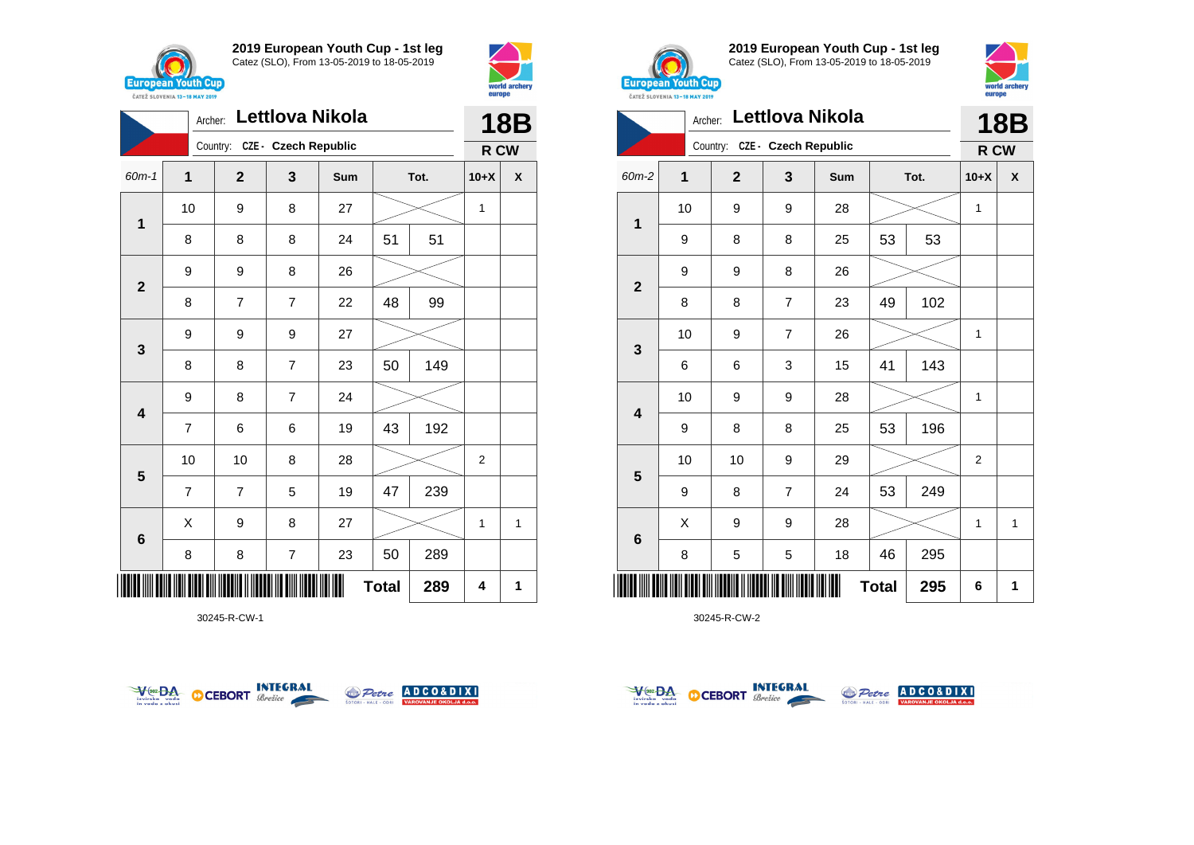## 2019 European Youth Cup - 1st leg
Catez (SLO), From 13-05-2019 to 18-05-2019

Archer: **Lettlova Nikola**
Country: CZE - Czech Republic

**18B**
**R CW**

| 60m-1 | 1 | 2 | 3 | Sum | Tot. | | 10+X | X |
|---|---|---|---|---|---|---|---|---|
| 1 | 10 | 9 | 8 | 27 | | | 1 | |
| | 8 | 8 | 8 | 24 | 51 | 51 | | |
| 2 | 9 | 9 | 8 | 26 | | | | |
| | 8 | 7 | 7 | 22 | 48 | 99 | | |
| 3 | 9 | 9 | 9 | 27 | | | | |
| | 8 | 8 | 7 | 23 | 50 | 149 | | |
| 4 | 9 | 8 | 7 | 24 | | | | |
| | 7 | 6 | 6 | 19 | 43 | 192 | | |
| 5 | 10 | 10 | 8 | 28 | | | 2 | |
| | 7 | 7 | 5 | 19 | 47 | 239 | | |
| 6 | X | 9 | 8 | 27 | | | 1 | 1 |
| | 8 | 8 | 7 | 23 | 50 | 289 | | |
| | | | | | **Total** | **289** | **4** | **1** |

30245-R-CW-1

## 2019 European Youth Cup - 1st leg
Catez (SLO), From 13-05-2019 to 18-05-2019

Archer: **Lettlova Nikola**
Country: CZE - Czech Republic

**18B**
**R CW**

| 60m-2 | 1 | 2 | 3 | Sum | Tot. | | 10+X | X |
|---|---|---|---|---|---|---|---|---|
| 1 | 10 | 9 | 9 | 28 | | | 1 | |
| | 9 | 8 | 8 | 25 | 53 | 53 | | |
| 2 | 9 | 9 | 8 | 26 | | | | |
| | 8 | 8 | 7 | 23 | 49 | 102 | | |
| 3 | 10 | 9 | 7 | 26 | | | 1 | |
| | 6 | 6 | 3 | 15 | 41 | 143 | | |
| 4 | 10 | 9 | 9 | 28 | | | 1 | |
| | 9 | 8 | 8 | 25 | 53 | 196 | | |
| 5 | 10 | 10 | 9 | 29 | | | 2 | |
| | 9 | 8 | 7 | 24 | 53 | 249 | | |
| 6 | X | 9 | 9 | 28 | | | 1 | 1 |
| | 8 | 5 | 5 | 18 | 46 | 295 | | |
| | | | | | **Total** | **295** | **6** | **1** |

30245-R-CW-2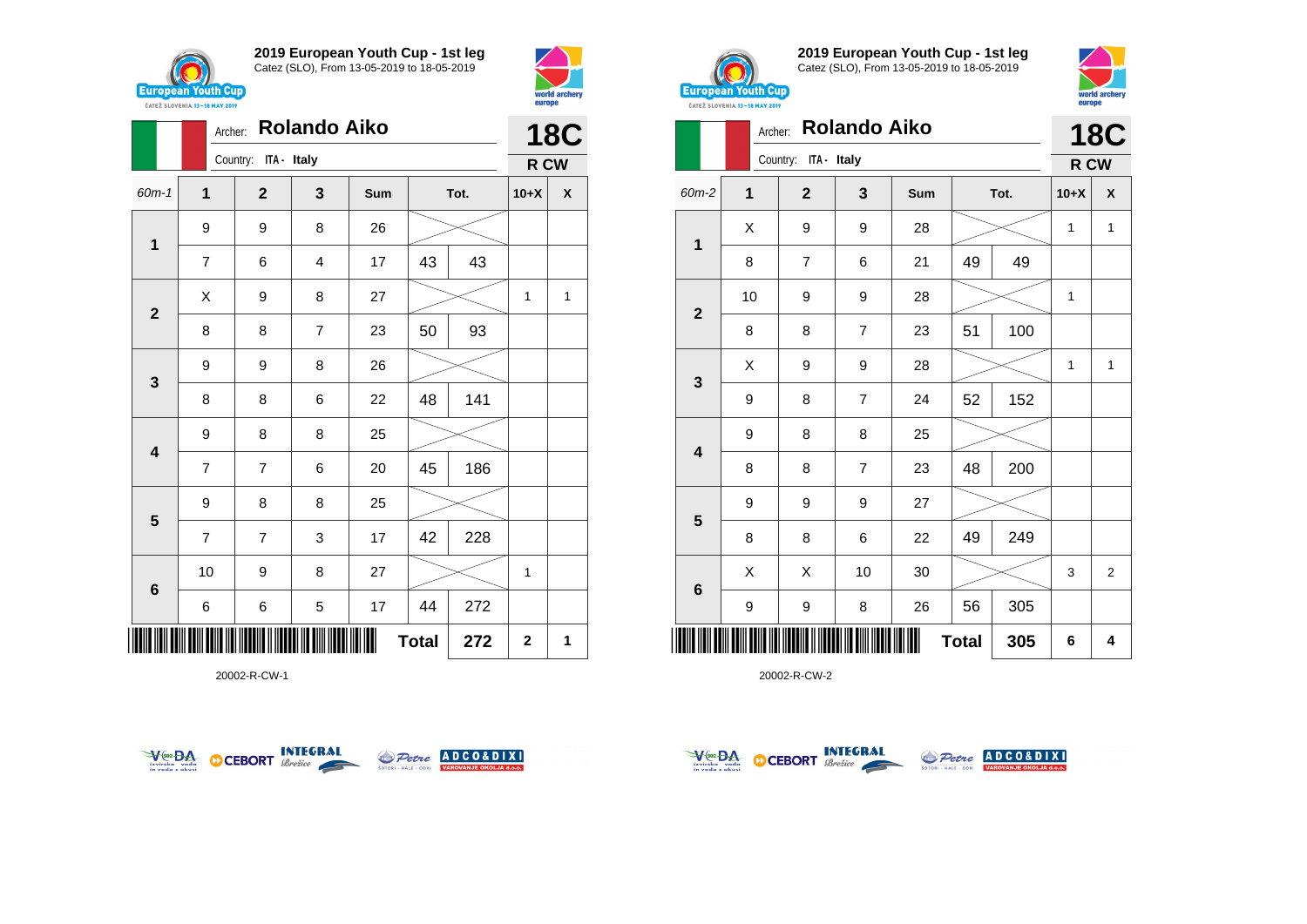## 2019 European Youth Cup - 1st leg

Catez (SLO), From 13-05-2019 to 18-05-2019

Archer: **Rolando Aiko**

Country: ITA - Italy

**18C**

**R CW**

| 60m-1 | 1 | 2 | 3 | Sum | Tot. | | 10+X | X |
|---|---|---|---|---|---|---|---|---|
| 1 | 9 | 9 | 8 | 26 | | | | |
| | 7 | 6 | 4 | 17 | 43 | 43 | | |
| 2 | X | 9 | 8 | 27 | | | 1 | 1 |
| | 8 | 8 | 7 | 23 | 50 | 93 | | |
| 3 | 9 | 9 | 8 | 26 | | | | |
| | 8 | 8 | 6 | 22 | 48 | 141 | | |
| 4 | 9 | 8 | 8 | 25 | | | | |
| | 7 | 7 | 6 | 20 | 45 | 186 | | |
| 5 | 9 | 8 | 8 | 25 | | | | |
| | 7 | 7 | 3 | 17 | 42 | 228 | | |
| 6 | 10 | 9 | 8 | 27 | | | 1 | |
| | 6 | 6 | 5 | 17 | 44 | 272 | | |
| | | | | | **Total** | **272** | **2** | **1** |

20002-R-CW-1

## 2019 European Youth Cup - 1st leg

Catez (SLO), From 13-05-2019 to 18-05-2019

Archer: **Rolando Aiko**

Country: ITA - Italy

**18C**

**R CW**

| 60m-2 | 1 | 2 | 3 | Sum | Tot. | | 10+X | X |
|---|---|---|---|---|---|---|---|---|
| 1 | X | 9 | 9 | 28 | | | 1 | 1 |
| | 8 | 7 | 6 | 21 | 49 | 49 | | |
| 2 | 10 | 9 | 9 | 28 | | | 1 | |
| | 8 | 8 | 7 | 23 | 51 | 100 | | |
| 3 | X | 9 | 9 | 28 | | | 1 | 1 |
| | 9 | 8 | 7 | 24 | 52 | 152 | | |
| 4 | 9 | 8 | 8 | 25 | | | | |
| | 8 | 8 | 7 | 23 | 48 | 200 | | |
| 5 | 9 | 9 | 9 | 27 | | | | |
| | 8 | 8 | 6 | 22 | 49 | 249 | | |
| 6 | X | X | 10 | 30 | | | 3 | 2 |
| | 9 | 9 | 8 | 26 | 56 | 305 | | |
| | | | | | **Total** | **305** | **6** | **4** |

20002-R-CW-2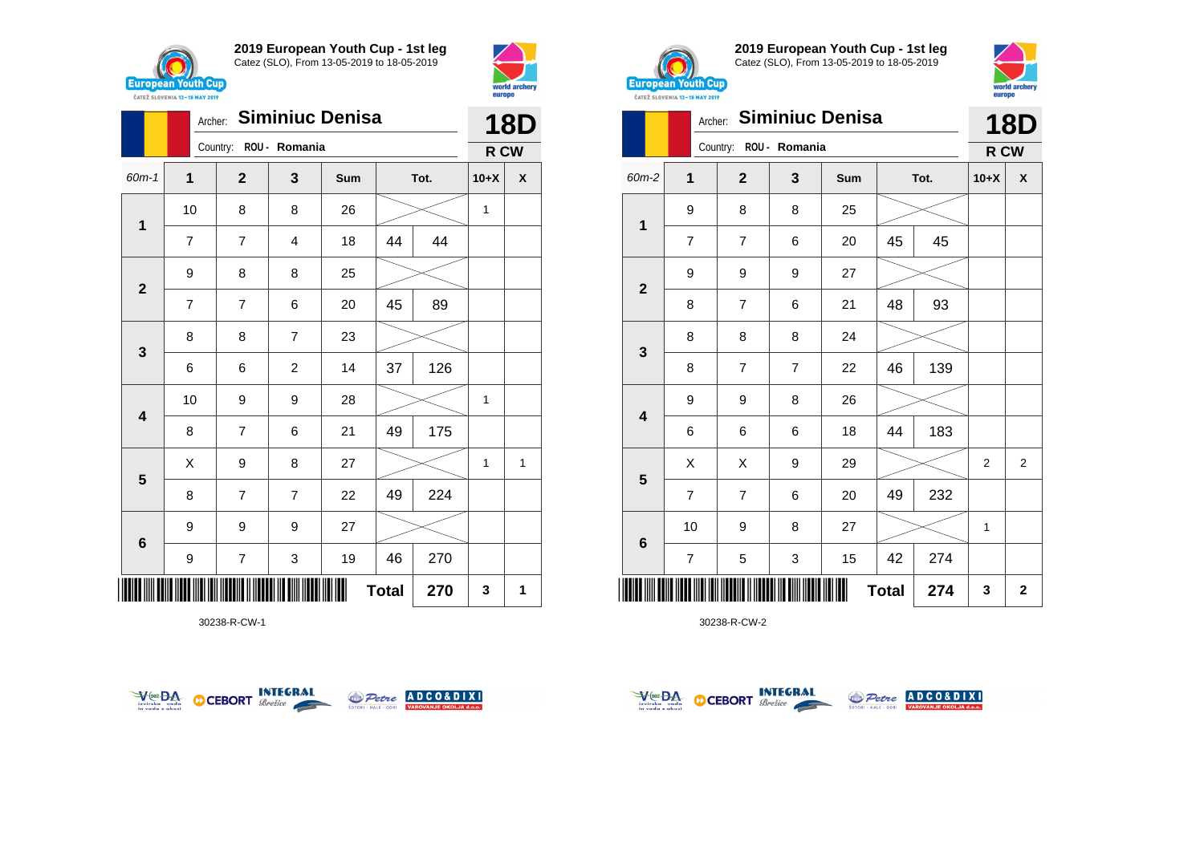## 2019 European Youth Cup - 1st leg

Catez (SLO), From 13-05-2019 to 18-05-2019

Archer: **Siminiuc Denisa**

Country: ROU - Romania

**18D**

**R CW**

| 60m-1 | 1 | 2 | 3 | Sum | Tot. | | 10+X | X |
|---|---|---|---|---|---|---|---|---|
| 1 | 10 | 8 | 8 | 26 | | | 1 | |
| | 7 | 7 | 4 | 18 | 44 | 44 | | |
| 2 | 9 | 8 | 8 | 25 | | | | |
| | 7 | 7 | 6 | 20 | 45 | 89 | | |
| 3 | 8 | 8 | 7 | 23 | | | | |
| | 6 | 6 | 2 | 14 | 37 | 126 | | |
| 4 | 10 | 9 | 9 | 28 | | | 1 | |
| | 8 | 7 | 6 | 21 | 49 | 175 | | |
| 5 | X | 9 | 8 | 27 | | | 1 | 1 |
| | 8 | 7 | 7 | 22 | 49 | 224 | | |
| 6 | 9 | 9 | 9 | 27 | | | | |
| | 9 | 7 | 3 | 19 | 46 | 270 | | |
| | | | | | **Total** | **270** | **3** | **1** |

30238-R-CW-1

## 2019 European Youth Cup - 1st leg

Catez (SLO), From 13-05-2019 to 18-05-2019

Archer: **Siminiuc Denisa**

Country: ROU - Romania

**18D**

**R CW**

| 60m-2 | 1 | 2 | 3 | Sum | Tot. | | 10+X | X |
|---|---|---|---|---|---|---|---|---|
| 1 | 9 | 8 | 8 | 25 | | | | |
| | 7 | 7 | 6 | 20 | 45 | 45 | | |
| 2 | 9 | 9 | 9 | 27 | | | | |
| | 8 | 7 | 6 | 21 | 48 | 93 | | |
| 3 | 8 | 8 | 8 | 24 | | | | |
| | 8 | 7 | 7 | 22 | 46 | 139 | | |
| 4 | 9 | 9 | 8 | 26 | | | | |
| | 6 | 6 | 6 | 18 | 44 | 183 | | |
| 5 | X | X | 9 | 29 | | | 2 | 2 |
| | 7 | 7 | 6 | 20 | 49 | 232 | | |
| 6 | 10 | 9 | 8 | 27 | | | 1 | |
| | 7 | 5 | 3 | 15 | 42 | 274 | | |
| | | | | | **Total** | **274** | **3** | **2** |

30238-R-CW-2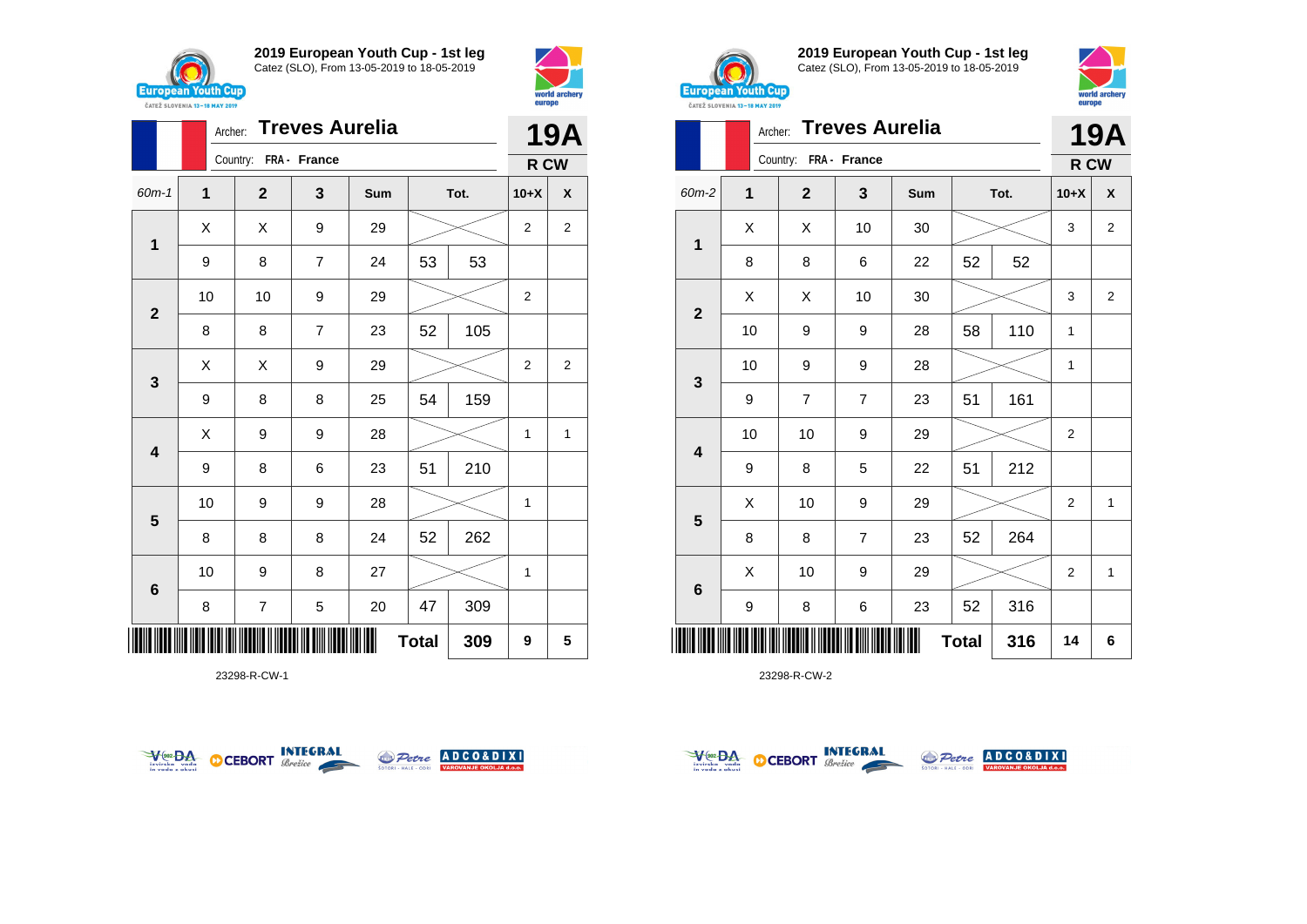## 2019 European Youth Cup - 1st leg

Catez (SLO), From 13-05-2019 to 18-05-2019

Archer: **Treves Aurelia**

Country: FRA - France

**19A** R CW

| 60m-1 | 1 | 2 | 3 | Sum | Tot. | | 10+X | X |
|---|---|---|---|---|---|---|---|---|
| 1 | X | X | 9 | 29 | | | 2 | 2 |
| | 9 | 8 | 7 | 24 | 53 | 53 | | |
| 2 | 10 | 10 | 9 | 29 | | | 2 | |
| | 8 | 8 | 7 | 23 | 52 | 105 | | |
| 3 | X | X | 9 | 29 | | | 2 | 2 |
| | 9 | 8 | 8 | 25 | 54 | 159 | | |
| 4 | X | 9 | 9 | 28 | | | 1 | 1 |
| | 9 | 8 | 6 | 23 | 51 | 210 | | |
| 5 | 10 | 9 | 9 | 28 | | | 1 | |
| | 8 | 8 | 8 | 24 | 52 | 262 | | |
| 6 | 10 | 9 | 8 | 27 | | | 1 | |
| | 8 | 7 | 5 | 20 | 47 | 309 | | |
| | | | | | **Total** | **309** | **9** | **5** |

23298-R-CW-1

## 2019 European Youth Cup - 1st leg

Catez (SLO), From 13-05-2019 to 18-05-2019

Archer: **Treves Aurelia**

Country: FRA - France

**19A** R CW

| 60m-2 | 1 | 2 | 3 | Sum | Tot. | | 10+X | X |
|---|---|---|---|---|---|---|---|---|
| 1 | X | X | 10 | 30 | | | 3 | 2 |
| | 8 | 8 | 6 | 22 | 52 | 52 | | |
| 2 | X | X | 10 | 30 | | | 3 | 2 |
| | 10 | 9 | 9 | 28 | 58 | 110 | 1 | |
| 3 | 10 | 9 | 9 | 28 | | | 1 | |
| | 9 | 7 | 7 | 23 | 51 | 161 | | |
| 4 | 10 | 10 | 9 | 29 | | | 2 | |
| | 9 | 8 | 5 | 22 | 51 | 212 | | |
| 5 | X | 10 | 9 | 29 | | | 2 | 1 |
| | 8 | 8 | 7 | 23 | 52 | 264 | | |
| 6 | X | 10 | 9 | 29 | | | 2 | 1 |
| | 9 | 8 | 6 | 23 | 52 | 316 | | |
| | | | | | **Total** | **316** | **14** | **6** |

23298-R-CW-2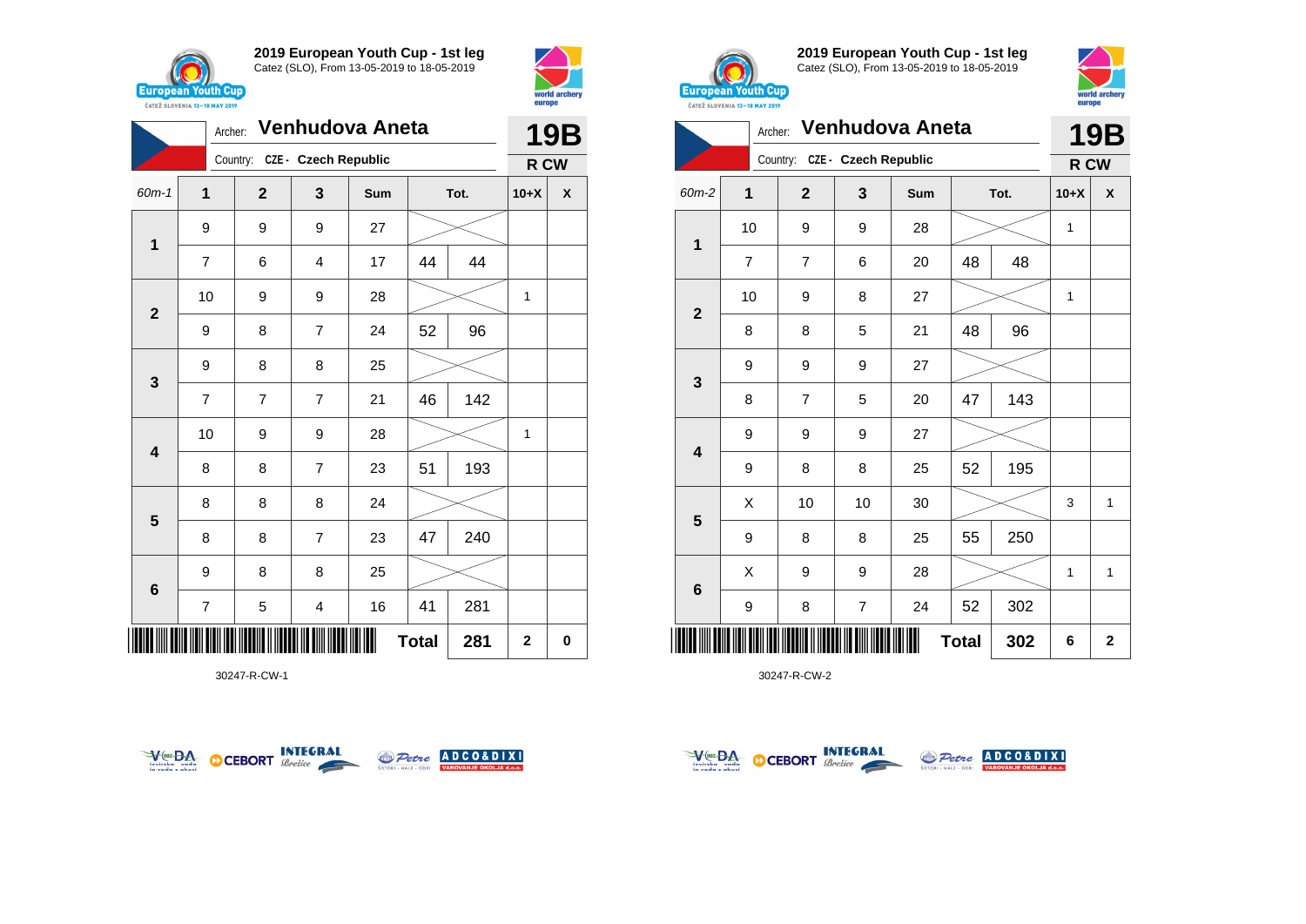## 2019 European Youth Cup - 1st leg

Catez (SLO), From 13-05-2019 to 18-05-2019

Archer: **Venhudova Aneta**

Country: CZE - Czech Republic

**19B** R CW

| 60m-1 | 1 | 2 | 3 | Sum | Tot. | | 10+X | X |
|---|---|---|---|---|---|---|---|---|
| 1 | 9 | 9 | 9 | 27 | | | | |
| | 7 | 6 | 4 | 17 | 44 | 44 | | |
| 2 | 10 | 9 | 9 | 28 | | | 1 | |
| | 9 | 8 | 7 | 24 | 52 | 96 | | |
| 3 | 9 | 8 | 8 | 25 | | | | |
| | 7 | 7 | 7 | 21 | 46 | 142 | | |
| 4 | 10 | 9 | 9 | 28 | | | 1 | |
| | 8 | 8 | 7 | 23 | 51 | 193 | | |
| 5 | 8 | 8 | 8 | 24 | | | | |
| | 8 | 8 | 7 | 23 | 47 | 240 | | |
| 6 | 9 | 8 | 8 | 25 | | | | |
| | 7 | 5 | 4 | 16 | 41 | 281 | | |
| | | | | | **Total** | **281** | **2** | **0** |

30247-R-CW-1

## 2019 European Youth Cup - 1st leg

Catez (SLO), From 13-05-2019 to 18-05-2019

Archer: **Venhudova Aneta**

Country: CZE - Czech Republic

**19B** R CW

| 60m-2 | 1 | 2 | 3 | Sum | Tot. | | 10+X | X |
|---|---|---|---|---|---|---|---|---|
| 1 | 10 | 9 | 9 | 28 | | | 1 | |
| | 7 | 7 | 6 | 20 | 48 | 48 | | |
| 2 | 10 | 9 | 8 | 27 | | | 1 | |
| | 8 | 8 | 5 | 21 | 48 | 96 | | |
| 3 | 9 | 9 | 9 | 27 | | | | |
| | 8 | 7 | 5 | 20 | 47 | 143 | | |
| 4 | 9 | 9 | 9 | 27 | | | | |
| | 9 | 8 | 8 | 25 | 52 | 195 | | |
| 5 | X | 10 | 10 | 30 | | | 3 | 1 |
| | 9 | 8 | 8 | 25 | 55 | 250 | | |
| 6 | X | 9 | 9 | 28 | | | 1 | 1 |
| | 9 | 8 | 7 | 24 | 52 | 302 | | |
| | | | | | **Total** | **302** | **6** | **2** |

30247-R-CW-2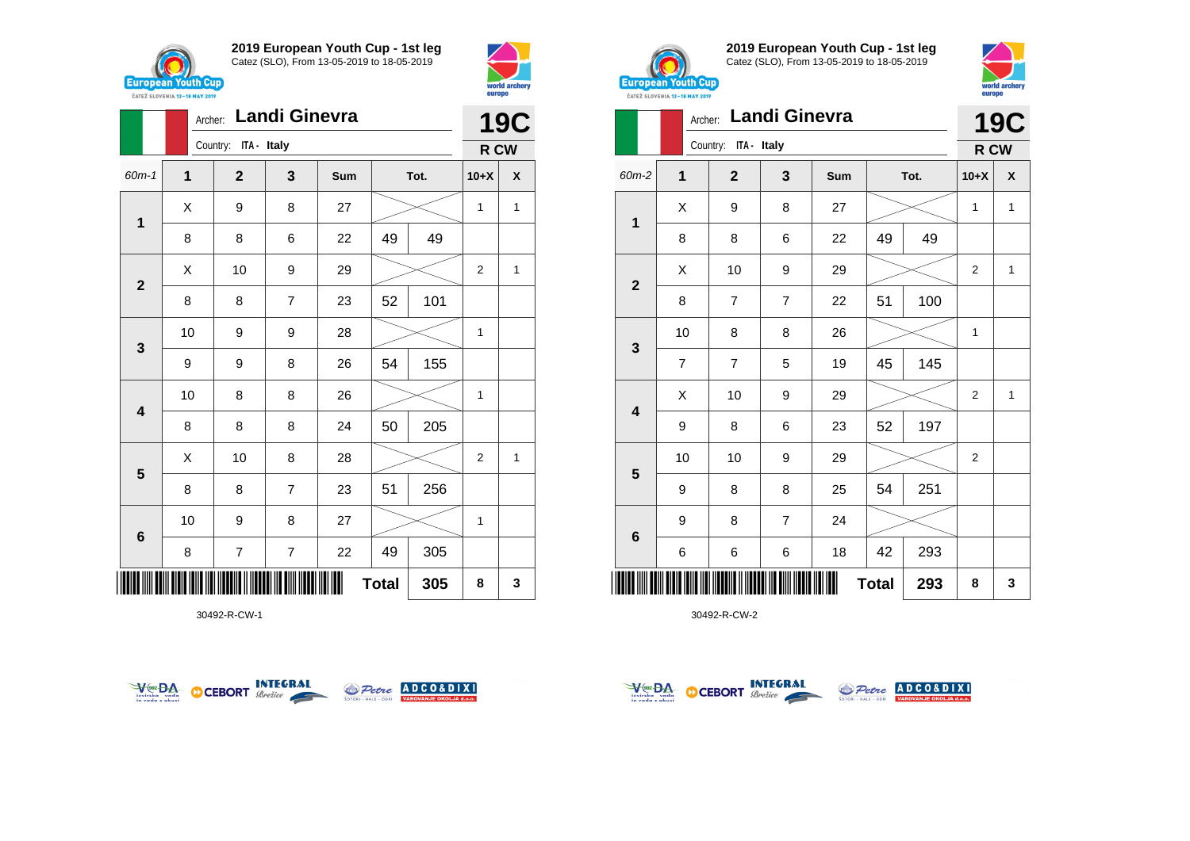## 2019 European Youth Cup - 1st leg

Catez (SLO), From 13-05-2019 to 18-05-2019

Archer: **Landi Ginevra**

Country: ITA - Italy

**19C**

**R CW**

| 60m-1 | 1 | 2 | 3 | Sum | Tot. | | 10+X | X |
|---|---|---|---|---|---|---|---|---|
| 1 | X | 9 | 8 | 27 | | | 1 | 1 |
| | 8 | 8 | 6 | 22 | 49 | 49 | | |
| 2 | X | 10 | 9 | 29 | | | 2 | 1 |
| | 8 | 8 | 7 | 23 | 52 | 101 | | |
| 3 | 10 | 9 | 9 | 28 | | | 1 | |
| | 9 | 9 | 8 | 26 | 54 | 155 | | |
| 4 | 10 | 8 | 8 | 26 | | | 1 | |
| | 8 | 8 | 8 | 24 | 50 | 205 | | |
| 5 | X | 10 | 8 | 28 | | | 2 | 1 |
| | 8 | 8 | 7 | 23 | 51 | 256 | | |
| 6 | 10 | 9 | 8 | 27 | | | 1 | |
| | 8 | 7 | 7 | 22 | 49 | 305 | | |
| | | | | | Total | 305 | 8 | 3 |

30492-R-CW-1

## 2019 European Youth Cup - 1st leg

Catez (SLO), From 13-05-2019 to 18-05-2019

Archer: **Landi Ginevra**

Country: ITA - Italy

**19C**

**R CW**

| 60m-2 | 1 | 2 | 3 | Sum | Tot. | | 10+X | X |
|---|---|---|---|---|---|---|---|---|
| 1 | X | 9 | 8 | 27 | | | 1 | 1 |
| | 8 | 8 | 6 | 22 | 49 | 49 | | |
| 2 | X | 10 | 9 | 29 | | | 2 | 1 |
| | 8 | 7 | 7 | 22 | 51 | 100 | | |
| 3 | 10 | 8 | 8 | 26 | | | 1 | |
| | 7 | 7 | 5 | 19 | 45 | 145 | | |
| 4 | X | 10 | 9 | 29 | | | 2 | 1 |
| | 9 | 8 | 6 | 23 | 52 | 197 | | |
| 5 | 10 | 10 | 9 | 29 | | | 2 | |
| | 9 | 8 | 8 | 25 | 54 | 251 | | |
| 6 | 9 | 8 | 7 | 24 | | | | |
| | 6 | 6 | 6 | 18 | 42 | 293 | | |
| | | | | | Total | 293 | 8 | 3 |

30492-R-CW-2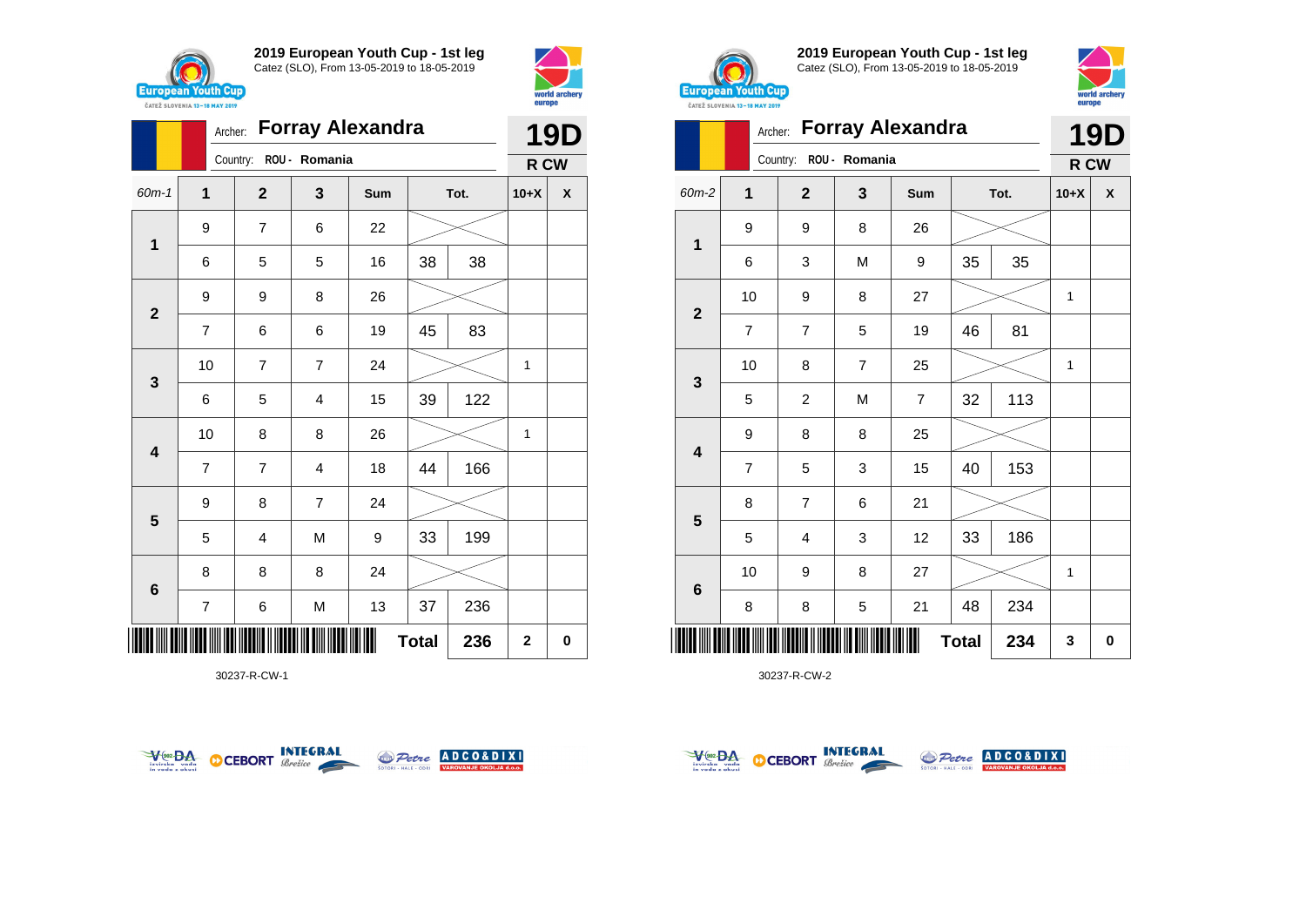**2019 European Youth Cup - 1st leg**
Catez (SLO), From 13-05-2019 to 18-05-2019

Archer: **Forray Alexandra** — **19D**
Country: ROU - Romania — **R CW**

| 60m-1 | 1 | 2 | 3 | Sum | Tot. | | 10+X | X |
|---|---|---|---|---|---|---|---|---|
| 1 | 9 | 7 | 6 | 22 | | | | |
| | 6 | 5 | 5 | 16 | 38 | 38 | | |
| 2 | 9 | 9 | 8 | 26 | | | | |
| | 7 | 6 | 6 | 19 | 45 | 83 | | |
| 3 | 10 | 7 | 7 | 24 | | | 1 | |
| | 6 | 5 | 4 | 15 | 39 | 122 | | |
| 4 | 10 | 8 | 8 | 26 | | | 1 | |
| | 7 | 7 | 4 | 18 | 44 | 166 | | |
| 5 | 9 | 8 | 7 | 24 | | | | |
| | 5 | 4 | M | 9 | 33 | 199 | | |
| 6 | 8 | 8 | 8 | 24 | | | | |
| | 7 | 6 | M | 13 | 37 | 236 | | |
| | | | | | Total | 236 | 2 | 0 |

30237-R-CW-1

**2019 European Youth Cup - 1st leg**
Catez (SLO), From 13-05-2019 to 18-05-2019

Archer: **Forray Alexandra** — **19D**
Country: ROU - Romania — **R CW**

| 60m-2 | 1 | 2 | 3 | Sum | Tot. | | 10+X | X |
|---|---|---|---|---|---|---|---|---|
| 1 | 9 | 9 | 8 | 26 | | | | |
| | 6 | 3 | M | 9 | 35 | 35 | | |
| 2 | 10 | 9 | 8 | 27 | | | 1 | |
| | 7 | 7 | 5 | 19 | 46 | 81 | | |
| 3 | 10 | 8 | 7 | 25 | | | 1 | |
| | 5 | 2 | M | 7 | 32 | 113 | | |
| 4 | 9 | 8 | 8 | 25 | | | | |
| | 7 | 5 | 3 | 15 | 40 | 153 | | |
| 5 | 8 | 7 | 6 | 21 | | | | |
| | 5 | 4 | 3 | 12 | 33 | 186 | | |
| 6 | 10 | 9 | 8 | 27 | | | 1 | |
| | 8 | 8 | 5 | 21 | 48 | 234 | | |
| | | | | | Total | 234 | 3 | 0 |

30237-R-CW-2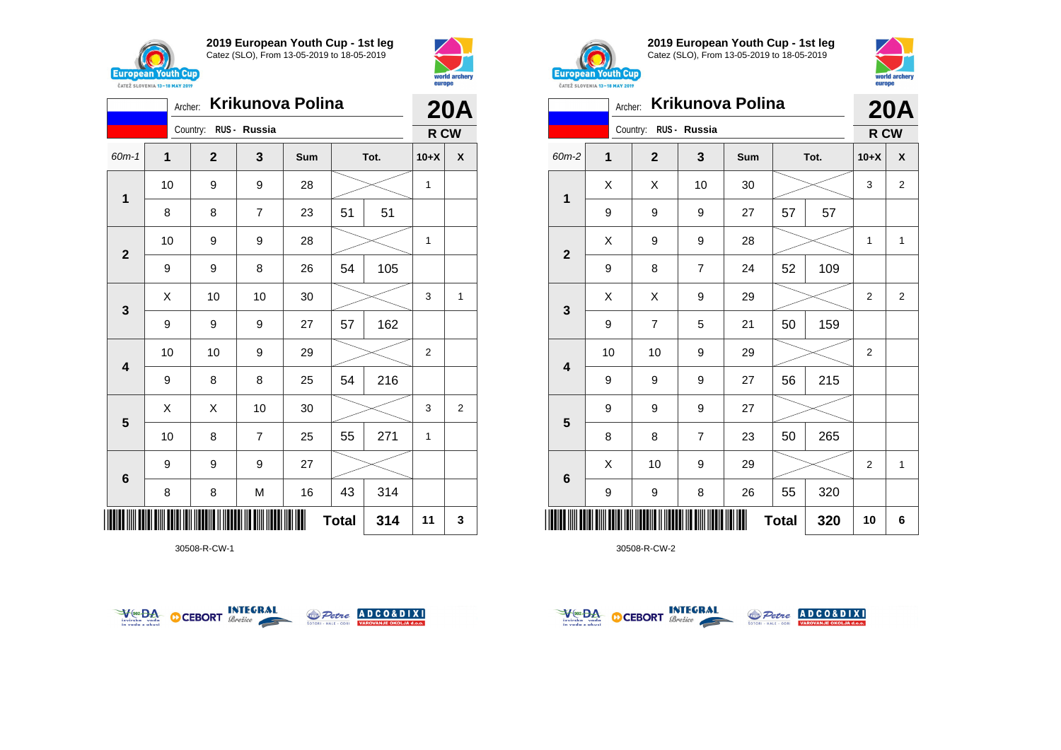## 2019 European Youth Cup - 1st leg

Catez (SLO), From 13-05-2019 to 18-05-2019

Archer: **Krikunova Polina** — **20A**

Country: RUS - Russia — **R CW**

| 60m-1 | 1 | 2 | 3 | Sum | Tot. | | 10+X | X |
|---|---|---|---|---|---|---|---|---|
| 1 | 10 | 9 | 9 | 28 | | | 1 | |
| | 8 | 8 | 7 | 23 | 51 | 51 | | |
| 2 | 10 | 9 | 9 | 28 | | | 1 | |
| | 9 | 9 | 8 | 26 | 54 | 105 | | |
| 3 | X | 10 | 10 | 30 | | | 3 | 1 |
| | 9 | 9 | 9 | 27 | 57 | 162 | | |
| 4 | 10 | 10 | 9 | 29 | | | 2 | |
| | 9 | 8 | 8 | 25 | 54 | 216 | | |
| 5 | X | X | 10 | 30 | | | 3 | 2 |
| | 10 | 8 | 7 | 25 | 55 | 271 | 1 | |
| 6 | 9 | 9 | 9 | 27 | | | | |
| | 8 | 8 | M | 16 | 43 | 314 | | |
| | | | | | Total | 314 | 11 | 3 |

30508-R-CW-1

## 2019 European Youth Cup - 1st leg

Catez (SLO), From 13-05-2019 to 18-05-2019

Archer: **Krikunova Polina** — **20A**

Country: RUS - Russia — **R CW**

| 60m-2 | 1 | 2 | 3 | Sum | Tot. | | 10+X | X |
|---|---|---|---|---|---|---|---|---|
| 1 | X | X | 10 | 30 | | | 3 | 2 |
| | 9 | 9 | 9 | 27 | 57 | 57 | | |
| 2 | X | 9 | 9 | 28 | | | 1 | 1 |
| | 9 | 8 | 7 | 24 | 52 | 109 | | |
| 3 | X | X | 9 | 29 | | | 2 | 2 |
| | 9 | 7 | 5 | 21 | 50 | 159 | | |
| 4 | 10 | 10 | 9 | 29 | | | 2 | |
| | 9 | 9 | 9 | 27 | 56 | 215 | | |
| 5 | 9 | 9 | 9 | 27 | | | | |
| | 8 | 8 | 7 | 23 | 50 | 265 | | |
| 6 | X | 10 | 9 | 29 | | | 2 | 1 |
| | 9 | 9 | 8 | 26 | 55 | 320 | | |
| | | | | | Total | 320 | 10 | 6 |

30508-R-CW-2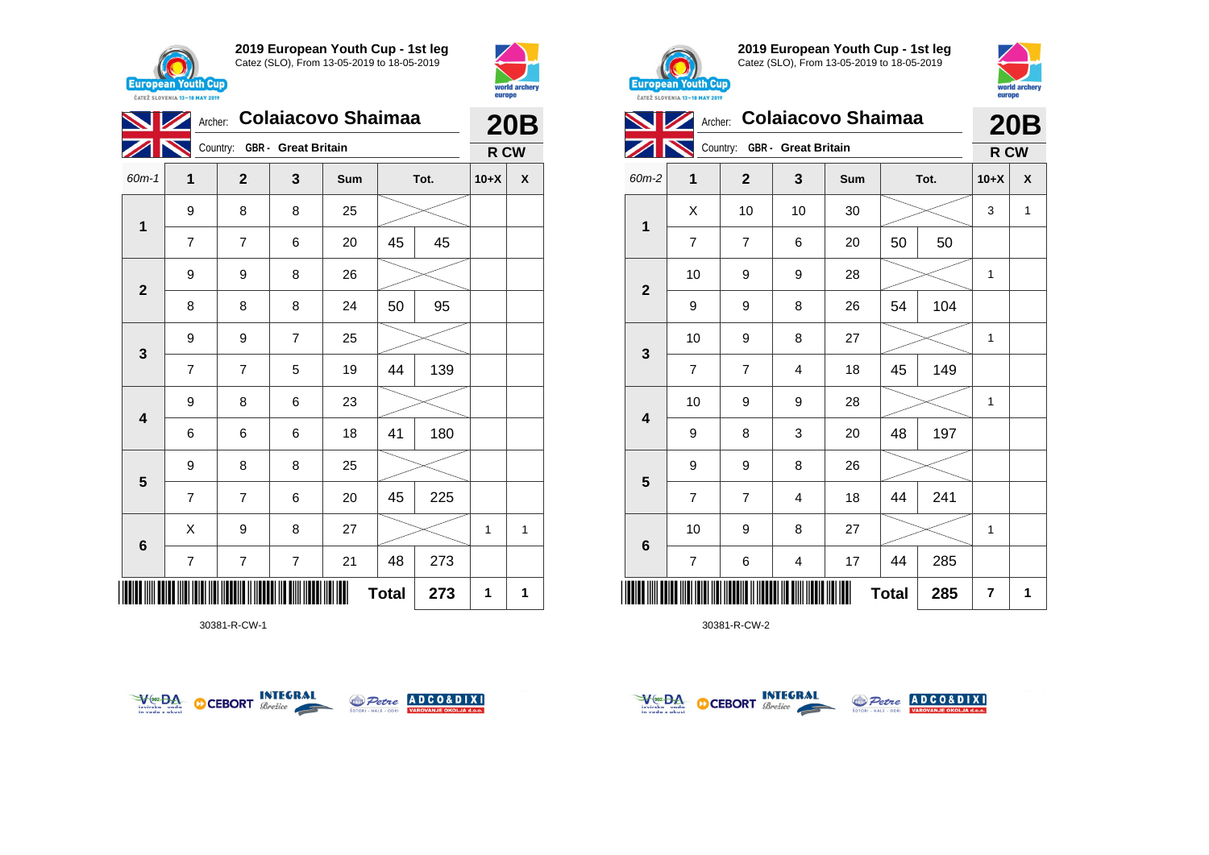## 2019 European Youth Cup - 1st leg

Catez (SLO), From 13-05-2019 to 18-05-2019

Archer: **Colaiacovo Shaimaa** — **20B**

Country: GBR - Great Britain — **R CW**

| 60m-1 | 1 | 2 | 3 | Sum | Tot. | | 10+X | X |
|---|---|---|---|---|---|---|---|---|
| 1 | 9 | 8 | 8 | 25 | | | | |
| | 7 | 7 | 6 | 20 | 45 | 45 | | |
| 2 | 9 | 9 | 8 | 26 | | | | |
| | 8 | 8 | 8 | 24 | 50 | 95 | | |
| 3 | 9 | 9 | 7 | 25 | | | | |
| | 7 | 7 | 5 | 19 | 44 | 139 | | |
| 4 | 9 | 8 | 6 | 23 | | | | |
| | 6 | 6 | 6 | 18 | 41 | 180 | | |
| 5 | 9 | 8 | 8 | 25 | | | | |
| | 7 | 7 | 6 | 20 | 45 | 225 | | |
| 6 | X | 9 | 8 | 27 | | | 1 | 1 |
| | 7 | 7 | 7 | 21 | 48 | 273 | | |
| | | | | | Total | 273 | 1 | 1 |

30381-R-CW-1

## 2019 European Youth Cup - 1st leg

Catez (SLO), From 13-05-2019 to 18-05-2019

Archer: **Colaiacovo Shaimaa** — **20B**

Country: GBR - Great Britain — **R CW**

| 60m-2 | 1 | 2 | 3 | Sum | Tot. | | 10+X | X |
|---|---|---|---|---|---|---|---|---|
| 1 | X | 10 | 10 | 30 | | | 3 | 1 |
| | 7 | 7 | 6 | 20 | 50 | 50 | | |
| 2 | 10 | 9 | 9 | 28 | | | 1 | |
| | 9 | 9 | 8 | 26 | 54 | 104 | | |
| 3 | 10 | 9 | 8 | 27 | | | 1 | |
| | 7 | 7 | 4 | 18 | 45 | 149 | | |
| 4 | 10 | 9 | 9 | 28 | | | 1 | |
| | 9 | 8 | 3 | 20 | 48 | 197 | | |
| 5 | 9 | 9 | 8 | 26 | | | | |
| | 7 | 7 | 4 | 18 | 44 | 241 | | |
| 6 | 10 | 9 | 8 | 27 | | | 1 | |
| | 7 | 6 | 4 | 17 | 44 | 285 | | |
| | | | | | Total | 285 | 7 | 1 |

30381-R-CW-2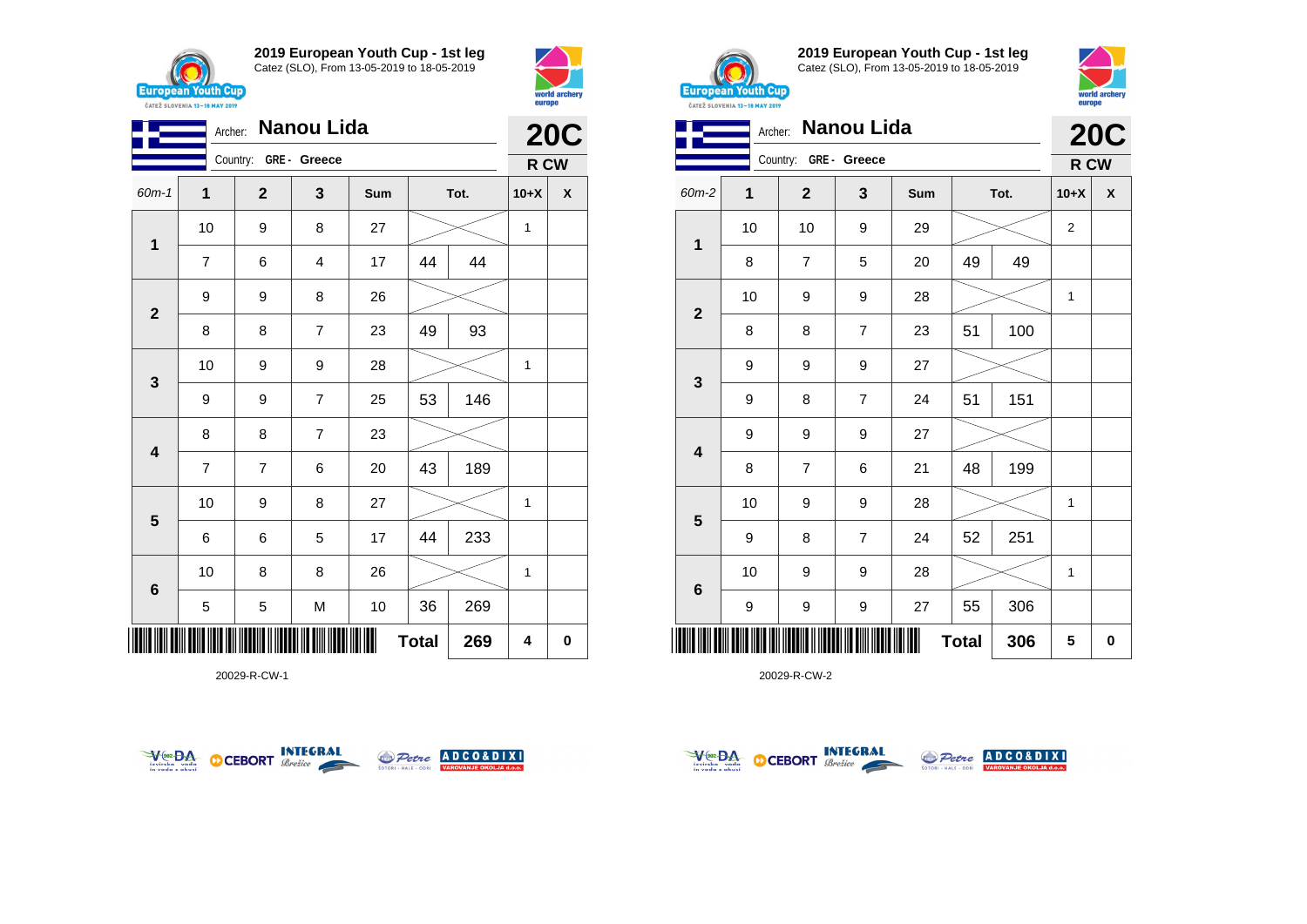**2019 European Youth Cup - 1st leg**
Catez (SLO), From 13-05-2019 to 18-05-2019

Archer: **Nanou Lida**
Country: GRE - Greece

**20C**
**R CW**

| 60m-1 | 1 | 2 | 3 | Sum | Tot. | | 10+X | X |
|---|---|---|---|---|---|---|---|---|
| **1** | 10 | 9 | 8 | 27 | | | 1 | |
| | 7 | 6 | 4 | 17 | 44 | 44 | | |
| **2** | 9 | 9 | 8 | 26 | | | | |
| | 8 | 8 | 7 | 23 | 49 | 93 | | |
| **3** | 10 | 9 | 9 | 28 | | | 1 | |
| | 9 | 9 | 7 | 25 | 53 | 146 | | |
| **4** | 8 | 8 | 7 | 23 | | | | |
| | 7 | 7 | 6 | 20 | 43 | 189 | | |
| **5** | 10 | 9 | 8 | 27 | | | 1 | |
| | 6 | 6 | 5 | 17 | 44 | 233 | | |
| **6** | 10 | 8 | 8 | 26 | | | 1 | |
| | 5 | 5 | M | 10 | 36 | 269 | | |
| | | | | | **Total** | **269** | **4** | **0** |

20029-R-CW-1

**2019 European Youth Cup - 1st leg**
Catez (SLO), From 13-05-2019 to 18-05-2019

Archer: **Nanou Lida**
Country: GRE - Greece

**20C**
**R CW**

| 60m-2 | 1 | 2 | 3 | Sum | Tot. | | 10+X | X |
|---|---|---|---|---|---|---|---|---|
| **1** | 10 | 10 | 9 | 29 | | | 2 | |
| | 8 | 7 | 5 | 20 | 49 | 49 | | |
| **2** | 10 | 9 | 9 | 28 | | | 1 | |
| | 8 | 8 | 7 | 23 | 51 | 100 | | |
| **3** | 9 | 9 | 9 | 27 | | | | |
| | 9 | 8 | 7 | 24 | 51 | 151 | | |
| **4** | 9 | 9 | 9 | 27 | | | | |
| | 8 | 7 | 6 | 21 | 48 | 199 | | |
| **5** | 10 | 9 | 9 | 28 | | | 1 | |
| | 9 | 8 | 7 | 24 | 52 | 251 | | |
| **6** | 10 | 9 | 9 | 28 | | | 1 | |
| | 9 | 9 | 9 | 27 | 55 | 306 | | |
| | | | | | **Total** | **306** | **5** | **0** |

20029-R-CW-2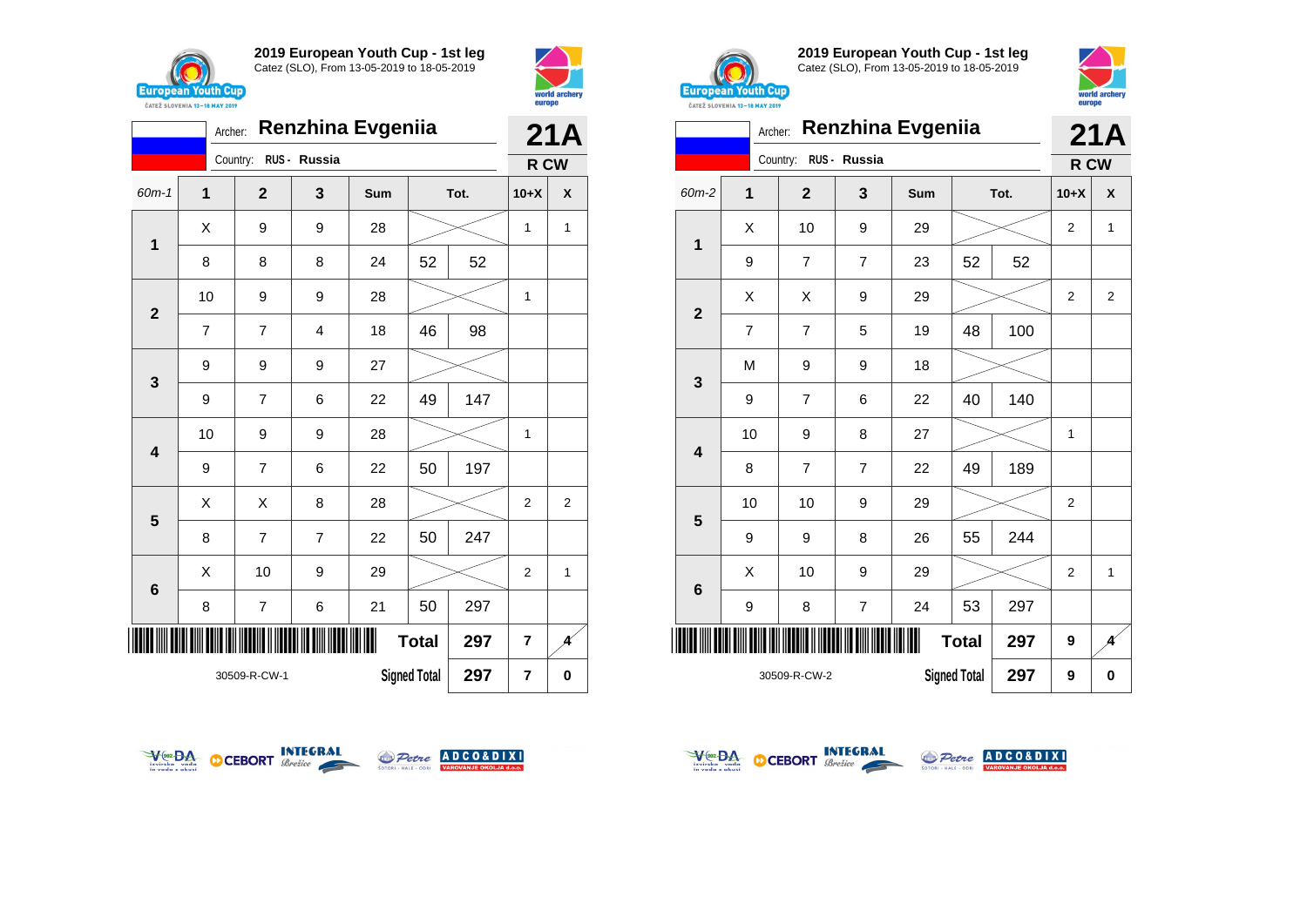## 2019 European Youth Cup - 1st leg
Catez (SLO), From 13-05-2019 to 18-05-2019

Archer: **Renzhina Evgeniia**
Country: RUS - Russia

**21A** — R CW

| 60m-1 | 1 | 2 | 3 | Sum | Tot. | | 10+X | X |
|---|---|---|---|---|---|---|---|---|
| 1 | X | 9 | 9 | 28 | | | 1 | 1 |
| | 8 | 8 | 8 | 24 | 52 | 52 | | |
| 2 | 10 | 9 | 9 | 28 | | | 1 | |
| | 7 | 7 | 4 | 18 | 46 | 98 | | |
| 3 | 9 | 9 | 9 | 27 | | | | |
| | 9 | 7 | 6 | 22 | 49 | 147 | | |
| 4 | 10 | 9 | 9 | 28 | | | 1 | |
| | 9 | 7 | 6 | 22 | 50 | 197 | | |
| 5 | X | X | 8 | 28 | | | 2 | 2 |
| | 8 | 7 | 7 | 22 | 50 | 247 | | |
| 6 | X | 10 | 9 | 29 | | | 2 | 1 |
| | 8 | 7 | 6 | 21 | 50 | 297 | | |
| | | | | | Total | 297 | 7 | 4 |
| 30509-R-CW-1 | | | | | Signed Total | 297 | 7 | 0 |

## 2019 European Youth Cup - 1st leg
Catez (SLO), From 13-05-2019 to 18-05-2019

Archer: **Renzhina Evgeniia**
Country: RUS - Russia

**21A** — R CW

| 60m-2 | 1 | 2 | 3 | Sum | Tot. | | 10+X | X |
|---|---|---|---|---|---|---|---|---|
| 1 | X | 10 | 9 | 29 | | | 2 | 1 |
| | 9 | 7 | 7 | 23 | 52 | 52 | | |
| 2 | X | X | 9 | 29 | | | 2 | 2 |
| | 7 | 7 | 5 | 19 | 48 | 100 | | |
| 3 | M | 9 | 9 | 18 | | | | |
| | 9 | 7 | 6 | 22 | 40 | 140 | | |
| 4 | 10 | 9 | 8 | 27 | | | 1 | |
| | 8 | 7 | 7 | 22 | 49 | 189 | | |
| 5 | 10 | 10 | 9 | 29 | | | 2 | |
| | 9 | 9 | 8 | 26 | 55 | 244 | | |
| 6 | X | 10 | 9 | 29 | | | 2 | 1 |
| | 9 | 8 | 7 | 24 | 53 | 297 | | |
| | | | | | Total | 297 | 9 | 4 |
| 30509-R-CW-2 | | | | | Signed Total | 297 | 9 | 0 |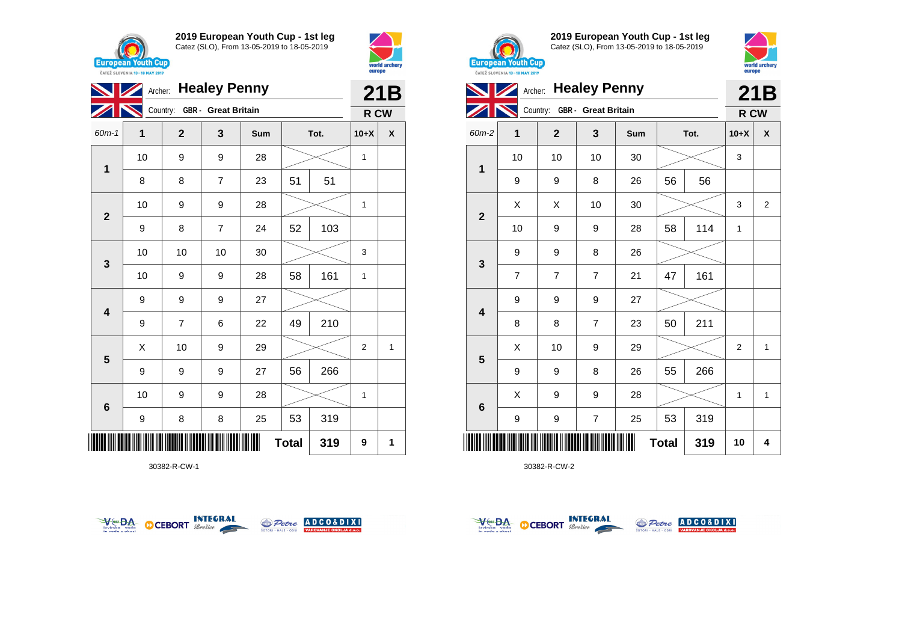**2019 European Youth Cup - 1st leg**
Catez (SLO), From 13-05-2019 to 18-05-2019

Archer: **Healey Penny** — **21B**
Country: GBR - Great Britain — **R CW**

| 60m-1 | 1 | 2 | 3 | Sum | Tot. | | 10+X | X |
|---|---|---|---|---|---|---|---|---|
| 1 | 10 | 9 | 9 | 28 | | | 1 | |
| | 8 | 8 | 7 | 23 | 51 | 51 | | |
| 2 | 10 | 9 | 9 | 28 | | | 1 | |
| | 9 | 8 | 7 | 24 | 52 | 103 | | |
| 3 | 10 | 10 | 10 | 30 | | | 3 | |
| | 10 | 9 | 9 | 28 | 58 | 161 | 1 | |
| 4 | 9 | 9 | 9 | 27 | | | | |
| | 9 | 7 | 6 | 22 | 49 | 210 | | |
| 5 | X | 10 | 9 | 29 | | | 2 | 1 |
| | 9 | 9 | 9 | 27 | 56 | 266 | | |
| 6 | 10 | 9 | 9 | 28 | | | 1 | |
| | 9 | 8 | 8 | 25 | 53 | 319 | | |
| | | | | | **Total** | **319** | **9** | **1** |

30382-R-CW-1

**2019 European Youth Cup - 1st leg**
Catez (SLO), From 13-05-2019 to 18-05-2019

Archer: **Healey Penny** — **21B**
Country: GBR - Great Britain — **R CW**

| 60m-2 | 1 | 2 | 3 | Sum | Tot. | | 10+X | X |
|---|---|---|---|---|---|---|---|---|
| 1 | 10 | 10 | 10 | 30 | | | 3 | |
| | 9 | 9 | 8 | 26 | 56 | 56 | | |
| 2 | X | X | 10 | 30 | | | 3 | 2 |
| | 10 | 9 | 9 | 28 | 58 | 114 | 1 | |
| 3 | 9 | 9 | 8 | 26 | | | | |
| | 7 | 7 | 7 | 21 | 47 | 161 | | |
| 4 | 9 | 9 | 9 | 27 | | | | |
| | 8 | 8 | 7 | 23 | 50 | 211 | | |
| 5 | X | 10 | 9 | 29 | | | 2 | 1 |
| | 9 | 9 | 8 | 26 | 55 | 266 | | |
| 6 | X | 9 | 9 | 28 | | | 1 | 1 |
| | 9 | 9 | 7 | 25 | 53 | 319 | | |
| | | | | | **Total** | **319** | **10** | **4** |

30382-R-CW-2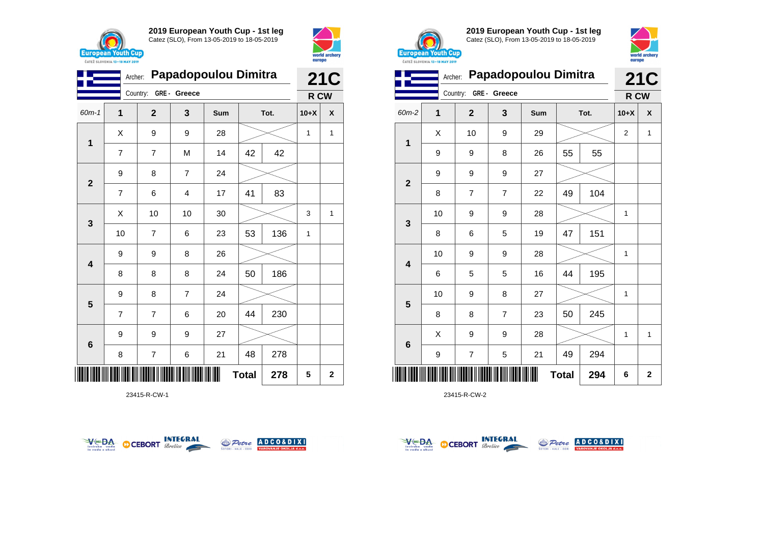## 2019 European Youth Cup - 1st leg

Catez (SLO), From 13-05-2019 to 18-05-2019

Archer: **Papadopoulou Dimitra**

Country: GRE - Greece

**21C** — R CW

| 60m-1 | 1 | 2 | 3 | Sum | Tot. | | 10+X | X |
|---|---|---|---|---|---|---|---|---|
| 1 | X | 9 | 9 | 28 | | | 1 | 1 |
| | 7 | 7 | M | 14 | 42 | 42 | | |
| 2 | 9 | 8 | 7 | 24 | | | | |
| | 7 | 6 | 4 | 17 | 41 | 83 | | |
| 3 | X | 10 | 10 | 30 | | | 3 | 1 |
| | 10 | 7 | 6 | 23 | 53 | 136 | 1 | |
| 4 | 9 | 9 | 8 | 26 | | | | |
| | 8 | 8 | 8 | 24 | 50 | 186 | | |
| 5 | 9 | 8 | 7 | 24 | | | | |
| | 7 | 7 | 6 | 20 | 44 | 230 | | |
| 6 | 9 | 9 | 9 | 27 | | | | |
| | 8 | 7 | 6 | 21 | 48 | 278 | | |
| | | | | | **Total** | **278** | **5** | **2** |

23415-R-CW-1

## 2019 European Youth Cup - 1st leg

Catez (SLO), From 13-05-2019 to 18-05-2019

Archer: **Papadopoulou Dimitra**

Country: GRE - Greece

**21C** — R CW

| 60m-2 | 1 | 2 | 3 | Sum | Tot. | | 10+X | X |
|---|---|---|---|---|---|---|---|---|
| 1 | X | 10 | 9 | 29 | | | 2 | 1 |
| | 9 | 9 | 8 | 26 | 55 | 55 | | |
| 2 | 9 | 9 | 9 | 27 | | | | |
| | 8 | 7 | 7 | 22 | 49 | 104 | | |
| 3 | 10 | 9 | 9 | 28 | | | 1 | |
| | 8 | 6 | 5 | 19 | 47 | 151 | | |
| 4 | 10 | 9 | 9 | 28 | | | 1 | |
| | 6 | 5 | 5 | 16 | 44 | 195 | | |
| 5 | 10 | 9 | 8 | 27 | | | 1 | |
| | 8 | 8 | 7 | 23 | 50 | 245 | | |
| 6 | X | 9 | 9 | 28 | | | 1 | 1 |
| | 9 | 7 | 5 | 21 | 49 | 294 | | |
| | | | | | **Total** | **294** | **6** | **2** |

23415-R-CW-2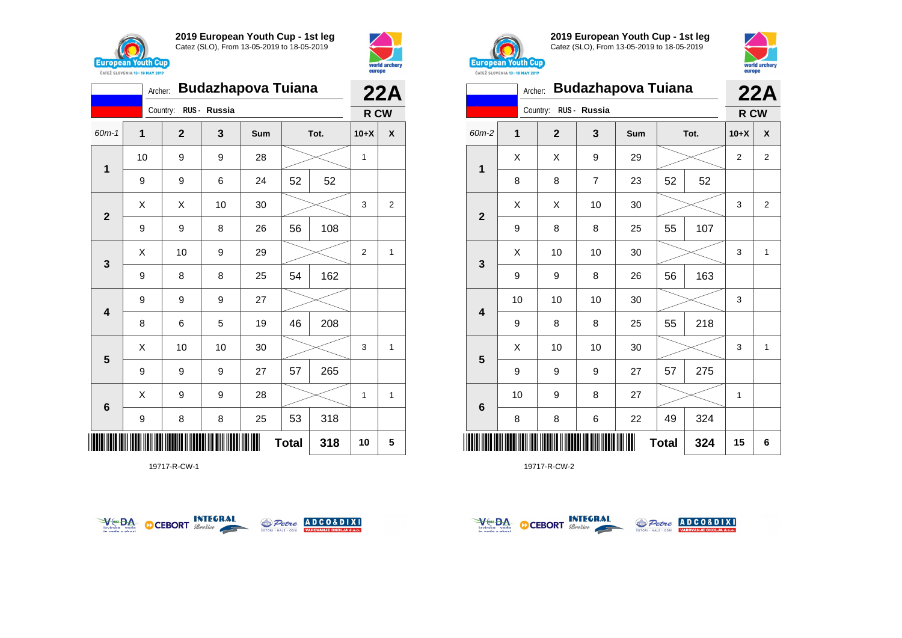## 2019 European Youth Cup - 1st leg
Catez (SLO), From 13-05-2019 to 18-05-2019

Archer: **Budazhapova Tuiana**
Country: RUS - Russia

**22A**
**R CW**

| 60m-1 | 1 | 2 | 3 | Sum | Tot. | | 10+X | X |
|---|---|---|---|---|---|---|---|---|
| 1 | 10 | 9 | 9 | 28 | | | 1 | |
| | 9 | 9 | 6 | 24 | 52 | 52 | | |
| 2 | X | X | 10 | 30 | | | 3 | 2 |
| | 9 | 9 | 8 | 26 | 56 | 108 | | |
| 3 | X | 10 | 9 | 29 | | | 2 | 1 |
| | 9 | 8 | 8 | 25 | 54 | 162 | | |
| 4 | 9 | 9 | 9 | 27 | | | | |
| | 8 | 6 | 5 | 19 | 46 | 208 | | |
| 5 | X | 10 | 10 | 30 | | | 3 | 1 |
| | 9 | 9 | 9 | 27 | 57 | 265 | | |
| 6 | X | 9 | 9 | 28 | | | 1 | 1 |
| | 9 | 8 | 8 | 25 | 53 | 318 | | |
| | | | | | **Total** | **318** | **10** | **5** |

19717-R-CW-1

## 2019 European Youth Cup - 1st leg
Catez (SLO), From 13-05-2019 to 18-05-2019

Archer: **Budazhapova Tuiana**
Country: RUS - Russia

**22A**
**R CW**

| 60m-2 | 1 | 2 | 3 | Sum | Tot. | | 10+X | X |
|---|---|---|---|---|---|---|---|---|
| 1 | X | X | 9 | 29 | | | 2 | 2 |
| | 8 | 8 | 7 | 23 | 52 | 52 | | |
| 2 | X | X | 10 | 30 | | | 3 | 2 |
| | 9 | 8 | 8 | 25 | 55 | 107 | | |
| 3 | X | 10 | 10 | 30 | | | 3 | 1 |
| | 9 | 9 | 8 | 26 | 56 | 163 | | |
| 4 | 10 | 10 | 10 | 30 | | | 3 | |
| | 9 | 8 | 8 | 25 | 55 | 218 | | |
| 5 | X | 10 | 10 | 30 | | | 3 | 1 |
| | 9 | 9 | 9 | 27 | 57 | 275 | | |
| 6 | 10 | 9 | 8 | 27 | | | 1 | |
| | 8 | 8 | 6 | 22 | 49 | 324 | | |
| | | | | | **Total** | **324** | **15** | **6** |

19717-R-CW-2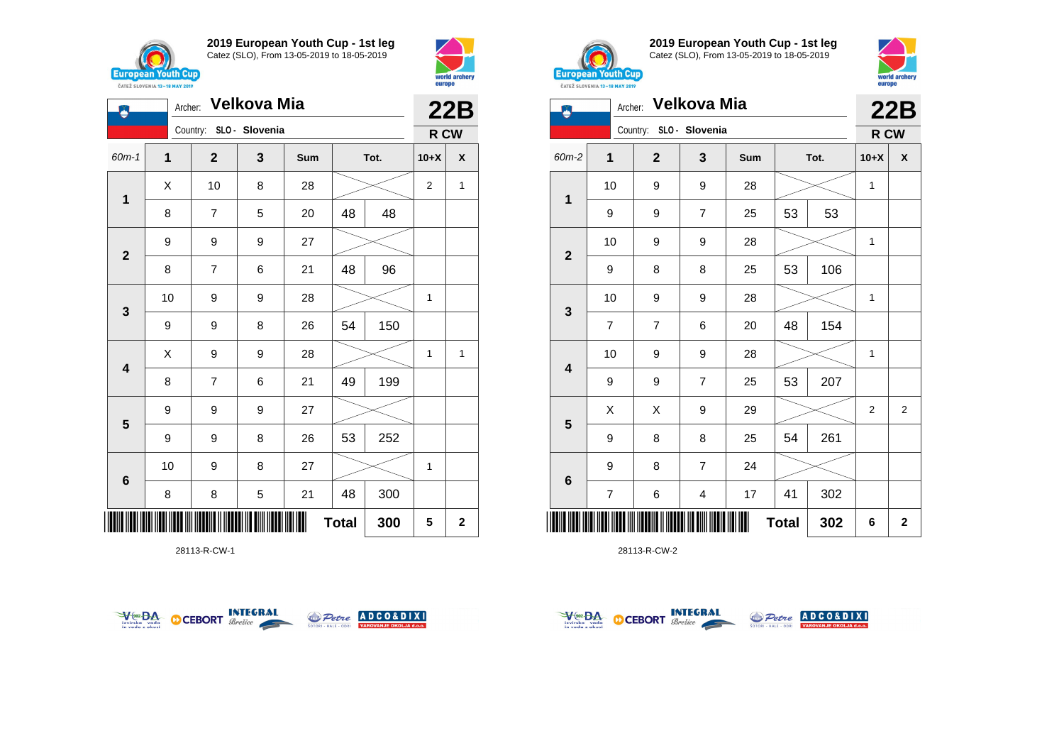## 2019 European Youth Cup - 1st leg

Catez (SLO), From 13-05-2019 to 18-05-2019

Archer: **Velkova Mia**
Country: SLO - Slovenia

**22B**
**R CW**

| 60m-1 | 1 | 2 | 3 | Sum | Tot. | | 10+X | X |
|---|---|---|---|---|---|---|---|---|
| 1 | X | 10 | 8 | 28 | | | 2 | 1 |
| | 8 | 7 | 5 | 20 | 48 | 48 | | |
| 2 | 9 | 9 | 9 | 27 | | | | |
| | 8 | 7 | 6 | 21 | 48 | 96 | | |
| 3 | 10 | 9 | 9 | 28 | | | 1 | |
| | 9 | 9 | 8 | 26 | 54 | 150 | | |
| 4 | X | 9 | 9 | 28 | | | 1 | 1 |
| | 8 | 7 | 6 | 21 | 49 | 199 | | |
| 5 | 9 | 9 | 9 | 27 | | | | |
| | 9 | 9 | 8 | 26 | 53 | 252 | | |
| 6 | 10 | 9 | 8 | 27 | | | 1 | |
| | 8 | 8 | 5 | 21 | 48 | 300 | | |
| | | | | | **Total** | **300** | **5** | **2** |

28113-R-CW-1

## 2019 European Youth Cup - 1st leg

Catez (SLO), From 13-05-2019 to 18-05-2019

Archer: **Velkova Mia**
Country: SLO - Slovenia

**22B**
**R CW**

| 60m-2 | 1 | 2 | 3 | Sum | Tot. | | 10+X | X |
|---|---|---|---|---|---|---|---|---|
| 1 | 10 | 9 | 9 | 28 | | | 1 | |
| | 9 | 9 | 7 | 25 | 53 | 53 | | |
| 2 | 10 | 9 | 9 | 28 | | | 1 | |
| | 9 | 8 | 8 | 25 | 53 | 106 | | |
| 3 | 10 | 9 | 9 | 28 | | | 1 | |
| | 7 | 7 | 6 | 20 | 48 | 154 | | |
| 4 | 10 | 9 | 9 | 28 | | | 1 | |
| | 9 | 9 | 7 | 25 | 53 | 207 | | |
| 5 | X | X | 9 | 29 | | | 2 | 2 |
| | 9 | 8 | 8 | 25 | 54 | 261 | | |
| 6 | 9 | 8 | 7 | 24 | | | | |
| | 7 | 6 | 4 | 17 | 41 | 302 | | |
| | | | | | **Total** | **302** | **6** | **2** |

28113-R-CW-2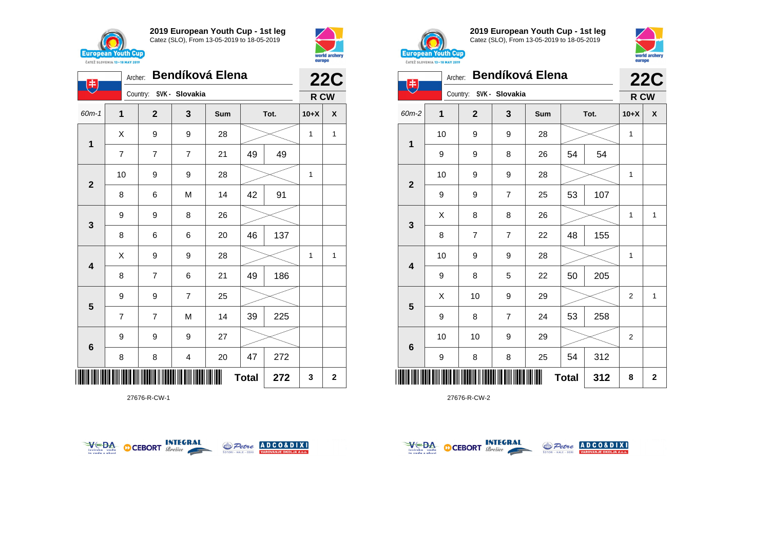**2019 European Youth Cup - 1st leg**
Catez (SLO), From 13-05-2019 to 18-05-2019

Archer: **Bendíková Elena** — **22C**
Country: SVK - Slovakia — **R CW**

| 60m-1 | 1 | 2 | 3 | Sum | Tot. | | 10+X | X |
|---|---|---|---|---|---|---|---|---|
| 1 | X | 9 | 9 | 28 | | | 1 | 1 |
| | 7 | 7 | 7 | 21 | 49 | 49 | | |
| 2 | 10 | 9 | 9 | 28 | | | 1 | |
| | 8 | 6 | M | 14 | 42 | 91 | | |
| 3 | 9 | 9 | 8 | 26 | | | | |
| | 8 | 6 | 6 | 20 | 46 | 137 | | |
| 4 | X | 9 | 9 | 28 | | | 1 | 1 |
| | 8 | 7 | 6 | 21 | 49 | 186 | | |
| 5 | 9 | 9 | 7 | 25 | | | | |
| | 7 | 7 | M | 14 | 39 | 225 | | |
| 6 | 9 | 9 | 9 | 27 | | | | |
| | 8 | 8 | 4 | 20 | 47 | 272 | | |
| | | | | | **Total** | **272** | **3** | **2** |

27676-R-CW-1

**2019 European Youth Cup - 1st leg**
Catez (SLO), From 13-05-2019 to 18-05-2019

Archer: **Bendíková Elena** — **22C**
Country: SVK - Slovakia — **R CW**

| 60m-2 | 1 | 2 | 3 | Sum | Tot. | | 10+X | X |
|---|---|---|---|---|---|---|---|---|
| 1 | 10 | 9 | 9 | 28 | | | 1 | |
| | 9 | 9 | 8 | 26 | 54 | 54 | | |
| 2 | 10 | 9 | 9 | 28 | | | 1 | |
| | 9 | 9 | 7 | 25 | 53 | 107 | | |
| 3 | X | 8 | 8 | 26 | | | 1 | 1 |
| | 8 | 7 | 7 | 22 | 48 | 155 | | |
| 4 | 10 | 9 | 9 | 28 | | | 1 | |
| | 9 | 8 | 5 | 22 | 50 | 205 | | |
| 5 | X | 10 | 9 | 29 | | | 2 | 1 |
| | 9 | 8 | 7 | 24 | 53 | 258 | | |
| 6 | 10 | 10 | 9 | 29 | | | 2 | |
| | 9 | 8 | 8 | 25 | 54 | 312 | | |
| | | | | | **Total** | **312** | **8** | **2** |

27676-R-CW-2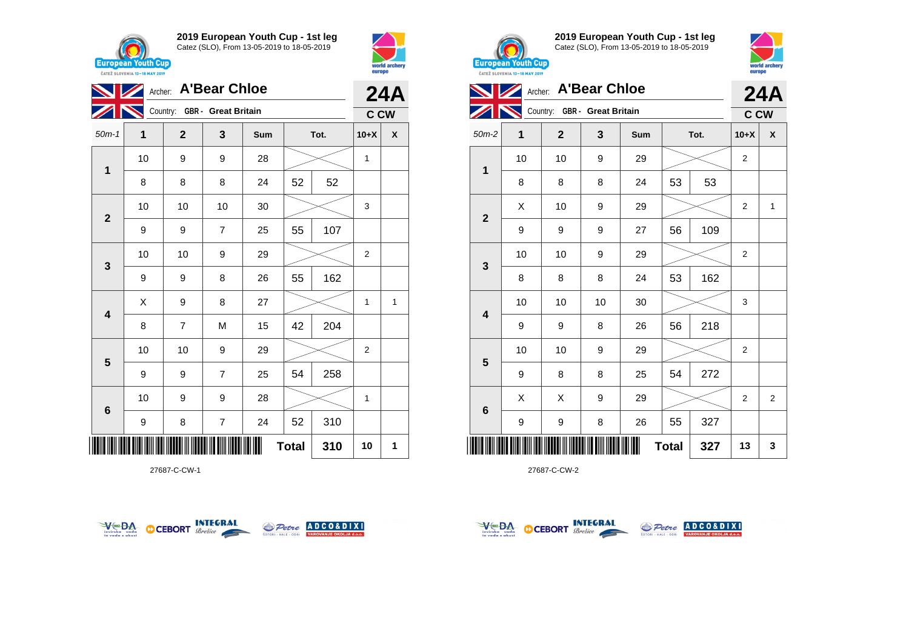## 2019 European Youth Cup - 1st leg

Catez (SLO), From 13-05-2019 to 18-05-2019

**Archer:** A'Bear Chloe  
**Country:** GBR - Great Britain  
**24A**  
**C CW**

| 50m-1 | 1 | 2 | 3 | Sum | Tot. | | 10+X | X |
|---|---|---|---|---|---|---|---|---|
| 1 | 10 | 9 | 9 | 28 | | | 1 | |
| | 8 | 8 | 8 | 24 | 52 | 52 | | |
| 2 | 10 | 10 | 10 | 30 | | | 3 | |
| | 9 | 9 | 7 | 25 | 55 | 107 | | |
| 3 | 10 | 10 | 9 | 29 | | | 2 | |
| | 9 | 9 | 8 | 26 | 55 | 162 | | |
| 4 | X | 9 | 8 | 27 | | | 1 | 1 |
| | 8 | 7 | M | 15 | 42 | 204 | | |
| 5 | 10 | 10 | 9 | 29 | | | 2 | |
| | 9 | 9 | 7 | 25 | 54 | 258 | | |
| 6 | 10 | 9 | 9 | 28 | | | 1 | |
| | 9 | 8 | 7 | 24 | 52 | 310 | | |
| | | | | | **Total** | **310** | **10** | **1** |

27687-C-CW-1

## 2019 European Youth Cup - 1st leg

Catez (SLO), From 13-05-2019 to 18-05-2019

**Archer:** A'Bear Chloe  
**Country:** GBR - Great Britain  
**24A**  
**C CW**

| 50m-2 | 1 | 2 | 3 | Sum | Tot. | | 10+X | X |
|---|---|---|---|---|---|---|---|---|
| 1 | 10 | 10 | 9 | 29 | | | 2 | |
| | 8 | 8 | 8 | 24 | 53 | 53 | | |
| 2 | X | 10 | 9 | 29 | | | 2 | 1 |
| | 9 | 9 | 9 | 27 | 56 | 109 | | |
| 3 | 10 | 10 | 9 | 29 | | | 2 | |
| | 8 | 8 | 8 | 24 | 53 | 162 | | |
| 4 | 10 | 10 | 10 | 30 | | | 3 | |
| | 9 | 9 | 8 | 26 | 56 | 218 | | |
| 5 | 10 | 10 | 9 | 29 | | | 2 | |
| | 9 | 8 | 8 | 25 | 54 | 272 | | |
| 6 | X | X | 9 | 29 | | | 2 | 2 |
| | 9 | 9 | 8 | 26 | 55 | 327 | | |
| | | | | | **Total** | **327** | **13** | **3** |

27687-C-CW-2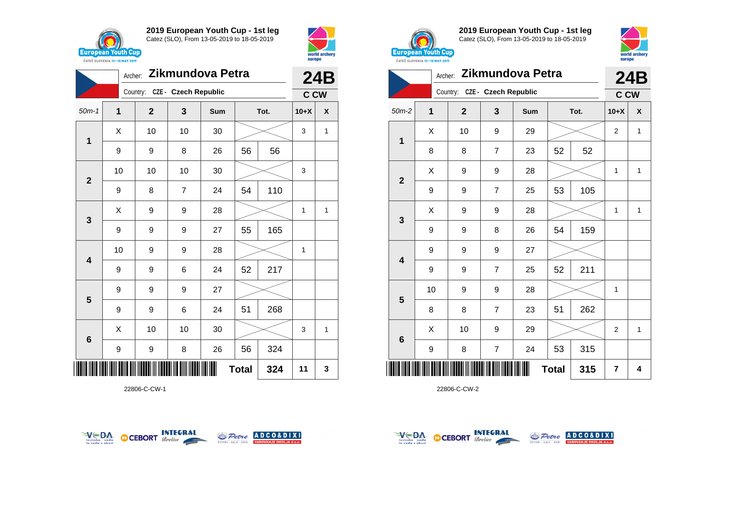## 2019 European Youth Cup - 1st leg

Catez (SLO), From 13-05-2019 to 18-05-2019

Archer: **Zikmundova Petra** — **24B**

Country: CZE - Czech Republic — C CW

| 50m-1 | 1 | 2 | 3 | Sum | Tot. | | 10+X | X |
|---|---|---|---|---|---|---|---|---|
| 1 | X | 10 | 10 | 30 | | | 3 | 1 |
| | 9 | 9 | 8 | 26 | 56 | 56 | | |
| 2 | 10 | 10 | 10 | 30 | | | 3 | |
| | 9 | 8 | 7 | 24 | 54 | 110 | | |
| 3 | X | 9 | 9 | 28 | | | 1 | 1 |
| | 9 | 9 | 9 | 27 | 55 | 165 | | |
| 4 | 10 | 9 | 9 | 28 | | | 1 | |
| | 9 | 9 | 6 | 24 | 52 | 217 | | |
| 5 | 9 | 9 | 9 | 27 | | | | |
| | 9 | 9 | 6 | 24 | 51 | 268 | | |
| 6 | X | 10 | 10 | 30 | | | 3 | 1 |
| | 9 | 9 | 8 | 26 | 56 | 324 | | |
| | | | | | Total | 324 | 11 | 3 |

22806-C-CW-1

## 2019 European Youth Cup - 1st leg

Catez (SLO), From 13-05-2019 to 18-05-2019

Archer: **Zikmundova Petra** — **24B**

Country: CZE - Czech Republic — C CW

| 50m-2 | 1 | 2 | 3 | Sum | Tot. | | 10+X | X |
|---|---|---|---|---|---|---|---|---|
| 1 | X | 10 | 9 | 29 | | | 2 | 1 |
| | 8 | 8 | 7 | 23 | 52 | 52 | | |
| 2 | X | 9 | 9 | 28 | | | 1 | 1 |
| | 9 | 9 | 7 | 25 | 53 | 105 | | |
| 3 | X | 9 | 9 | 28 | | | 1 | 1 |
| | 9 | 9 | 8 | 26 | 54 | 159 | | |
| 4 | 9 | 9 | 9 | 27 | | | | |
| | 9 | 9 | 7 | 25 | 52 | 211 | | |
| 5 | 10 | 9 | 9 | 28 | | | 1 | |
| | 8 | 8 | 7 | 23 | 51 | 262 | | |
| 6 | X | 10 | 9 | 29 | | | 2 | 1 |
| | 9 | 8 | 7 | 24 | 53 | 315 | | |
| | | | | | Total | 315 | 7 | 4 |

22806-C-CW-2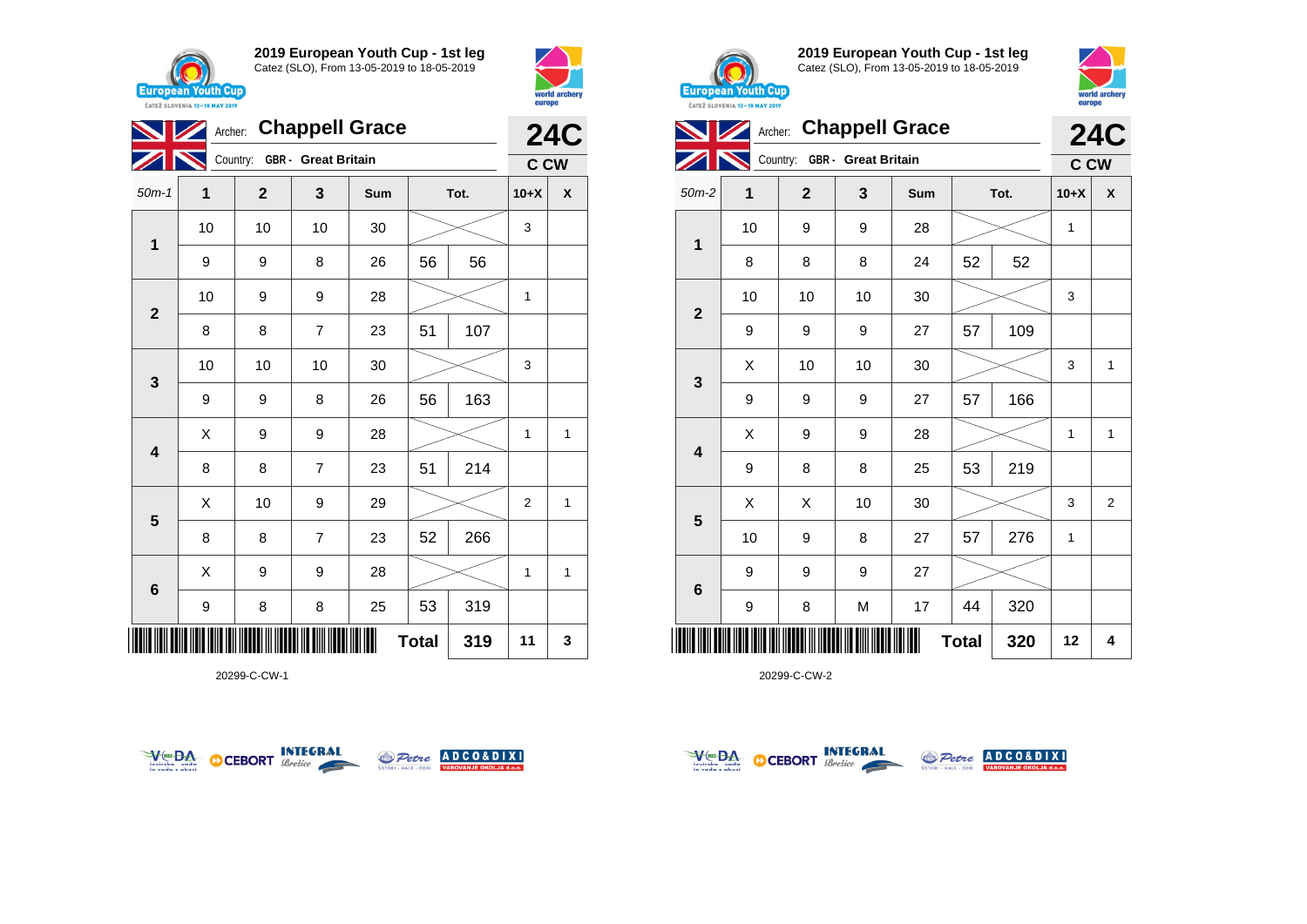## 2019 European Youth Cup - 1st leg

Catez (SLO), From 13-05-2019 to 18-05-2019

Archer: **Chappell Grace**
Country: GBR - Great Britain

**24C** C CW

| 50m-1 | 1 | 2 | 3 | Sum | Tot. | | 10+X | X |
|---|---|---|---|---|---|---|---|---|
| 1 | 10 | 10 | 10 | 30 | | | 3 | |
| | 9 | 9 | 8 | 26 | 56 | 56 | | |
| 2 | 10 | 9 | 9 | 28 | | | 1 | |
| | 8 | 8 | 7 | 23 | 51 | 107 | | |
| 3 | 10 | 10 | 10 | 30 | | | 3 | |
| | 9 | 9 | 8 | 26 | 56 | 163 | | |
| 4 | X | 9 | 9 | 28 | | | 1 | 1 |
| | 8 | 8 | 7 | 23 | 51 | 214 | | |
| 5 | X | 10 | 9 | 29 | | | 2 | 1 |
| | 8 | 8 | 7 | 23 | 52 | 266 | | |
| 6 | X | 9 | 9 | 28 | | | 1 | 1 |
| | 9 | 8 | 8 | 25 | 53 | 319 | | |
| | | | | | Total | 319 | 11 | 3 |

20299-C-CW-1

## 2019 European Youth Cup - 1st leg

Catez (SLO), From 13-05-2019 to 18-05-2019

Archer: **Chappell Grace**
Country: GBR - Great Britain

**24C** C CW

| 50m-2 | 1 | 2 | 3 | Sum | Tot. | | 10+X | X |
|---|---|---|---|---|---|---|---|---|
| 1 | 10 | 9 | 9 | 28 | | | 1 | |
| | 8 | 8 | 8 | 24 | 52 | 52 | | |
| 2 | 10 | 10 | 10 | 30 | | | 3 | |
| | 9 | 9 | 9 | 27 | 57 | 109 | | |
| 3 | X | 10 | 10 | 30 | | | 3 | 1 |
| | 9 | 9 | 9 | 27 | 57 | 166 | | |
| 4 | X | 9 | 9 | 28 | | | 1 | 1 |
| | 9 | 8 | 8 | 25 | 53 | 219 | | |
| 5 | X | X | 10 | 30 | | | 3 | 2 |
| | 10 | 9 | 8 | 27 | 57 | 276 | 1 | |
| 6 | 9 | 9 | 9 | 27 | | | | |
| | 9 | 8 | M | 17 | 44 | 320 | | |
| | | | | | Total | 320 | 12 | 4 |

20299-C-CW-2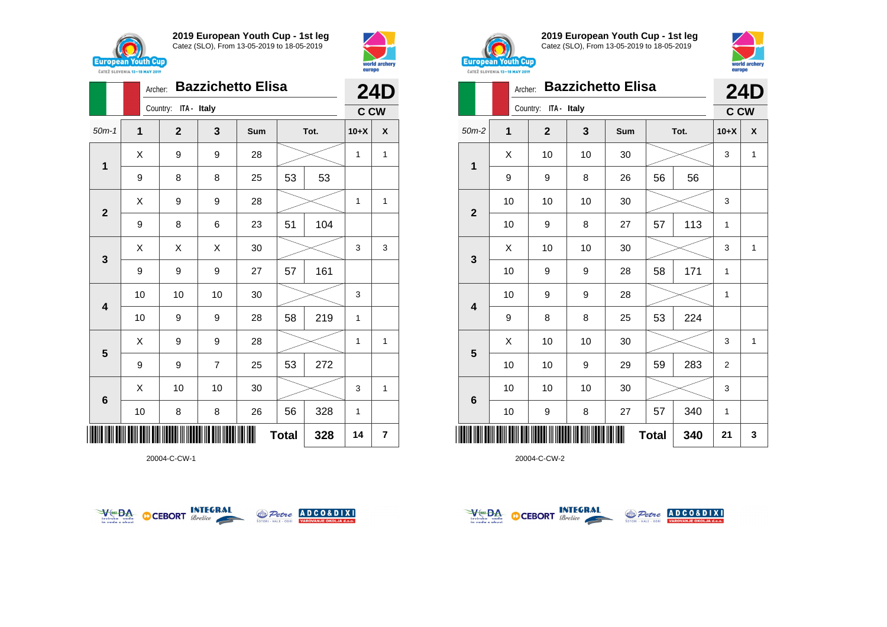## 2019 European Youth Cup - 1st leg

Catez (SLO), From 13-05-2019 to 18-05-2019

Archer: **Bazzichetto Elisa**
Country: ITA - Italy

**24D**
**C CW**

| 50m-1 | 1 | 2 | 3 | Sum | Tot. | | 10+X | X |
|---|---|---|---|---|---|---|---|---|
| 1 | X | 9 | 9 | 28 | | | 1 | 1 |
| | 9 | 8 | 8 | 25 | 53 | 53 | | |
| 2 | X | 9 | 9 | 28 | | | 1 | 1 |
| | 9 | 8 | 6 | 23 | 51 | 104 | | |
| 3 | X | X | X | 30 | | | 3 | 3 |
| | 9 | 9 | 9 | 27 | 57 | 161 | | |
| 4 | 10 | 10 | 10 | 30 | | | 3 | |
| | 10 | 9 | 9 | 28 | 58 | 219 | 1 | |
| 5 | X | 9 | 9 | 28 | | | 1 | 1 |
| | 9 | 9 | 7 | 25 | 53 | 272 | | |
| 6 | X | 10 | 10 | 30 | | | 3 | 1 |
| | 10 | 8 | 8 | 26 | 56 | 328 | 1 | |
| | | | | | **Total** | **328** | **14** | **7** |

20004-C-CW-1

## 2019 European Youth Cup - 1st leg

Catez (SLO), From 13-05-2019 to 18-05-2019

Archer: **Bazzichetto Elisa**
Country: ITA - Italy

**24D**
**C CW**

| 50m-2 | 1 | 2 | 3 | Sum | Tot. | | 10+X | X |
|---|---|---|---|---|---|---|---|---|
| 1 | X | 10 | 10 | 30 | | | 3 | 1 |
| | 9 | 9 | 8 | 26 | 56 | 56 | | |
| 2 | 10 | 10 | 10 | 30 | | | 3 | |
| | 10 | 9 | 8 | 27 | 57 | 113 | 1 | |
| 3 | X | 10 | 10 | 30 | | | 3 | 1 |
| | 10 | 9 | 9 | 28 | 58 | 171 | 1 | |
| 4 | 10 | 9 | 9 | 28 | | | 1 | |
| | 9 | 8 | 8 | 25 | 53 | 224 | | |
| 5 | X | 10 | 10 | 30 | | | 3 | 1 |
| | 10 | 10 | 9 | 29 | 59 | 283 | 2 | |
| 6 | 10 | 10 | 10 | 30 | | | 3 | |
| | 10 | 9 | 8 | 27 | 57 | 340 | 1 | |
| | | | | | **Total** | **340** | **21** | **3** |

20004-C-CW-2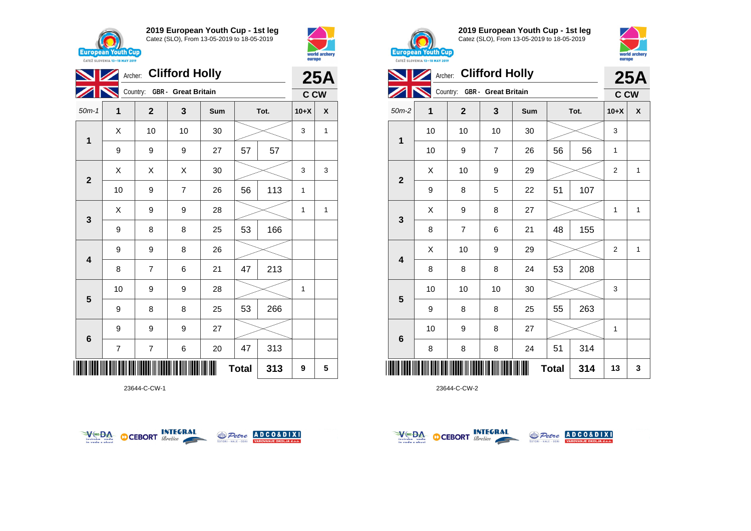## 2019 European Youth Cup - 1st leg

Catez (SLO), From 13-05-2019 to 18-05-2019

Archer: **Clifford Holly** — **25A**

Country: GBR - Great Britain — C CW

| 50m-1 | 1 | 2 | 3 | Sum | Tot. | | 10+X | X |
|---|---|---|---|---|---|---|---|---|
| 1 | X | 10 | 10 | 30 | | | 3 | 1 |
| | 9 | 9 | 9 | 27 | 57 | 57 | | |
| 2 | X | X | X | 30 | | | 3 | 3 |
| | 10 | 9 | 7 | 26 | 56 | 113 | 1 | |
| 3 | X | 9 | 9 | 28 | | | 1 | 1 |
| | 9 | 8 | 8 | 25 | 53 | 166 | | |
| 4 | 9 | 9 | 8 | 26 | | | | |
| | 8 | 7 | 6 | 21 | 47 | 213 | | |
| 5 | 10 | 9 | 9 | 28 | | | 1 | |
| | 9 | 8 | 8 | 25 | 53 | 266 | | |
| 6 | 9 | 9 | 9 | 27 | | | | |
| | 7 | 7 | 6 | 20 | 47 | 313 | | |
| | | | | | Total | 313 | 9 | 5 |

23644-C-CW-1

## 2019 European Youth Cup - 1st leg

Catez (SLO), From 13-05-2019 to 18-05-2019

Archer: **Clifford Holly** — **25A**

Country: GBR - Great Britain — C CW

| 50m-2 | 1 | 2 | 3 | Sum | Tot. | | 10+X | X |
|---|---|---|---|---|---|---|---|---|
| 1 | 10 | 10 | 10 | 30 | | | 3 | |
| | 10 | 9 | 7 | 26 | 56 | 56 | 1 | |
| 2 | X | 10 | 9 | 29 | | | 2 | 1 |
| | 9 | 8 | 5 | 22 | 51 | 107 | | |
| 3 | X | 9 | 8 | 27 | | | 1 | 1 |
| | 8 | 7 | 6 | 21 | 48 | 155 | | |
| 4 | X | 10 | 9 | 29 | | | 2 | 1 |
| | 8 | 8 | 8 | 24 | 53 | 208 | | |
| 5 | 10 | 10 | 10 | 30 | | | 3 | |
| | 9 | 8 | 8 | 25 | 55 | 263 | | |
| 6 | 10 | 9 | 8 | 27 | | | 1 | |
| | 8 | 8 | 8 | 24 | 51 | 314 | | |
| | | | | | Total | 314 | 13 | 3 |

23644-C-CW-2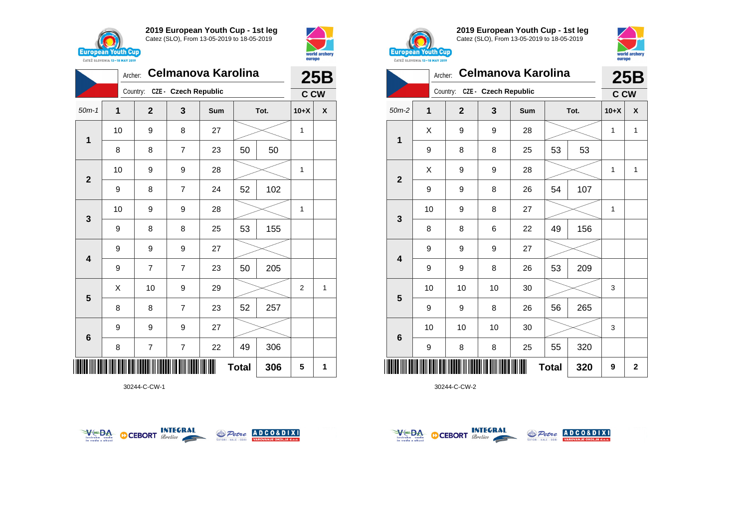## 2019 European Youth Cup - 1st leg

Catez (SLO), From 13-05-2019 to 18-05-2019

Archer: **Celmanova Karolina** — **25B**

Country: CZE - Czech Republic — **C CW**

| 50m-1 | 1 | 2 | 3 | Sum | Tot. | | 10+X | X |
|---|---|---|---|---|---|---|---|---|
| 1 | 10 | 9 | 8 | 27 | | | 1 | |
| | 8 | 8 | 7 | 23 | 50 | 50 | | |
| 2 | 10 | 9 | 9 | 28 | | | 1 | |
| | 9 | 8 | 7 | 24 | 52 | 102 | | |
| 3 | 10 | 9 | 9 | 28 | | | 1 | |
| | 9 | 8 | 8 | 25 | 53 | 155 | | |
| 4 | 9 | 9 | 9 | 27 | | | | |
| | 9 | 7 | 7 | 23 | 50 | 205 | | |
| 5 | X | 10 | 9 | 29 | | | 2 | 1 |
| | 8 | 8 | 7 | 23 | 52 | 257 | | |
| 6 | 9 | 9 | 9 | 27 | | | | |
| | 8 | 7 | 7 | 22 | 49 | 306 | | |
| | | | | | Total | 306 | 5 | 1 |

30244-C-CW-1

## 2019 European Youth Cup - 1st leg

Catez (SLO), From 13-05-2019 to 18-05-2019

Archer: **Celmanova Karolina** — **25B**

Country: CZE - Czech Republic — **C CW**

| 50m-2 | 1 | 2 | 3 | Sum | Tot. | | 10+X | X |
|---|---|---|---|---|---|---|---|---|
| 1 | X | 9 | 9 | 28 | | | 1 | 1 |
| | 9 | 8 | 8 | 25 | 53 | 53 | | |
| 2 | X | 9 | 9 | 28 | | | 1 | 1 |
| | 9 | 9 | 8 | 26 | 54 | 107 | | |
| 3 | 10 | 9 | 8 | 27 | | | 1 | |
| | 8 | 8 | 6 | 22 | 49 | 156 | | |
| 4 | 9 | 9 | 9 | 27 | | | | |
| | 9 | 9 | 8 | 26 | 53 | 209 | | |
| 5 | 10 | 10 | 10 | 30 | | | 3 | |
| | 9 | 9 | 8 | 26 | 56 | 265 | | |
| 6 | 10 | 10 | 10 | 30 | | | 3 | |
| | 9 | 8 | 8 | 25 | 55 | 320 | | |
| | | | | | Total | 320 | 9 | 2 |

30244-C-CW-2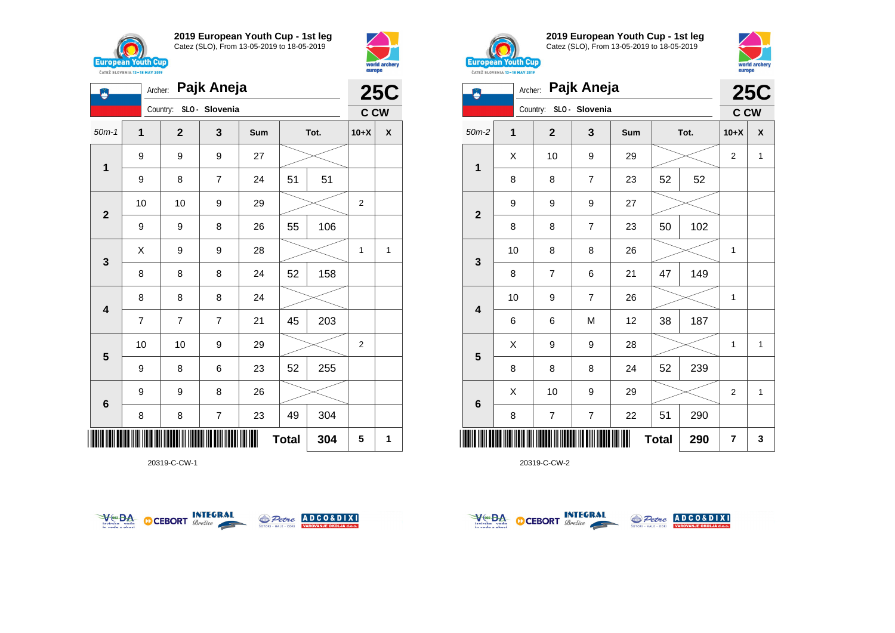## 2019 European Youth Cup - 1st leg
Catez (SLO), From 13-05-2019 to 18-05-2019

Archer: **Pajk Aneja**
Country: SLO - Slovenia

**25C**
**C CW**

| 50m-1 | 1 | 2 | 3 | Sum | Tot. | | 10+X | X |
|---|---|---|---|---|---|---|---|---|
| 1 | 9 | 9 | 9 | 27 | | | | |
| | 9 | 8 | 7 | 24 | 51 | 51 | | |
| 2 | 10 | 10 | 9 | 29 | | | 2 | |
| | 9 | 9 | 8 | 26 | 55 | 106 | | |
| 3 | X | 9 | 9 | 28 | | | 1 | 1 |
| | 8 | 8 | 8 | 24 | 52 | 158 | | |
| 4 | 8 | 8 | 8 | 24 | | | | |
| | 7 | 7 | 7 | 21 | 45 | 203 | | |
| 5 | 10 | 10 | 9 | 29 | | | 2 | |
| | 9 | 8 | 6 | 23 | 52 | 255 | | |
| 6 | 9 | 9 | 8 | 26 | | | | |
| | 8 | 8 | 7 | 23 | 49 | 304 | | |
| | | | | | **Total** | **304** | **5** | **1** |

20319-C-CW-1

## 2019 European Youth Cup - 1st leg
Catez (SLO), From 13-05-2019 to 18-05-2019

Archer: **Pajk Aneja**
Country: SLO - Slovenia

**25C**
**C CW**

| 50m-2 | 1 | 2 | 3 | Sum | Tot. | | 10+X | X |
|---|---|---|---|---|---|---|---|---|
| 1 | X | 10 | 9 | 29 | | | 2 | 1 |
| | 8 | 8 | 7 | 23 | 52 | 52 | | |
| 2 | 9 | 9 | 9 | 27 | | | | |
| | 8 | 8 | 7 | 23 | 50 | 102 | | |
| 3 | 10 | 8 | 8 | 26 | | | 1 | |
| | 8 | 7 | 6 | 21 | 47 | 149 | | |
| 4 | 10 | 9 | 7 | 26 | | | 1 | |
| | 6 | 6 | M | 12 | 38 | 187 | | |
| 5 | X | 9 | 9 | 28 | | | 1 | 1 |
| | 8 | 8 | 8 | 24 | 52 | 239 | | |
| 6 | X | 10 | 9 | 29 | | | 2 | 1 |
| | 8 | 7 | 7 | 22 | 51 | 290 | | |
| | | | | | **Total** | **290** | **7** | **3** |

20319-C-CW-2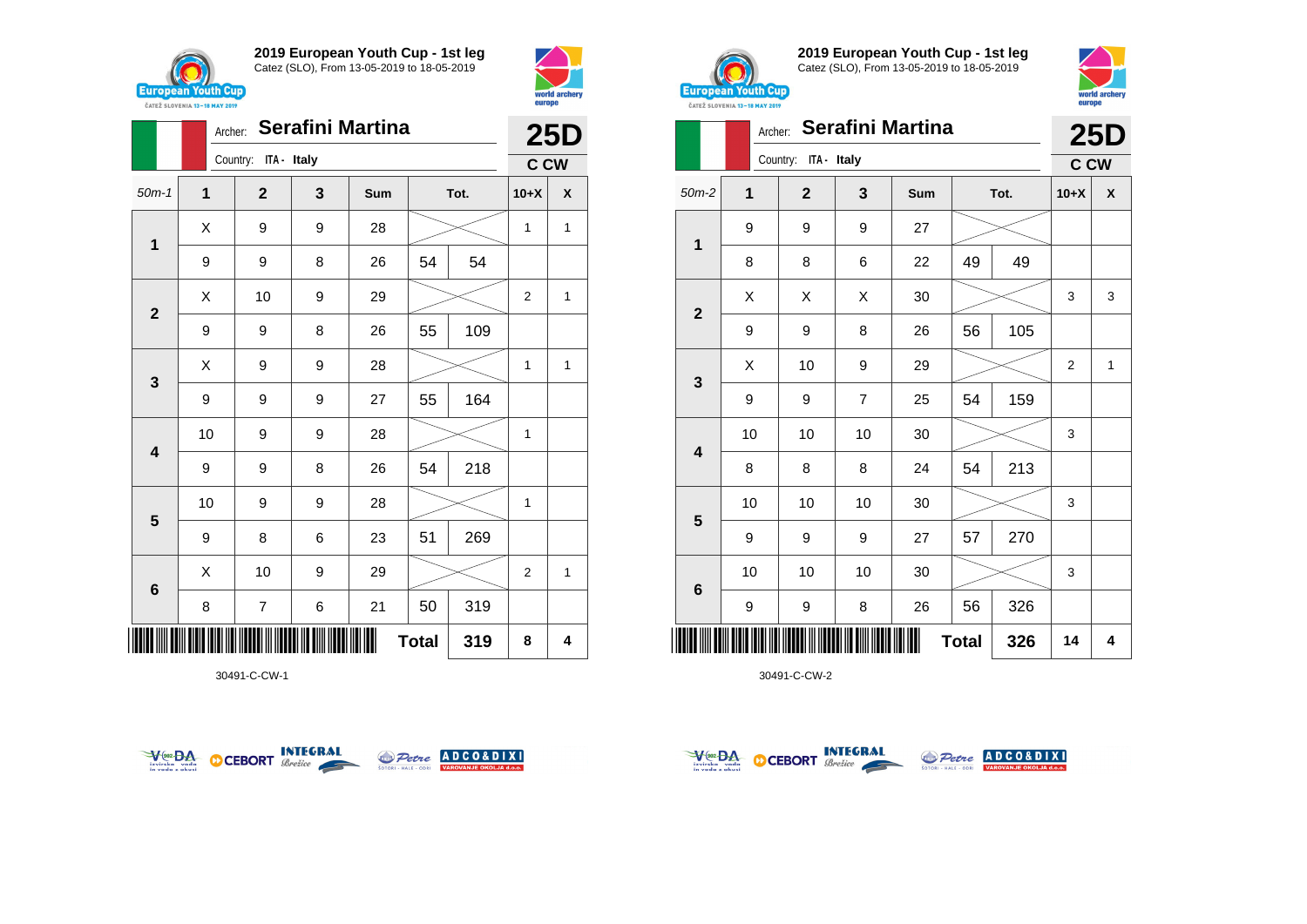## 2019 European Youth Cup - 1st leg

Catez (SLO), From 13-05-2019 to 18-05-2019

Archer: **Serafini Martina**

Country: ITA - Italy

**25D**

**C CW**

| 50m-1 | 1 | 2 | 3 | Sum | Tot. | | 10+X | X |
|---|---|---|---|---|---|---|---|---|
| 1 | X | 9 | 9 | 28 | | | 1 | 1 |
| | 9 | 9 | 8 | 26 | 54 | 54 | | |
| 2 | X | 10 | 9 | 29 | | | 2 | 1 |
| | 9 | 9 | 8 | 26 | 55 | 109 | | |
| 3 | X | 9 | 9 | 28 | | | 1 | 1 |
| | 9 | 9 | 9 | 27 | 55 | 164 | | |
| 4 | 10 | 9 | 9 | 28 | | | 1 | |
| | 9 | 9 | 8 | 26 | 54 | 218 | | |
| 5 | 10 | 9 | 9 | 28 | | | 1 | |
| | 9 | 8 | 6 | 23 | 51 | 269 | | |
| 6 | X | 10 | 9 | 29 | | | 2 | 1 |
| | 8 | 7 | 6 | 21 | 50 | 319 | | |
| | | | | | **Total** | **319** | **8** | **4** |

30491-C-CW-1

## 2019 European Youth Cup - 1st leg

Catez (SLO), From 13-05-2019 to 18-05-2019

Archer: **Serafini Martina**

Country: ITA - Italy

**25D**

**C CW**

| 50m-2 | 1 | 2 | 3 | Sum | Tot. | | 10+X | X |
|---|---|---|---|---|---|---|---|---|
| 1 | 9 | 9 | 9 | 27 | | | | |
| | 8 | 8 | 6 | 22 | 49 | 49 | | |
| 2 | X | X | X | 30 | | | 3 | 3 |
| | 9 | 9 | 8 | 26 | 56 | 105 | | |
| 3 | X | 10 | 9 | 29 | | | 2 | 1 |
| | 9 | 9 | 7 | 25 | 54 | 159 | | |
| 4 | 10 | 10 | 10 | 30 | | | 3 | |
| | 8 | 8 | 8 | 24 | 54 | 213 | | |
| 5 | 10 | 10 | 10 | 30 | | | 3 | |
| | 9 | 9 | 9 | 27 | 57 | 270 | | |
| 6 | 10 | 10 | 10 | 30 | | | 3 | |
| | 9 | 9 | 8 | 26 | 56 | 326 | | |
| | | | | | **Total** | **326** | **14** | **4** |

30491-C-CW-2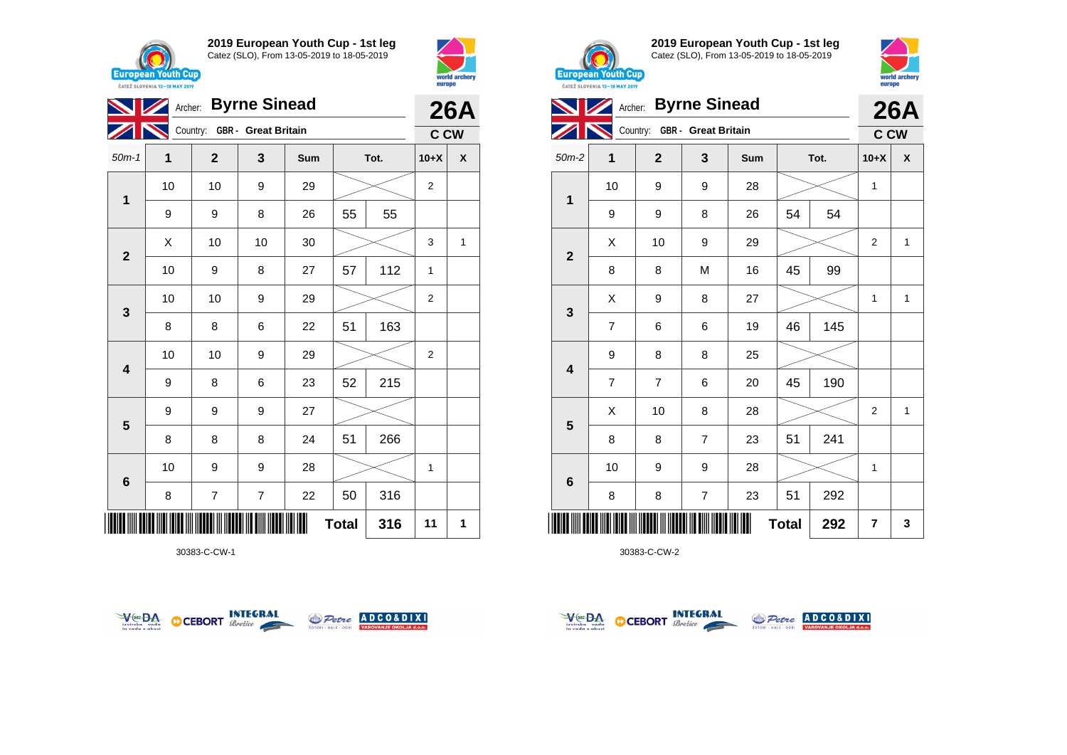## 2019 European Youth Cup - 1st leg

Catez (SLO), From 13-05-2019 to 18-05-2019

Archer: **Byrne Sinead** — **26A**

Country: GBR - Great Britain — C CW

| 50m-1 | 1 | 2 | 3 | Sum | Tot. | | 10+X | X |
|---|---|---|---|---|---|---|---|---|
| 1 | 10 | 10 | 9 | 29 | | | 2 | |
| | 9 | 9 | 8 | 26 | 55 | 55 | | |
| 2 | X | 10 | 10 | 30 | | | 3 | 1 |
| | 10 | 9 | 8 | 27 | 57 | 112 | 1 | |
| 3 | 10 | 10 | 9 | 29 | | | 2 | |
| | 8 | 8 | 6 | 22 | 51 | 163 | | |
| 4 | 10 | 10 | 9 | 29 | | | 2 | |
| | 9 | 8 | 6 | 23 | 52 | 215 | | |
| 5 | 9 | 9 | 9 | 27 | | | | |
| | 8 | 8 | 8 | 24 | 51 | 266 | | |
| 6 | 10 | 9 | 9 | 28 | | | 1 | |
| | 8 | 7 | 7 | 22 | 50 | 316 | | |
| | | | | Total | | 316 | 11 | 1 |

30383-C-CW-1

## 2019 European Youth Cup - 1st leg

Catez (SLO), From 13-05-2019 to 18-05-2019

Archer: **Byrne Sinead** — **26A**

Country: GBR - Great Britain — C CW

| 50m-2 | 1 | 2 | 3 | Sum | Tot. | | 10+X | X |
|---|---|---|---|---|---|---|---|---|
| 1 | 10 | 9 | 9 | 28 | | | 1 | |
| | 9 | 9 | 8 | 26 | 54 | 54 | | |
| 2 | X | 10 | 9 | 29 | | | 2 | 1 |
| | 8 | 8 | M | 16 | 45 | 99 | | |
| 3 | X | 9 | 8 | 27 | | | 1 | 1 |
| | 7 | 6 | 6 | 19 | 46 | 145 | | |
| 4 | 9 | 8 | 8 | 25 | | | | |
| | 7 | 7 | 6 | 20 | 45 | 190 | | |
| 5 | X | 10 | 8 | 28 | | | 2 | 1 |
| | 8 | 8 | 7 | 23 | 51 | 241 | | |
| 6 | 10 | 9 | 9 | 28 | | | 1 | |
| | 8 | 8 | 7 | 23 | 51 | 292 | | |
| | | | | Total | | 292 | 7 | 3 |

30383-C-CW-2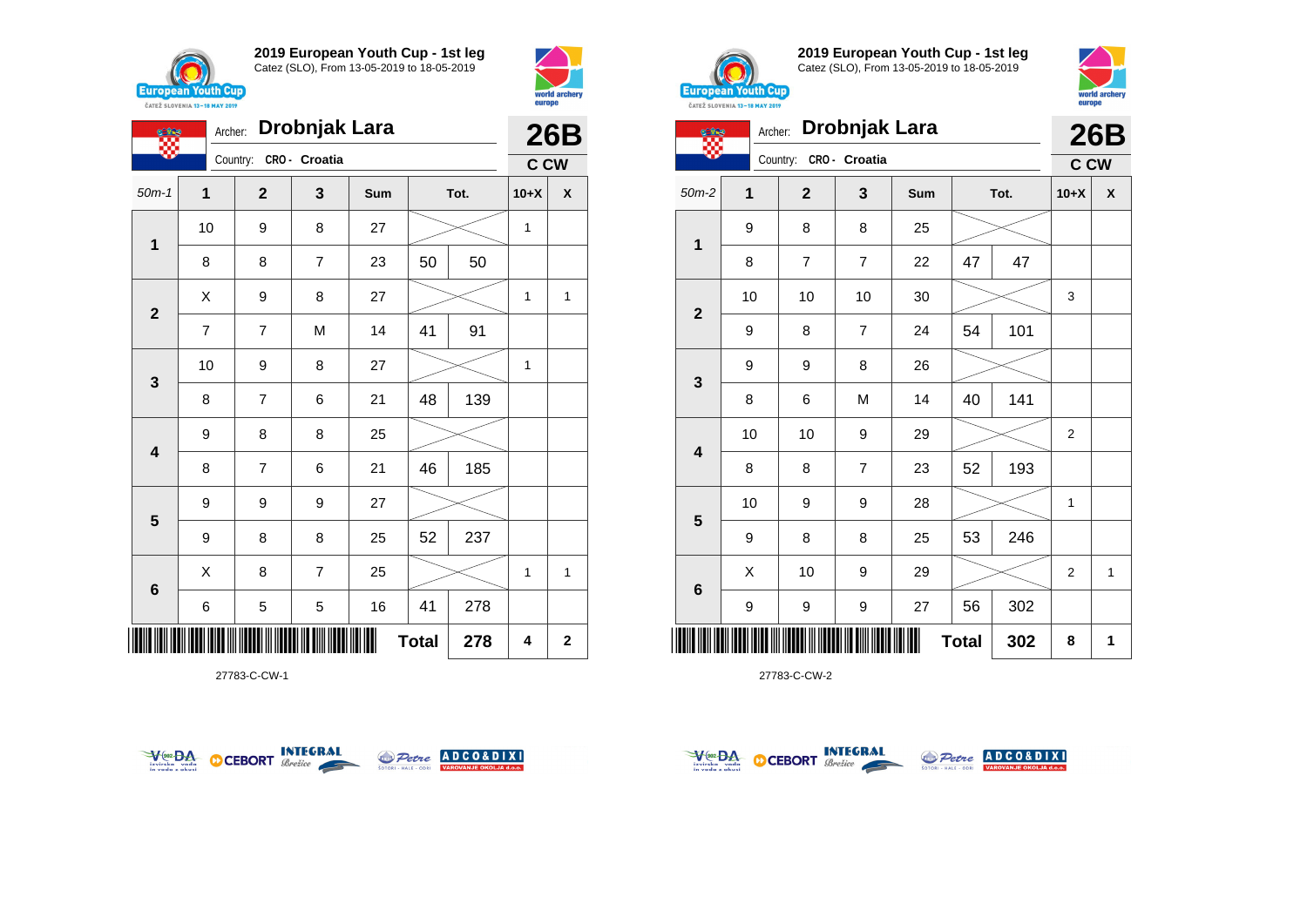## 2019 European Youth Cup - 1st leg

Catez (SLO), From 13-05-2019 to 18-05-2019

Archer: **Drobnjak Lara**

Country: CRO - Croatia

**26B**

**C CW**

| 50m-1 | 1 | 2 | 3 | Sum | Tot. | | 10+X | X |
|---|---|---|---|---|---|---|---|---|
| 1 | 10 | 9 | 8 | 27 | | | 1 | |
| | 8 | 8 | 7 | 23 | 50 | 50 | | |
| 2 | X | 9 | 8 | 27 | | | 1 | 1 |
| | 7 | 7 | M | 14 | 41 | 91 | | |
| 3 | 10 | 9 | 8 | 27 | | | 1 | |
| | 8 | 7 | 6 | 21 | 48 | 139 | | |
| 4 | 9 | 8 | 8 | 25 | | | | |
| | 8 | 7 | 6 | 21 | 46 | 185 | | |
| 5 | 9 | 9 | 9 | 27 | | | | |
| | 9 | 8 | 8 | 25 | 52 | 237 | | |
| 6 | X | 8 | 7 | 25 | | | 1 | 1 |
| | 6 | 5 | 5 | 16 | 41 | 278 | | |
| | | | | | **Total** | **278** | **4** | **2** |

27783-C-CW-1

## 2019 European Youth Cup - 1st leg

Catez (SLO), From 13-05-2019 to 18-05-2019

Archer: **Drobnjak Lara**

Country: CRO - Croatia

**26B**

**C CW**

| 50m-2 | 1 | 2 | 3 | Sum | Tot. | | 10+X | X |
|---|---|---|---|---|---|---|---|---|
| 1 | 9 | 8 | 8 | 25 | | | | |
| | 8 | 7 | 7 | 22 | 47 | 47 | | |
| 2 | 10 | 10 | 10 | 30 | | | 3 | |
| | 9 | 8 | 7 | 24 | 54 | 101 | | |
| 3 | 9 | 9 | 8 | 26 | | | | |
| | 8 | 6 | M | 14 | 40 | 141 | | |
| 4 | 10 | 10 | 9 | 29 | | | 2 | |
| | 8 | 8 | 7 | 23 | 52 | 193 | | |
| 5 | 10 | 9 | 9 | 28 | | | 1 | |
| | 9 | 8 | 8 | 25 | 53 | 246 | | |
| 6 | X | 10 | 9 | 29 | | | 2 | 1 |
| | 9 | 9 | 9 | 27 | 56 | 302 | | |
| | | | | | **Total** | **302** | **8** | **1** |

27783-C-CW-2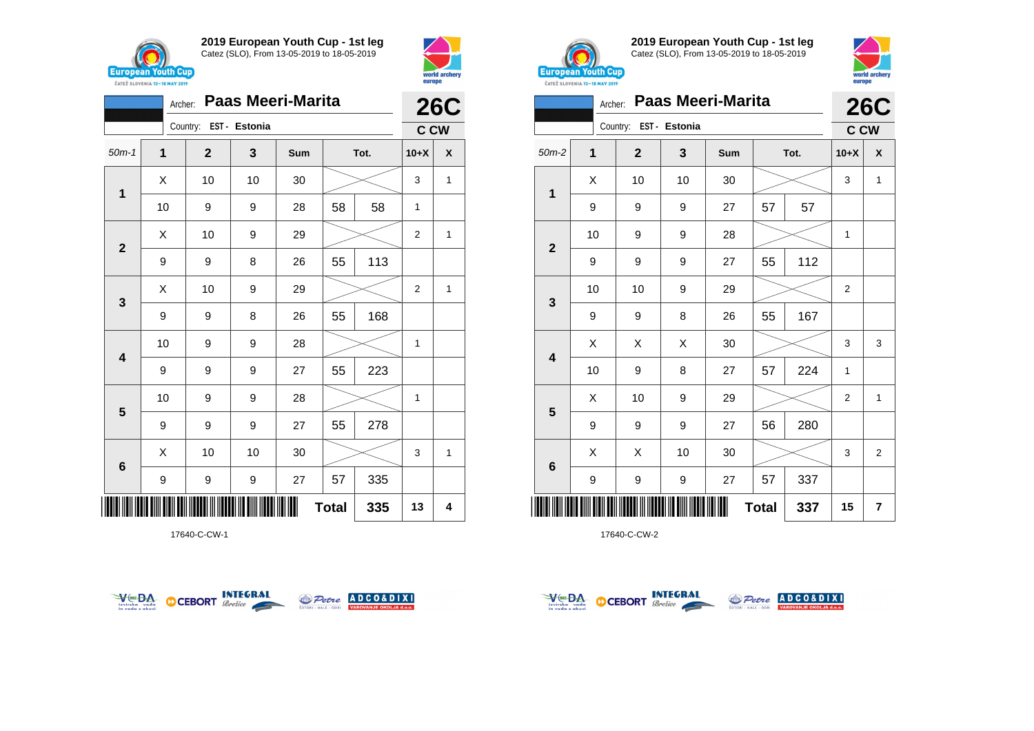2019 European Youth Cup - 1st leg
Catez (SLO), From 13-05-2019 to 18-05-2019

Archer: **Paas Meeri-Marita** — **26C**
Country: EST - Estonia — **C CW**

| 50m-1 | 1 | 2 | 3 | Sum | Tot. | | 10+X | X |
|---|---|---|---|---|---|---|---|---|
| 1 | X | 10 | 10 | 30 | | | 3 | 1 |
| | 10 | 9 | 9 | 28 | 58 | 58 | 1 | |
| 2 | X | 10 | 9 | 29 | | | 2 | 1 |
| | 9 | 9 | 8 | 26 | 55 | 113 | | |
| 3 | X | 10 | 9 | 29 | | | 2 | 1 |
| | 9 | 9 | 8 | 26 | 55 | 168 | | |
| 4 | 10 | 9 | 9 | 28 | | | 1 | |
| | 9 | 9 | 9 | 27 | 55 | 223 | | |
| 5 | 10 | 9 | 9 | 28 | | | 1 | |
| | 9 | 9 | 9 | 27 | 55 | 278 | | |
| 6 | X | 10 | 10 | 30 | | | 3 | 1 |
| | 9 | 9 | 9 | 27 | 57 | 335 | | |
| | | | | | Total | 335 | 13 | 4 |

17640-C-CW-1

2019 European Youth Cup - 1st leg
Catez (SLO), From 13-05-2019 to 18-05-2019

Archer: **Paas Meeri-Marita** — **26C**
Country: EST - Estonia — **C CW**

| 50m-2 | 1 | 2 | 3 | Sum | Tot. | | 10+X | X |
|---|---|---|---|---|---|---|---|---|
| 1 | X | 10 | 10 | 30 | | | 3 | 1 |
| | 9 | 9 | 9 | 27 | 57 | 57 | | |
| 2 | 10 | 9 | 9 | 28 | | | 1 | |
| | 9 | 9 | 9 | 27 | 55 | 112 | | |
| 3 | 10 | 10 | 9 | 29 | | | 2 | |
| | 9 | 9 | 8 | 26 | 55 | 167 | | |
| 4 | X | X | X | 30 | | | 3 | 3 |
| | 10 | 9 | 8 | 27 | 57 | 224 | 1 | |
| 5 | X | 10 | 9 | 29 | | | 2 | 1 |
| | 9 | 9 | 9 | 27 | 56 | 280 | | |
| 6 | X | X | 10 | 30 | | | 3 | 2 |
| | 9 | 9 | 9 | 27 | 57 | 337 | | |
| | | | | | Total | 337 | 15 | 7 |

17640-C-CW-2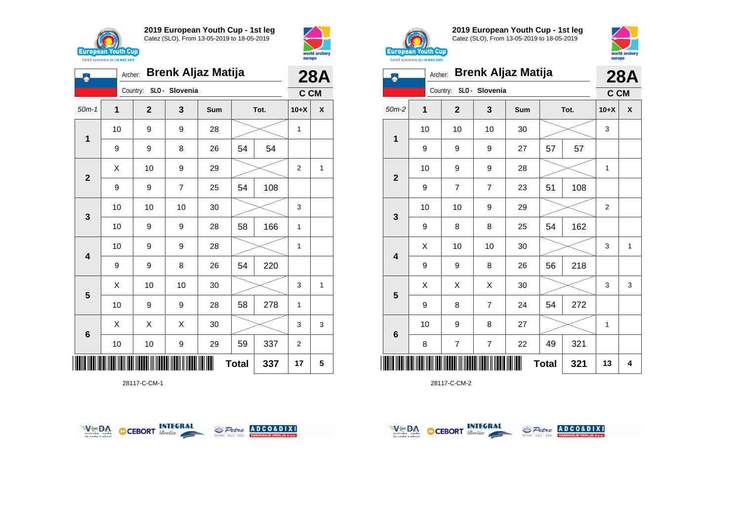## 2019 European Youth Cup - 1st leg

Catez (SLO), From 13-05-2019 to 18-05-2019

Archer: **Brenk Aljaz Matija** — **28A**

Country: SLO - Slovenia — C CM

| 50m-1 | 1 | 2 | 3 | Sum | Tot. | | 10+X | X |
|---|---|---|---|---|---|---|---|---|
| 1 | 10 | 9 | 9 | 28 | | | 1 | |
| | 9 | 9 | 8 | 26 | 54 | 54 | | |
| 2 | X | 10 | 9 | 29 | | | 2 | 1 |
| | 9 | 9 | 7 | 25 | 54 | 108 | | |
| 3 | 10 | 10 | 10 | 30 | | | 3 | |
| | 10 | 9 | 9 | 28 | 58 | 166 | 1 | |
| 4 | 10 | 9 | 9 | 28 | | | 1 | |
| | 9 | 9 | 8 | 26 | 54 | 220 | | |
| 5 | X | 10 | 10 | 30 | | | 3 | 1 |
| | 10 | 9 | 9 | 28 | 58 | 278 | 1 | |
| 6 | X | X | X | 30 | | | 3 | 3 |
| | 10 | 10 | 9 | 29 | 59 | 337 | 2 | |
| | | | | | Total | 337 | 17 | 5 |

28117-C-CM-1

## 2019 European Youth Cup - 1st leg

Catez (SLO), From 13-05-2019 to 18-05-2019

Archer: **Brenk Aljaz Matija** — **28A**

Country: SLO - Slovenia — C CM

| 50m-2 | 1 | 2 | 3 | Sum | Tot. | | 10+X | X |
|---|---|---|---|---|---|---|---|---|
| 1 | 10 | 10 | 10 | 30 | | | 3 | |
| | 9 | 9 | 9 | 27 | 57 | 57 | | |
| 2 | 10 | 9 | 9 | 28 | | | 1 | |
| | 9 | 7 | 7 | 23 | 51 | 108 | | |
| 3 | 10 | 10 | 9 | 29 | | | 2 | |
| | 9 | 8 | 8 | 25 | 54 | 162 | | |
| 4 | X | 10 | 10 | 30 | | | 3 | 1 |
| | 9 | 9 | 8 | 26 | 56 | 218 | | |
| 5 | X | X | X | 30 | | | 3 | 3 |
| | 9 | 8 | 7 | 24 | 54 | 272 | | |
| 6 | 10 | 9 | 8 | 27 | | | 1 | |
| | 8 | 7 | 7 | 22 | 49 | 321 | | |
| | | | | | Total | 321 | 13 | 4 |

28117-C-CM-2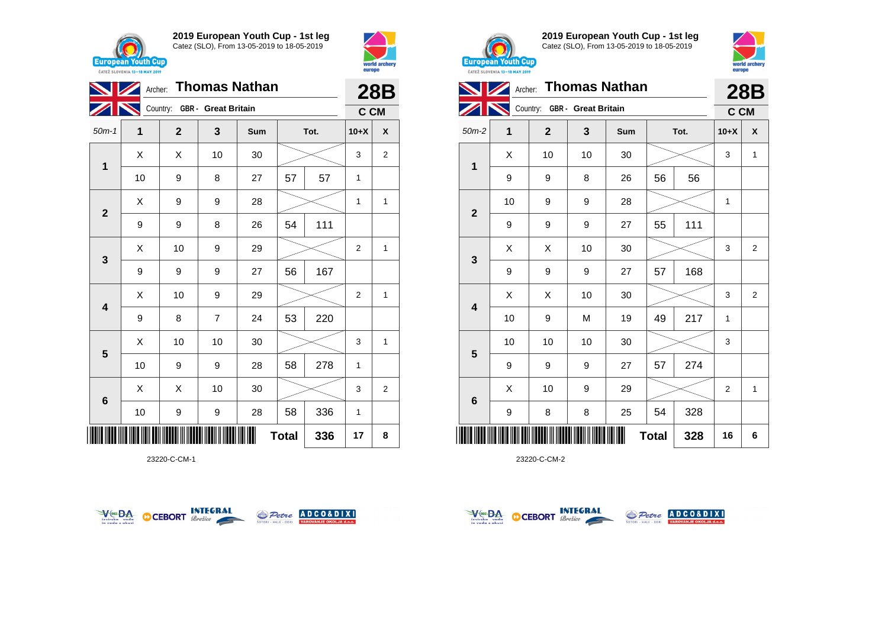## 2019 European Youth Cup - 1st leg

Catez (SLO), From 13-05-2019 to 18-05-2019

Archer: **Thomas Nathan** — **28B**

Country: GBR - Great Britain — C CM

| 50m-1 | 1 | 2 | 3 | Sum | Tot. | | 10+X | X |
|---|---|---|---|---|---|---|---|---|
| 1 | X | X | 10 | 30 | | | 3 | 2 |
| | 10 | 9 | 8 | 27 | 57 | 57 | 1 | |
| 2 | X | 9 | 9 | 28 | | | 1 | 1 |
| | 9 | 9 | 8 | 26 | 54 | 111 | | |
| 3 | X | 10 | 9 | 29 | | | 2 | 1 |
| | 9 | 9 | 9 | 27 | 56 | 167 | | |
| 4 | X | 10 | 9 | 29 | | | 2 | 1 |
| | 9 | 8 | 7 | 24 | 53 | 220 | | |
| 5 | X | 10 | 10 | 30 | | | 3 | 1 |
| | 10 | 9 | 9 | 28 | 58 | 278 | 1 | |
| 6 | X | X | 10 | 30 | | | 3 | 2 |
| | 10 | 9 | 9 | 28 | 58 | 336 | 1 | |
| | | | | | Total | 336 | 17 | 8 |

23220-C-CM-1

## 2019 European Youth Cup - 1st leg

Catez (SLO), From 13-05-2019 to 18-05-2019

Archer: **Thomas Nathan** — **28B**

Country: GBR - Great Britain — C CM

| 50m-2 | 1 | 2 | 3 | Sum | Tot. | | 10+X | X |
|---|---|---|---|---|---|---|---|---|
| 1 | X | 10 | 10 | 30 | | | 3 | 1 |
| | 9 | 9 | 8 | 26 | 56 | 56 | | |
| 2 | 10 | 9 | 9 | 28 | | | 1 | |
| | 9 | 9 | 9 | 27 | 55 | 111 | | |
| 3 | X | X | 10 | 30 | | | 3 | 2 |
| | 9 | 9 | 9 | 27 | 57 | 168 | | |
| 4 | X | X | 10 | 30 | | | 3 | 2 |
| | 10 | 9 | M | 19 | 49 | 217 | 1 | |
| 5 | 10 | 10 | 10 | 30 | | | 3 | |
| | 9 | 9 | 9 | 27 | 57 | 274 | | |
| 6 | X | 10 | 9 | 29 | | | 2 | 1 |
| | 9 | 8 | 8 | 25 | 54 | 328 | | |
| | | | | | Total | 328 | 16 | 6 |

23220-C-CM-2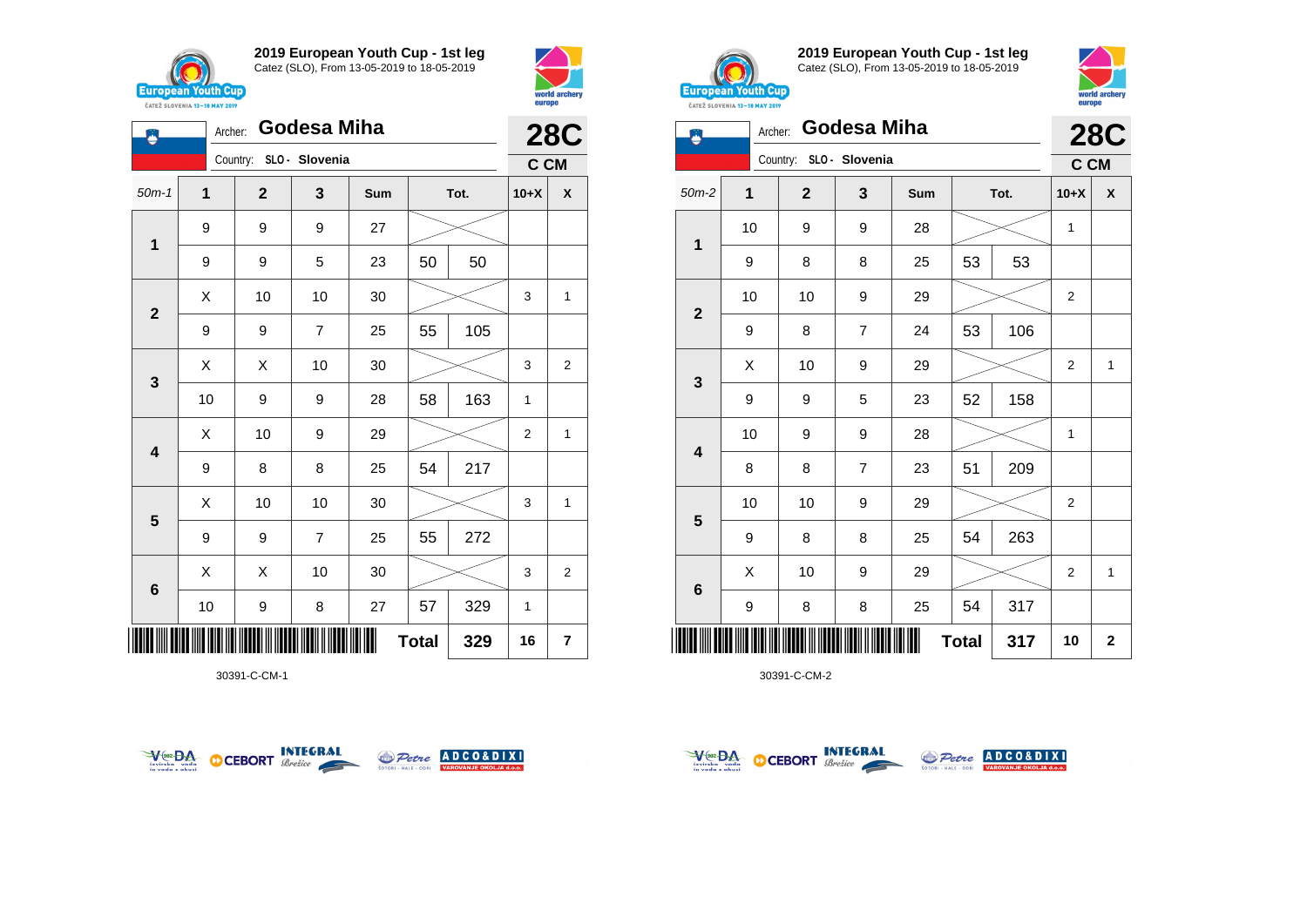## 2019 European Youth Cup - 1st leg

Catez (SLO), From 13-05-2019 to 18-05-2019

Archer: **Godesa Miha**

Country: SLO - Slovenia

**28C**

**C CM**

| 50m-1 | 1 | 2 | 3 | Sum | Tot. | | 10+X | X |
|---|---|---|---|---|---|---|---|---|
| 1 | 9 | 9 | 9 | 27 | | | | |
| | 9 | 9 | 5 | 23 | 50 | 50 | | |
| 2 | X | 10 | 10 | 30 | | | 3 | 1 |
| | 9 | 9 | 7 | 25 | 55 | 105 | | |
| 3 | X | X | 10 | 30 | | | 3 | 2 |
| | 10 | 9 | 9 | 28 | 58 | 163 | 1 | |
| 4 | X | 10 | 9 | 29 | | | 2 | 1 |
| | 9 | 8 | 8 | 25 | 54 | 217 | | |
| 5 | X | 10 | 10 | 30 | | | 3 | 1 |
| | 9 | 9 | 7 | 25 | 55 | 272 | | |
| 6 | X | X | 10 | 30 | | | 3 | 2 |
| | 10 | 9 | 8 | 27 | 57 | 329 | 1 | |
| | | | | | **Total** | **329** | **16** | **7** |

30391-C-CM-1

## 2019 European Youth Cup - 1st leg

Catez (SLO), From 13-05-2019 to 18-05-2019

Archer: **Godesa Miha**

Country: SLO - Slovenia

**28C**

**C CM**

| 50m-2 | 1 | 2 | 3 | Sum | Tot. | | 10+X | X |
|---|---|---|---|---|---|---|---|---|
| 1 | 10 | 9 | 9 | 28 | | | 1 | |
| | 9 | 8 | 8 | 25 | 53 | 53 | | |
| 2 | 10 | 10 | 9 | 29 | | | 2 | |
| | 9 | 8 | 7 | 24 | 53 | 106 | | |
| 3 | X | 10 | 9 | 29 | | | 2 | 1 |
| | 9 | 9 | 5 | 23 | 52 | 158 | | |
| 4 | 10 | 9 | 9 | 28 | | | 1 | |
| | 8 | 8 | 7 | 23 | 51 | 209 | | |
| 5 | 10 | 10 | 9 | 29 | | | 2 | |
| | 9 | 8 | 8 | 25 | 54 | 263 | | |
| 6 | X | 10 | 9 | 29 | | | 2 | 1 |
| | 9 | 8 | 8 | 25 | 54 | 317 | | |
| | | | | | **Total** | **317** | **10** | **2** |

30391-C-CM-2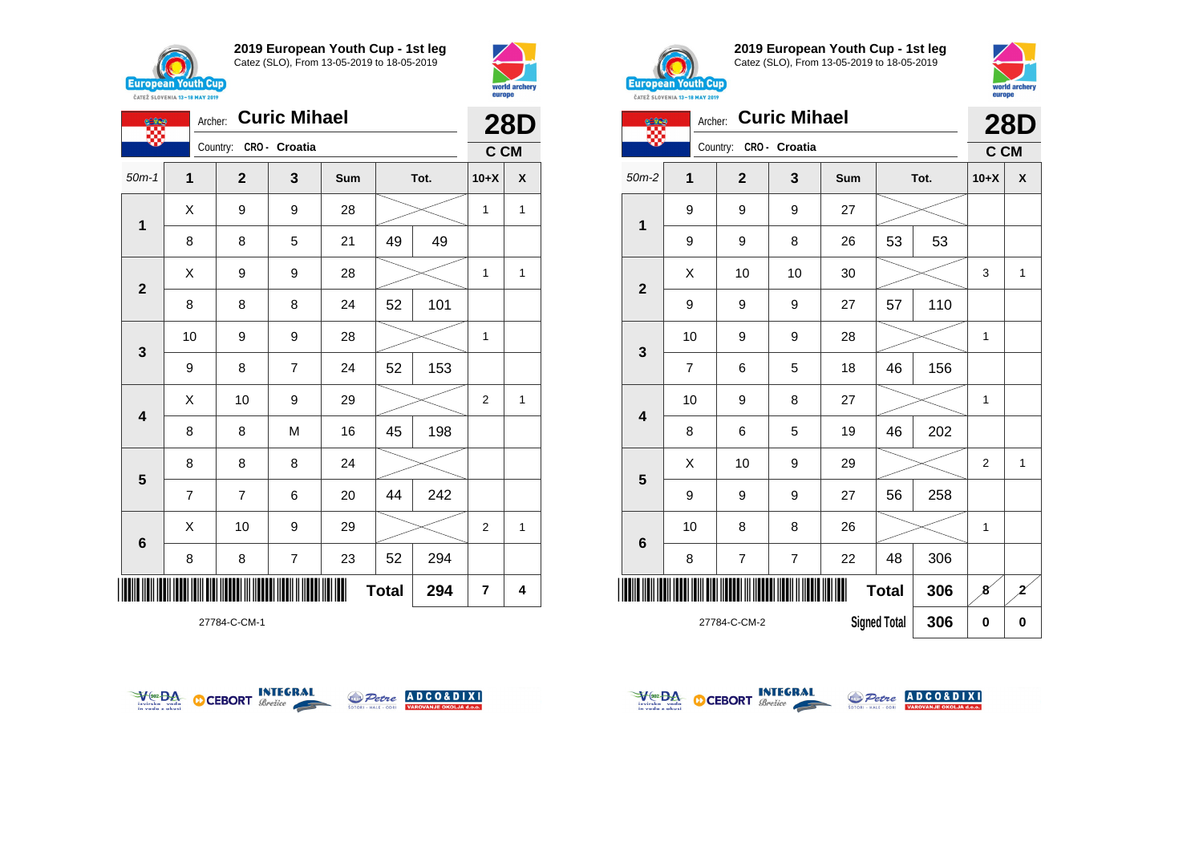## 2019 European Youth Cup - 1st leg

Catez (SLO), From 13-05-2019 to 18-05-2019

Archer: **Curic Mihael**
Country: CRO - Croatia

**28D**
**C CM**

| 50m-1 | 1 | 2 | 3 | Sum | Tot. | | 10+X | X |
|---|---|---|---|---|---|---|---|---|
| 1 | X | 9 | 9 | 28 | | | 1 | 1 |
| | 8 | 8 | 5 | 21 | 49 | 49 | | |
| 2 | X | 9 | 9 | 28 | | | 1 | 1 |
| | 8 | 8 | 8 | 24 | 52 | 101 | | |
| 3 | 10 | 9 | 9 | 28 | | | 1 | |
| | 9 | 8 | 7 | 24 | 52 | 153 | | |
| 4 | X | 10 | 9 | 29 | | | 2 | 1 |
| | 8 | 8 | M | 16 | 45 | 198 | | |
| 5 | 8 | 8 | 8 | 24 | | | | |
| | 7 | 7 | 6 | 20 | 44 | 242 | | |
| 6 | X | 10 | 9 | 29 | | | 2 | 1 |
| | 8 | 8 | 7 | 23 | 52 | 294 | | |
| | | | | | Total | 294 | 7 | 4 |

27784-C-CM-1

## 2019 European Youth Cup - 1st leg

Catez (SLO), From 13-05-2019 to 18-05-2019

Archer: **Curic Mihael**
Country: CRO - Croatia

**28D**
**C CM**

| 50m-2 | 1 | 2 | 3 | Sum | Tot. | | 10+X | X |
|---|---|---|---|---|---|---|---|---|
| 1 | 9 | 9 | 9 | 27 | | | | |
| | 9 | 9 | 8 | 26 | 53 | 53 | | |
| 2 | X | 10 | 10 | 30 | | | 3 | 1 |
| | 9 | 9 | 9 | 27 | 57 | 110 | | |
| 3 | 10 | 9 | 9 | 28 | | | 1 | |
| | 7 | 6 | 5 | 18 | 46 | 156 | | |
| 4 | 10 | 9 | 8 | 27 | | | 1 | |
| | 8 | 6 | 5 | 19 | 46 | 202 | | |
| 5 | X | 10 | 9 | 29 | | | 2 | 1 |
| | 9 | 9 | 9 | 27 | 56 | 258 | | |
| 6 | 10 | 8 | 8 | 26 | | | 1 | |
| | 8 | 7 | 7 | 22 | 48 | 306 | | |
| | | | | | Total | 306 | 8 | 2 |
| | | | | | Signed Total | 306 | 0 | 0 |

27784-C-CM-2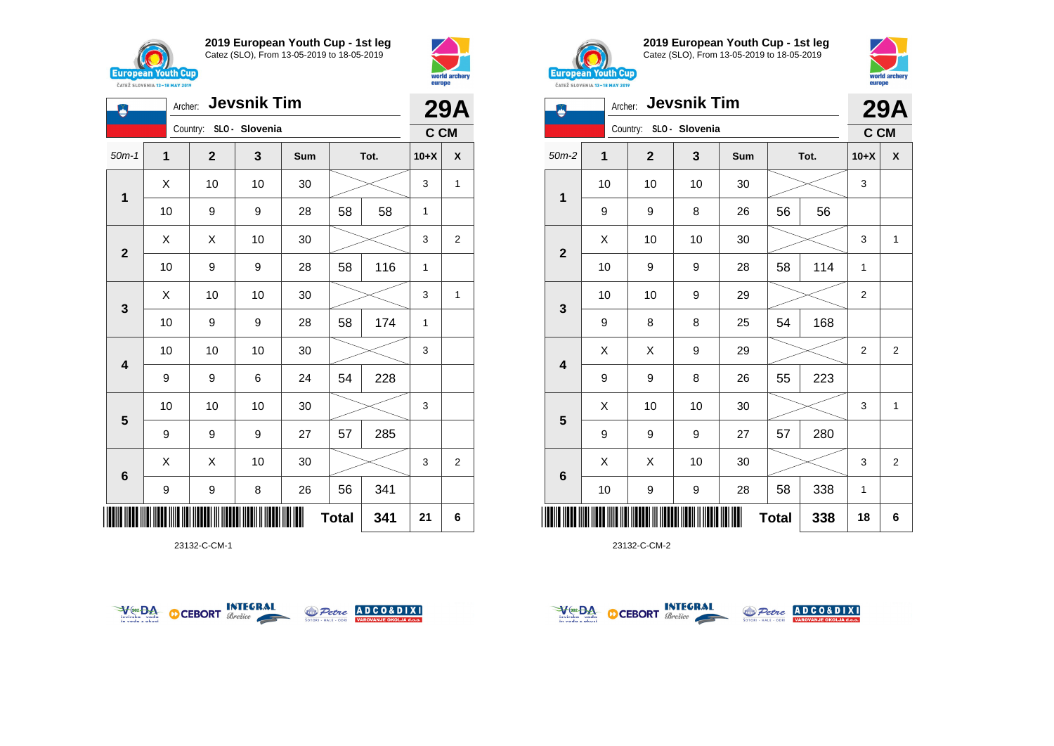## 2019 European Youth Cup - 1st leg

Catez (SLO), From 13-05-2019 to 18-05-2019

Archer: **Jevsnik Tim**

Country: SLO - Slovenia

**29A**

**C CM**

| 50m-1 | 1 | 2 | 3 | Sum | Tot. | | 10+X | X |
|---|---|---|---|---|---|---|---|---|
| 1 | X | 10 | 10 | 30 | | | 3 | 1 |
| | 10 | 9 | 9 | 28 | 58 | 58 | 1 | |
| 2 | X | X | 10 | 30 | | | 3 | 2 |
| | 10 | 9 | 9 | 28 | 58 | 116 | 1 | |
| 3 | X | 10 | 10 | 30 | | | 3 | 1 |
| | 10 | 9 | 9 | 28 | 58 | 174 | 1 | |
| 4 | 10 | 10 | 10 | 30 | | | 3 | |
| | 9 | 9 | 6 | 24 | 54 | 228 | | |
| 5 | 10 | 10 | 10 | 30 | | | 3 | |
| | 9 | 9 | 9 | 27 | 57 | 285 | | |
| 6 | X | X | 10 | 30 | | | 3 | 2 |
| | 9 | 9 | 8 | 26 | 56 | 341 | | |
| | | | | | **Total** | **341** | **21** | **6** |

23132-C-CM-1

## 2019 European Youth Cup - 1st leg

Catez (SLO), From 13-05-2019 to 18-05-2019

Archer: **Jevsnik Tim**

Country: SLO - Slovenia

**29A**

**C CM**

| 50m-2 | 1 | 2 | 3 | Sum | Tot. | | 10+X | X |
|---|---|---|---|---|---|---|---|---|
| 1 | 10 | 10 | 10 | 30 | | | 3 | |
| | 9 | 9 | 8 | 26 | 56 | 56 | | |
| 2 | X | 10 | 10 | 30 | | | 3 | 1 |
| | 10 | 9 | 9 | 28 | 58 | 114 | 1 | |
| 3 | 10 | 10 | 9 | 29 | | | 2 | |
| | 9 | 8 | 8 | 25 | 54 | 168 | | |
| 4 | X | X | 9 | 29 | | | 2 | 2 |
| | 9 | 9 | 8 | 26 | 55 | 223 | | |
| 5 | X | 10 | 10 | 30 | | | 3 | 1 |
| | 9 | 9 | 9 | 27 | 57 | 280 | | |
| 6 | X | X | 10 | 30 | | | 3 | 2 |
| | 10 | 9 | 9 | 28 | 58 | 338 | 1 | |
| | | | | | **Total** | **338** | **18** | **6** |

23132-C-CM-2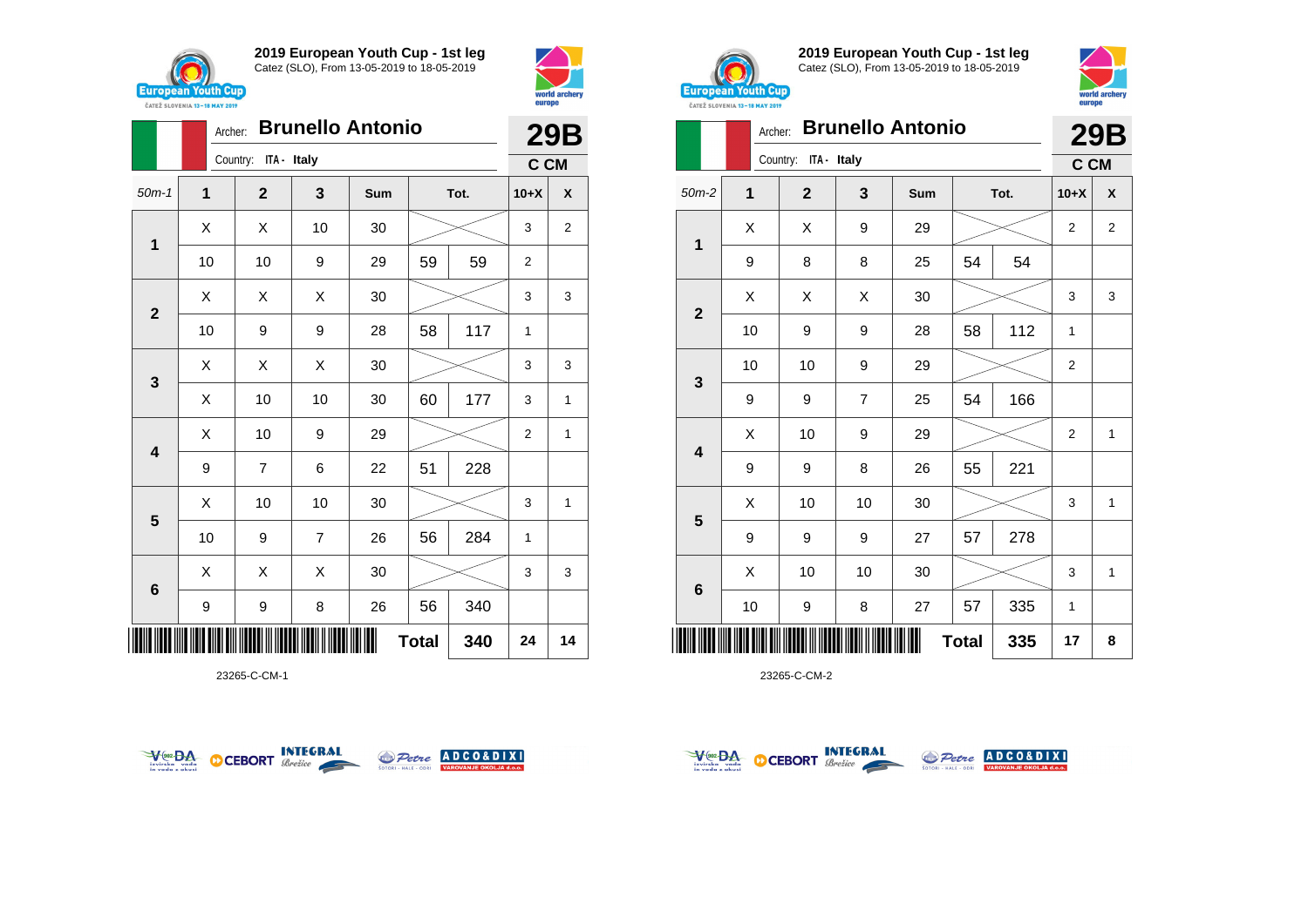## 2019 European Youth Cup - 1st leg

Catez (SLO), From 13-05-2019 to 18-05-2019

Archer: **Brunello Antonio**

Country: ITA - Italy

**29B**

**C CM**

| 50m-1 | 1 | 2 | 3 | Sum | Tot. | | 10+X | X |
|---|---|---|---|---|---|---|---|---|
| 1 | X | X | 10 | 30 | | | 3 | 2 |
| | 10 | 10 | 9 | 29 | 59 | 59 | 2 | |
| 2 | X | X | X | 30 | | | 3 | 3 |
| | 10 | 9 | 9 | 28 | 58 | 117 | 1 | |
| 3 | X | X | X | 30 | | | 3 | 3 |
| | X | 10 | 10 | 30 | 60 | 177 | 3 | 1 |
| 4 | X | 10 | 9 | 29 | | | 2 | 1 |
| | 9 | 7 | 6 | 22 | 51 | 228 | | |
| 5 | X | 10 | 10 | 30 | | | 3 | 1 |
| | 10 | 9 | 7 | 26 | 56 | 284 | 1 | |
| 6 | X | X | X | 30 | | | 3 | 3 |
| | 9 | 9 | 8 | 26 | 56 | 340 | | |
| | | | | | **Total** | **340** | **24** | **14** |

23265-C-CM-1

## 2019 European Youth Cup - 1st leg

Catez (SLO), From 13-05-2019 to 18-05-2019

Archer: **Brunello Antonio**

Country: ITA - Italy

**29B**

**C CM**

| 50m-2 | 1 | 2 | 3 | Sum | Tot. | | 10+X | X |
|---|---|---|---|---|---|---|---|---|
| 1 | X | X | 9 | 29 | | | 2 | 2 |
| | 9 | 8 | 8 | 25 | 54 | 54 | | |
| 2 | X | X | X | 30 | | | 3 | 3 |
| | 10 | 9 | 9 | 28 | 58 | 112 | 1 | |
| 3 | 10 | 10 | 9 | 29 | | | 2 | |
| | 9 | 9 | 7 | 25 | 54 | 166 | | |
| 4 | X | 10 | 9 | 29 | | | 2 | 1 |
| | 9 | 9 | 8 | 26 | 55 | 221 | | |
| 5 | X | 10 | 10 | 30 | | | 3 | 1 |
| | 9 | 9 | 9 | 27 | 57 | 278 | | |
| 6 | X | 10 | 10 | 30 | | | 3 | 1 |
| | 10 | 9 | 8 | 27 | 57 | 335 | 1 | |
| | | | | | **Total** | **335** | **17** | **8** |

23265-C-CM-2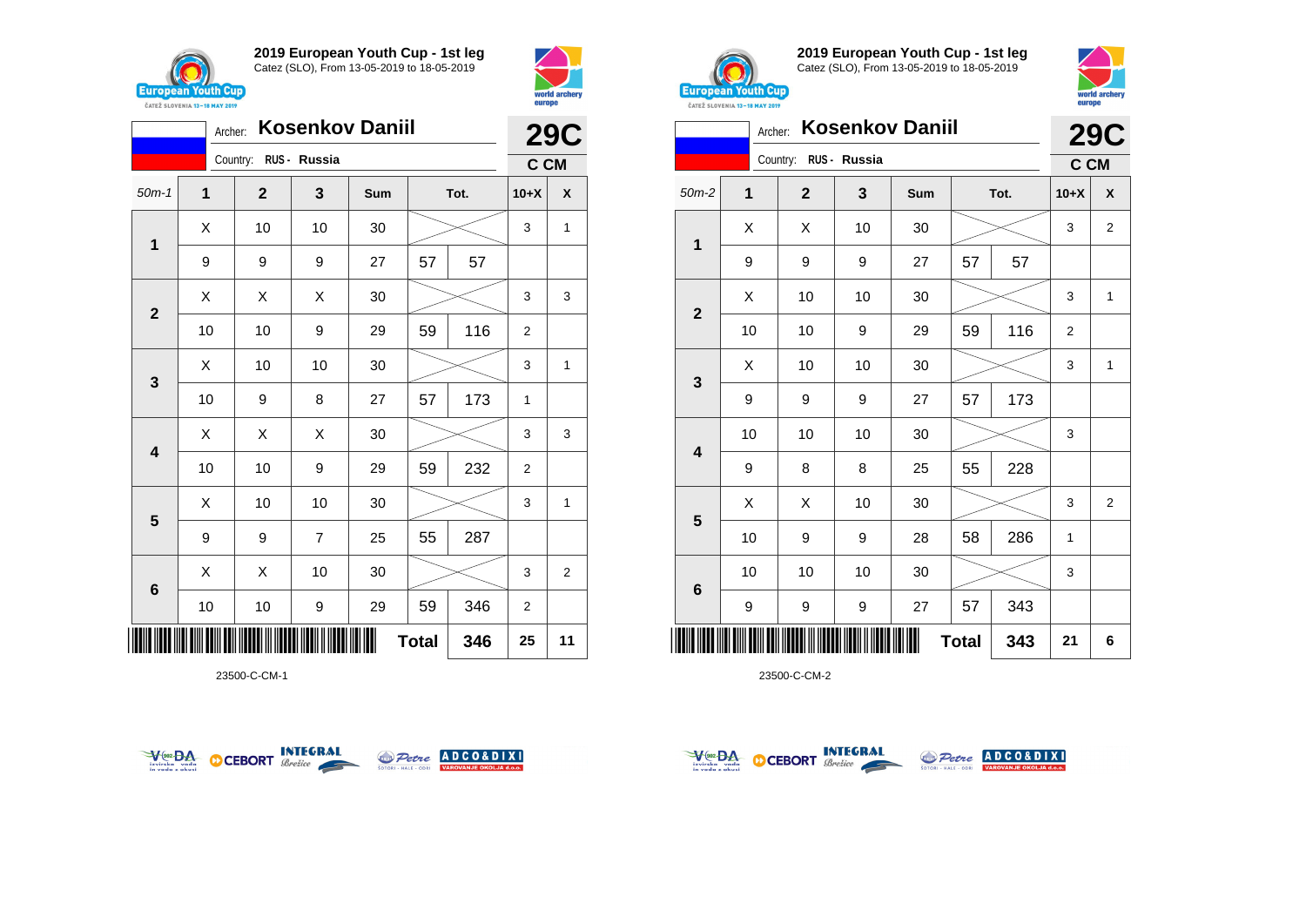## 2019 European Youth Cup - 1st leg

Catez (SLO), From 13-05-2019 to 18-05-2019

Archer: **Kosenkov Daniil**

Country: RUS - Russia

**29C**

**C CM**

| 50m-1 | 1 | 2 | 3 | Sum | Tot. | | 10+X | X |
|---|---|---|---|---|---|---|---|---|
| **1** | X | 10 | 10 | 30 | | | 3 | 1 |
| | 9 | 9 | 9 | 27 | 57 | 57 | | |
| **2** | X | X | X | 30 | | | 3 | 3 |
| | 10 | 10 | 9 | 29 | 59 | 116 | 2 | |
| **3** | X | 10 | 10 | 30 | | | 3 | 1 |
| | 10 | 9 | 8 | 27 | 57 | 173 | 1 | |
| **4** | X | X | X | 30 | | | 3 | 3 |
| | 10 | 10 | 9 | 29 | 59 | 232 | 2 | |
| **5** | X | 10 | 10 | 30 | | | 3 | 1 |
| | 9 | 9 | 7 | 25 | 55 | 287 | | |
| **6** | X | X | 10 | 30 | | | 3 | 2 |
| | 10 | 10 | 9 | 29 | 59 | 346 | 2 | |
| | | | | | **Total** | **346** | **25** | **11** |

23500-C-CM-1

## 2019 European Youth Cup - 1st leg

Catez (SLO), From 13-05-2019 to 18-05-2019

Archer: **Kosenkov Daniil**

Country: RUS - Russia

**29C**

**C CM**

| 50m-2 | 1 | 2 | 3 | Sum | Tot. | | 10+X | X |
|---|---|---|---|---|---|---|---|---|
| **1** | X | X | 10 | 30 | | | 3 | 2 |
| | 9 | 9 | 9 | 27 | 57 | 57 | | |
| **2** | X | 10 | 10 | 30 | | | 3 | 1 |
| | 10 | 10 | 9 | 29 | 59 | 116 | 2 | |
| **3** | X | 10 | 10 | 30 | | | 3 | 1 |
| | 9 | 9 | 9 | 27 | 57 | 173 | | |
| **4** | 10 | 10 | 10 | 30 | | | 3 | |
| | 9 | 8 | 8 | 25 | 55 | 228 | | |
| **5** | X | X | 10 | 30 | | | 3 | 2 |
| | 10 | 9 | 9 | 28 | 58 | 286 | 1 | |
| **6** | 10 | 10 | 10 | 30 | | | 3 | |
| | 9 | 9 | 9 | 27 | 57 | 343 | | |
| | | | | | **Total** | **343** | **21** | **6** |

23500-C-CM-2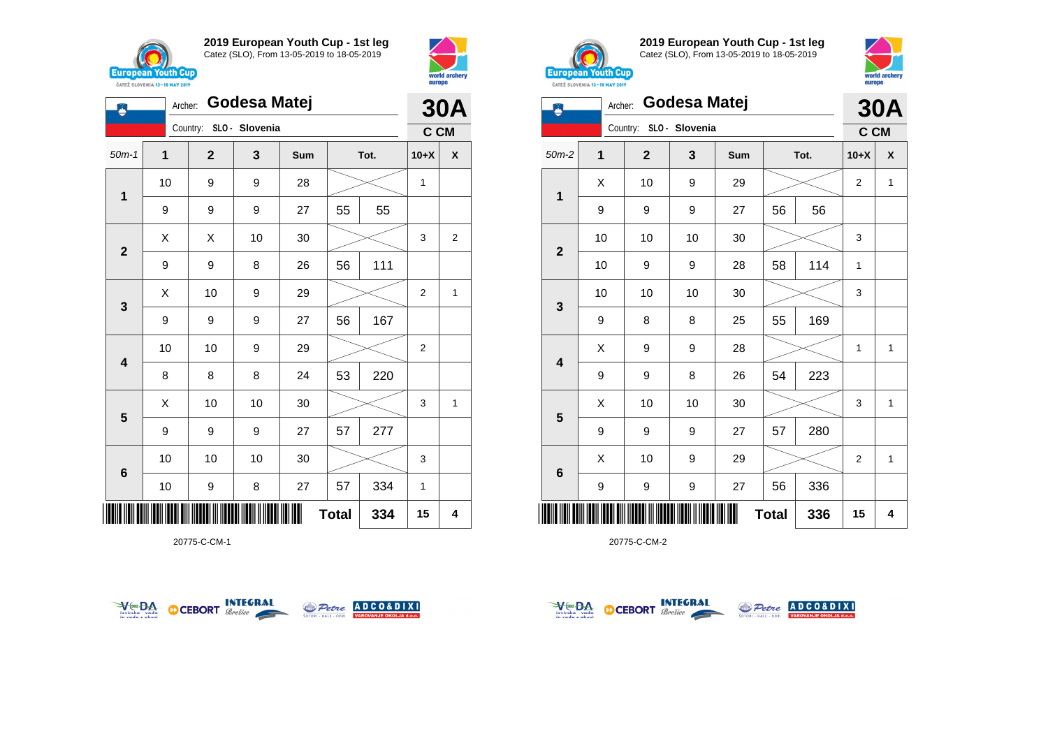## 2019 European Youth Cup - 1st leg

Catez (SLO), From 13-05-2019 to 18-05-2019

Archer: **Godesa Matej**

Country: SLO - Slovenia

**30A**

**C CM**

| 50m-1 | 1 | 2 | 3 | Sum | Tot. | | 10+X | X |
|---|---|---|---|---|---|---|---|---|
| 1 | 10 | 9 | 9 | 28 | | | 1 | |
| | 9 | 9 | 9 | 27 | 55 | 55 | | |
| 2 | X | X | 10 | 30 | | | 3 | 2 |
| | 9 | 9 | 8 | 26 | 56 | 111 | | |
| 3 | X | 10 | 9 | 29 | | | 2 | 1 |
| | 9 | 9 | 9 | 27 | 56 | 167 | | |
| 4 | 10 | 10 | 9 | 29 | | | 2 | |
| | 8 | 8 | 8 | 24 | 53 | 220 | | |
| 5 | X | 10 | 10 | 30 | | | 3 | 1 |
| | 9 | 9 | 9 | 27 | 57 | 277 | | |
| 6 | 10 | 10 | 10 | 30 | | | 3 | |
| | 10 | 9 | 8 | 27 | 57 | 334 | 1 | |
| | | | | | Total | 334 | 15 | 4 |

20775-C-CM-1

## 2019 European Youth Cup - 1st leg

Catez (SLO), From 13-05-2019 to 18-05-2019

Archer: **Godesa Matej**

Country: SLO - Slovenia

**30A**

**C CM**

| 50m-2 | 1 | 2 | 3 | Sum | Tot. | | 10+X | X |
|---|---|---|---|---|---|---|---|---|
| 1 | X | 10 | 9 | 29 | | | 2 | 1 |
| | 9 | 9 | 9 | 27 | 56 | 56 | | |
| 2 | 10 | 10 | 10 | 30 | | | 3 | |
| | 10 | 9 | 9 | 28 | 58 | 114 | 1 | |
| 3 | 10 | 10 | 10 | 30 | | | 3 | |
| | 9 | 8 | 8 | 25 | 55 | 169 | | |
| 4 | X | 9 | 9 | 28 | | | 1 | 1 |
| | 9 | 9 | 8 | 26 | 54 | 223 | | |
| 5 | X | 10 | 10 | 30 | | | 3 | 1 |
| | 9 | 9 | 9 | 27 | 57 | 280 | | |
| 6 | X | 10 | 9 | 29 | | | 2 | 1 |
| | 9 | 9 | 9 | 27 | 56 | 336 | | |
| | | | | | Total | 336 | 15 | 4 |

20775-C-CM-2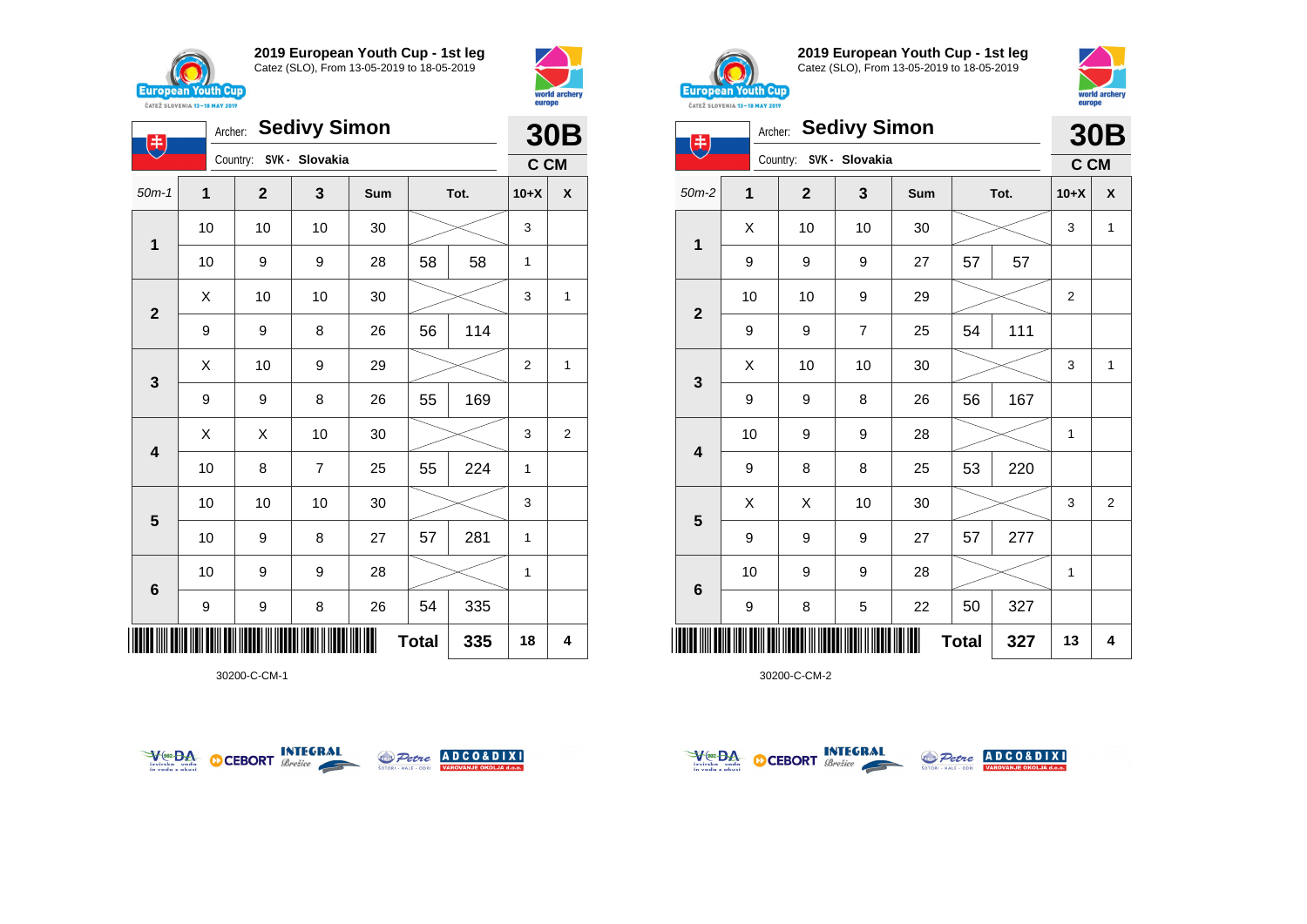## 2019 European Youth Cup - 1st leg
Catez (SLO), From 13-05-2019 to 18-05-2019

Archer: **Sedivy Simon**
Country: SVK - Slovakia

**30B**
**C CM**

| 50m-1 | 1 | 2 | 3 | Sum | Tot. | | 10+X | X |
|---|---|---|---|---|---|---|---|---|
| 1 | 10 | 10 | 10 | 30 | | | 3 | |
| | 10 | 9 | 9 | 28 | 58 | 58 | 1 | |
| 2 | X | 10 | 10 | 30 | | | 3 | 1 |
| | 9 | 9 | 8 | 26 | 56 | 114 | | |
| 3 | X | 10 | 9 | 29 | | | 2 | 1 |
| | 9 | 9 | 8 | 26 | 55 | 169 | | |
| 4 | X | X | 10 | 30 | | | 3 | 2 |
| | 10 | 8 | 7 | 25 | 55 | 224 | 1 | |
| 5 | 10 | 10 | 10 | 30 | | | 3 | |
| | 10 | 9 | 8 | 27 | 57 | 281 | 1 | |
| 6 | 10 | 9 | 9 | 28 | | | 1 | |
| | 9 | 9 | 8 | 26 | 54 | 335 | | |
| | | | | | **Total** | **335** | **18** | **4** |

30200-C-CM-1

## 2019 European Youth Cup - 1st leg
Catez (SLO), From 13-05-2019 to 18-05-2019

Archer: **Sedivy Simon**
Country: SVK - Slovakia

**30B**
**C CM**

| 50m-2 | 1 | 2 | 3 | Sum | Tot. | | 10+X | X |
|---|---|---|---|---|---|---|---|---|
| 1 | X | 10 | 10 | 30 | | | 3 | 1 |
| | 9 | 9 | 9 | 27 | 57 | 57 | | |
| 2 | 10 | 10 | 9 | 29 | | | 2 | |
| | 9 | 9 | 7 | 25 | 54 | 111 | | |
| 3 | X | 10 | 10 | 30 | | | 3 | 1 |
| | 9 | 9 | 8 | 26 | 56 | 167 | | |
| 4 | 10 | 9 | 9 | 28 | | | 1 | |
| | 9 | 8 | 8 | 25 | 53 | 220 | | |
| 5 | X | X | 10 | 30 | | | 3 | 2 |
| | 9 | 9 | 9 | 27 | 57 | 277 | | |
| 6 | 10 | 9 | 9 | 28 | | | 1 | |
| | 9 | 8 | 5 | 22 | 50 | 327 | | |
| | | | | | **Total** | **327** | **13** | **4** |

30200-C-CM-2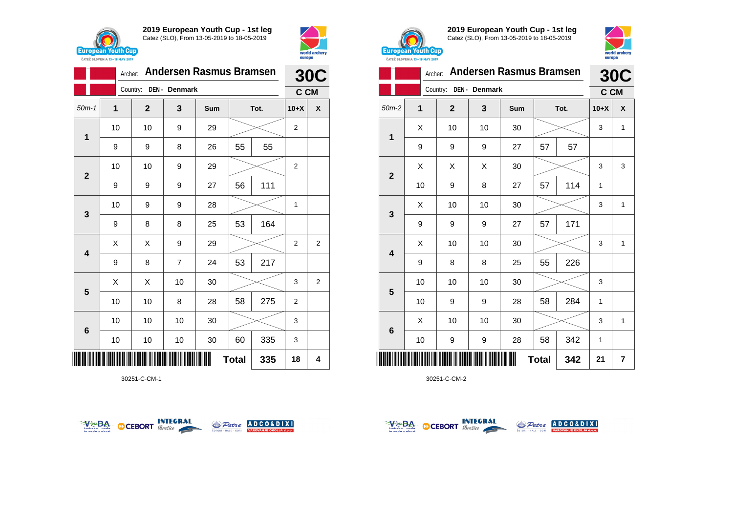**2019 European Youth Cup - 1st leg**
Catez (SLO), From 13-05-2019 to 18-05-2019

Archer: **Andersen Rasmus Bramsen**
Country: DEN - Denmark

**30C**
**C CM**

| 50m-1 | 1 | 2 | 3 | Sum | Tot. | | 10+X | X |
|---|---|---|---|---|---|---|---|---|
| 1 | 10 | 10 | 9 | 29 | | | 2 | |
| | 9 | 9 | 8 | 26 | 55 | 55 | | |
| 2 | 10 | 10 | 9 | 29 | | | 2 | |
| | 9 | 9 | 9 | 27 | 56 | 111 | | |
| 3 | 10 | 9 | 9 | 28 | | | 1 | |
| | 9 | 8 | 8 | 25 | 53 | 164 | | |
| 4 | X | X | 9 | 29 | | | 2 | 2 |
| | 9 | 8 | 7 | 24 | 53 | 217 | | |
| 5 | X | X | 10 | 30 | | | 3 | 2 |
| | 10 | 10 | 8 | 28 | 58 | 275 | 2 | |
| 6 | 10 | 10 | 10 | 30 | | | 3 | |
| | 10 | 10 | 10 | 30 | 60 | 335 | 3 | |
| | | | | **Total** | | **335** | **18** | **4** |

30251-C-CM-1

**2019 European Youth Cup - 1st leg**
Catez (SLO), From 13-05-2019 to 18-05-2019

Archer: **Andersen Rasmus Bramsen**
Country: DEN - Denmark

**30C**
**C CM**

| 50m-2 | 1 | 2 | 3 | Sum | Tot. | | 10+X | X |
|---|---|---|---|---|---|---|---|---|
| 1 | X | 10 | 10 | 30 | | | 3 | 1 |
| | 9 | 9 | 9 | 27 | 57 | 57 | | |
| 2 | X | X | X | 30 | | | 3 | 3 |
| | 10 | 9 | 8 | 27 | 57 | 114 | 1 | |
| 3 | X | 10 | 10 | 30 | | | 3 | 1 |
| | 9 | 9 | 9 | 27 | 57 | 171 | | |
| 4 | X | 10 | 10 | 30 | | | 3 | 1 |
| | 9 | 8 | 8 | 25 | 55 | 226 | | |
| 5 | 10 | 10 | 10 | 30 | | | 3 | |
| | 10 | 9 | 9 | 28 | 58 | 284 | 1 | |
| 6 | X | 10 | 10 | 30 | | | 3 | 1 |
| | 10 | 9 | 9 | 28 | 58 | 342 | 1 | |
| | | | | **Total** | | **342** | **21** | **7** |

30251-C-CM-2